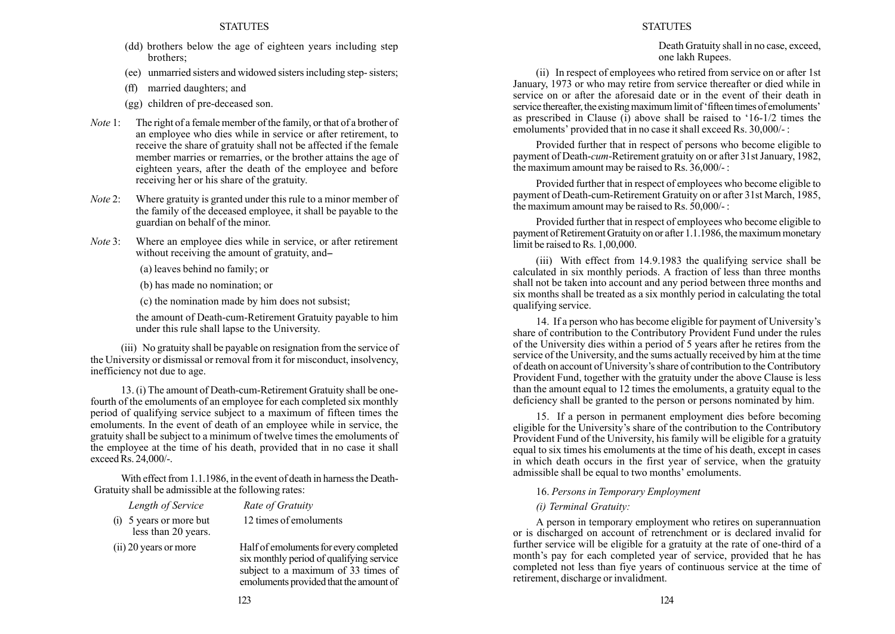(dd) brothers below the age of eighteen years including step brothers;

(ee) unmarried sisters and widowed sisters including step- sisters;

(ff) married daughters; and

(gg) children of pre-deceased son.

*Note* 1: The right of a female member of the family, or that of a brother of an employee who dies while in service or after retirement, to receive the share of gratuity shall not be affected if the female member marries or remarries, or the brother attains the age of eighteen years, after the death of the employee and before receiving her or his share of the gratuity.

*Note* 2: Where gratuity is granted under this rule to a minor member of the family of the deceased employee, it shall be payable to the guardian on behalf of the minor.

*Note* 3: Where an employee dies while in service, or after retirement without receiving the amount of gratuity, and–

(a) leaves behind no family; or

(b) has made no nomination; or

(c) the nomination made by him does not subsist;

the amount of Death-cum-Retirement Gratuity payable to him under this rule shall lapse to the University.

(iii) No gratuity shall be payable on resignation from the service of the University or dismissal or removal from it for misconduct, insolvency, inefficiency not due to age.

13. (i) The amount of Death-cum-Retirement Gratuity shall be one-fourth of the emoluments of an employee for each completed six monthly period of qualifying service subject to a maximum of fifteen times the emoluments. In the event of death of an employee while in service, the gratuity shall be subject to a minimum of twelve times the emoluments of the employee at the time of his death, provided that in no case it shall exceed Rs. 24,000/-.

With effect from 1.1.1986, in the event of death in harness the Death-Gratuity shall be admissible at the following rates:

| *Length of Service* | *Rate of Gratuity* |
|---|---|
| (i) 5 years or more but less than 20 years. | 12 times of emoluments |
| (ii) 20 years or more | Half of emoluments for every completed six monthly period of qualifying service subject to a maximum of 33 times of emoluments provided that the amount of Death Gratuity shall in no case, exceed, one lakh Rupees. |

(ii) In respect of employees who retired from service on or after 1st January, 1973 or who may retire from service thereafter or died while in service on or after the aforesaid date or in the event of their death in service thereafter, the existing maximum limit of 'fifteen times of emoluments' as prescribed in Clause (i) above shall be raised to '16-1/2 times the emoluments' provided that in no case it shall exceed Rs. 30,000/- :

Provided further that in respect of persons who become eligible to payment of Death-*cum*-Retirement gratuity on or after 31st January, 1982, the maximum amount may be raised to Rs. 36,000/- :

Provided further that in respect of employees who become eligible to payment of Death-cum-Retirement Gratuity on or after 31st March, 1985, the maximum amount may be raised to Rs. 50,000/- :

Provided further that in respect of employees who become eligible to payment of Retirement Gratuity on or after 1.1.1986, the maximum monetary limit be raised to Rs. 1,00,000.

(iii) With effect from 14.9.1983 the qualifying service shall be calculated in six monthly periods. A fraction of less than three months shall not be taken into account and any period between three months and six months shall be treated as a six monthly period in calculating the total qualifying service.

14. If a person who has become eligible for payment of University's share of contribution to the Contributory Provident Fund under the rules of the University dies within a period of 5 years after he retires from the service of the University, and the sums actually received by him at the time of death on account of University's share of contribution to the Contributory Provident Fund, together with the gratuity under the above Clause is less than the amount equal to 12 times the emoluments, a gratuity equal to the deficiency shall be granted to the person or persons nominated by him.

15. If a person in permanent employment dies before becoming eligible for the University's share of the contribution to the Contributory Provident Fund of the University, his family will be eligible for a gratuity equal to six times his emoluments at the time of his death, except in cases in which death occurs in the first year of service, when the gratuity admissible shall be equal to two months' emoluments.

16. *Persons in Temporary Employment*

*(i) Terminal Gratuity:*

A person in temporary employment who retires on superannuation or is discharged on account of retrenchment or is declared invalid for further service will be eligible for a gratuity at the rate of one-third of a month's pay for each completed year of service, provided that he has completed not less than fiye years of continuous service at the time of retirement, discharge or invalidment.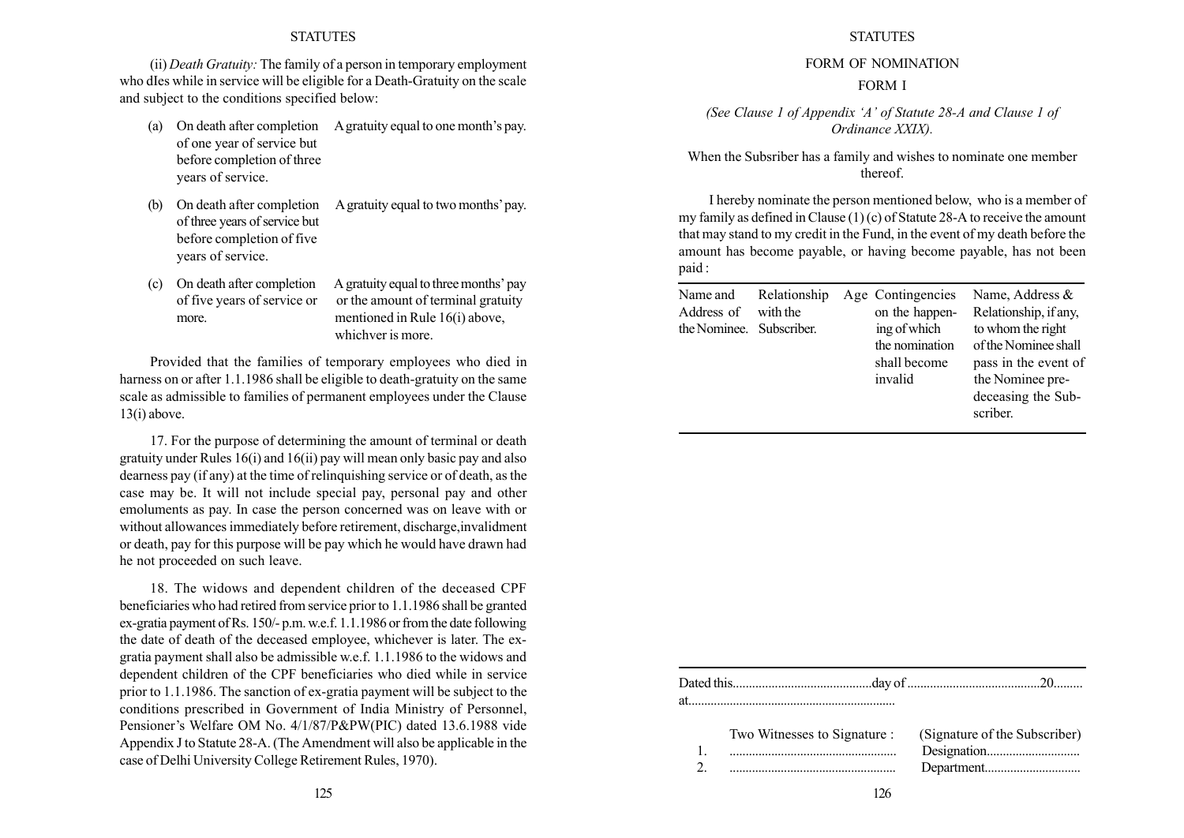(ii) *Death Gratuity:* The family of a person in temporary employment who dIes while in service will be eligible for a Death-Gratuity on the scale and subject to the conditions specified below:

| | | |
|---|---|---|
| (a) | On death after completion of one year of service but before completion of three years of service. | A gratuity equal to one month's pay. |
| (b) | On death after completion of three years of service but before completion of five years of service. | A gratuity equal to two months' pay. |
| (c) | On death after completion of five years of service or more. | A gratuity equal to three months' pay or the amount of terminal gratuity mentioned in Rule 16(i) above, whichver is more. |

Provided that the families of temporary employees who died in harness on or after 1.1.1986 shall be eligible to death-gratuity on the same scale as admissible to families of permanent employees under the Clause 13(i) above.

17. For the purpose of determining the amount of terminal or death gratuity under Rules 16(i) and 16(ii) pay will mean only basic pay and also dearness pay (if any) at the time of relinquishing service or of death, as the case may be. It will not include special pay, personal pay and other emoluments as pay. In case the person concerned was on leave with or without allowances immediately before retirement, discharge,invalidment or death, pay for this purpose will be pay which he would have drawn had he not proceeded on such leave.

18. The widows and dependent children of the deceased CPF beneficiaries who had retired from service prior to 1.1.1986 shall be granted ex-gratia payment of Rs. 150/- p.m. w.e.f. 1.1.1986 or from the date following the date of death of the deceased employee, whichever is later. The ex-gratia payment shall also be admissible w.e.f. 1.1.1986 to the widows and dependent children of the CPF beneficiaries who died while in service prior to 1.1.1986. The sanction of ex-gratia payment will be subject to the conditions prescribed in Government of India Ministry of Personnel, Pensioner's Welfare OM No. 4/1/87/P&PW(PIC) dated 13.6.1988 vide Appendix J to Statute 28-A. (The Amendment will also be applicable in the case of Delhi University College Retirement Rules, 1970).

## FORM OF NOMINATION

### FORM I

*(See Clause 1 of Appendix 'A' of Statute 28-A and Clause 1 of Ordinance XXIX).*

When the Subsriber has a family and wishes to nominate one member thereof.

I hereby nominate the person mentioned below, who is a member of my family as defined in Clause (1) (c) of Statute 28-A to receive the amount that may stand to my credit in the Fund, in the event of my death before the amount has become payable, or having become payable, has not been paid :

| Name and Address of the Nominee. | Relationship with the Subscriber. | Age | Contingencies on the happening of which the nomination shall become invalid | Name, Address & Relationship, if any, to whom the right of the Nominee shall pass in the event of the Nominee pre-deceasing the Subscriber. |
|---|---|---|---|---|
| | | | | |

Dated this..........................................day of ........................................20.........
at................................................................

Two Witnesses to Signature :

1. ...................................................
2. ...................................................

(Signature of the Subscriber)
Designation............................
Department.............................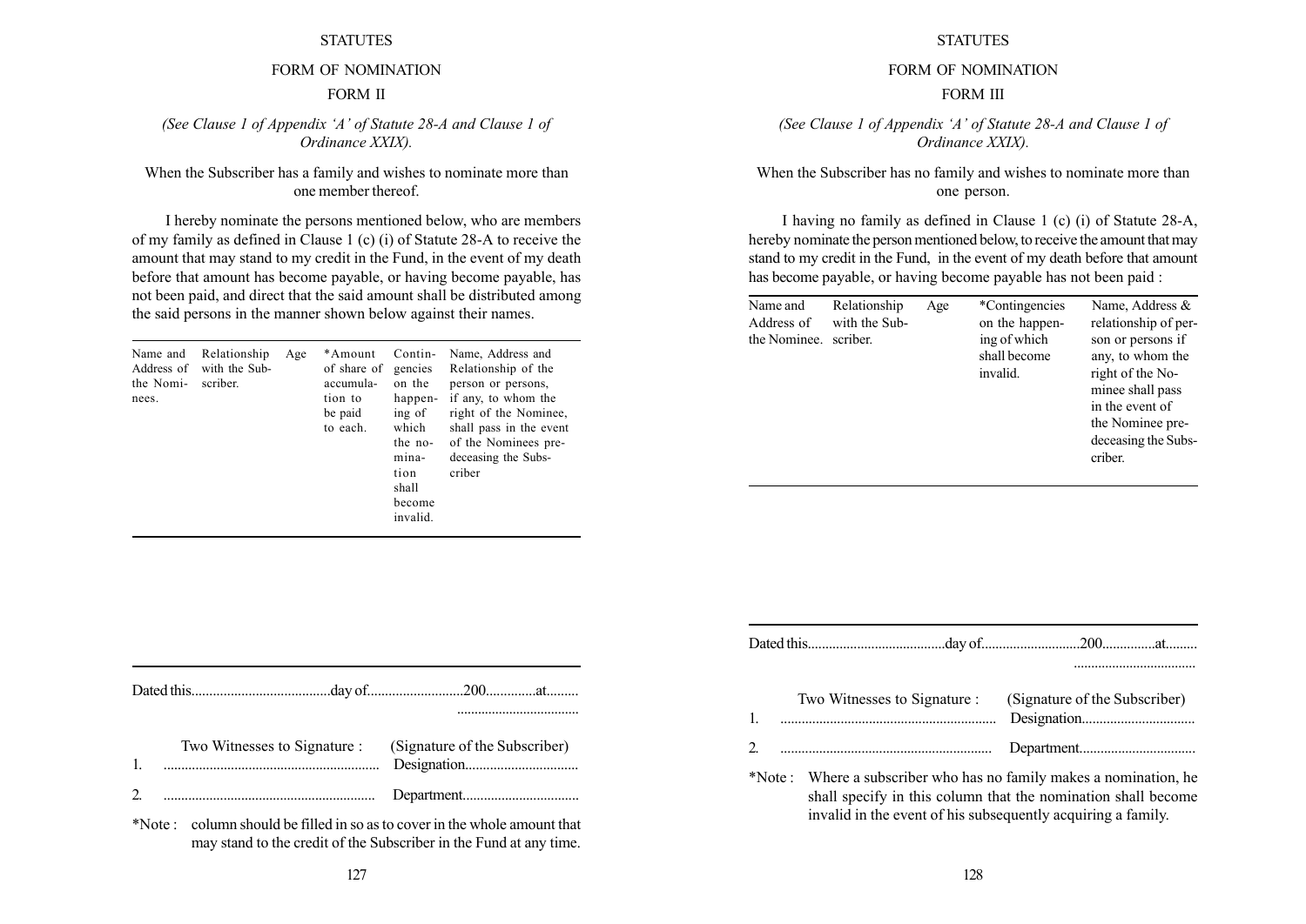# STATUTES

## FORM OF NOMINATION

### FORM II

*(See Clause 1 of Appendix 'A' of Statute 28-A and Clause 1 of Ordinance XXIX).*

When the Subscriber has a family and wishes to nominate more than one member thereof.

I hereby nominate the persons mentioned below, who are members of my family as defined in Clause 1 (c) (i) of Statute 28-A to receive the amount that may stand to my credit in the Fund, in the event of my death before that amount has become payable, or having become payable, has not been paid, and direct that the said amount shall be distributed among the said persons in the manner shown below against their names.

| Name and Address of the Nominees. | Relationship with the Subscriber. | Age | *Amount of share of accumulation to be paid to each. | Contingencies on the happening of which the nomination shall become invalid. | Name, Address and Relationship of the person or persons, if any, to whom the right of the Nominee, shall pass in the event of the Nominees predeceasing the Subscriber |
|---|---|---|---|---|---|
| | | | | | |

Dated this.......................................day of..........................200.............at.........

..................................

Two Witnesses to Signature : (Signature of the Subscriber)

1. ............................................................ Designation................................

2. ............................................................ Department................................

*Note : column should be filled in so as to cover in the whole amount that may stand to the credit of the Subscriber in the Fund at any time.

# STATUTES

## FORM OF NOMINATION

### FORM III

*(See Clause 1 of Appendix 'A' of Statute 28-A and Clause 1 of Ordinance XXIX).*

When the Subscriber has no family and wishes to nominate more than one person.

I having no family as defined in Clause 1 (c) (i) of Statute 28-A, hereby nominate the person mentioned below, to receive the amount that may stand to my credit in the Fund, in the event of my death before that amount has become payable, or having become payable has not been paid :

| Name and Address of the Nominee. | Relationship with the Subscriber. | Age | *Contingencies on the happening of which shall become invalid. | Name, Address & relationship of person or persons if any, to whom the right of the Nominee shall pass in the event of the Nominee predeceasing the Subscriber. |
|---|---|---|---|---|
| | | | | |

Dated this.......................................day of..........................200...............at.........

..................................

Two Witnesses to Signature : (Signature of the Subscriber)

1. ............................................................ Designation................................

2. ............................................................ Department................................

*Note : Where a subscriber who has no family makes a nomination, he shall specify in this column that the nomination shall become invalid in the event of his subsequently acquiring a family.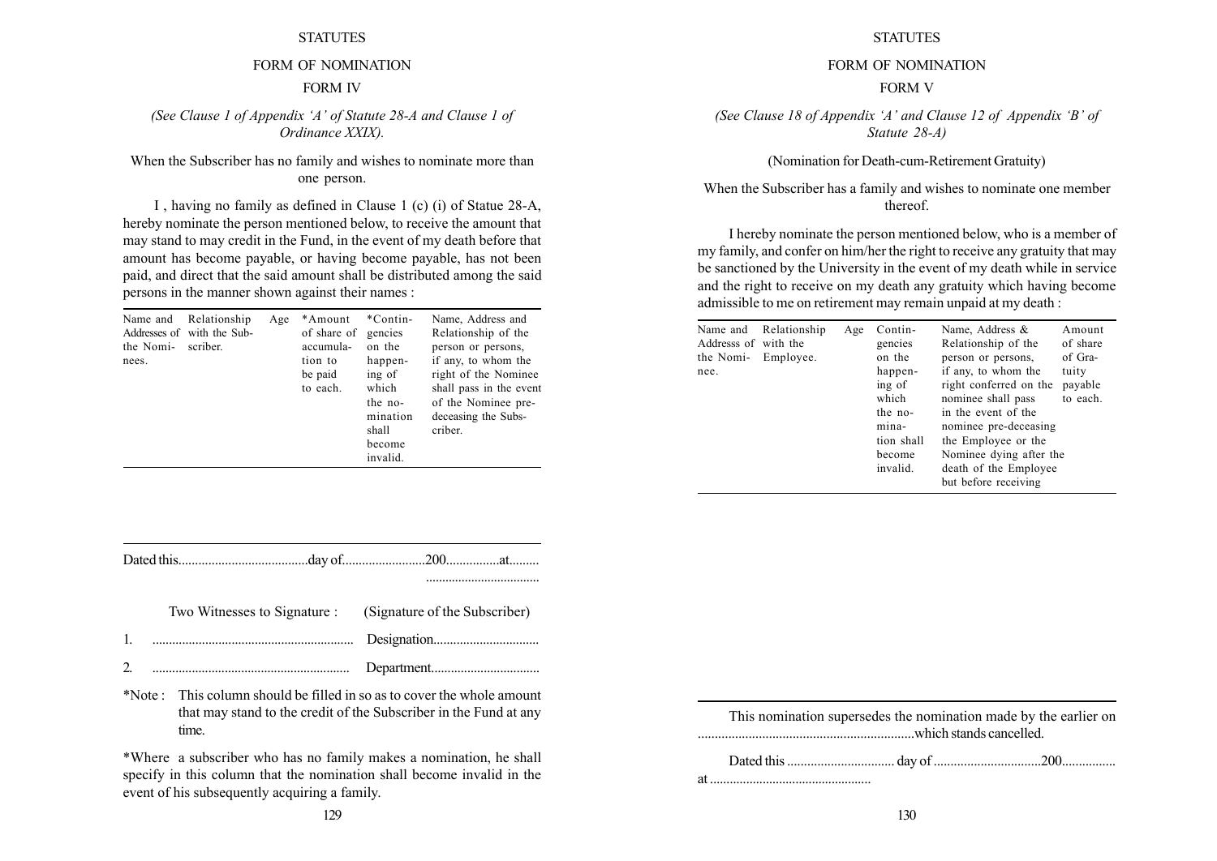STATUTES

## FORM OF NOMINATION

### FORM IV

*(See Clause 1 of Appendix 'A' of Statute 28-A and Clause 1 of Ordinance XXIX).*

When the Subscriber has no family and wishes to nominate more than one person.

I , having no family as defined in Clause 1 (c) (i) of Statue 28-A, hereby nominate the person mentioned below, to receive the amount that may stand to may credit in the Fund, in the event of my death before that amount has become payable, or having become payable, has not been paid, and direct that the said amount shall be distributed among the said persons in the manner shown against their names :

| Name and Addresses of the Nominees. | Relationship with the Subscriber. | Age | *Amount of share of accumulation to be paid to each. | *Contingencies on the happening of which the nomination shall become invalid. | Name, Address and Relationship of the person or persons, if any, to whom the right of the Nominee shall pass in the event of the Nominee predeceasing the Subscriber. |
|---|---|---|---|---|---|
| | | | | | |

Dated this.......................................day of.........................200................at.........
..................................

Two Witnesses to Signature : (Signature of the Subscriber)

1. ............................................................ Designation................................

2. ............................................................ Department.................................

*Note : This column should be filled in so as to cover the whole amount that may stand to the credit of the Subscriber in the Fund at any time.

*Where a subscriber who has no family makes a nomination, he shall specify in this column that the nomination shall become invalid in the event of his subsequently acquiring a family.

STATUTES

## FORM OF NOMINATION

### FORM V

*(See Clause 18 of Appendix 'A' and Clause 12 of Appendix 'B' of Statute 28-A)*

(Nomination for Death-cum-Retirement Gratuity)

When the Subscriber has a family and wishes to nominate one member thereof.

I hereby nominate the person mentioned below, who is a member of my family, and confer on him/her the right to receive any gratuity that may be sanctioned by the University in the event of my death while in service and the right to receive on my death any gratuity which having become admissible to me on retirement may remain unpaid at my death :

| Name and Addresss of the Nominee. | Relationship with the Employee. | Age | Contingencies on the happening of which the nomination shall become invalid. | Name, Address & Relationship of the person or persons, if any, to whom the right conferred on the nominee shall pass in the event of the nominee pre-deceasing the Employee or the Nominee dying after the death of the Employee but before receiving | Amount of share of Gratuity payable to each. |
|---|---|---|---|---|---|
| | | | | | |

This nomination supersedes the nomination made by the earlier on ................................................................which stands cancelled.

Dated this ................................ day of ................................200................ at .................................................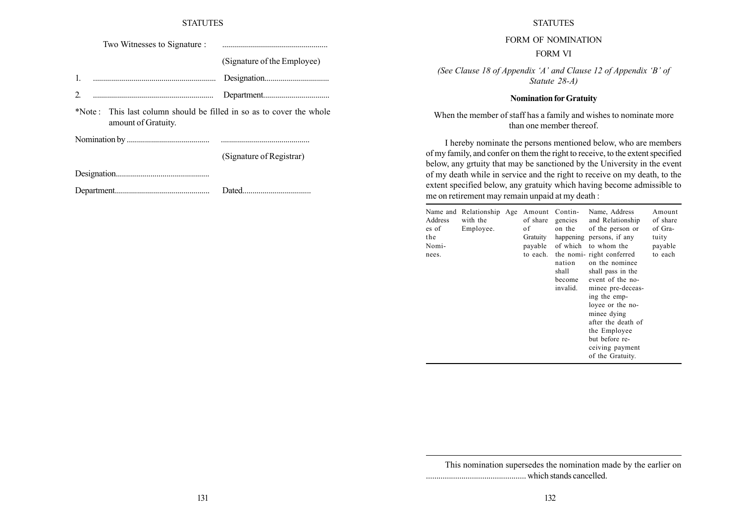Two Witnesses to Signature : ....................................................

(Signature of the Employee)

1. ............................................................ Designation................................

2. ........................................................... Department.................................

*Note : This last column should be filled in so as to cover the whole amount of Gratuity.

Nomination by ......................................... ............................................

(Signature of Registrar)

Designation..............................................

Department............................................... Dated..................................

FORM OF NOMINATION

FORM VI

*(See Clause 18 of Appendix 'A' and Clause 12 of Appendix 'B' of Statute 28-A)*

**Nomination for Gratuity**

When the member of staff has a family and wishes to nominate more than one member thereof.

I hereby nominate the persons mentioned below, who are members of my family, and confer on them the right to receive, to the extent specified below, any grtuity that may be sanctioned by the University in the event of my death while in service and the right to receive on my death, to the extent specified below, any gratuity which having become admissible to me on retirement may remain unpaid at my death :

| Name and Addresses of the Nominees. | Relationship with the Employee. | Age | Amount of share of Gratuity payable to each. | Contingencies on the happening of which the nomination shall become invalid. | Name, Address and Relationship of the person or persons, if any to whom the right conferred on the nominee shall pass in the event of the nominee pre-deceasing the employee or the nominee dying after the death of the Employee but before receiving payment of the Gratuity. | Amount of share of Gratuity payable to each |
|---|---|---|---|---|---|---|
| | | | | | | |

This nomination supersedes the nomination made by the earlier on ................................................ which stands cancelled.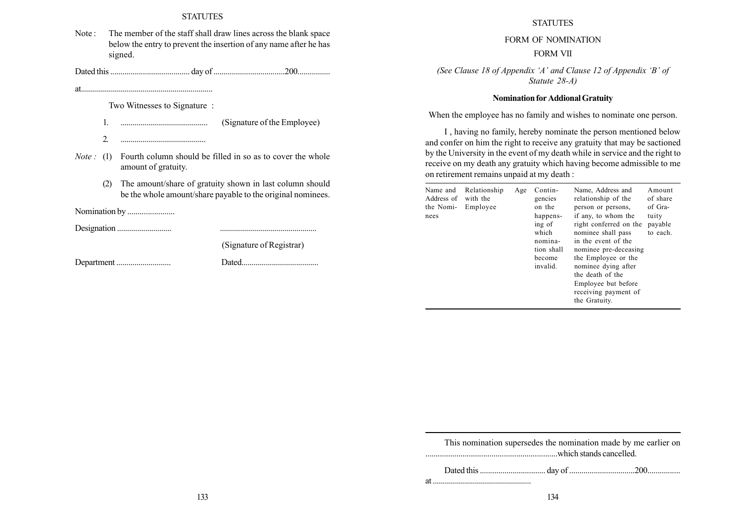Note : The member of the staff shall draw lines across the blank space below the entry to prevent the insertion of any name after he has signed.

Dated this ...................................... day of ...................................200................

at.................................................................

Two Witnesses to Signature :

1. ........................................... (Signature of the Employee)

2. ...........................................

*Note :* (1) Fourth column should be filled in so as to cover the whole amount of gratuity.

(2) The amount/share of gratuity shown in last column should be the whole amount/share payable to the original nominees.

Nomination by .......................

Designation ........................... ................................................

(Signature of Registrar)

Department ........................... Dated......................................

FORM OF NOMINATION

FORM VII

*(See Clause 18 of Appendix 'A' and Clause 12 of Appendix 'B' of Statute 28-A)*

**Nomination for Addional Gratuity**

When the employee has no family and wishes to nominate one person.

I , having no family, hereby nominate the person mentioned below and confer on him the right to receive any gratuity that may be sactioned by the University in the event of my death while in service and the right to receive on my death any gratuity which having become admissible to me on retirement remains unpaid at my death :

| Name and Address of the Nominees | Relationship with the Employee | Age | Contingencies on the happensing of which nomination shall become invalid. | Name, Address and relationship of the person or persons, if any, to whom the right conferred on the nominee shall pass in the event of the nominee pre-deceasing the Employee or the nominee dying after the death of the Employee but before receiving payment of the Gratuity. | Amount of share of Gratuity payable to each. |
|---|---|---|---|---|---|
| | | | | | |

This nomination supersedes the nomination made by me earlier on ...............................................................which stands cancelled.

Dated this ................................ day of ................................200................ at ................................................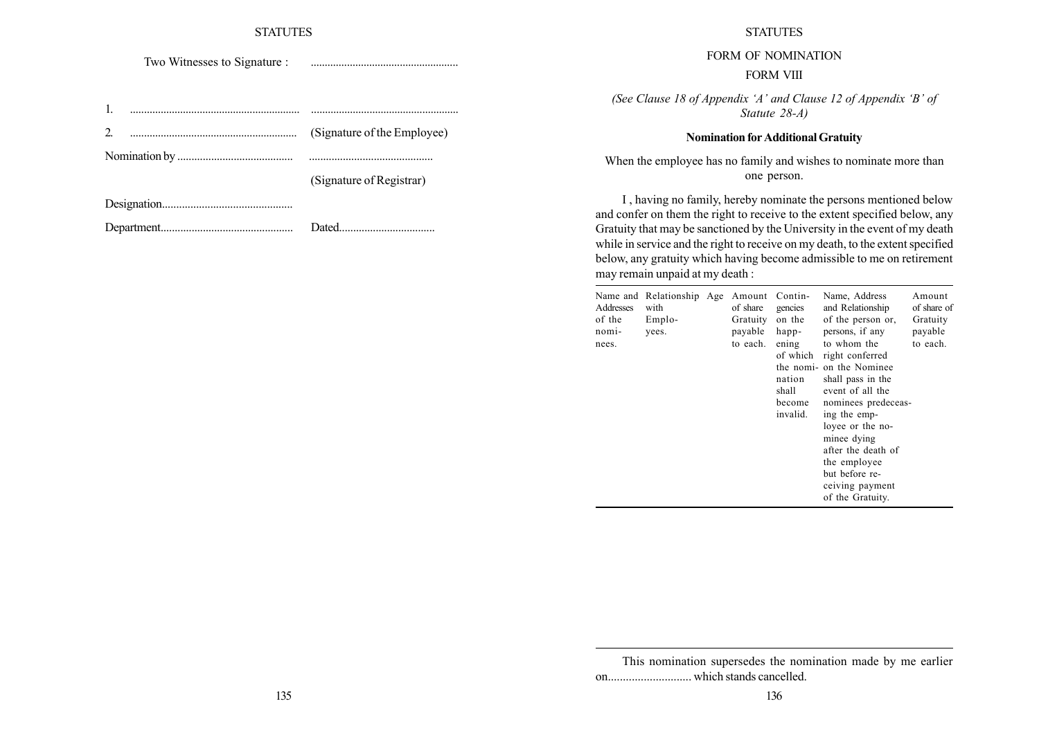Two Witnesses to Signature : ....................................................

1. ............................................................ ....................................................

2. ............................................................ (Signature of the Employee)

Nomination by ......................................... ............................................

(Signature of Registrar)

Designation..............................................

Department.............................................. Dated.................................

FORM OF NOMINATION

FORM VIII

*(See Clause 18 of Appendix 'A' and Clause 12 of Appendix 'B' of Statute 28-A)*

**Nomination for Additional Gratuity**

When the employee has no family and wishes to nominate more than one person.

I , having no family, hereby nominate the persons mentioned below and confer on them the right to receive to the extent specified below, any Gratuity that may be sanctioned by the University in the event of my death while in service and the right to receive on my death, to the extent specified below, any gratuity which having become admissible to me on retirement may remain unpaid at my death :

| Name and Addresses of the nominees. | Relationship with Employees. | Age | Amount of share Gratuity payable to each. | Contingencies on the happening of which the nomination shall become invalid. | Name, Address and Relationship of the person or, persons, if any to whom the right conferred on the Nominee shall pass in the event of all the nominees predeceasing the employee or the nominee dying after the death of the employee but before receiving payment of the Gratuity. | Amount of share of Gratuity payable to each. |
|---|---|---|---|---|---|---|
| | | | | | | |

This nomination supersedes the nomination made by me earlier on............................ which stands cancelled.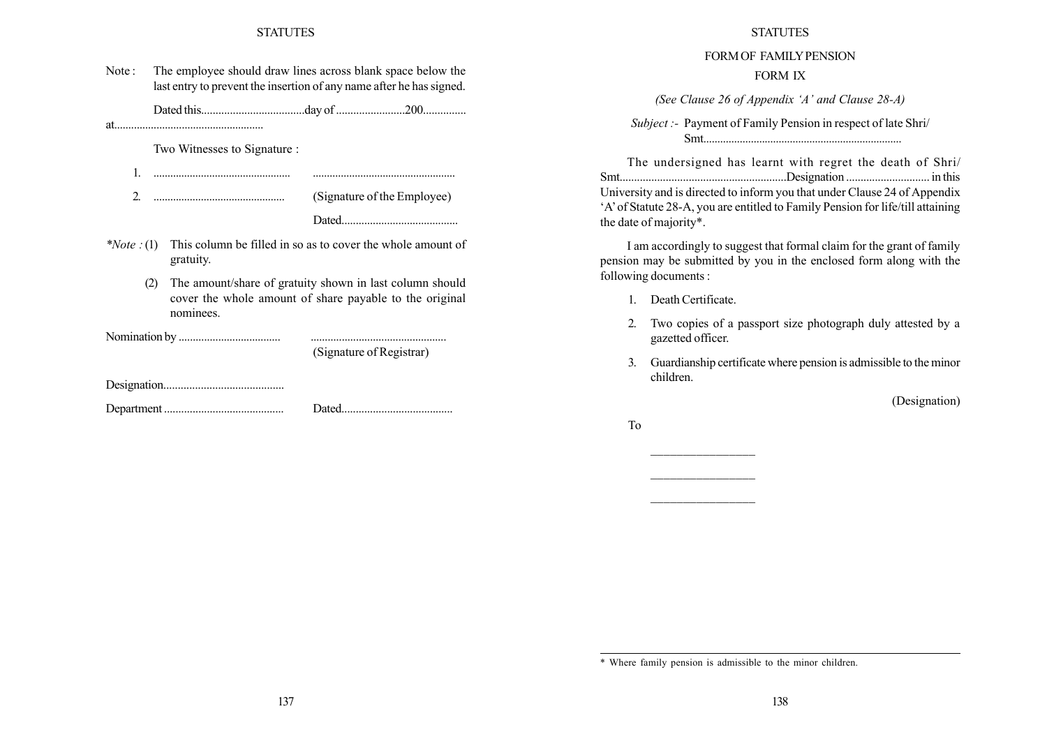Note : The employee should draw lines across blank space below the last entry to prevent the insertion of any name after he has signed.

Dated this....................................day of ........................200...............

at....................................................

Two Witnesses to Signature :

1. ................................................ ..................................................

2. .............................................. (Signature of the Employee)

Dated.........................................

*Note : (1) This column be filled in so as to cover the whole amount of gratuity.

(2) The amount/share of gratuity shown in last column should cover the whole amount of share payable to the original nominees.

Nomination by .................................... ................................................

(Signature of Registrar)

Designation..........................................

Department .......................................... Dated.......................................

## FORM OF FAMILY PENSION

## FORM IX

*(See Clause 26 of Appendix 'A' and Clause 28-A)*

*Subject :-* Payment of Family Pension in respect of late Shri/ Smt......................................................................

The undersigned has learnt with regret the death of Shri/ Smt.........................................................Designation ............................ in this University and is directed to inform you that under Clause 24 of Appendix 'A' of Statute 28-A, you are entitled to Family Pension for life/till attaining the date of majority*.

I am accordingly to suggest that formal claim for the grant of family pension may be submitted by you in the enclosed form along with the following documents :

1. Death Certificate.
2. Two copies of a passport size photograph duly attested by a gazetted officer.
3. Guardianship certificate where pension is admissible to the minor children.

(Designation)

To

\_\_\_\_\_\_\_\_\_\_\_\_\_\_\_\_\_

\_\_\_\_\_\_\_\_\_\_\_\_\_\_\_\_\_

\_\_\_\_\_\_\_\_\_\_\_\_\_\_\_\_\_

\* Where family pension is admissible to the minor children.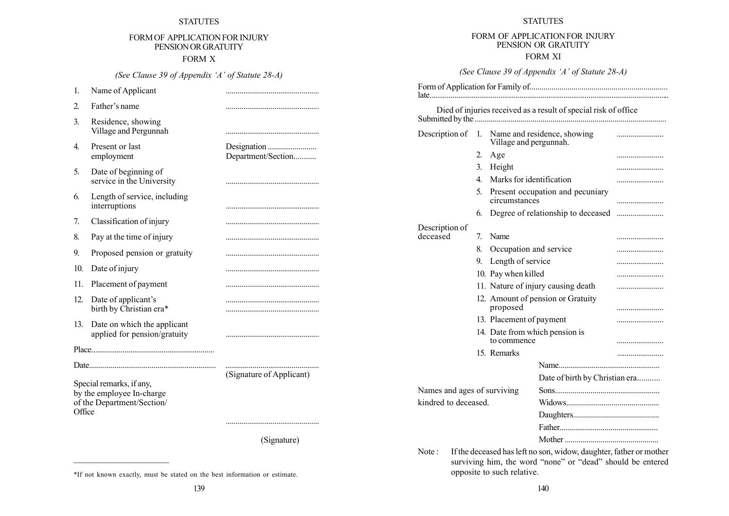## FORM OF APPLICATION FOR INJURY PENSION OR GRATUITY

### FORM X

*(See Clause 39 of Appendix 'A' of Statute 28-A)*

1. Name of Applicant ................................................
2. Father's name ................................................
3. Residence, showing Village and Pergunnah ................................................
4. Present or last employment Designation ........................ Department/Section...........
5. Date of beginning of service in the University ................................................
6. Length of service, including interruptions ................................................
7. Classification of injury ................................................
8. Pay at the time of injury ................................................
9. Proposed pension or gratuity ................................................
10. Date of injury ................................................
11. Placement of payment ................................................
12. Date of applicant's birth by Christian era* ................................................ ................................................
13. Date on which the applicant applied for pension/gratuity ................................................

Place..............................................................

Date................................................................ ................................................

(Signature of Applicant)

Special remarks, if any, by the employee In-charge of the Department/Section/ Office

................................................

(Signature)

*If not known exactly, must be stated on the best information or estimate.

## FORM OF APPLICATION FOR INJURY PENSION OR GRATUITY

### FORM XI

*(See Clause 39 of Appendix 'A' of Statute 28-A)*

Form of Application for Family of.................................................................... late..........................................................................................................................

Died of injuries received as a result of special risk of office Submitted by the ...............................................................................................

Description of

1. Name and residence, showing Village and pergunnah. ........................
2. Age ........................
3. Height ........................
4. Marks for identification ........................
5. Present occupation and pecuniary circumstances ........................
6. Degree of relationship to deceased ........................

Description of deceased

7. Name ........................
8. Occupation and service ........................
9. Length of service ........................
10. Pay when killed ........................
11. Nature of injury causing death ........................
12. Amount of pension or Gratuity proposed ........................
13. Placement of payment ........................
14. Date from which pension is to commence ........................
15. Remarks ........................

Name...................................................

Date of birth by Christian era...........

Names and ages of surviving kindred to deceased.

Sons....................................................

Widows..............................................

Daughters...........................................

Father.................................................

Mother ..............................................

Note : If the deceased has left no son, widow, daughter, father or mother surviving him, the word "none" or "dead" should be entered opposite to such relative.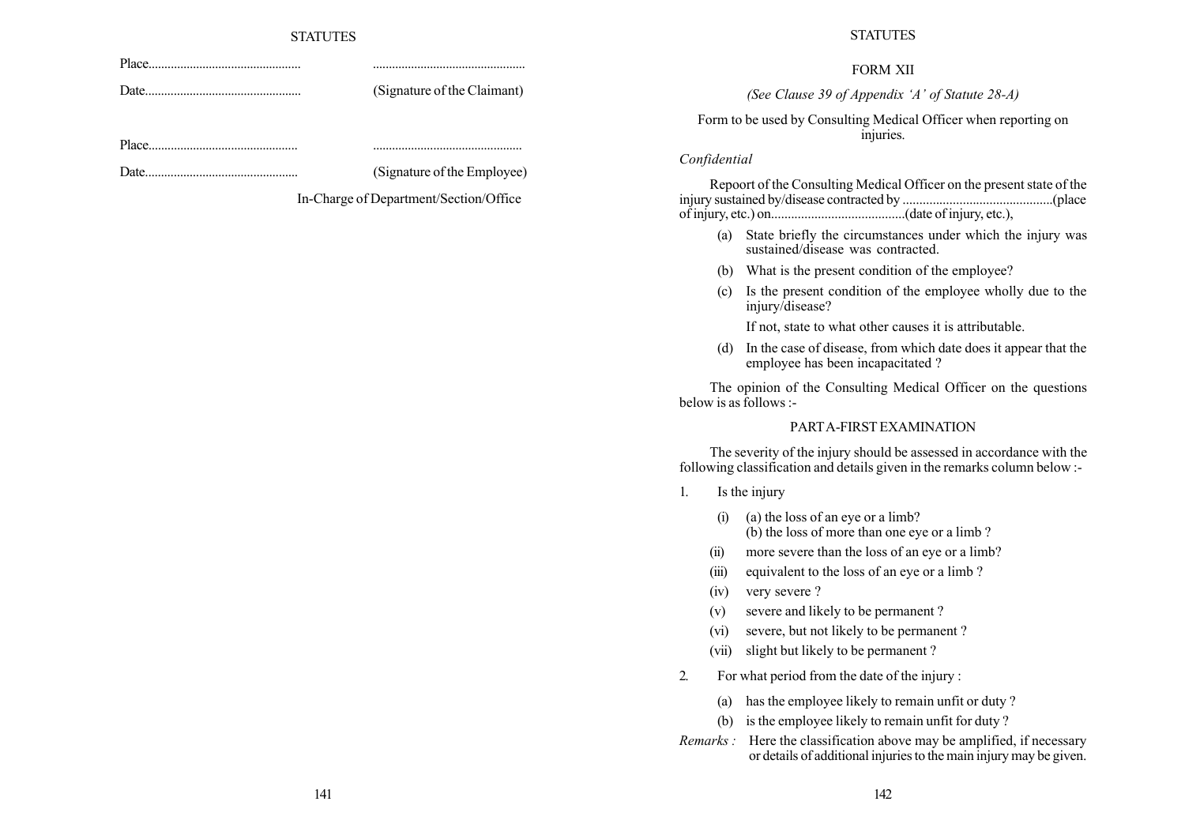Place................................................ ................................................

Date................................................ (Signature of the Claimant)

Place............................................... ...............................................

Date................................................ (Signature of the Employee)

In-Charge of Department/Section/Office

## FORM XII

*(See Clause 39 of Appendix 'A' of Statute 28-A)*

Form to be used by Consulting Medical Officer when reporting on injuries.

*Confidential*

Repoort of the Consulting Medical Officer on the present state of the injury sustained by/disease contracted by .............................................(place of injury, etc.) on........................................(date of injury, etc.),

(a) State briefly the circumstances under which the injury was sustained/disease was contracted.

(b) What is the present condition of the employee?

(c) Is the present condition of the employee wholly due to the injury/disease?

If not, state to what other causes it is attributable.

(d) In the case of disease, from which date does it appear that the employee has been incapacitated ?

The opinion of the Consulting Medical Officer on the questions below is as follows :-

### PART A-FIRST EXAMINATION

The severity of the injury should be assessed in accordance with the following classification and details given in the remarks column below :-

1. Is the injury

   (i) (a) the loss of an eye or a limb?
   (b) the loss of more than one eye or a limb ?

   (ii) more severe than the loss of an eye or a limb?

   (iii) equivalent to the loss of an eye or a limb ?

   (iv) very severe ?

   (v) severe and likely to be permanent ?

   (vi) severe, but not likely to be permanent ?

   (vii) slight but likely to be permanent ?

2. For what period from the date of the injury :

   (a) has the employee likely to remain unfit or duty ?

   (b) is the employee likely to remain unfit for duty ?

*Remarks :* Here the classification above may be amplified, if necessary or details of additional injuries to the main injury may be given.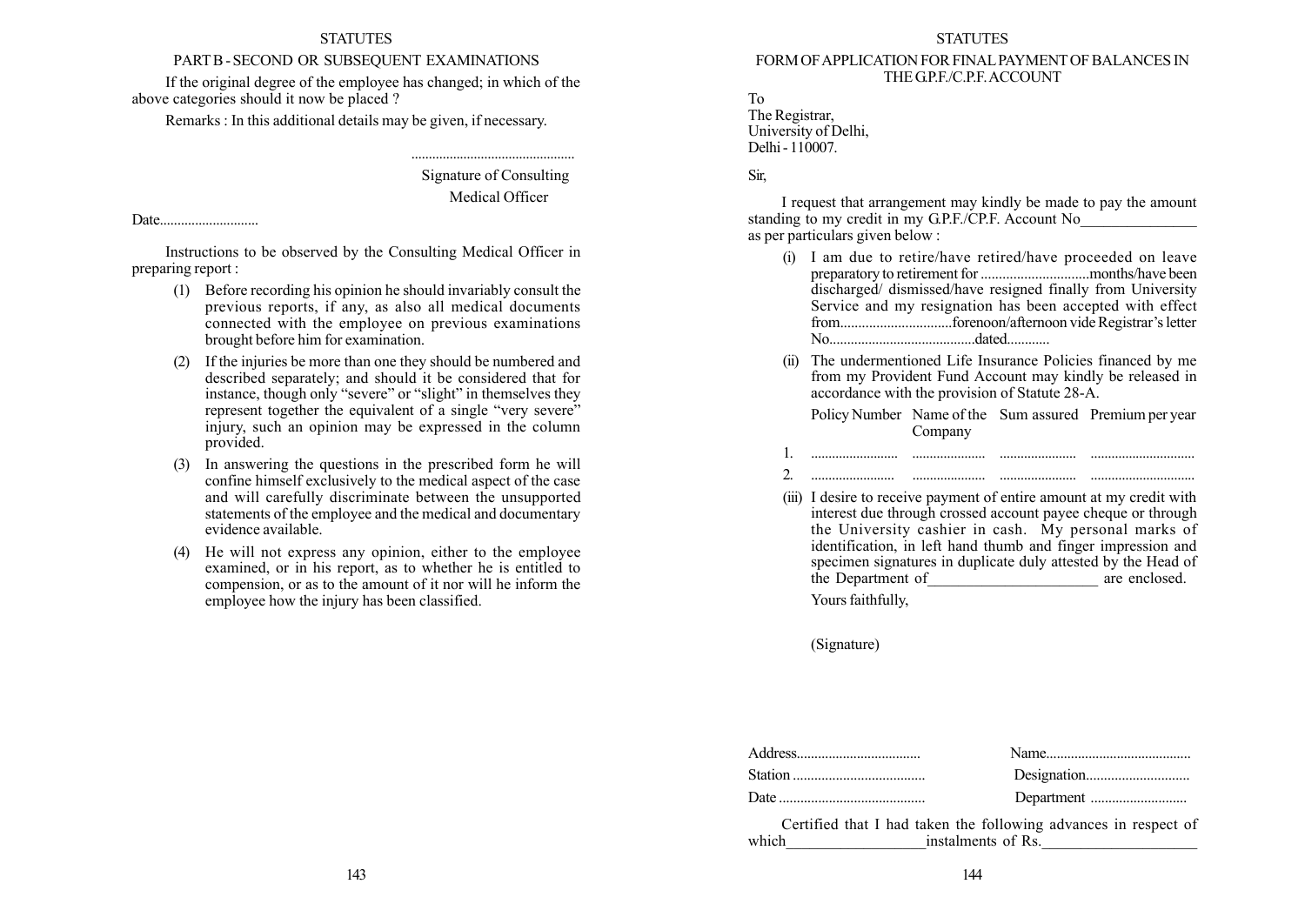## PART B - SECOND OR SUBSEQUENT EXAMINATIONS

If the original degree of the employee has changed; in which of the above categories should it now be placed ?

Remarks : In this additional details may be given, if necessary.

..............................................

Signature of Consulting Medical Officer

Date............................

Instructions to be observed by the Consulting Medical Officer in preparing report :

(1) Before recording his opinion he should invariably consult the previous reports, if any, as also all medical documents connected with the employee on previous examinations brought before him for examination.

(2) If the injuries be more than one they should be numbered and described separately; and should it be considered that for instance, though only "severe" or "slight" in themselves they represent together the equivalent of a single "very severe" injury, such an opinion may be expressed in the column provided.

(3) In answering the questions in the prescribed form he will confine himself exclusively to the medical aspect of the case and will carefully discriminate between the unsupported statements of the employee and the medical and documentary evidence available.

(4) He will not express any opinion, either to the employee examined, or in his report, as to whether he is entitled to compension, or as to the amount of it nor will he inform the employee how the injury has been classified.

## FORM OF APPLICATION FOR FINAL PAYMENT OF BALANCES IN THE G.P.F./C.P.F. ACCOUNT

To
The Registrar,
University of Delhi,
Delhi - 110007.

Sir,

I request that arrangement may kindly be made to pay the amount standing to my credit in my G.P.F./CP.F. Account No_______________ as per particulars given below :

(i) I am due to retire/have retired/have proceeded on leave preparatory to retirement for ..............................months/have been discharged/ dismissed/have resigned finally from University Service and my resignation has been accepted with effect from...............................forenoon/afternoon vide Registrar's letter No.........................................dated............

(ii) The undermentioned Life Insurance Policies financed by me from my Provident Fund Account may kindly be released in accordance with the provision of Statute 28-A.

| | Policy Number | Name of the Company | Sum assured | Premium per year |
|---|---|---|---|---|
| 1. | ......................... | ..................... | ...................... | ............................. |
| 2. | ........................ | ..................... | ...................... | ............................. |

(iii) I desire to receive payment of entire amount at my credit with interest due through crossed account payee cheque or through the University cashier in cash. My personal marks of identification, in left hand thumb and finger impression and specimen signatures in duplicate duly attested by the Head of the Department of______________________ are enclosed.

Yours faithfully,

(Signature)

Address..................................  Name........................................

Station ....................................  Designation............................

Date .........................................  Department ..........................

Certified that I had taken the following advances in respect of which__________________instalments of Rs.____________________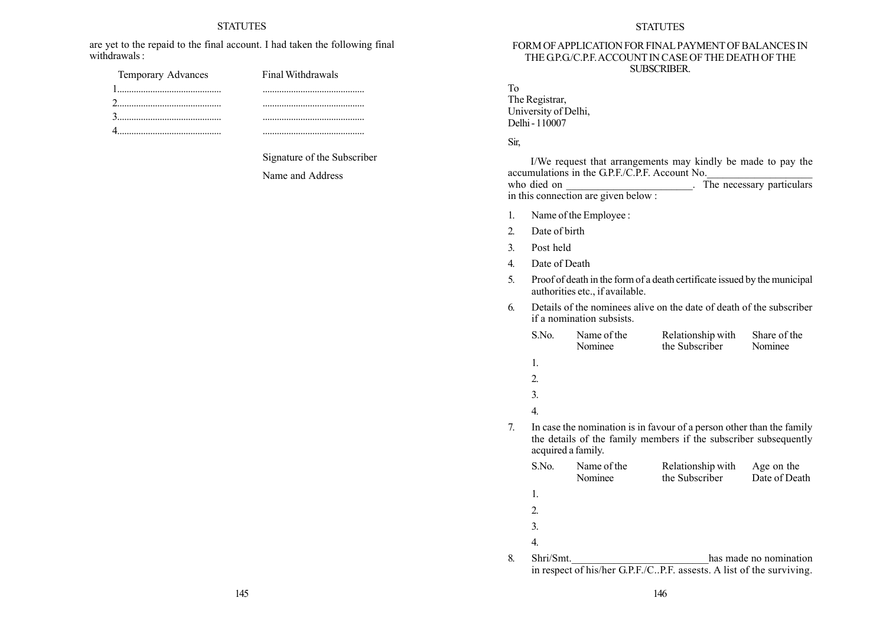are yet to the repaid to the final account. I had taken the following final withdrawals :

| Temporary Advances | Final Withdrawals |
|---|---|
| 1........................................... | .......................................... |
| 2........................................... | .......................................... |
| 3........................................... | .......................................... |
| 4........................................... | .......................................... |

Signature of the Subscriber

Name and Address

## FORM OF APPLICATION FOR FINAL PAYMENT OF BALANCES IN THE G.P.G./C.P.F. ACCOUNT IN CASE OF THE DEATH OF THE SUBSCRIBER.

To
The Registrar,
University of Delhi,
Delhi - 110007

Sir,

I/We request that arrangements may kindly be made to pay the accumulations in the G.P.F./C.P.F. Account No.____________________ who died on ________________________. The necessary particulars in this connection are given below :

1. Name of the Employee :
2. Date of birth
3. Post held
4. Date of Death
5. Proof of death in the form of a death certificate issued by the municipal authorities etc., if available.
6. Details of the nominees alive on the date of death of the subscriber if a nomination subsists.

| S.No. | Name of the Nominee | Relationship with the Subscriber | Share of the Nominee |
|---|---|---|---|
| 1. | | | |
| 2. | | | |
| 3. | | | |
| 4. | | | |

7. In case the nomination is in favour of a person other than the family the details of the family members if the subscriber subsequently acquired a family.

| S.No. | Name of the Nominee | Relationship with the Subscriber | Age on the Date of Death |
|---|---|---|---|
| 1. | | | |
| 2. | | | |
| 3. | | | |
| 4. | | | |

8. Shri/Smt.__________________________has made no nomination in respect of his/her G.P.F./C..P.F. assests. A list of the surviving.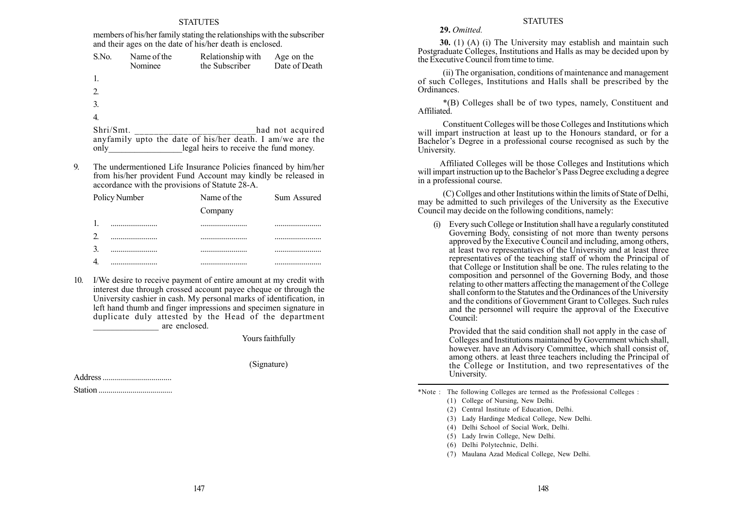members of his/her family stating the relationships with the subscriber and their ages on the date of his/her death is enclosed.

| S.No. | Name of the Nominee | Relationship with the Subscriber | Age on the Date of Death |
|---|---|---|---|
| 1. | | | |
| 2. | | | |
| 3. | | | |
| 4. | | | |

Shri/Smt. __________________________had not acquired anyfamily upto the date of his/her death. I am/we are the only_________________legal heirs to receive the fund money.

9. The undermentioned Life Insurance Policies financed by him/her from his/her provident Fund Account may kindly be released in accordance with the provisions of Statute 28-A.

| Policy Number | Name of the Company | Sum Assured |
|---|---|---|
| 1. ........................ | ........................ | ........................ |
| 2. ........................ | ........................ | ........................ |
| 3. ........................ | ........................ | ........................ |
| 4. ........................ | ........................ | ........................ |

10. I/We desire to receive payment of entire amount at my credit with interest due through crossed account payee cheque or through the University cashier in cash. My personal marks of identification, in left hand thumb and finger impressions and specimen signature in duplicate duly attested by the Head of the department _______________ are enclosed.

Yours faithfully

(Signature)

Address ..................................

Station ....................................

**29.** *Omitted.*

**30.** (1) (A) (i) The University may establish and maintain such Postgraduate Colleges, Institutions and Halls as may be decided upon by the Executive Council from time to time.

(ii) The organisation, conditions of maintenance and management of such Colleges, Institutions and Halls shall be prescribed by the Ordinances.

*(B) Colleges shall be of two types, namely, Constituent and Affiliated.

Constituent Colleges will be those Colleges and Institutions which will impart instruction at least up to the Honours standard, or for a Bachelor's Degree in a professional course recognised as such by the University.

Affiliated Colleges will be those Colleges and Institutions which will impart instruction up to the Bachelor's Pass Degree excluding a degree in a professional course.

(C) Collges and other Institutions within the limits of State of Delhi, may be admitted to such privileges of the University as the Executive Council may decide on the following conditions, namely:

(i) Every such College or Institution shall have a regularly constituted Governing Body, consisting of not more than twenty persons approved by the Executive Council and including, among others, at least two representatives of the University and at least three representatives of the teaching staff of whom the Principal of that College or Institution shall be one. The rules relating to the composition and personnel of the Governing Body, and those relating to other matters affecting the management of the College shall conform to the Statutes and the Ordinances of the University and the conditions of Government Grant to Colleges. Such rules and the personnel will require the approval of the Executive Council:

Provided that the said condition shall not apply in the case of Colleges and Institutions maintained by Government which shall, however. have an Advisory Committee, which shall consist of, among others. at least three teachers including the Principal of the College or Institution, and two representatives of the University.

---

*Note : The following Colleges are termed as the Professional Colleges :

(1) College of Nursing, New Delhi.
(2) Central Institute of Education, Delhi.
(3) Lady Hardinge Medical College, New Delhi.
(4) Delhi School of Social Work, Delhi.
(5) Lady Irwin College, New Delhi.
(6) Delhi Polytechnic, Delhi.
(7) Maulana Azad Medical College, New Delhi.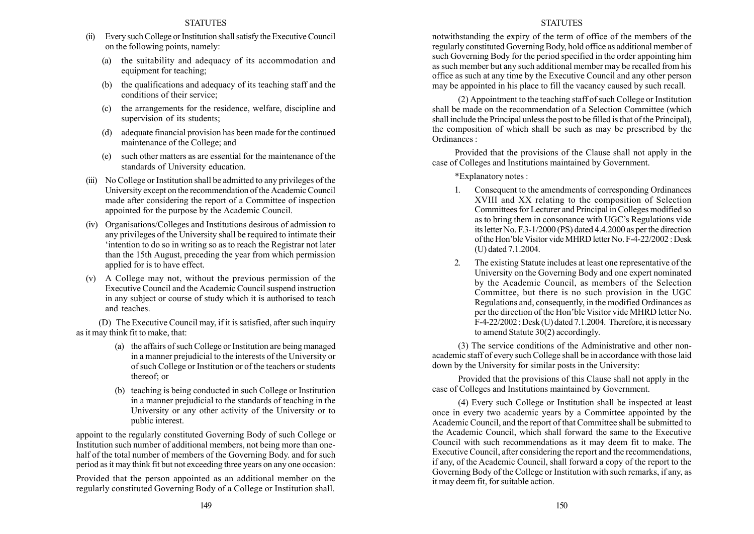(ii) Every such College or Institution shall satisfy the Executive Council on the following points, namely:

   (a) the suitability and adequacy of its accommodation and equipment for teaching;

   (b) the qualifications and adequacy of its teaching staff and the conditions of their service;

   (c) the arrangements for the residence, welfare, discipline and supervision of its students;

   (d) adequate financial provision has been made for the continued maintenance of the College; and

   (e) such other matters as are essential for the maintenance of the standards of University education.

(iii) No College or Institution shall be admitted to any privileges of the University except on the recommendation of the Academic Council made after considering the report of a Committee of inspection appointed for the purpose by the Academic Council.

(iv) Organisations/Colleges and Institutions desirous of admission to any privileges of the University shall be required to intimate their 'intention to do so in writing so as to reach the Registrar not later than the 15th August, preceding the year from which permission applied for is to have effect.

(v) A College may not, without the previous permission of the Executive Council and the Academic Council suspend instruction in any subject or course of study which it is authorised to teach and teaches.

(D) The Executive Council may, if it is satisfied, after such inquiry as it may think fit to make, that:

   (a) the affairs of such College or Institution are being managed in a manner prejudicial to the interests of the University or of such College or Institution or of the teachers or students thereof; or

   (b) teaching is being conducted in such College or Institution in a manner prejudicial to the standards of teaching in the University or any other activity of the University or to public interest.

appoint to the regularly constituted Governing Body of such College or Institution such number of additional members, not being more than one-half of the total number of members of the Governing Body. and for such period as it may think fit but not exceeding three years on any one occasion:

Provided that the person appointed as an additional member on the regularly constituted Governing Body of a College or Institution shall. notwithstanding the expiry of the term of office of the members of the regularly constituted Governing Body, hold office as additional member of such Governing Body for the period specified in the order appointing him as such member but any such additional member may be recalled from his office as such at any time by the Executive Council and any other person may be appointed in his place to fill the vacancy caused by such recall.

(2) Appointment to the teaching staff of such College or Institution shall be made on the recommendation of a Selection Committee (which shall include the Principal unless the post to be filled is that of the Principal), the composition of which shall be such as may be prescribed by the Ordinances :

Provided that the provisions of the Clause shall not apply in the case of Colleges and Institutions maintained by Government.

*Explanatory notes :

1. Consequent to the amendments of corresponding Ordinances XVIII and XX relating to the composition of Selection Committees for Lecturer and Principal in Colleges modified so as to bring them in consonance with UGC's Regulations vide its letter No. F.3-1/2000 (PS) dated 4.4.2000 as per the direction of the Hon'ble Visitor vide MHRD letter No. F-4-22/2002 : Desk (U) dated 7.1.2004.

2. The existing Statute includes at least one representative of the University on the Governing Body and one expert nominated by the Academic Council, as members of the Selection Committee, but there is no such provision in the UGC Regulations and, consequently, in the modified Ordinances as per the direction of the Hon'ble Visitor vide MHRD letter No. F-4-22/2002 : Desk (U) dated 7.1.2004. Therefore, it is necessary to amend Statute 30(2) accordingly.

(3) The service conditions of the Administrative and other non-academic staff of every such College shall be in accordance with those laid down by the University for similar posts in the University:

Provided that the provisions of this Clause shall not apply in the case of Colleges and Institutions maintained by Government.

(4) Every such College or Institution shall be inspected at least once in every two academic years by a Committee appointed by the Academic Council, and the report of that Committee shall be submitted to the Academic Council, which shall forward the same to the Executive Council with such recommendations as it may deem fit to make. The Executive Council, after considering the report and the recommendations, if any, of the Academic Council, shall forward a copy of the report to the Governing Body of the College or Institution with such remarks, if any, as it may deem fit, for suitable action.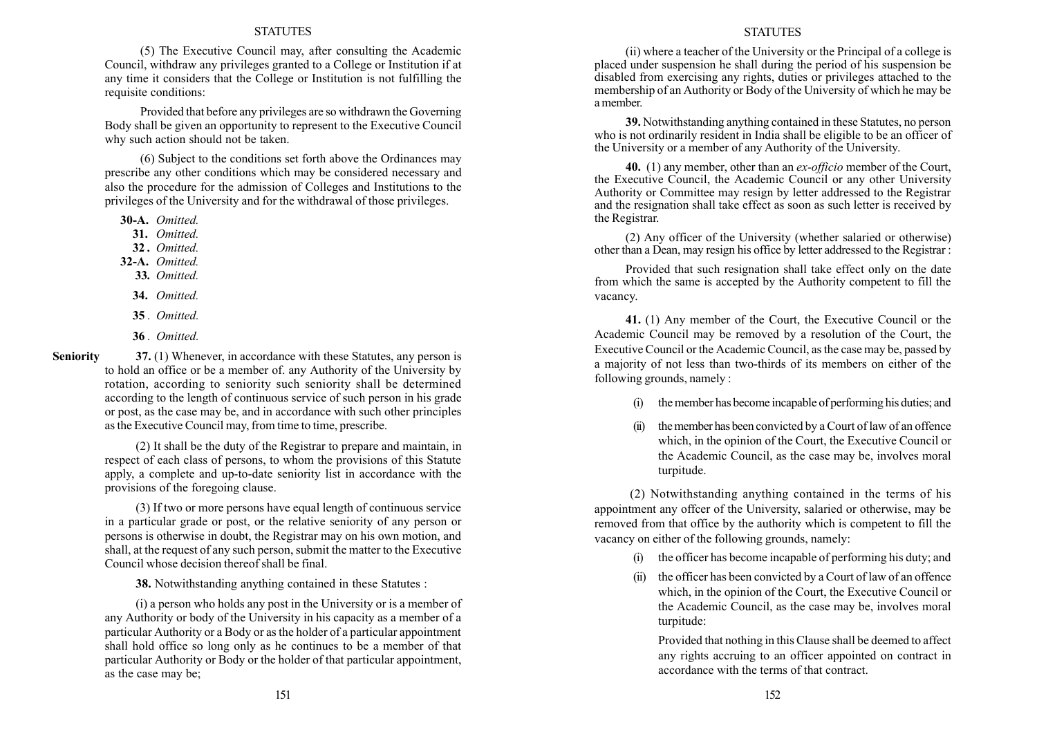(5) The Executive Council may, after consulting the Academic Council, withdraw any privileges granted to a College or Institution if at any time it considers that the College or Institution is not fulfilling the requisite conditions:

Provided that before any privileges are so withdrawn the Governing Body shall be given an opportunity to represent to the Executive Council why such action should not be taken.

(6) Subject to the conditions set forth above the Ordinances may prescribe any other conditions which may be considered necessary and also the procedure for the admission of Colleges and Institutions to the privileges of the University and for the withdrawal of those privileges.

**30-A.** *Omitted.*

**31.** *Omitted.*

**32 .** *Omitted.*

**32-A.** *Omitted.*

**33.** *Omitted.*

**34.** *Omitted.*

**35** . *Omitted.*

**36** . *Omitted.*

**Seniority**

**37.** (1) Whenever, in accordance with these Statutes, any person is to hold an office or be a member of. any Authority of the University by rotation, according to seniority such seniority shall be determined according to the length of continuous service of such person in his grade or post, as the case may be, and in accordance with such other principles as the Executive Council may, from time to time, prescribe.

(2) It shall be the duty of the Registrar to prepare and maintain, in respect of each class of persons, to whom the provisions of this Statute apply, a complete and up-to-date seniority list in accordance with the provisions of the foregoing clause.

(3) If two or more persons have equal length of continuous service in a particular grade or post, or the relative seniority of any person or persons is otherwise in doubt, the Registrar may on his own motion, and shall, at the request of any such person, submit the matter to the Executive Council whose decision thereof shall be final.

**38.** Notwithstanding anything contained in these Statutes :

(i) a person who holds any post in the University or is a member of any Authority or body of the University in his capacity as a member of a particular Authority or a Body or as the holder of a particular appointment shall hold office so long only as he continues to be a member of that particular Authority or Body or the holder of that particular appointment, as the case may be;

(ii) where a teacher of the University or the Principal of a college is placed under suspension he shall during the period of his suspension be disabled from exercising any rights, duties or privileges attached to the membership of an Authority or Body of the University of which he may be a member.

**39.** Notwithstanding anything contained in these Statutes, no person who is not ordinarily resident in India shall be eligible to be an officer of the University or a member of any Authority of the University.

**40.** (1) any member, other than an *ex-officio* member of the Court, the Executive Council, the Academic Council or any other University Authority or Committee may resign by letter addressed to the Registrar and the resignation shall take effect as soon as such letter is received by the Registrar.

(2) Any officer of the University (whether salaried or otherwise) other than a Dean, may resign his office by letter addressed to the Registrar :

Provided that such resignation shall take effect only on the date from which the same is accepted by the Authority competent to fill the vacancy.

**41.** (1) Any member of the Court, the Executive Council or the Academic Council may be removed by a resolution of the Court, the Executive Council or the Academic Council, as the case may be, passed by a majority of not less than two-thirds of its members on either of the following grounds, namely :

(i) the member has become incapable of performing his duties; and

(ii) the member has been convicted by a Court of law of an offence which, in the opinion of the Court, the Executive Council or the Academic Council, as the case may be, involves moral turpitude.

(2) Notwithstanding anything contained in the terms of his appointment any offcer of the University, salaried or otherwise, may be removed from that office by the authority which is competent to fill the vacancy on either of the following grounds, namely:

(i) the officer has become incapable of performing his duty; and

(ii) the officer has been convicted by a Court of law of an offence which, in the opinion of the Court, the Executive Council or the Academic Council, as the case may be, involves moral turpitude:

Provided that nothing in this Clause shall be deemed to affect any rights accruing to an officer appointed on contract in accordance with the terms of that contract.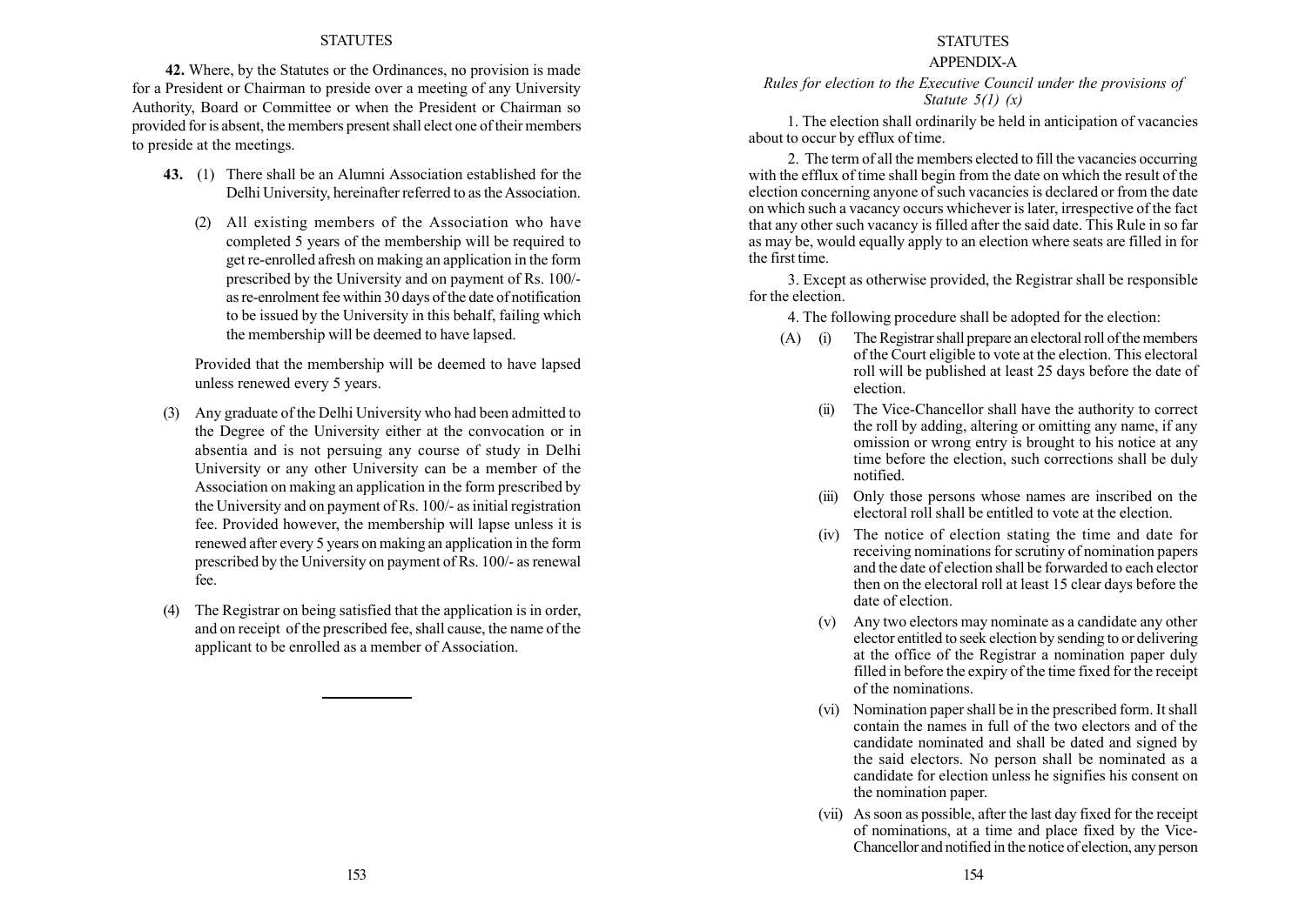**42.** Where, by the Statutes or the Ordinances, no provision is made for a President or Chairman to preside over a meeting of any University Authority, Board or Committee or when the President or Chairman so provided for is absent, the members present shall elect one of their members to preside at the meetings.

**43.** (1) There shall be an Alumni Association established for the Delhi University, hereinafter referred to as the Association.

(2) All existing members of the Association who have completed 5 years of the membership will be required to get re-enrolled afresh on making an application in the form prescribed by the University and on payment of Rs. 100/- as re-enrolment fee within 30 days of the date of notification to be issued by the University in this behalf, failing which the membership will be deemed to have lapsed.

Provided that the membership will be deemed to have lapsed unless renewed every 5 years.

(3) Any graduate of the Delhi University who had been admitted to the Degree of the University either at the convocation or in absentia and is not persuing any course of study in Delhi University or any other University can be a member of the Association on making an application in the form prescribed by the University and on payment of Rs. 100/- as initial registration fee. Provided however, the membership will lapse unless it is renewed after every 5 years on making an application in the form prescribed by the University on payment of Rs. 100/- as renewal fee.

(4) The Registrar on being satisfied that the application is in order, and on receipt of the prescribed fee, shall cause, the name of the applicant to be enrolled as a member of Association.

---

## APPENDIX-A

*Rules for election to the Executive Council under the provisions of Statute 5(1) (x)*

1. The election shall ordinarily be held in anticipation of vacancies about to occur by efflux of time.

2. The term of all the members elected to fill the vacancies occurring with the efflux of time shall begin from the date on which the result of the election concerning anyone of such vacancies is declared or from the date on which such a vacancy occurs whichever is later, irrespective of the fact that any other such vacancy is filled after the said date. This Rule in so far as may be, would equally apply to an election where seats are filled in for the first time.

3. Except as otherwise provided, the Registrar shall be responsible for the election.

4. The following procedure shall be adopted for the election:

(A) (i) The Registrar shall prepare an electoral roll of the members of the Court eligible to vote at the election. This electoral roll will be published at least 25 days before the date of election.

(ii) The Vice-Chancellor shall have the authority to correct the roll by adding, altering or omitting any name, if any omission or wrong entry is brought to his notice at any time before the election, such corrections shall be duly notified.

(iii) Only those persons whose names are inscribed on the electoral roll shall be entitled to vote at the election.

(iv) The notice of election stating the time and date for receiving nominations for scrutiny of nomination papers and the date of election shall be forwarded to each elector then on the electoral roll at least 15 clear days before the date of election.

(v) Any two electors may nominate as a candidate any other elector entitled to seek election by sending to or delivering at the office of the Registrar a nomination paper duly filled in before the expiry of the time fixed for the receipt of the nominations.

(vi) Nomination paper shall be in the prescribed form. It shall contain the names in full of the two electors and of the candidate nominated and shall be dated and signed by the said electors. No person shall be nominated as a candidate for election unless he signifies his consent on the nomination paper.

(vii) As soon as possible, after the last day fixed for the receipt of nominations, at a time and place fixed by the Vice-Chancellor and notified in the notice of election, any person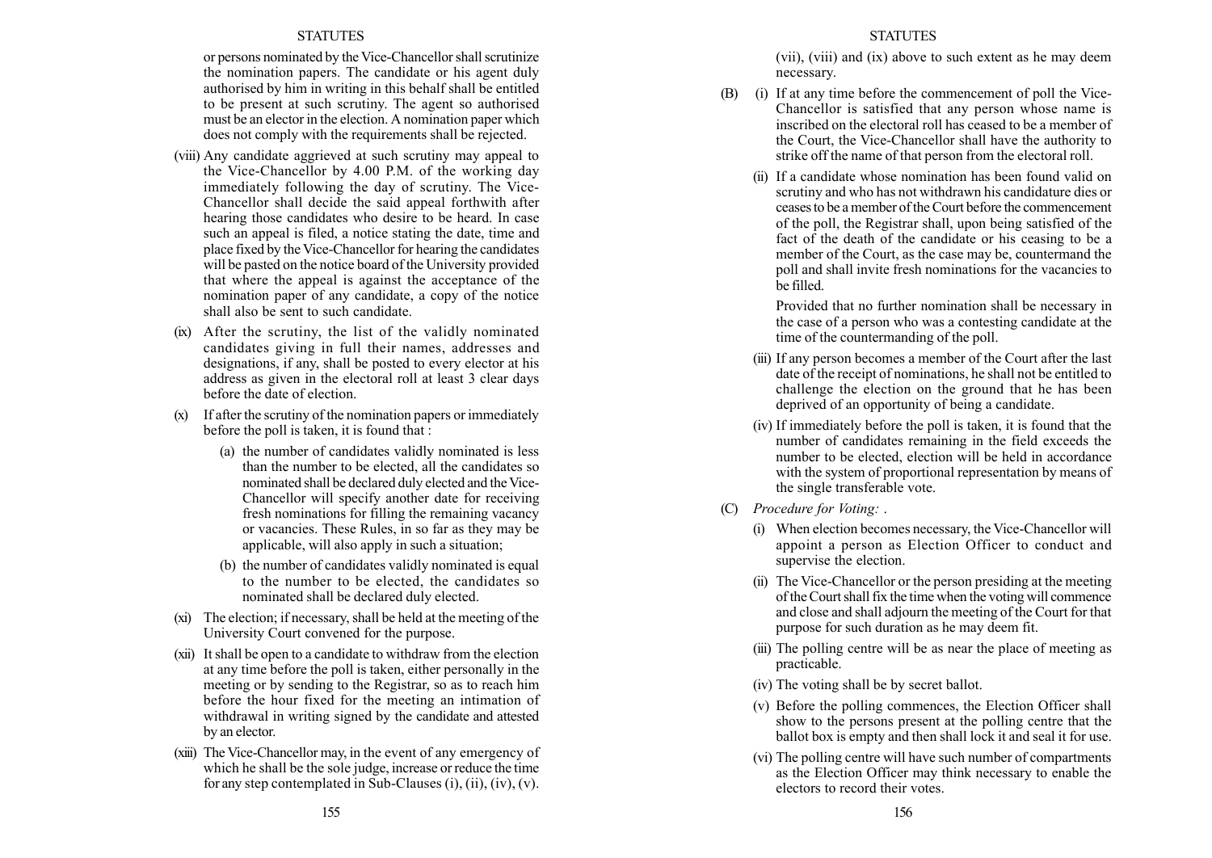or persons nominated by the Vice-Chancellor shall scrutinize the nomination papers. The candidate or his agent duly authorised by him in writing in this behalf shall be entitled to be present at such scrutiny. The agent so authorised must be an elector in the election. A nomination paper which does not comply with the requirements shall be rejected.

(viii) Any candidate aggrieved at such scrutiny may appeal to the Vice-Chancellor by 4.00 P.M. of the working day immediately following the day of scrutiny. The Vice-Chancellor shall decide the said appeal forthwith after hearing those candidates who desire to be heard. In case such an appeal is filed, a notice stating the date, time and place fixed by the Vice-Chancellor for hearing the candidates will be pasted on the notice board of the University provided that where the appeal is against the acceptance of the nomination paper of any candidate, a copy of the notice shall also be sent to such candidate.

(ix) After the scrutiny, the list of the validly nominated candidates giving in full their names, addresses and designations, if any, shall be posted to every elector at his address as given in the electoral roll at least 3 clear days before the date of election.

(x) If after the scrutiny of the nomination papers or immediately before the poll is taken, it is found that :

(a) the number of candidates validly nominated is less than the number to be elected, all the candidates so nominated shall be declared duly elected and the Vice-Chancellor will specify another date for receiving fresh nominations for filling the remaining vacancy or vacancies. These Rules, in so far as they may be applicable, will also apply in such a situation;

(b) the number of candidates validly nominated is equal to the number to be elected, the candidates so nominated shall be declared duly elected.

(xi) The election; if necessary, shall be held at the meeting of the University Court convened for the purpose.

(xii) It shall be open to a candidate to withdraw from the election at any time before the poll is taken, either personally in the meeting or by sending to the Registrar, so as to reach him before the hour fixed for the meeting an intimation of withdrawal in writing signed by the candidate and attested by an elector.

(xiii) The Vice-Chancellor may, in the event of any emergency of which he shall be the sole judge, increase or reduce the time for any step contemplated in Sub-Clauses (i), (ii), (iv), (v). (vii), (viii) and (ix) above to such extent as he may deem necessary.

(B) (i) If at any time before the commencement of poll the Vice-Chancellor is satisfied that any person whose name is inscribed on the electoral roll has ceased to be a member of the Court, the Vice-Chancellor shall have the authority to strike off the name of that person from the electoral roll.

(ii) If a candidate whose nomination has been found valid on scrutiny and who has not withdrawn his candidature dies or ceases to be a member of the Court before the commencement of the poll, the Registrar shall, upon being satisfied of the fact of the death of the candidate or his ceasing to be a member of the Court, as the case may be, countermand the poll and shall invite fresh nominations for the vacancies to be filled.

Provided that no further nomination shall be necessary in the case of a person who was a contesting candidate at the time of the countermanding of the poll.

(iii) If any person becomes a member of the Court after the last date of the receipt of nominations, he shall not be entitled to challenge the election on the ground that he has been deprived of an opportunity of being a candidate.

(iv) If immediately before the poll is taken, it is found that the number of candidates remaining in the field exceeds the number to be elected, election will be held in accordance with the system of proportional representation by means of the single transferable vote.

(C) *Procedure for Voting:* .

(i) When election becomes necessary, the Vice-Chancellor will appoint a person as Election Officer to conduct and supervise the election.

(ii) The Vice-Chancellor or the person presiding at the meeting of the Court shall fix the time when the voting will commence and close and shall adjourn the meeting of the Court for that purpose for such duration as he may deem fit.

(iii) The polling centre will be as near the place of meeting as practicable.

(iv) The voting shall be by secret ballot.

(v) Before the polling commences, the Election Officer shall show to the persons present at the polling centre that the ballot box is empty and then shall lock it and seal it for use.

(vi) The polling centre will have such number of compartments as the Election Officer may think necessary to enable the electors to record their votes.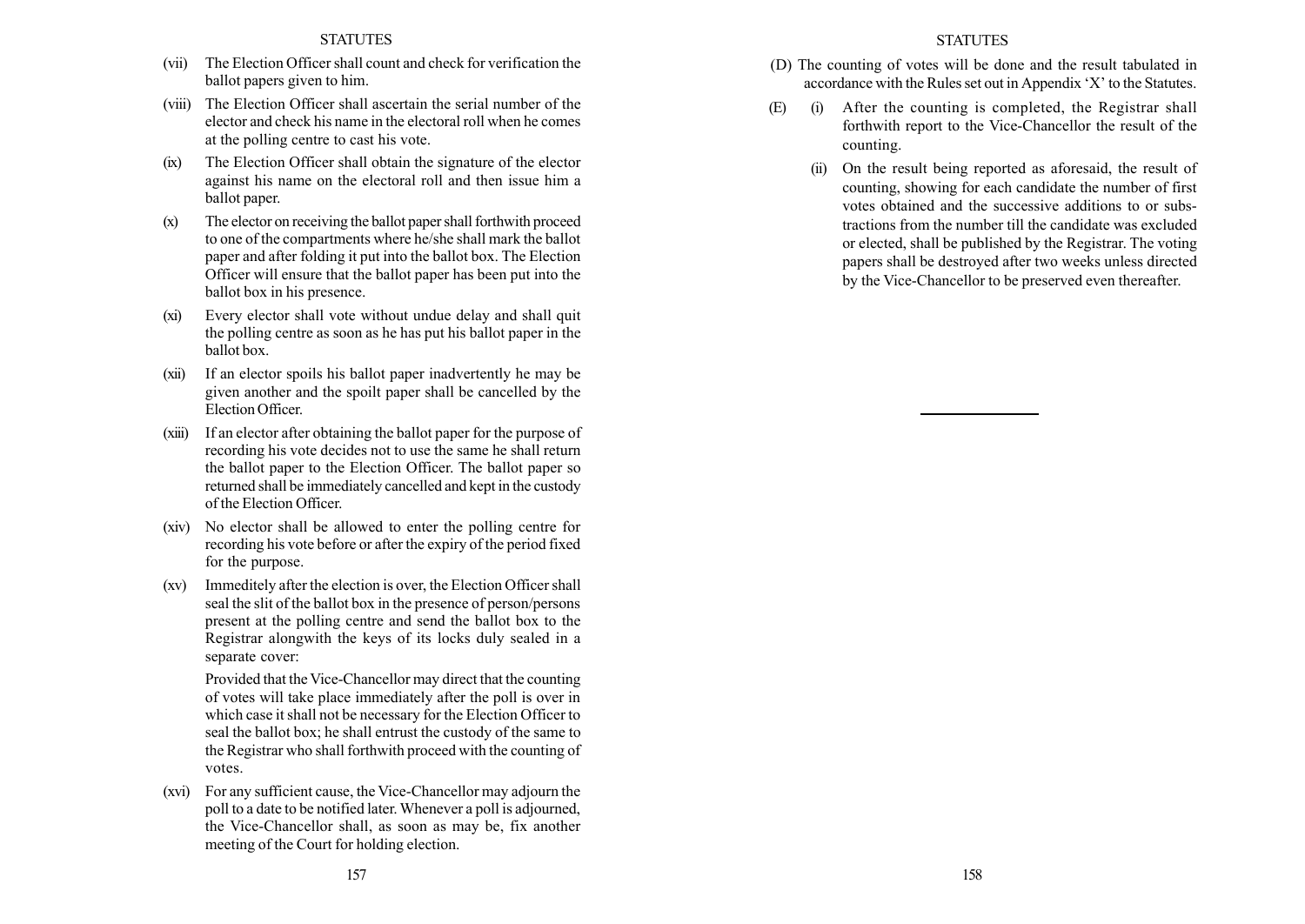(vii) The Election Officer shall count and check for verification the ballot papers given to him.

(viii) The Election Officer shall ascertain the serial number of the elector and check his name in the electoral roll when he comes at the polling centre to cast his vote.

(ix) The Election Officer shall obtain the signature of the elector against his name on the electoral roll and then issue him a ballot paper.

(x) The elector on receiving the ballot paper shall forthwith proceed to one of the compartments where he/she shall mark the ballot paper and after folding it put into the ballot box. The Election Officer will ensure that the ballot paper has been put into the ballot box in his presence.

(xi) Every elector shall vote without undue delay and shall quit the polling centre as soon as he has put his ballot paper in the ballot box.

(xii) If an elector spoils his ballot paper inadvertently he may be given another and the spoilt paper shall be cancelled by the Election Officer.

(xiii) If an elector after obtaining the ballot paper for the purpose of recording his vote decides not to use the same he shall return the ballot paper to the Election Officer. The ballot paper so returned shall be immediately cancelled and kept in the custody of the Election Officer.

(xiv) No elector shall be allowed to enter the polling centre for recording his vote before or after the expiry of the period fixed for the purpose.

(xv) Immeditely after the election is over, the Election Officer shall seal the slit of the ballot box in the presence of person/persons present at the polling centre and send the ballot box to the Registrar alongwith the keys of its locks duly sealed in a separate cover:

Provided that the Vice-Chancellor may direct that the counting of votes will take place immediately after the poll is over in which case it shall not be necessary for the Election Officer to seal the ballot box; he shall entrust the custody of the same to the Registrar who shall forthwith proceed with the counting of votes.

(xvi) For any sufficient cause, the Vice-Chancellor may adjourn the poll to a date to be notified later. Whenever a poll is adjourned, the Vice-Chancellor shall, as soon as may be, fix another meeting of the Court for holding election.

(D) The counting of votes will be done and the result tabulated in accordance with the Rules set out in Appendix 'X' to the Statutes.

(E) (i) After the counting is completed, the Registrar shall forthwith report to the Vice-Chancellor the result of the counting.

(ii) On the result being reported as aforesaid, the result of counting, showing for each candidate the number of first votes obtained and the successive additions to or substractions from the number till the candidate was excluded or elected, shall be published by the Registrar. The voting papers shall be destroyed after two weeks unless directed by the Vice-Chancellor to be preserved even thereafter.

---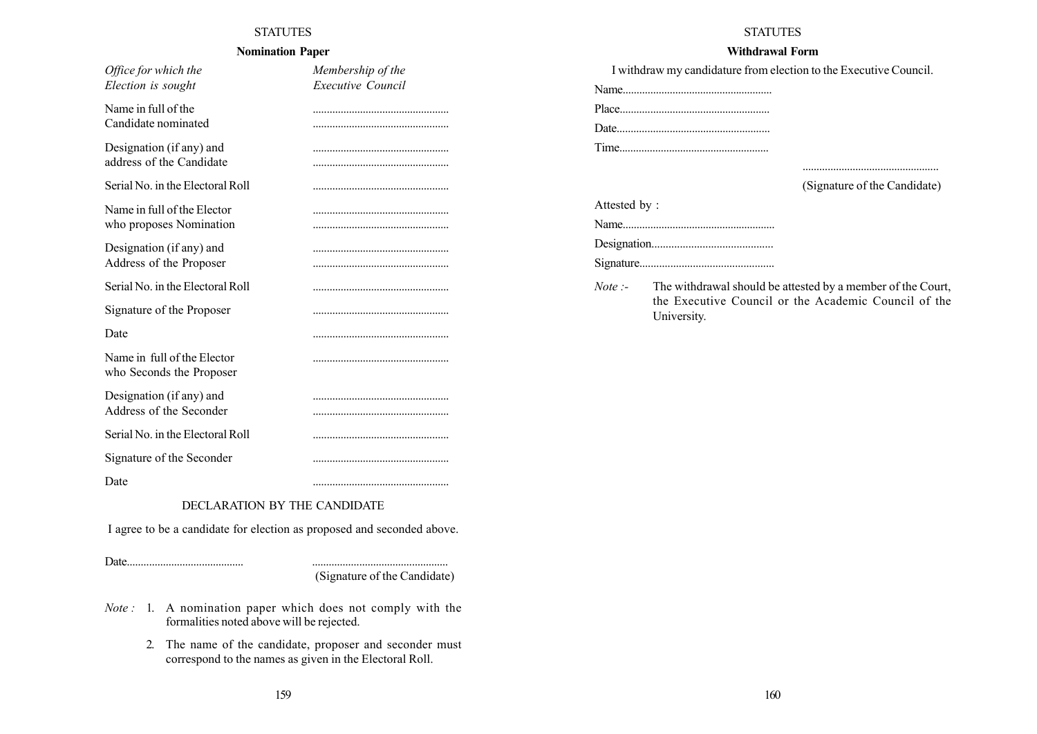## Nomination Paper

| *Office for which the Election is sought* | *Membership of the Executive Council* |
|---|---|
| Name in full of the Candidate nominated | ................................................. ................................................. |
| Designation (if any) and address of the Candidate | ................................................. ................................................. |
| Serial No. in the Electoral Roll | ................................................. |
| Name in full of the Elector who proposes Nomination | ................................................. ................................................. |
| Designation (if any) and Address of the Proposer | ................................................. ................................................. |
| Serial No. in the Electoral Roll | ................................................. |
| Signature of the Proposer | ................................................. |
| Date | ................................................. |
| Name in full of the Elector who Seconds the Proposer | ................................................. |
| Designation (if any) and Address of the Seconder | ................................................. ................................................. |
| Serial No. in the Electoral Roll | ................................................. |
| Signature of the Seconder | ................................................. |
| Date | ................................................. |

### DECLARATION BY THE CANDIDATE

I agree to be a candidate for election as proposed and seconded above.

Date.........................................          ................................................

(Signature of the Candidate)

*Note :* 1. A nomination paper which does not comply with the formalities noted above will be rejected.

2. The name of the candidate, proposer and seconder must correspond to the names as given in the Electoral Roll.

## Withdrawal Form

I withdraw my candidature from election to the Executive Council.

Name.....................................................

Place.....................................................

Date......................................................

Time.....................................................

................................................

(Signature of the Candidate)

Attested by :

Name......................................................

Designation..........................................

Signature...............................................

*Note :-* The withdrawal should be attested by a member of the Court, the Executive Council or the Academic Council of the University.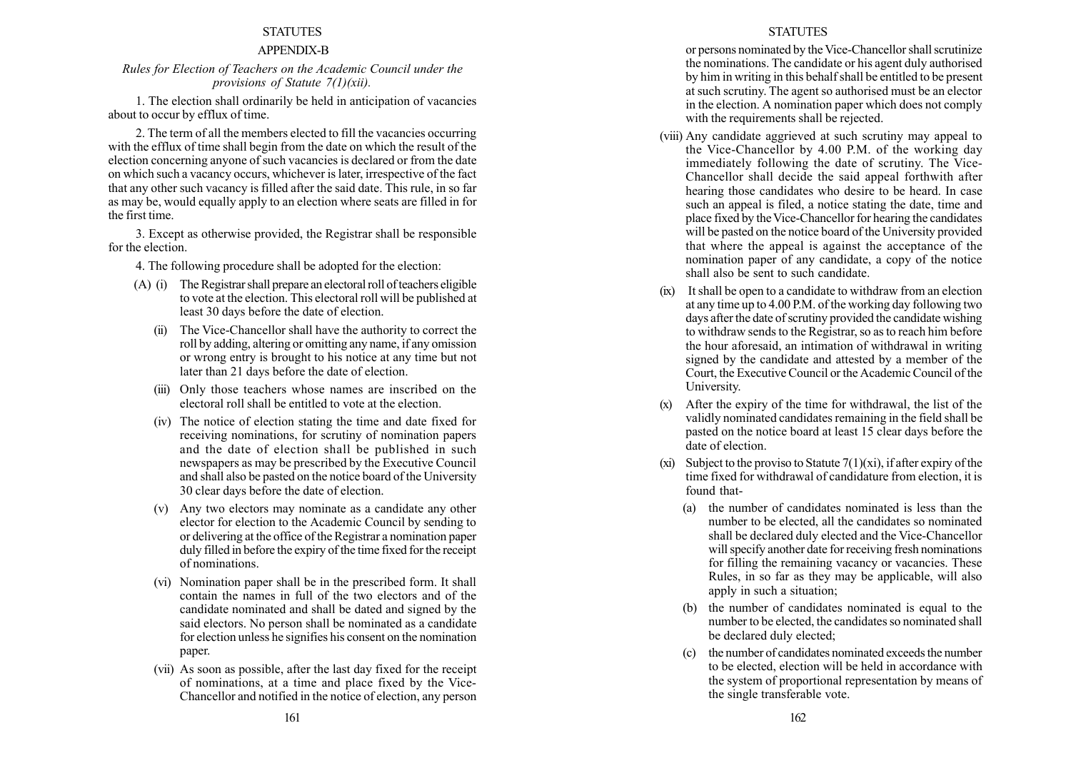## APPENDIX-B

*Rules for Election of Teachers on the Academic Council under the provisions of Statute 7(1)(xii).*

1. The election shall ordinarily be held in anticipation of vacancies about to occur by efflux of time.

2. The term of all the members elected to fill the vacancies occurring with the efflux of time shall begin from the date on which the result of the election concerning anyone of such vacancies is declared or from the date on which such a vacancy occurs, whichever is later, irrespective of the fact that any other such vacancy is filled after the said date. This rule, in so far as may be, would equally apply to an election where seats are filled in for the first time.

3. Except as otherwise provided, the Registrar shall be responsible for the election.

4. The following procedure shall be adopted for the election:

(A) (i) The Registrar shall prepare an electoral roll of teachers eligible to vote at the election. This electoral roll will be published at least 30 days before the date of election.

(ii) The Vice-Chancellor shall have the authority to correct the roll by adding, altering or omitting any name, if any omission or wrong entry is brought to his notice at any time but not later than 21 days before the date of election.

(iii) Only those teachers whose names are inscribed on the electoral roll shall be entitled to vote at the election.

(iv) The notice of election stating the time and date fixed for receiving nominations, for scrutiny of nomination papers and the date of election shall be published in such newspapers as may be prescribed by the Executive Council and shall also be pasted on the notice board of the University 30 clear days before the date of election.

(v) Any two electors may nominate as a candidate any other elector for election to the Academic Council by sending to or delivering at the office of the Registrar a nomination paper duly filled in before the expiry of the time fixed for the receipt of nominations.

(vi) Nomination paper shall be in the prescribed form. It shall contain the names in full of the two electors and of the candidate nominated and shall be dated and signed by the said electors. No person shall be nominated as a candidate for election unless he signifies his consent on the nomination paper.

(vii) As soon as possible, after the last day fixed for the receipt of nominations, at a time and place fixed by the Vice-Chancellor and notified in the notice of election, any person or persons nominated by the Vice-Chancellor shall scrutinize the nominations. The candidate or his agent duly authorised by him in writing in this behalf shall be entitled to be present at such scrutiny. The agent so authorised must be an elector in the election. A nomination paper which does not comply with the requirements shall be rejected.

(viii) Any candidate aggrieved at such scrutiny may appeal to the Vice-Chancellor by 4.00 P.M. of the working day immediately following the date of scrutiny. The Vice-Chancellor shall decide the said appeal forthwith after hearing those candidates who desire to be heard. In case such an appeal is filed, a notice stating the date, time and place fixed by the Vice-Chancellor for hearing the candidates will be pasted on the notice board of the University provided that where the appeal is against the acceptance of the nomination paper of any candidate, a copy of the notice shall also be sent to such candidate.

(ix) It shall be open to a candidate to withdraw from an election at any time up to 4.00 P.M. of the working day following two days after the date of scrutiny provided the candidate wishing to withdraw sends to the Registrar, so as to reach him before the hour aforesaid, an intimation of withdrawal in writing signed by the candidate and attested by a member of the Court, the Executive Council or the Academic Council of the University.

(x) After the expiry of the time for withdrawal, the list of the validly nominated candidates remaining in the field shall be pasted on the notice board at least 15 clear days before the date of election.

(xi) Subject to the proviso to Statute 7(1)(xi), if after expiry of the time fixed for withdrawal of candidature from election, it is found that-

(a) the number of candidates nominated is less than the number to be elected, all the candidates so nominated shall be declared duly elected and the Vice-Chancellor will specify another date for receiving fresh nominations for filling the remaining vacancy or vacancies. These Rules, in so far as they may be applicable, will also apply in such a situation;

(b) the number of candidates nominated is equal to the number to be elected, the candidates so nominated shall be declared duly elected;

(c) the number of candidates nominated exceeds the number to be elected, election will be held in accordance with the system of proportional representation by means of the single transferable vote.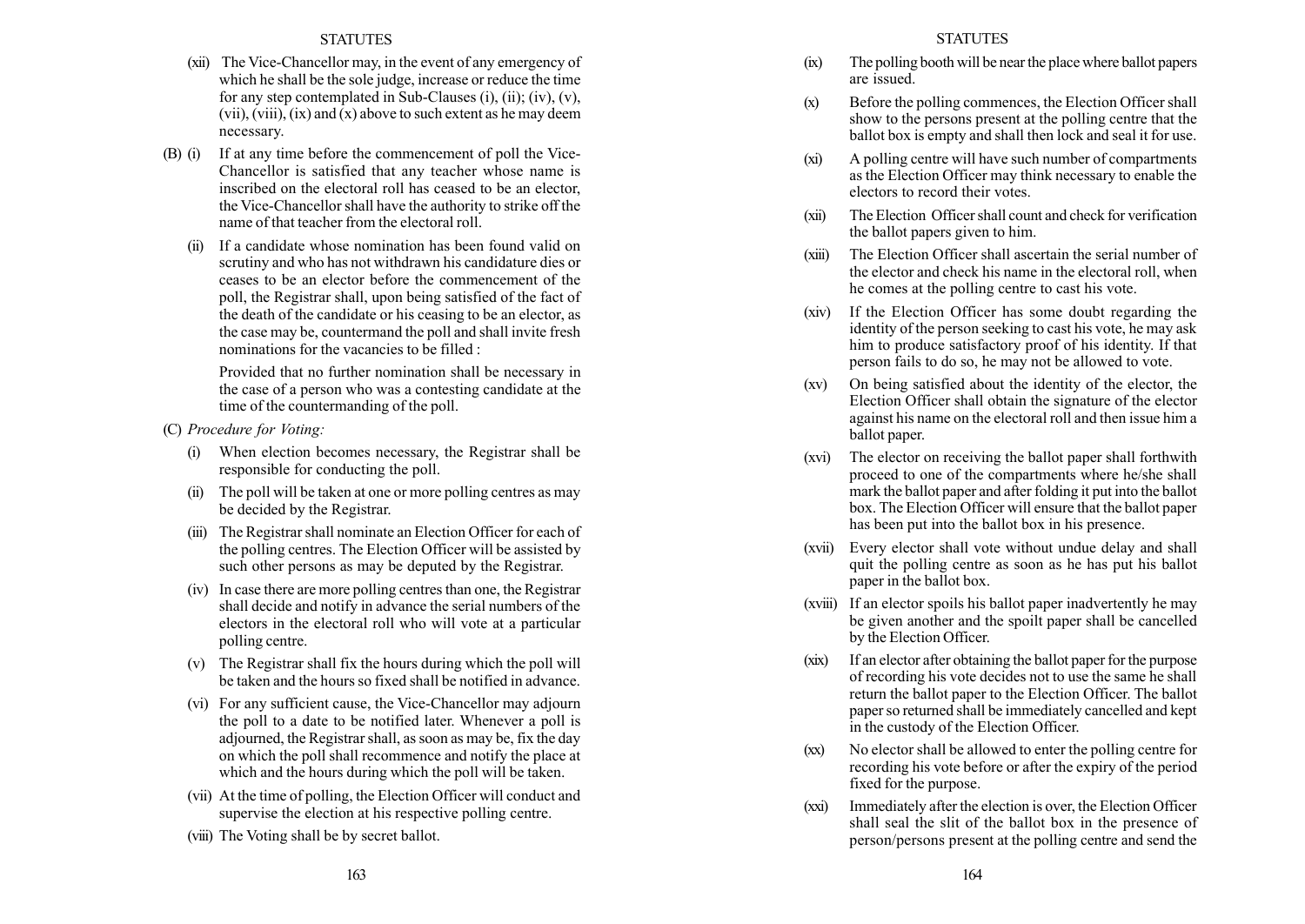(xii) The Vice-Chancellor may, in the event of any emergency of which he shall be the sole judge, increase or reduce the time for any step contemplated in Sub-Clauses (i), (ii); (iv), (v), (vii), (viii), (ix) and (x) above to such extent as he may deem necessary.

(B) (i) If at any time before the commencement of poll the Vice-Chancellor is satisfied that any teacher whose name is inscribed on the electoral roll has ceased to be an elector, the Vice-Chancellor shall have the authority to strike off the name of that teacher from the electoral roll.

(ii) If a candidate whose nomination has been found valid on scrutiny and who has not withdrawn his candidature dies or ceases to be an elector before the commencement of the poll, the Registrar shall, upon being satisfied of the fact of the death of the candidate or his ceasing to be an elector, as the case may be, countermand the poll and shall invite fresh nominations for the vacancies to be filled :

Provided that no further nomination shall be necessary in the case of a person who was a contesting candidate at the time of the countermanding of the poll.

(C) *Procedure for Voting:*

(i) When election becomes necessary, the Registrar shall be responsible for conducting the poll.

(ii) The poll will be taken at one or more polling centres as may be decided by the Registrar.

(iii) The Registrar shall nominate an Election Officer for each of the polling centres. The Election Officer will be assisted by such other persons as may be deputed by the Registrar.

(iv) In case there are more polling centres than one, the Registrar shall decide and notify in advance the serial numbers of the electors in the electoral roll who will vote at a particular polling centre.

(v) The Registrar shall fix the hours during which the poll will be taken and the hours so fixed shall be notified in advance.

(vi) For any sufficient cause, the Vice-Chancellor may adjourn the poll to a date to be notified later. Whenever a poll is adjourned, the Registrar shall, as soon as may be, fix the day on which the poll shall recommence and notify the place at which and the hours during which the poll will be taken.

(vii) At the time of polling, the Election Officer will conduct and supervise the election at his respective polling centre.

(viii) The Voting shall be by secret ballot.

(ix) The polling booth will be near the place where ballot papers are issued.

(x) Before the polling commences, the Election Officer shall show to the persons present at the polling centre that the ballot box is empty and shall then lock and seal it for use.

(xi) A polling centre will have such number of compartments as the Election Officer may think necessary to enable the electors to record their votes.

(xii) The Election Officer shall count and check for verification the ballot papers given to him.

(xiii) The Election Officer shall ascertain the serial number of the elector and check his name in the electoral roll, when he comes at the polling centre to cast his vote.

(xiv) If the Election Officer has some doubt regarding the identity of the person seeking to cast his vote, he may ask him to produce satisfactory proof of his identity. If that person fails to do so, he may not be allowed to vote.

(xv) On being satisfied about the identity of the elector, the Election Officer shall obtain the signature of the elector against his name on the electoral roll and then issue him a ballot paper.

(xvi) The elector on receiving the ballot paper shall forthwith proceed to one of the compartments where he/she shall mark the ballot paper and after folding it put into the ballot box. The Election Officer will ensure that the ballot paper has been put into the ballot box in his presence.

(xvii) Every elector shall vote without undue delay and shall quit the polling centre as soon as he has put his ballot paper in the ballot box.

(xviii) If an elector spoils his ballot paper inadvertently he may be given another and the spoilt paper shall be cancelled by the Election Officer.

(xix) If an elector after obtaining the ballot paper for the purpose of recording his vote decides not to use the same he shall return the ballot paper to the Election Officer. The ballot paper so returned shall be immediately cancelled and kept in the custody of the Election Officer.

(xx) No elector shall be allowed to enter the polling centre for recording his vote before or after the expiry of the period fixed for the purpose.

(xxi) Immediately after the election is over, the Election Officer shall seal the slit of the ballot box in the presence of person/persons present at the polling centre and send the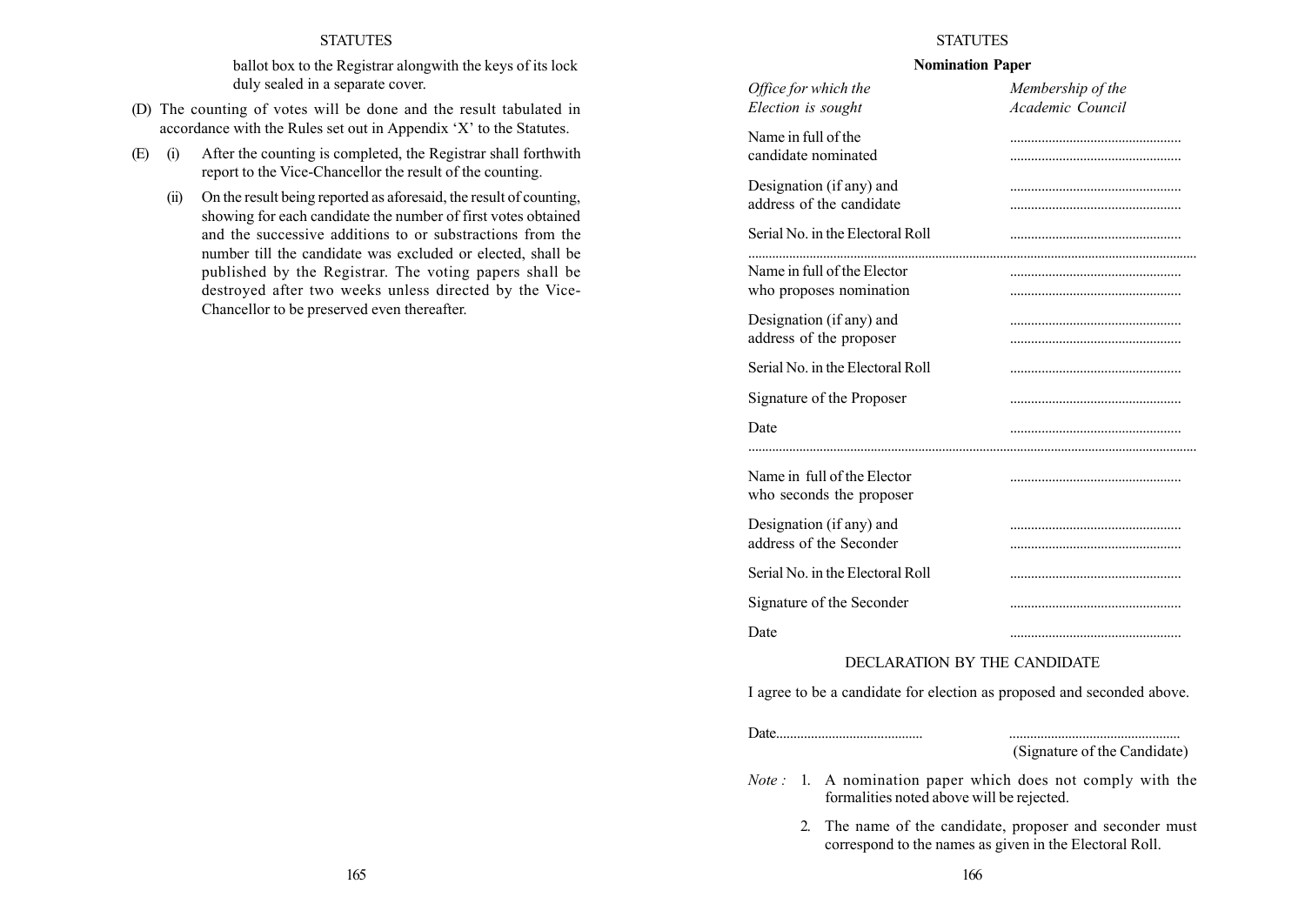ballot box to the Registrar alongwith the keys of its lock duly sealed in a separate cover.

(D) The counting of votes will be done and the result tabulated in accordance with the Rules set out in Appendix 'X' to the Statutes.

(E) (i) After the counting is completed, the Registrar shall forthwith report to the Vice-Chancellor the result of the counting.

(ii) On the result being reported as aforesaid, the result of counting, showing for each candidate the number of first votes obtained and the successive additions to or substractions from the number till the candidate was excluded or elected, shall be published by the Registrar. The voting papers shall be destroyed after two weeks unless directed by the Vice-Chancellor to be preserved even thereafter.

**Nomination Paper**

| *Office for which the Election is sought* | *Membership of the Academic Council* |
|---|---|
| Name in full of the candidate nominated | ................................................ ................................................ |
| Designation (if any) and address of the candidate | ................................................ ................................................ |
| Serial No. in the Electoral Roll | ................................................ |

..................................................................................................................................

| | |
|---|---|
| Name in full of the Elector who proposes nomination | ................................................ ................................................ |
| Designation (if any) and address of the proposer | ................................................ ................................................ |
| Serial No. in the Electoral Roll | ................................................ |
| Signature of the Proposer | ................................................ |
| Date | ................................................ |

..................................................................................................................................

| | |
|---|---|
| Name in full of the Elector who seconds the proposer | ................................................ |
| Designation (if any) and address of the Seconder | ................................................ ................................................ |
| Serial No. in the Electoral Roll | ................................................ |
| Signature of the Seconder | ................................................ |
| Date | ................................................ |

DECLARATION BY THE CANDIDATE

I agree to be a candidate for election as proposed and seconded above.

Date.........................................  ................................................
(Signature of the Candidate)

*Note :* 1. A nomination paper which does not comply with the formalities noted above will be rejected.

2. The name of the candidate, proposer and seconder must correspond to the names as given in the Electoral Roll.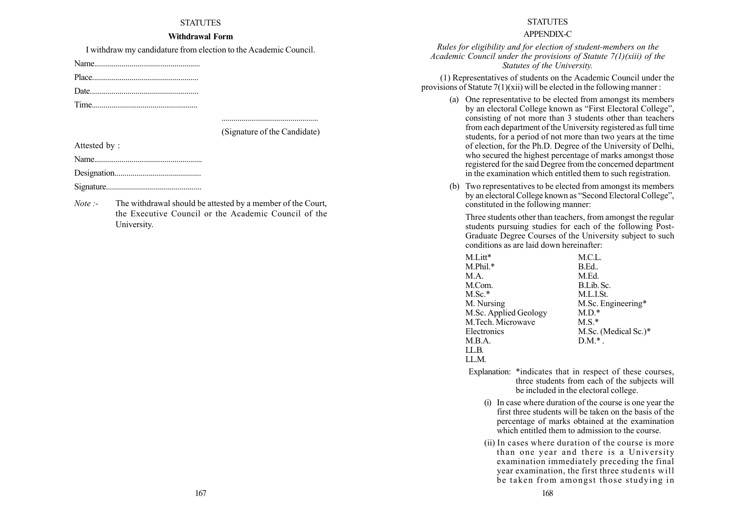## Withdrawal Form

I withdraw my candidature from election to the Academic Council.

Name.....................................................

Place.....................................................

Date.......................................................

Time.....................................................

.................................................

(Signature of the Candidate)

Attested by :

Name......................................................

Designation...........................................

Signature................................................

*Note :-* The withdrawal should be attested by a member of the Court, the Executive Council or the Academic Council of the University.

## APPENDIX-C

*Rules for eligibility and for election of student-members on the Academic Council under the provisions of Statute 7(1)(xiii) of the Statutes of the University.*

(1) Representatives of students on the Academic Council under the provisions of Statute 7(1)(xii) will be elected in the following manner :

(a) One representative to be elected from amongst its members by an electoral College known as "First Electoral College", consisting of not more than 3 students other than teachers from each department of the University registered as full time students, for a period of not more than two years at the time of election, for the Ph.D. Degree of the University of Delhi, who secured the highest percentage of marks amongst those registered for the said Degree from the concerned department in the examination which entitled them to such registration.

(b) Two representatives to be elected from amongst its members by an electoral College known as "Second Electoral College", constituted in the following manner:

Three students other than teachers, from amongst the regular students pursuing studies for each of the following Post-Graduate Degree Courses of the University subject to such conditions as are laid down hereinafter:

| | |
|---|---|
| M.Litt* | M.C.L. |
| M.Phil.* | B.Ed.. |
| M.A. | M.Ed. |
| M.Com. | B.Lib. Sc. |
| M.Sc.* | M.L.I.St. |
| M. Nursing | M.Sc. Engineering* |
| M.Sc. Applied Geology | M.D.* |
| M.Tech. Microwave Electronics | M.S.* |
| M.B.A. | M.Sc. (Medical Sc.)* |
| LL.B. | D.M.* . |
| LL.M. | |

Explanation: *indicates that in respect of these courses, three students from each of the subjects will be included in the electoral college.

(i) In case where duration of the course is one year the first three students will be taken on the basis of the percentage of marks obtained at the examination which entitled them to admission to the course.

(ii) In cases where duration of the course is more than one year and there is a University examination immediately preceding the final year examination, the first three students will be taken from amongst those studying in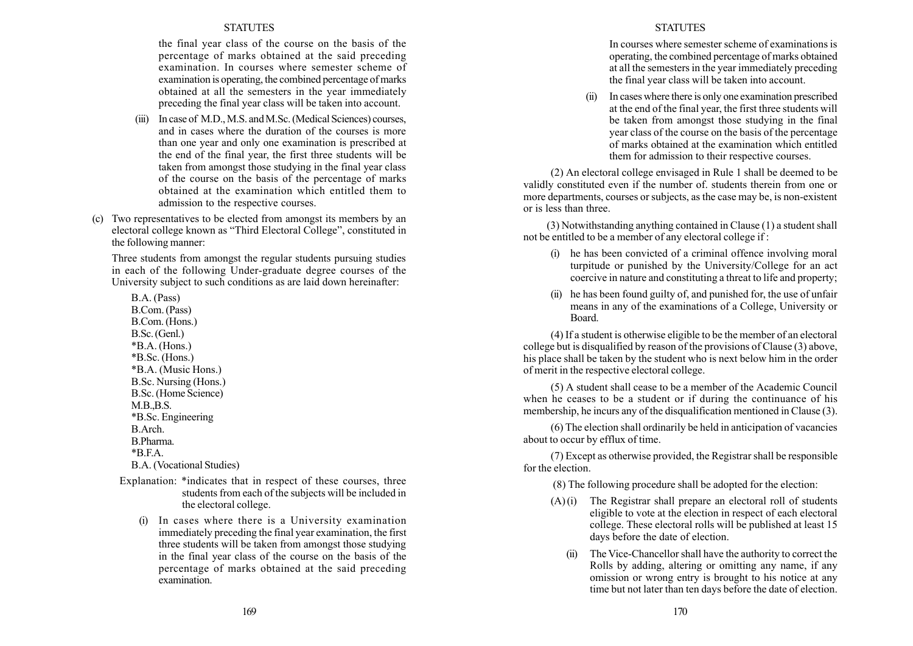the final year class of the course on the basis of the percentage of marks obtained at the said preceding examination. In courses where semester scheme of examination is operating, the combined percentage of marks obtained at all the semesters in the year immediately preceding the final year class will be taken into account.

(iii) In case of M.D., M.S. and M.Sc. (Medical Sciences) courses, and in cases where the duration of the courses is more than one year and only one examination is prescribed at the end of the final year, the first three students will be taken from amongst those studying in the final year class of the course on the basis of the percentage of marks obtained at the examination which entitled them to admission to the respective courses.

(c) Two representatives to be elected from amongst its members by an electoral college known as "Third Electoral College", constituted in the following manner:

Three students from amongst the regular students pursuing studies in each of the following Under-graduate degree courses of the University subject to such conditions as are laid down hereinafter:

B.A. (Pass)
B.Com. (Pass)
B.Com. (Hons.)
B.Sc. (Genl.)
*B.A. (Hons.)
*B.Sc. (Hons.)
*B.A. (Music Hons.)
B.Sc. Nursing (Hons.)
B.Sc. (Home Science)
M.B.,B.S.
*B.Sc. Engineering
B.Arch.
B.Pharma.
*B.F.A.
B.A. (Vocational Studies)

Explanation: *indicates that in respect of these courses, three students from each of the subjects will be included in the electoral college.

(i) In cases where there is a University examination immediately preceding the final year examination, the first three students will be taken from amongst those studying in the final year class of the course on the basis of the percentage of marks obtained at the said preceding examination. In courses where semester scheme of examinations is operating, the combined percentage of marks obtained at all the semesters in the year immediately preceding the final year class will be taken into account.

(ii) In cases where there is only one examination prescribed at the end of the final year, the first three students will be taken from amongst those studying in the final year class of the course on the basis of the percentage of marks obtained at the examination which entitled them for admission to their respective courses.

(2) An electoral college envisaged in Rule 1 shall be deemed to be validly constituted even if the number of. students therein from one or more departments, courses or subjects, as the case may be, is non-existent or is less than three.

(3) Notwithstanding anything contained in Clause (1) a student shall not be entitled to be a member of any electoral college if :

(i) he has been convicted of a criminal offence involving moral turpitude or punished by the University/College for an act coercive in nature and constituting a threat to life and property;

(ii) he has been found guilty of, and punished for, the use of unfair means in any of the examinations of a College, University or Board.

(4) If a student is otherwise eligible to be the member of an electoral college but is disqualified by reason of the provisions of Clause (3) above, his place shall be taken by the student who is next below him in the order of merit in the respective electoral college.

(5) A student shall cease to be a member of the Academic Council when he ceases to be a student or if during the continuance of his membership, he incurs any of the disqualification mentioned in Clause (3).

(6) The election shall ordinarily be held in anticipation of vacancies about to occur by efflux of time.

(7) Except as otherwise provided, the Registrar shall be responsible for the election.

(8) The following procedure shall be adopted for the election:

(A) (i) The Registrar shall prepare an electoral roll of students eligible to vote at the election in respect of each electoral college. These electoral rolls will be published at least 15 days before the date of election.

(ii) The Vice-Chancellor shall have the authority to correct the Rolls by adding, altering or omitting any name, if any omission or wrong entry is brought to his notice at any time but not later than ten days before the date of election.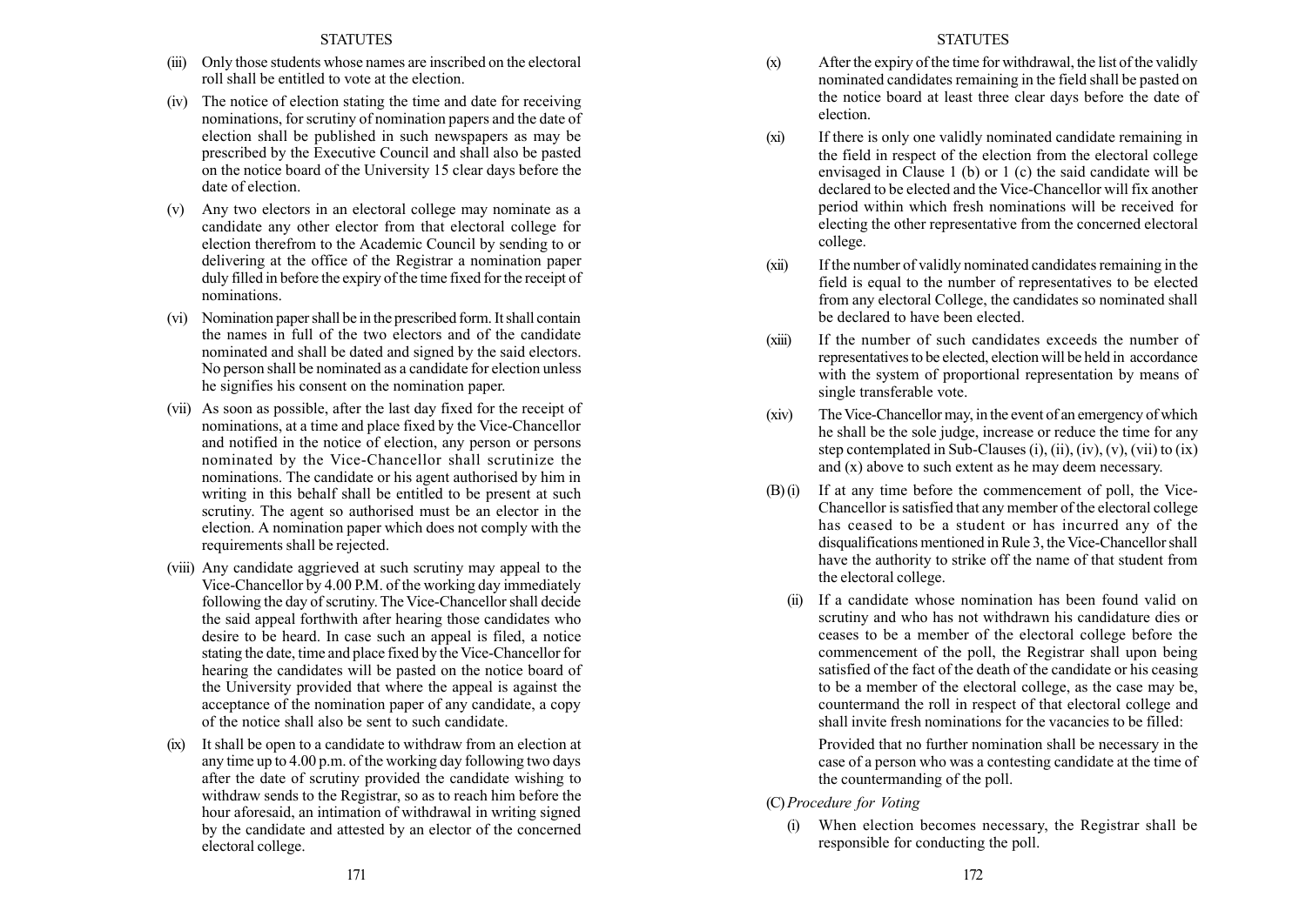(iii) Only those students whose names are inscribed on the electoral roll shall be entitled to vote at the election.

(iv) The notice of election stating the time and date for receiving nominations, for scrutiny of nomination papers and the date of election shall be published in such newspapers as may be prescribed by the Executive Council and shall also be pasted on the notice board of the University 15 clear days before the date of election.

(v) Any two electors in an electoral college may nominate as a candidate any other elector from that electoral college for election therefrom to the Academic Council by sending to or delivering at the office of the Registrar a nomination paper duly filled in before the expiry of the time fixed for the receipt of nominations.

(vi) Nomination paper shall be in the prescribed form. It shall contain the names in full of the two electors and of the candidate nominated and shall be dated and signed by the said electors. No person shall be nominated as a candidate for election unless he signifies his consent on the nomination paper.

(vii) As soon as possible, after the last day fixed for the receipt of nominations, at a time and place fixed by the Vice-Chancellor and notified in the notice of election, any person or persons nominated by the Vice-Chancellor shall scrutinize the nominations. The candidate or his agent authorised by him in writing in this behalf shall be entitled to be present at such scrutiny. The agent so authorised must be an elector in the election. A nomination paper which does not comply with the requirements shall be rejected.

(viii) Any candidate aggrieved at such scrutiny may appeal to the Vice-Chancellor by 4.00 P.M. of the working day immediately following the day of scrutiny. The Vice-Chancellor shall decide the said appeal forthwith after hearing those candidates who desire to be heard. In case such an appeal is filed, a notice stating the date, time and place fixed by the Vice-Chancellor for hearing the candidates will be pasted on the notice board of the University provided that where the appeal is against the acceptance of the nomination paper of any candidate, a copy of the notice shall also be sent to such candidate.

(ix) It shall be open to a candidate to withdraw from an election at any time up to 4.00 p.m. of the working day following two days after the date of scrutiny provided the candidate wishing to withdraw sends to the Registrar, so as to reach him before the hour aforesaid, an intimation of withdrawal in writing signed by the candidate and attested by an elector of the concerned electoral college.

(x) After the expiry of the time for withdrawal, the list of the validly nominated candidates remaining in the field shall be pasted on the notice board at least three clear days before the date of election.

(xi) If there is only one validly nominated candidate remaining in the field in respect of the election from the electoral college envisaged in Clause 1 (b) or 1 (c) the said candidate will be declared to be elected and the Vice-Chancellor will fix another period within which fresh nominations will be received for electing the other representative from the concerned electoral college.

(xii) If the number of validly nominated candidates remaining in the field is equal to the number of representatives to be elected from any electoral College, the candidates so nominated shall be declared to have been elected.

(xiii) If the number of such candidates exceeds the number of representatives to be elected, election will be held in accordance with the system of proportional representation by means of single transferable vote.

(xiv) The Vice-Chancellor may, in the event of an emergency of which he shall be the sole judge, increase or reduce the time for any step contemplated in Sub-Clauses (i), (ii), (iv), (v), (vii) to (ix) and (x) above to such extent as he may deem necessary.

(B) (i) If at any time before the commencement of poll, the Vice-Chancellor is satisfied that any member of the electoral college has ceased to be a student or has incurred any of the disqualifications mentioned in Rule 3, the Vice-Chancellor shall have the authority to strike off the name of that student from the electoral college.

(ii) If a candidate whose nomination has been found valid on scrutiny and who has not withdrawn his candidature dies or ceases to be a member of the electoral college before the commencement of the poll, the Registrar shall upon being satisfied of the fact of the death of the candidate or his ceasing to be a member of the electoral college, as the case may be, countermand the roll in respect of that electoral college and shall invite fresh nominations for the vacancies to be filled:

Provided that no further nomination shall be necessary in the case of a person who was a contesting candidate at the time of the countermanding of the poll.

(C) *Procedure for Voting*

(i) When election becomes necessary, the Registrar shall be responsible for conducting the poll.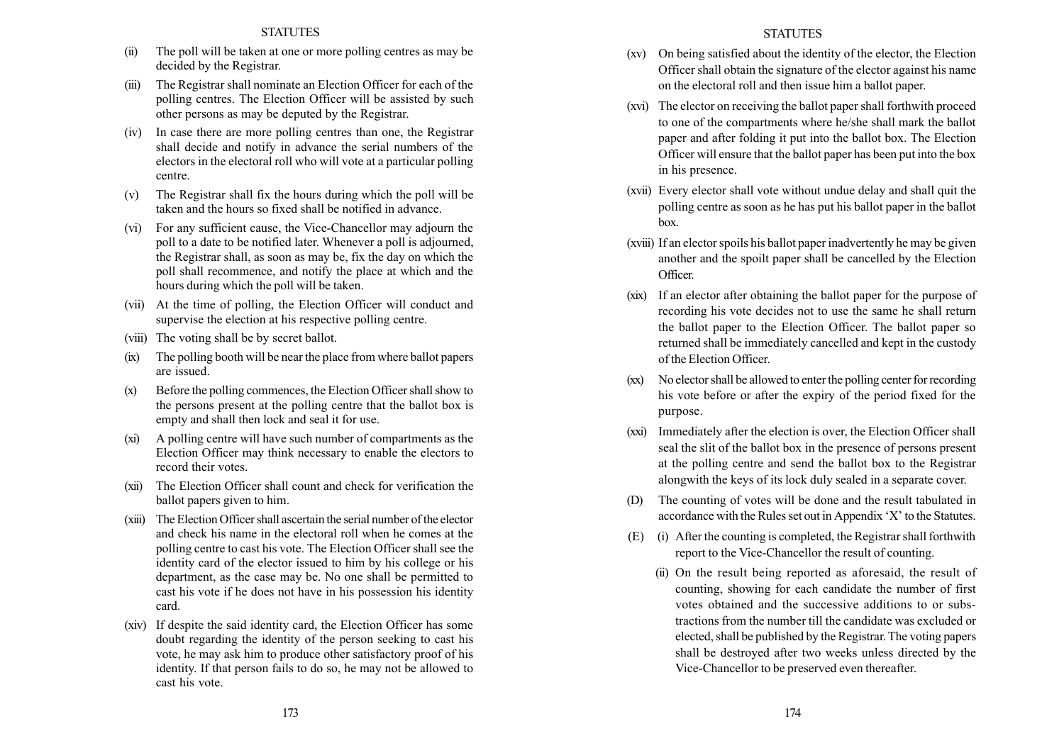(ii) The poll will be taken at one or more polling centres as may be decided by the Registrar.

(iii) The Registrar shall nominate an Election Officer for each of the polling centres. The Election Officer will be assisted by such other persons as may be deputed by the Registrar.

(iv) In case there are more polling centres than one, the Registrar shall decide and notify in advance the serial numbers of the electors in the electoral roll who will vote at a particular polling centre.

(v) The Registrar shall fix the hours during which the poll will be taken and the hours so fixed shall be notified in advance.

(vi) For any sufficient cause, the Vice-Chancellor may adjourn the poll to a date to be notified later. Whenever a poll is adjourned, the Registrar shall, as soon as may be, fix the day on which the poll shall recommence, and notify the place at which and the hours during which the poll will be taken.

(vii) At the time of polling, the Election Officer will conduct and supervise the election at his respective polling centre.

(viii) The voting shall be by secret ballot.

(ix) The polling booth will be near the place from where ballot papers are issued.

(x) Before the polling commences, the Election Officer shall show to the persons present at the polling centre that the ballot box is empty and shall then lock and seal it for use.

(xi) A polling centre will have such number of compartments as the Election Officer may think necessary to enable the electors to record their votes.

(xii) The Election Officer shall count and check for verification the ballot papers given to him.

(xiii) The Election Officer shall ascertain the serial number of the elector and check his name in the electoral roll when he comes at the polling centre to cast his vote. The Election Officer shall see the identity card of the elector issued to him by his college or his department, as the case may be. No one shall be permitted to cast his vote if he does not have in his possession his identity card.

(xiv) If despite the said identity card, the Election Officer has some doubt regarding the identity of the person seeking to cast his vote, he may ask him to produce other satisfactory proof of his identity. If that person fails to do so, he may not be allowed to cast his vote.

(xv) On being satisfied about the identity of the elector, the Election Officer shall obtain the signature of the elector against his name on the electoral roll and then issue him a ballot paper.

(xvi) The elector on receiving the ballot paper shall forthwith proceed to one of the compartments where he/she shall mark the ballot paper and after folding it put into the ballot box. The Election Officer will ensure that the ballot paper has been put into the box in his presence.

(xvii) Every elector shall vote without undue delay and shall quit the polling centre as soon as he has put his ballot paper in the ballot box.

(xviii) If an elector spoils his ballot paper inadvertently he may be given another and the spoilt paper shall be cancelled by the Election Officer.

(xix) If an elector after obtaining the ballot paper for the purpose of recording his vote decides not to use the same he shall return the ballot paper to the Election Officer. The ballot paper so returned shall be immediately cancelled and kept in the custody of the Election Officer.

(xx) No elector shall be allowed to enter the polling center for recording his vote before or after the expiry of the period fixed for the purpose.

(xxi) Immediately after the election is over, the Election Officer shall seal the slit of the ballot box in the presence of persons present at the polling centre and send the ballot box to the Registrar alongwith the keys of its lock duly sealed in a separate cover.

(D) The counting of votes will be done and the result tabulated in accordance with the Rules set out in Appendix 'X' to the Statutes.

(E) (i) After the counting is completed, the Registrar shall forthwith report to the Vice-Chancellor the result of counting.

(ii) On the result being reported as aforesaid, the result of counting, showing for each candidate the number of first votes obtained and the successive additions to or substractions from the number till the candidate was excluded or elected, shall be published by the Registrar. The voting papers shall be destroyed after two weeks unless directed by the Vice-Chancellor to be preserved even thereafter.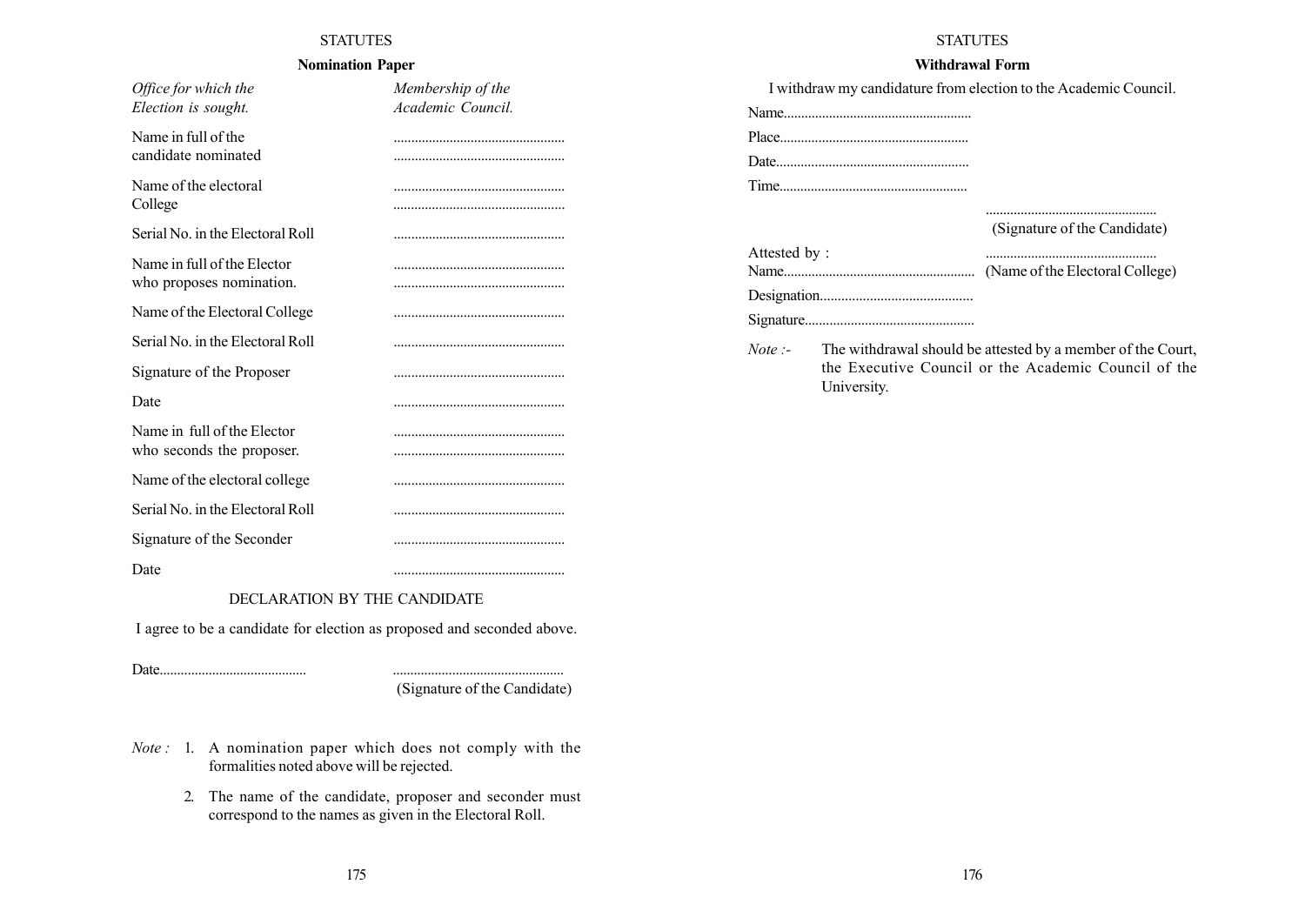## Nomination Paper

| | |
|---|---|
| *Office for which the Election is sought.* | *Membership of the Academic Council.* |
| Name in full of the candidate nominated | ................................................. ................................................. |
| Name of the electoral College | ................................................. ................................................. |
| Serial No. in the Electoral Roll | ................................................. |
| Name in full of the Elector who proposes nomination. | ................................................. ................................................. |
| Name of the Electoral College | ................................................. |
| Serial No. in the Electoral Roll | ................................................. |
| Signature of the Proposer | ................................................. |
| Date | ................................................. |
| Name in full of the Elector who seconds the proposer. | ................................................. ................................................. |
| Name of the electoral college | ................................................. |
| Serial No. in the Electoral Roll | ................................................. |
| Signature of the Seconder | ................................................. |
| Date | ................................................. |

DECLARATION BY THE CANDIDATE

I agree to be a candidate for election as proposed and seconded above.

Date.........................................                ................................................

(Signature of the Candidate)

*Note :* 1. A nomination paper which does not comply with the formalities noted above will be rejected.

2. The name of the candidate, proposer and seconder must correspond to the names as given in the Electoral Roll.

## Withdrawal Form

I withdraw my candidature from election to the Academic Council.

Name.....................................................

Place.....................................................

Date.......................................................

Time.....................................................

................................................

(Signature of the Candidate)

Attested by :                ................................................

Name......................................................  (Name of the Electoral College)

Designation...........................................

Signature................................................

*Note :-* The withdrawal should be attested by a member of the Court, the Executive Council or the Academic Council of the University.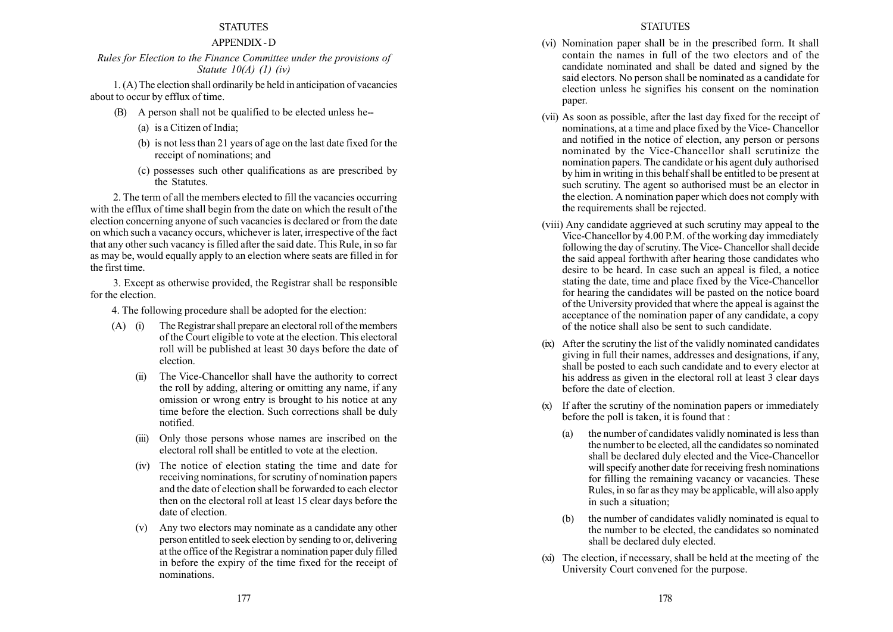## APPENDIX - D

*Rules for Election to the Finance Committee under the provisions of Statute 10(A) (1) (iv)*

1. (A) The election shall ordinarily be held in anticipation of vacancies about to occur by efflux of time.

(B) A person shall not be qualified to be elected unless he--

(a) is a Citizen of India;

(b) is not less than 21 years of age on the last date fixed for the receipt of nominations; and

(c) possesses such other qualifications as are prescribed by the Statutes.

2. The term of all the members elected to fill the vacancies occurring with the efflux of time shall begin from the date on which the result of the election concerning anyone of such vacancies is declared or from the date on which such a vacancy occurs, whichever is later, irrespective of the fact that any other such vacancy is filled after the said date. This Rule, in so far as may be, would equally apply to an election where seats are filled in for the first time.

3. Except as otherwise provided, the Registrar shall be responsible for the election.

4. The following procedure shall be adopted for the election:

(A) (i) The Registrar shall prepare an electoral roll of the members of the Court eligible to vote at the election. This electoral roll will be published at least 30 days before the date of election.

(ii) The Vice-Chancellor shall have the authority to correct the roll by adding, altering or omitting any name, if any omission or wrong entry is brought to his notice at any time before the election. Such corrections shall be duly notified.

(iii) Only those persons whose names are inscribed on the electoral roll shall be entitled to vote at the election.

(iv) The notice of election stating the time and date for receiving nominations, for scrutiny of nomination papers and the date of election shall be forwarded to each elector then on the electoral roll at least 15 clear days before the date of election.

(v) Any two electors may nominate as a candidate any other person entitled to seek election by sending to or, delivering at the office of the Registrar a nomination paper duly filled in before the expiry of the time fixed for the receipt of nominations.

(vi) Nomination paper shall be in the prescribed form. It shall contain the names in full of the two electors and of the candidate nominated and shall be dated and signed by the said electors. No person shall be nominated as a candidate for election unless he signifies his consent on the nomination paper.

(vii) As soon as possible, after the last day fixed for the receipt of nominations, at a time and place fixed by the Vice- Chancellor and notified in the notice of election, any person or persons nominated by the Vice-Chancellor shall scrutinize the nomination papers. The candidate or his agent duly authorised by him in writing in this behalf shall be entitled to be present at such scrutiny. The agent so authorised must be an elector in the election. A nomination paper which does not comply with the requirements shall be rejected.

(viii) Any candidate aggrieved at such scrutiny may appeal to the Vice-Chancellor by 4.00 P.M. of the working day immediately following the day of scrutiny. The Vice- Chancellor shall decide the said appeal forthwith after hearing those candidates who desire to be heard. In case such an appeal is filed, a notice stating the date, time and place fixed by the Vice-Chancellor for hearing the candidates will be pasted on the notice board of the University provided that where the appeal is against the acceptance of the nomination paper of any candidate, a copy of the notice shall also be sent to such candidate.

(ix) After the scrutiny the list of the validly nominated candidates giving in full their names, addresses and designations, if any, shall be posted to each such candidate and to every elector at his address as given in the electoral roll at least 3 clear days before the date of election.

(x) If after the scrutiny of the nomination papers or immediately before the poll is taken, it is found that :

(a) the number of candidates validly nominated is less than the number to be elected, all the candidates so nominated shall be declared duly elected and the Vice-Chancellor will specify another date for receiving fresh nominations for filling the remaining vacancy or vacancies. These Rules, in so far as they may be applicable, will also apply in such a situation;

(b) the number of candidates validly nominated is equal to the number to be elected, the candidates so nominated shall be declared duly elected.

(xi) The election, if necessary, shall be held at the meeting of the University Court convened for the purpose.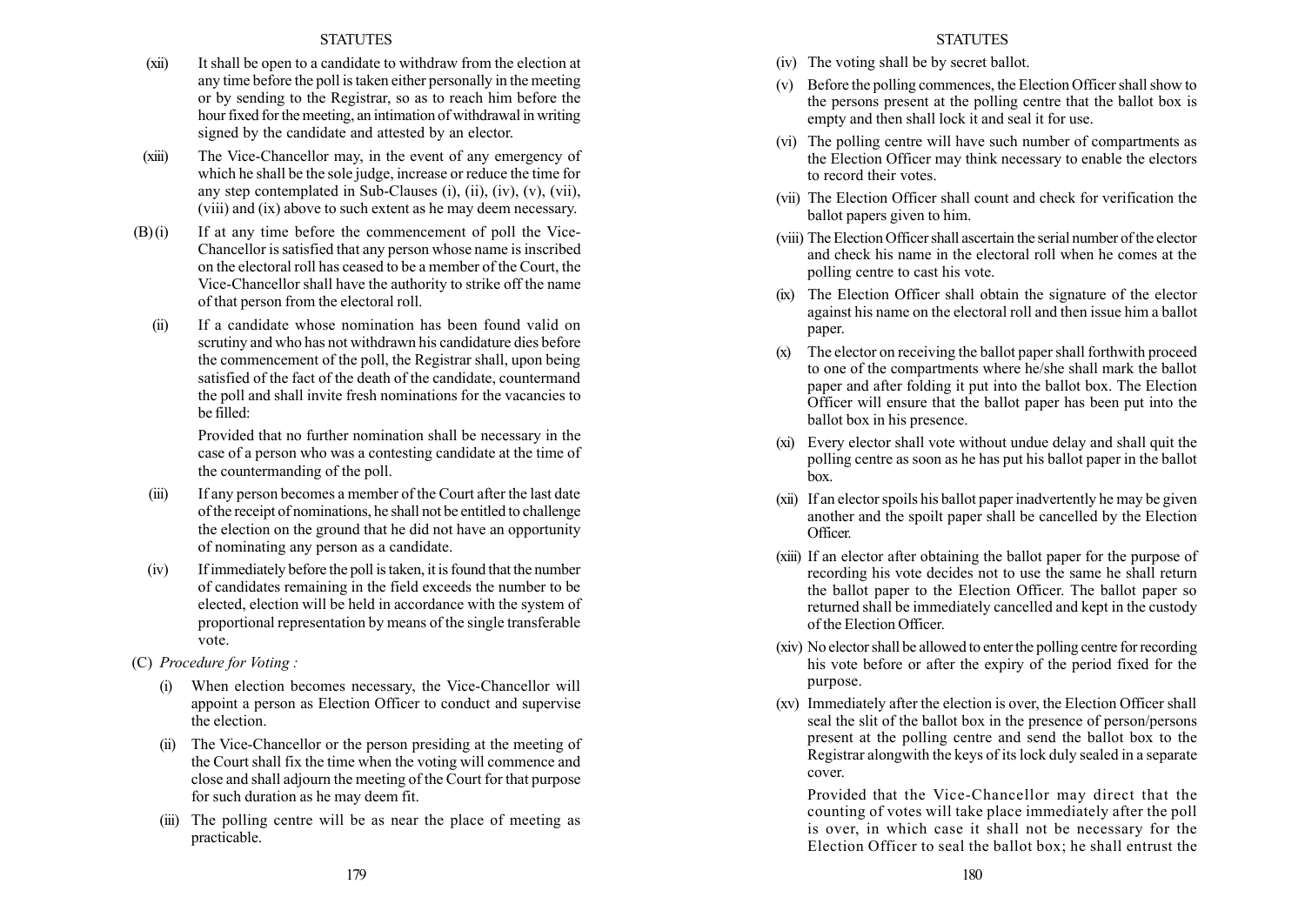(xii) It shall be open to a candidate to withdraw from the election at any time before the poll is taken either personally in the meeting or by sending to the Registrar, so as to reach him before the hour fixed for the meeting, an intimation of withdrawal in writing signed by the candidate and attested by an elector.

(xiii) The Vice-Chancellor may, in the event of any emergency of which he shall be the sole judge, increase or reduce the time for any step contemplated in Sub-Clauses (i), (ii), (iv), (v), (vii), (viii) and (ix) above to such extent as he may deem necessary.

(B) (i) If at any time before the commencement of poll the Vice-Chancellor is satisfied that any person whose name is inscribed on the electoral roll has ceased to be a member of the Court, the Vice-Chancellor shall have the authority to strike off the name of that person from the electoral roll.

(ii) If a candidate whose nomination has been found valid on scrutiny and who has not withdrawn his candidature dies before the commencement of the poll, the Registrar shall, upon being satisfied of the fact of the death of the candidate, countermand the poll and shall invite fresh nominations for the vacancies to be filled:

Provided that no further nomination shall be necessary in the case of a person who was a contesting candidate at the time of the countermanding of the poll.

(iii) If any person becomes a member of the Court after the last date of the receipt of nominations, he shall not be entitled to challenge the election on the ground that he did not have an opportunity of nominating any person as a candidate.

(iv) If immediately before the poll is taken, it is found that the number of candidates remaining in the field exceeds the number to be elected, election will be held in accordance with the system of proportional representation by means of the single transferable vote.

(C) *Procedure for Voting :*

(i) When election becomes necessary, the Vice-Chancellor will appoint a person as Election Officer to conduct and supervise the election.

(ii) The Vice-Chancellor or the person presiding at the meeting of the Court shall fix the time when the voting will commence and close and shall adjourn the meeting of the Court for that purpose for such duration as he may deem fit.

(iii) The polling centre will be as near the place of meeting as practicable.

(iv) The voting shall be by secret ballot.

(v) Before the polling commences, the Election Officer shall show to the persons present at the polling centre that the ballot box is empty and then shall lock it and seal it for use.

(vi) The polling centre will have such number of compartments as the Election Officer may think necessary to enable the electors to record their votes.

(vii) The Election Officer shall count and check for verification the ballot papers given to him.

(viii) The Election Officer shall ascertain the serial number of the elector and check his name in the electoral roll when he comes at the polling centre to cast his vote.

(ix) The Election Officer shall obtain the signature of the elector against his name on the electoral roll and then issue him a ballot paper.

(x) The elector on receiving the ballot paper shall forthwith proceed to one of the compartments where he/she shall mark the ballot paper and after folding it put into the ballot box. The Election Officer will ensure that the ballot paper has been put into the ballot box in his presence.

(xi) Every elector shall vote without undue delay and shall quit the polling centre as soon as he has put his ballot paper in the ballot box.

(xii) If an elector spoils his ballot paper inadvertently he may be given another and the spoilt paper shall be cancelled by the Election Officer.

(xiii) If an elector after obtaining the ballot paper for the purpose of recording his vote decides not to use the same he shall return the ballot paper to the Election Officer. The ballot paper so returned shall be immediately cancelled and kept in the custody of the Election Officer.

(xiv) No elector shall be allowed to enter the polling centre for recording his vote before or after the expiry of the period fixed for the purpose.

(xv) Immediately after the election is over, the Election Officer shall seal the slit of the ballot box in the presence of person/persons present at the polling centre and send the ballot box to the Registrar alongwith the keys of its lock duly sealed in a separate cover.

Provided that the Vice-Chancellor may direct that the counting of votes will take place immediately after the poll is over, in which case it shall not be necessary for the Election Officer to seal the ballot box; he shall entrust the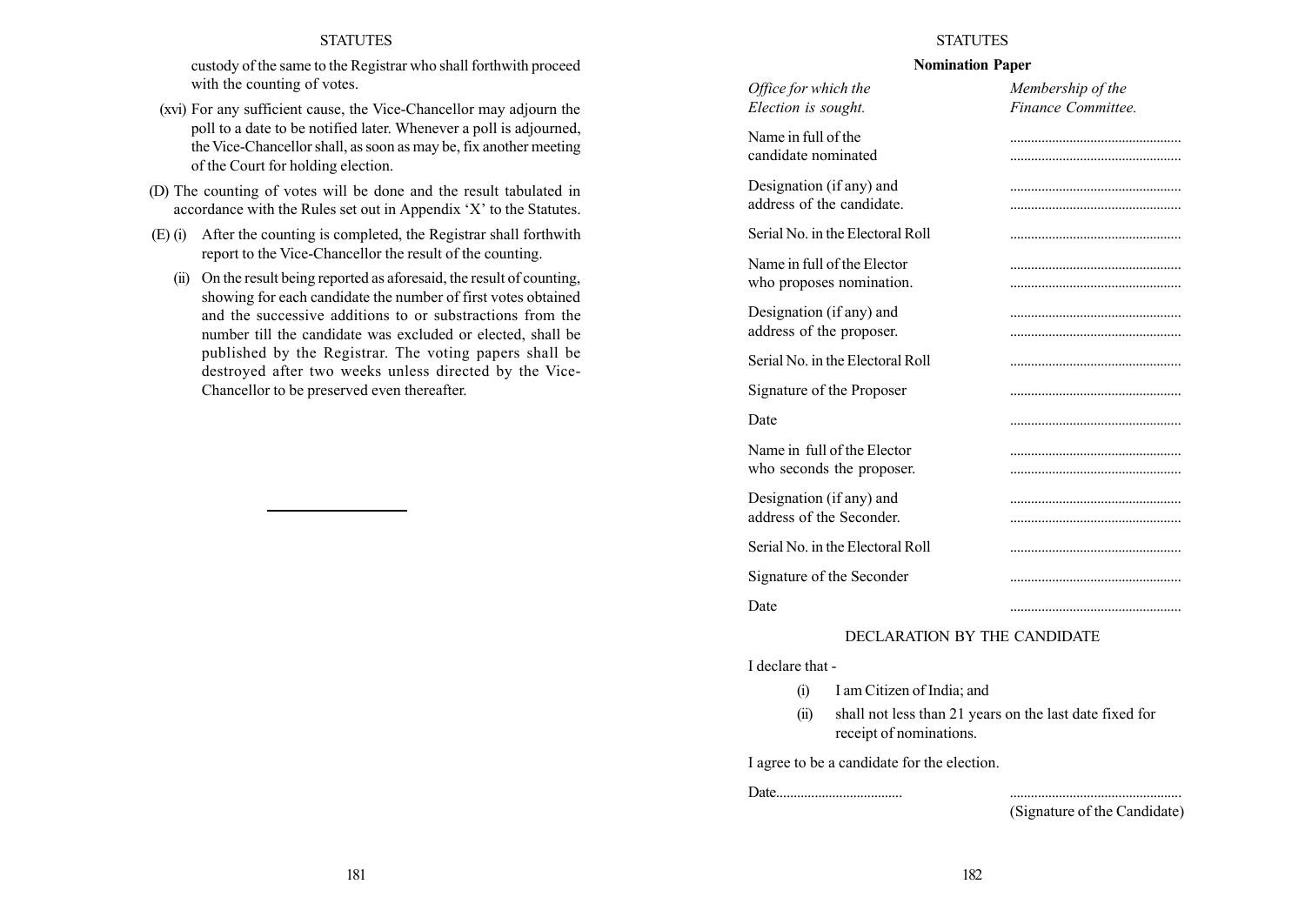custody of the same to the Registrar who shall forthwith proceed with the counting of votes.

(xvi) For any sufficient cause, the Vice-Chancellor may adjourn the poll to a date to be notified later. Whenever a poll is adjourned, the Vice-Chancellor shall, as soon as may be, fix another meeting of the Court for holding election.

(D) The counting of votes will be done and the result tabulated in accordance with the Rules set out in Appendix 'X' to the Statutes.

(E) (i) After the counting is completed, the Registrar shall forthwith report to the Vice-Chancellor the result of the counting.

(ii) On the result being reported as aforesaid, the result of counting, showing for each candidate the number of first votes obtained and the successive additions to or substractions from the number till the candidate was excluded or elected, shall be published by the Registrar. The voting papers shall be destroyed after two weeks unless directed by the Vice-Chancellor to be preserved even thereafter.

---

**Nomination Paper**

| | |
|---|---|
| *Office for which the Election is sought.* | *Membership of the Finance Committee.* |
| Name in full of the candidate nominated | ................................................ |
| Designation (if any) and address of the candidate. | ................................................ |
| Serial No. in the Electoral Roll | ................................................ |
| Name in full of the Elector who proposes nomination. | ................................................ |
| Designation (if any) and address of the proposer. | ................................................ |
| Serial No. in the Electoral Roll | ................................................ |
| Signature of the Proposer | ................................................ |
| Date | ................................................ |
| Name in full of the Elector who seconds the proposer. | ................................................ |
| Designation (if any) and address of the Seconder. | ................................................ |
| Serial No. in the Electoral Roll | ................................................ |
| Signature of the Seconder | ................................................ |
| Date | ................................................ |

DECLARATION BY THE CANDIDATE

I declare that -

(i) I am Citizen of India; and

(ii) shall not less than 21 years on the last date fixed for receipt of nominations.

I agree to be a candidate for the election.

Date....................................                ................................................
(Signature of the Candidate)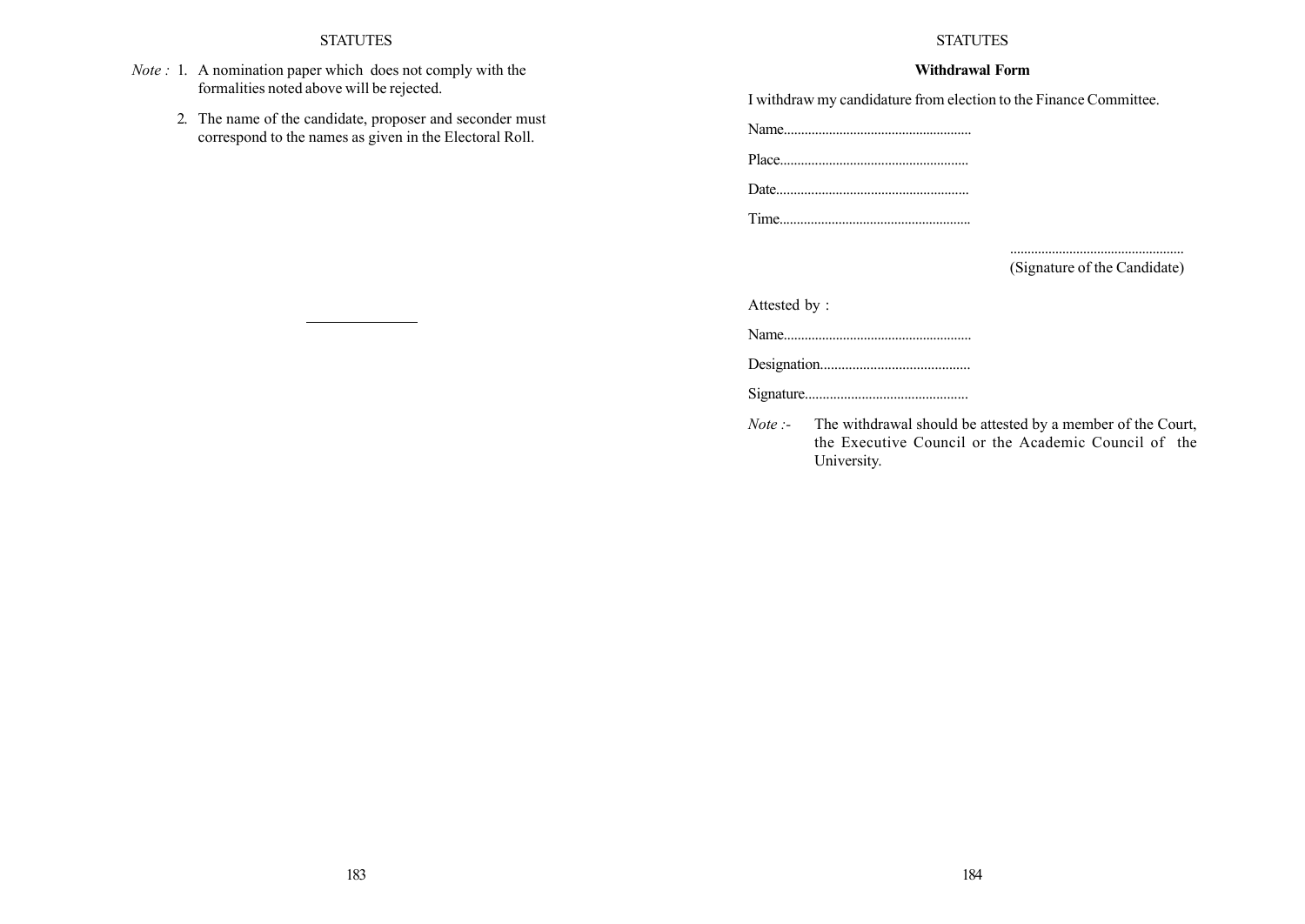*Note :* 1. A nomination paper which does not comply with the formalities noted above will be rejected.

2. The name of the candidate, proposer and seconder must correspond to the names as given in the Electoral Roll.

---

**Withdrawal Form**

I withdraw my candidature from election to the Finance Committee.

Name......................................................

Place......................................................

Date.......................................................

Time.......................................................

..................................................
(Signature of the Candidate)

Attested by :

Name......................................................

Designation..........................................

Signature..............................................

*Note :-* The withdrawal should be attested by a member of the Court, the Executive Council or the Academic Council of the University.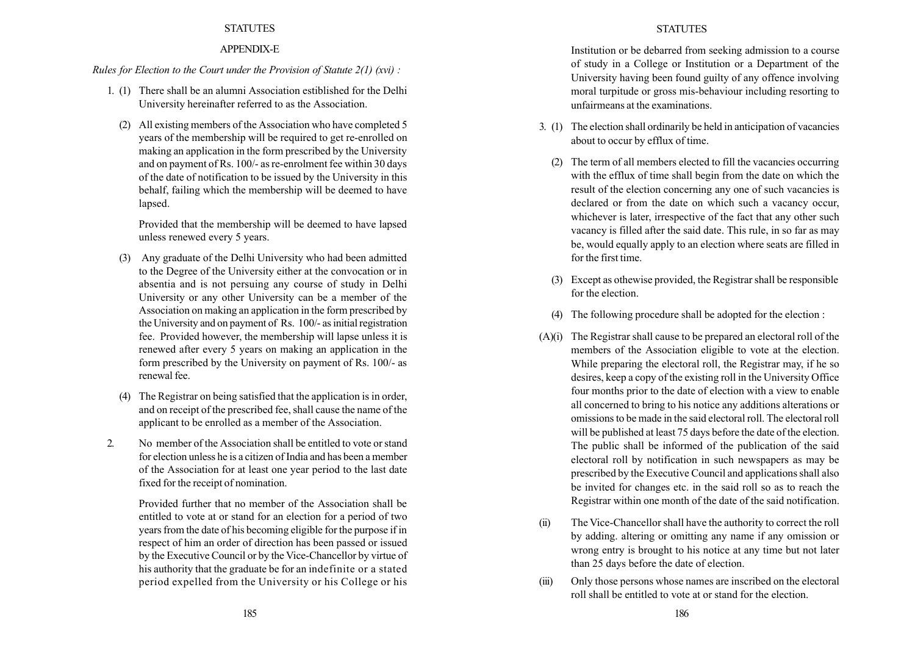## APPENDIX-E

*Rules for Election to the Court under the Provision of Statute 2(1) (xvi) :*

1. (1) There shall be an alumni Association estiblished for the Delhi University hereinafter referred to as the Association.

   (2) All existing members of the Association who have completed 5 years of the membership will be required to get re-enrolled on making an application in the form prescribed by the University and on payment of Rs. 100/- as re-enrolment fee within 30 days of the date of notification to be issued by the University in this behalf, failing which the membership will be deemed to have lapsed.

   Provided that the membership will be deemed to have lapsed unless renewed every 5 years.

   (3) Any graduate of the Delhi University who had been admitted to the Degree of the University either at the convocation or in absentia and is not persuing any course of study in Delhi University or any other University can be a member of the Association on making an application in the form prescribed by the University and on payment of Rs. 100/- as initial registration fee. Provided however, the membership will lapse unless it is renewed after every 5 years on making an application in the form prescribed by the University on payment of Rs. 100/- as renewal fee.

   (4) The Registrar on being satisfied that the application is in order, and on receipt of the prescribed fee, shall cause the name of the applicant to be enrolled as a member of the Association.

2. No member of the Association shall be entitled to vote or stand for election unless he is a citizen of India and has been a member of the Association for at least one year period to the last date fixed for the receipt of nomination.

   Provided further that no member of the Association shall be entitled to vote at or stand for an election for a period of two years from the date of his becoming eligible for the purpose if in respect of him an order of direction has been passed or issued by the Executive Council or by the Vice-Chancellor by virtue of his authority that the graduate be for an indefinite or a stated period expelled from the University or his College or his Institution or be debarred from seeking admission to a course of study in a College or Institution or a Department of the University having been found guilty of any offence involving moral turpitude or gross mis-behaviour including resorting to unfairmeans at the examinations.

3. (1) The election shall ordinarily be held in anticipation of vacancies about to occur by efflux of time.

   (2) The term of all members elected to fill the vacancies occurring with the efflux of time shall begin from the date on which the result of the election concerning any one of such vacancies is declared or from the date on which such a vacancy occur, whichever is later, irrespective of the fact that any other such vacancy is filled after the said date. This rule, in so far as may be, would equally apply to an election where seats are filled in for the first time.

   (3) Except as othewise provided, the Registrar shall be responsible for the election.

   (4) The following procedure shall be adopted for the election :

(A)(i) The Registrar shall cause to be prepared an electoral roll of the members of the Association eligible to vote at the election. While preparing the electoral roll, the Registrar may, if he so desires, keep a copy of the existing roll in the University Office four months prior to the date of election with a view to enable all concerned to bring to his notice any additions alterations or omissions to be made in the said electoral roll. The electoral roll will be published at least 75 days before the date of the election. The public shall be informed of the publication of the said electoral roll by notification in such newspapers as may be prescribed by the Executive Council and applications shall also be invited for changes etc. in the said roll so as to reach the Registrar within one month of the date of the said notification.

(ii) The Vice-Chancellor shall have the authority to correct the roll by adding. altering or omitting any name if any omission or wrong entry is brought to his notice at any time but not later than 25 days before the date of election.

(iii) Only those persons whose names are inscribed on the electoral roll shall be entitled to vote at or stand for the election.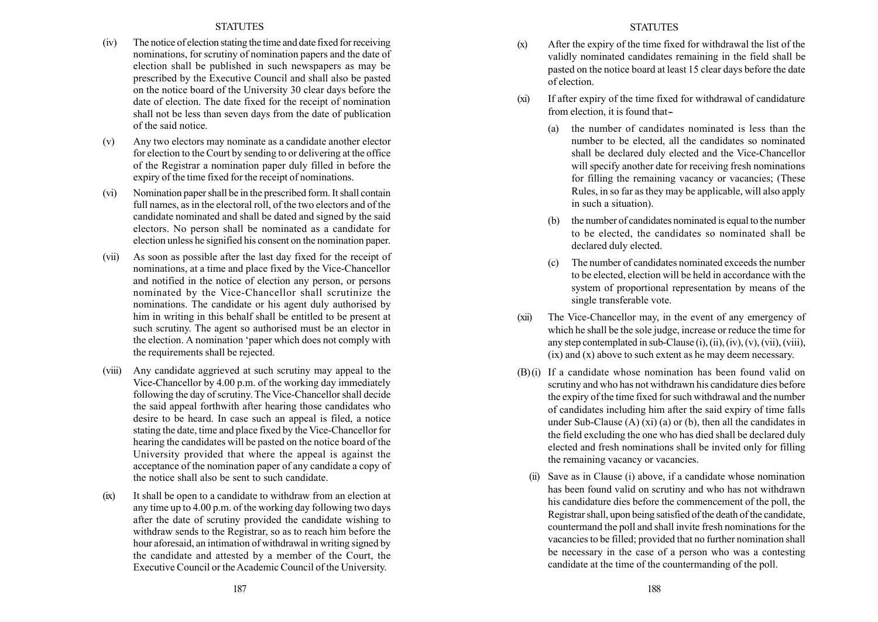(iv) The notice of election stating the time and date fixed for receiving nominations, for scrutiny of nomination papers and the date of election shall be published in such newspapers as may be prescribed by the Executive Council and shall also be pasted on the notice board of the University 30 clear days before the date of election. The date fixed for the receipt of nomination shall not be less than seven days from the date of publication of the said notice.

(v) Any two electors may nominate as a candidate another elector for election to the Court by sending to or delivering at the office of the Registrar a nomination paper duly filled in before the expiry of the time fixed for the receipt of nominations.

(vi) Nomination paper shall be in the prescribed form. It shall contain full names, as in the electoral roll, of the two electors and of the candidate nominated and shall be dated and signed by the said electors. No person shall be nominated as a candidate for election unless he signified his consent on the nomination paper.

(vii) As soon as possible after the last day fixed for the receipt of nominations, at a time and place fixed by the Vice-Chancellor and notified in the notice of election any person, or persons nominated by the Vice-Chancellor shall scrutinize the nominations. The candidate or his agent duly authorised by him in writing in this behalf shall be entitled to be present at such scrutiny. The agent so authorised must be an elector in the election. A nomination 'paper which does not comply with the requirements shall be rejected.

(viii) Any candidate aggrieved at such scrutiny may appeal to the Vice-Chancellor by 4.00 p.m. of the working day immediately following the day of scrutiny. The Vice-Chancellor shall decide the said appeal forthwith after hearing those candidates who desire to be heard. In case such an appeal is filed, a notice stating the date, time and place fixed by the Vice-Chancellor for hearing the candidates will be pasted on the notice board of the University provided that where the appeal is against the acceptance of the nomination paper of any candidate a copy of the notice shall also be sent to such candidate.

(ix) It shall be open to a candidate to withdraw from an election at any time up to 4.00 p.m. of the working day following two days after the date of scrutiny provided the candidate wishing to withdraw sends to the Registrar, so as to reach him before the hour aforesaid, an intimation of withdrawal in writing signed by the candidate and attested by a member of the Court, the Executive Council or the Academic Council of the University.

(x) After the expiry of the time fixed for withdrawal the list of the validly nominated candidates remaining in the field shall be pasted on the notice board at least 15 clear days before the date of election.

(xi) If after expiry of the time fixed for withdrawal of candidature from election, it is found that–

   (a) the number of candidates nominated is less than the number to be elected, all the candidates so nominated shall be declared duly elected and the Vice-Chancellor will specify another date for receiving fresh nominations for filling the remaining vacancy or vacancies; (These Rules, in so far as they may be applicable, will also apply in such a situation).

   (b) the number of candidates nominated is equal to the number to be elected, the candidates so nominated shall be declared duly elected.

   (c) The number of candidates nominated exceeds the number to be elected, election will be held in accordance with the system of proportional representation by means of the single transferable vote.

(xii) The Vice-Chancellor may, in the event of any emergency of which he shall be the sole judge, increase or reduce the time for any step contemplated in sub-Clause (i), (ii), (iv), (v), (vii), (viii), (ix) and (x) above to such extent as he may deem necessary.

(B) (i) If a candidate whose nomination has been found valid on scrutiny and who has not withdrawn his candidature dies before the expiry of the time fixed for such withdrawal and the number of candidates including him after the said expiry of time falls under Sub-Clause (A) (xi) (a) or (b), then all the candidates in the field excluding the one who has died shall be declared duly elected and fresh nominations shall be invited only for filling the remaining vacancy or vacancies.

(ii) Save as in Clause (i) above, if a candidate whose nomination has been found valid on scrutiny and who has not withdrawn his candidature dies before the commencement of the poll, the Registrar shall, upon being satisfied of the death of the candidate, countermand the poll and shall invite fresh nominations for the vacancies to be filled; provided that no further nomination shall be necessary in the case of a person who was a contesting candidate at the time of the countermanding of the poll.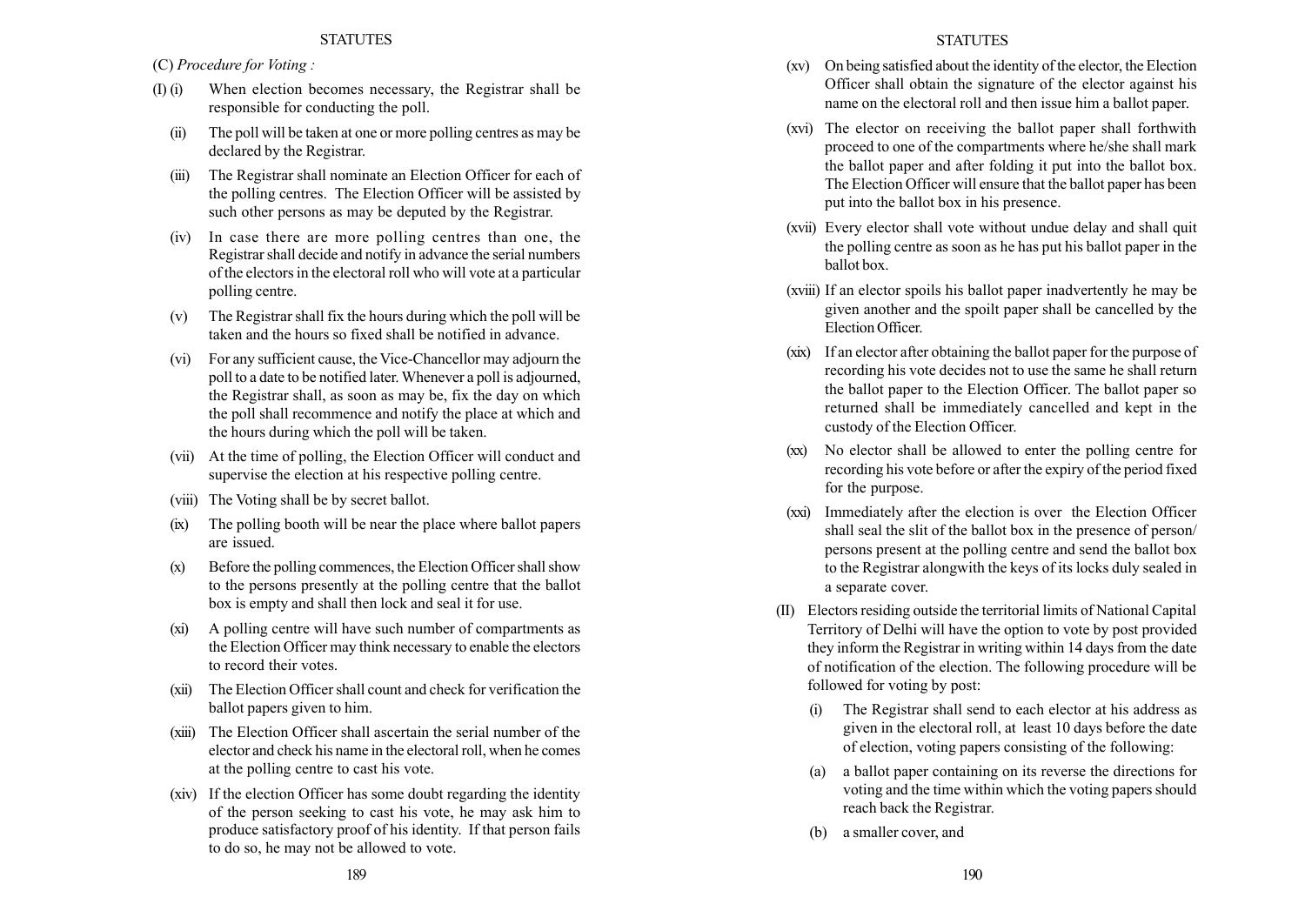(C) *Procedure for Voting :*

(I) (i) When election becomes necessary, the Registrar shall be responsible for conducting the poll.

(ii) The poll will be taken at one or more polling centres as may be declared by the Registrar.

(iii) The Registrar shall nominate an Election Officer for each of the polling centres. The Election Officer will be assisted by such other persons as may be deputed by the Registrar.

(iv) In case there are more polling centres than one, the Registrar shall decide and notify in advance the serial numbers of the electors in the electoral roll who will vote at a particular polling centre.

(v) The Registrar shall fix the hours during which the poll will be taken and the hours so fixed shall be notified in advance.

(vi) For any sufficient cause, the Vice-Chancellor may adjourn the poll to a date to be notified later. Whenever a poll is adjourned, the Registrar shall, as soon as may be, fix the day on which the poll shall recommence and notify the place at which and the hours during which the poll will be taken.

(vii) At the time of polling, the Election Officer will conduct and supervise the election at his respective polling centre.

(viii) The Voting shall be by secret ballot.

(ix) The polling booth will be near the place where ballot papers are issued.

(x) Before the polling commences, the Election Officer shall show to the persons presently at the polling centre that the ballot box is empty and shall then lock and seal it for use.

(xi) A polling centre will have such number of compartments as the Election Officer may think necessary to enable the electors to record their votes.

(xii) The Election Officer shall count and check for verification the ballot papers given to him.

(xiii) The Election Officer shall ascertain the serial number of the elector and check his name in the electoral roll, when he comes at the polling centre to cast his vote.

(xiv) If the election Officer has some doubt regarding the identity of the person seeking to cast his vote, he may ask him to produce satisfactory proof of his identity. If that person fails to do so, he may not be allowed to vote.

(xv) On being satisfied about the identity of the elector, the Election Officer shall obtain the signature of the elector against his name on the electoral roll and then issue him a ballot paper.

(xvi) The elector on receiving the ballot paper shall forthwith proceed to one of the compartments where he/she shall mark the ballot paper and after folding it put into the ballot box. The Election Officer will ensure that the ballot paper has been put into the ballot box in his presence.

(xvii) Every elector shall vote without undue delay and shall quit the polling centre as soon as he has put his ballot paper in the ballot box.

(xviii) If an elector spoils his ballot paper inadvertently he may be given another and the spoilt paper shall be cancelled by the Election Officer.

(xix) If an elector after obtaining the ballot paper for the purpose of recording his vote decides not to use the same he shall return the ballot paper to the Election Officer. The ballot paper so returned shall be immediately cancelled and kept in the custody of the Election Officer.

(xx) No elector shall be allowed to enter the polling centre for recording his vote before or after the expiry of the period fixed for the purpose.

(xxi) Immediately after the election is over the Election Officer shall seal the slit of the ballot box in the presence of person/persons present at the polling centre and send the ballot box to the Registrar alongwith the keys of its locks duly sealed in a separate cover.

(II) Electors residing outside the territorial limits of National Capital Territory of Delhi will have the option to vote by post provided they inform the Registrar in writing within 14 days from the date of notification of the election. The following procedure will be followed for voting by post:

(i) The Registrar shall send to each elector at his address as given in the electoral roll, at least 10 days before the date of election, voting papers consisting of the following:

(a) a ballot paper containing on its reverse the directions for voting and the time within which the voting papers should reach back the Registrar.

(b) a smaller cover, and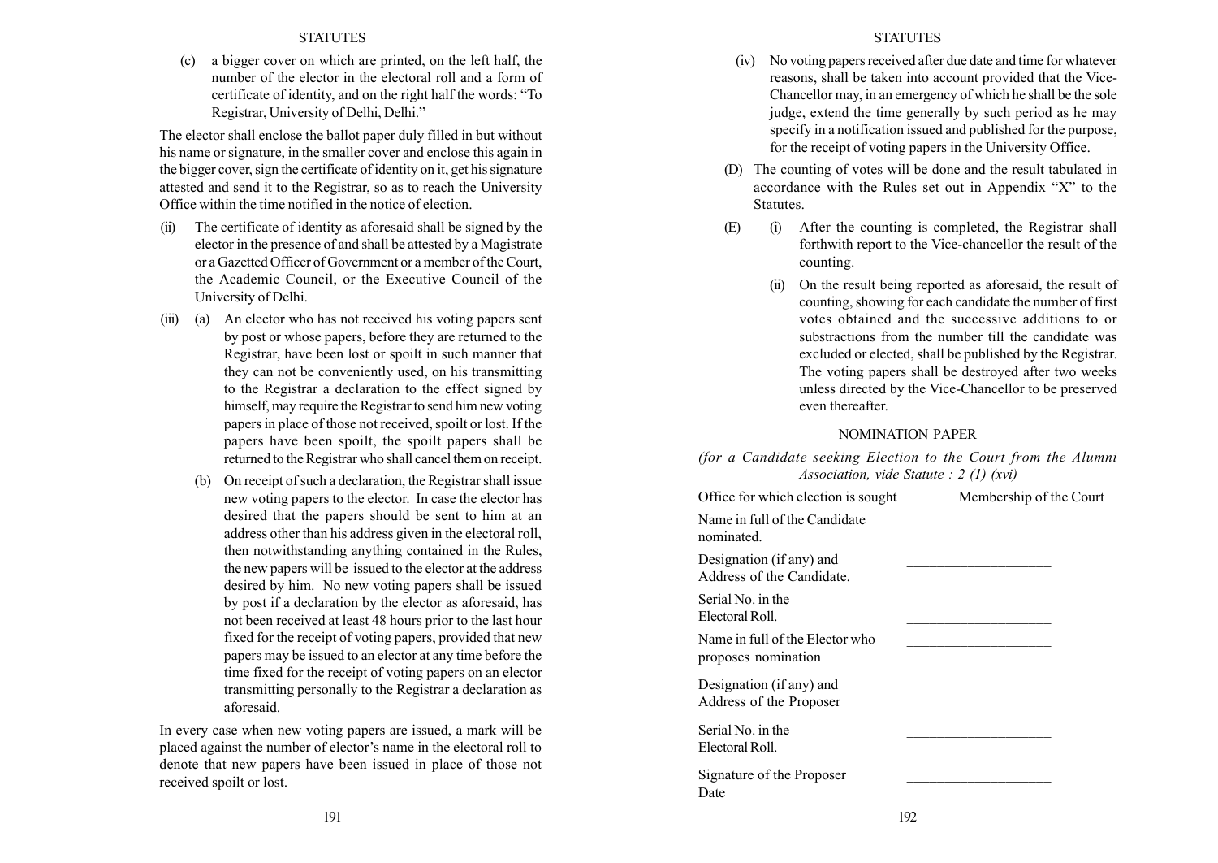(c) a bigger cover on which are printed, on the left half, the number of the elector in the electoral roll and a form of certificate of identity, and on the right half the words: "To Registrar, University of Delhi, Delhi."

The elector shall enclose the ballot paper duly filled in but without his name or signature, in the smaller cover and enclose this again in the bigger cover, sign the certificate of identity on it, get his signature attested and send it to the Registrar, so as to reach the University Office within the time notified in the notice of election.

(ii) The certificate of identity as aforesaid shall be signed by the elector in the presence of and shall be attested by a Magistrate or a Gazetted Officer of Government or a member of the Court, the Academic Council, or the Executive Council of the University of Delhi.

(iii) (a) An elector who has not received his voting papers sent by post or whose papers, before they are returned to the Registrar, have been lost or spoilt in such manner that they can not be conveniently used, on his transmitting to the Registrar a declaration to the effect signed by himself, may require the Registrar to send him new voting papers in place of those not received, spoilt or lost. If the papers have been spoilt, the spoilt papers shall be returned to the Registrar who shall cancel them on receipt.

(b) On receipt of such a declaration, the Registrar shall issue new voting papers to the elector. In case the elector has desired that the papers should be sent to him at an address other than his address given in the electoral roll, then notwithstanding anything contained in the Rules, the new papers will be issued to the elector at the address desired by him. No new voting papers shall be issued by post if a declaration by the elector as aforesaid, has not been received at least 48 hours prior to the last hour fixed for the receipt of voting papers, provided that new papers may be issued to an elector at any time before the time fixed for the receipt of voting papers on an elector transmitting personally to the Registrar a declaration as aforesaid.

In every case when new voting papers are issued, a mark will be placed against the number of elector's name in the electoral roll to denote that new papers have been issued in place of those not received spoilt or lost.

(iv) No voting papers received after due date and time for whatever reasons, shall be taken into account provided that the Vice-Chancellor may, in an emergency of which he shall be the sole judge, extend the time generally by such period as he may specify in a notification issued and published for the purpose, for the receipt of voting papers in the University Office.

(D) The counting of votes will be done and the result tabulated in accordance with the Rules set out in Appendix "X" to the Statutes.

(E) (i) After the counting is completed, the Registrar shall forthwith report to the Vice-chancellor the result of the counting.

(ii) On the result being reported as aforesaid, the result of counting, showing for each candidate the number of first votes obtained and the successive additions to or substractions from the number till the candidate was excluded or elected, shall be published by the Registrar. The voting papers shall be destroyed after two weeks unless directed by the Vice-Chancellor to be preserved even thereafter.

## NOMINATION PAPER

*(for a Candidate seeking Election to the Court from the Alumni Association, vide Statute : 2 (1) (xvi)*

| | |
|---|---|
| Office for which election is sought | Membership of the Court |
| Name in full of the Candidate nominated. | ___________________ |
| Designation (if any) and Address of the Candidate. | ___________________ |
| Serial No. in the Electoral Roll. | ___________________ |
| Name in full of the Elector who proposes nomination | ___________________ |
| Designation (if any) and Address of the Proposer | |
| Serial No. in the Electoral Roll. | ___________________ |
| Signature of the Proposer<br>Date | ___________________ |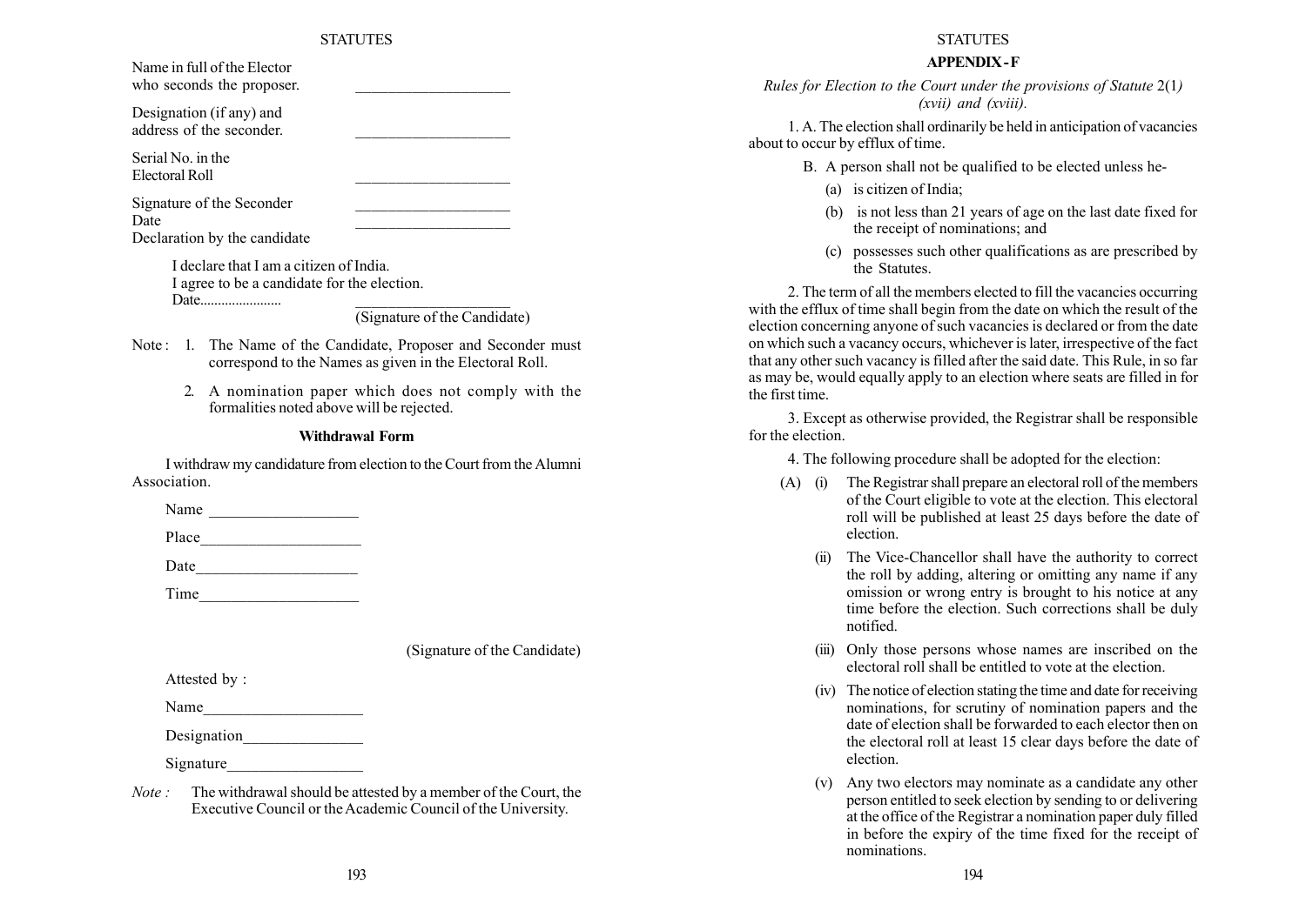Name in full of the Elector who seconds the proposer. ____________________

Designation (if any) and address of the seconder. ____________________

Serial No. in the Electoral Roll ____________________

Signature of the Seconder ____________________

Date ____________________

Declaration by the candidate

I declare that I am a citizen of India.
I agree to be a candidate for the election.
Date.......................

____________________
(Signature of the Candidate)

Note : 1. The Name of the Candidate, Proposer and Seconder must correspond to the Names as given in the Electoral Roll.

2. A nomination paper which does not comply with the formalities noted above will be rejected.

**Withdrawal Form**

I withdraw my candidature from election to the Court from the Alumni Association.

Name ___________________

Place____________________

Date_____________________

Time_____________________

(Signature of the Candidate)

Attested by :

Name_____________________

Designation________________

Signature__________________

*Note :* The withdrawal should be attested by a member of the Court, the Executive Council or the Academic Council of the University.

## APPENDIX - F

*Rules for Election to the Court under the provisions of Statute* 2(1*) (xvii) and (xviii).*

1. A. The election shall ordinarily be held in anticipation of vacancies about to occur by efflux of time.

B. A person shall not be qualified to be elected unless he-

(a) is citizen of India;

(b) is not less than 21 years of age on the last date fixed for the receipt of nominations; and

(c) possesses such other qualifications as are prescribed by the Statutes.

2. The term of all the members elected to fill the vacancies occurring with the efflux of time shall begin from the date on which the result of the election concerning anyone of such vacancies is declared or from the date on which such a vacancy occurs, whichever is later, irrespective of the fact that any other such vacancy is filled after the said date. This Rule, in so far as may be, would equally apply to an election where seats are filled in for the first time.

3. Except as otherwise provided, the Registrar shall be responsible for the election.

4. The following procedure shall be adopted for the election:

(A) (i) The Registrar shall prepare an electoral roll of the members of the Court eligible to vote at the election. This electoral roll will be published at least 25 days before the date of election.

(ii) The Vice-Chancellor shall have the authority to correct the roll by adding, altering or omitting any name if any omission or wrong entry is brought to his notice at any time before the election. Such corrections shall be duly notified.

(iii) Only those persons whose names are inscribed on the electoral roll shall be entitled to vote at the election.

(iv) The notice of election stating the time and date for receiving nominations, for scrutiny of nomination papers and the date of election shall be forwarded to each elector then on the electoral roll at least 15 clear days before the date of election.

(v) Any two electors may nominate as a candidate any other person entitled to seek election by sending to or delivering at the office of the Registrar a nomination paper duly filled in before the expiry of the time fixed for the receipt of nominations.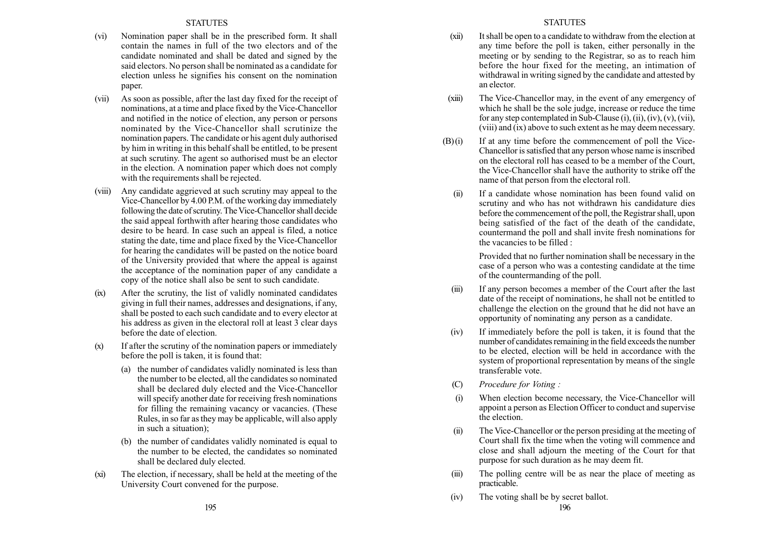(vi) Nomination paper shall be in the prescribed form. It shall contain the names in full of the two electors and of the candidate nominated and shall be dated and signed by the said electors. No person shall be nominated as a candidate for election unless he signifies his consent on the nomination paper.

(vii) As soon as possible, after the last day fixed for the receipt of nominations, at a time and place fixed by the Vice-Chancellor and notified in the notice of election, any person or persons nominated by the Vice-Chancellor shall scrutinize the nomination papers. The candidate or his agent duly authorised by him in writing in this behalf shall be entitled, to be present at such scrutiny. The agent so authorised must be an elector in the election. A nomination paper which does not comply with the requirements shall be rejected.

(viii) Any candidate aggrieved at such scrutiny may appeal to the Vice-Chancellor by 4.00 P.M. of the working day immediately following the date of scrutiny. The Vice-Chancellor shall decide the said appeal forthwith after hearing those candidates who desire to be heard. In case such an appeal is filed, a notice stating the date, time and place fixed by the Vice-Chancellor for hearing the candidates will be pasted on the notice board of the University provided that where the appeal is against the acceptance of the nomination paper of any candidate a copy of the notice shall also be sent to such candidate.

(ix) After the scrutiny, the list of validly nominated candidates giving in full their names, addresses and designations, if any, shall be posted to each such candidate and to every elector at his address as given in the electoral roll at least 3 clear days before the date of election.

(x) If after the scrutiny of the nomination papers or immediately before the poll is taken, it is found that:

(a) the number of candidates validly nominated is less than the number to be elected, all the candidates so nominated shall be declared duly elected and the Vice-Chancellor will specify another date for receiving fresh nominations for filling the remaining vacancy or vacancies. (These Rules, in so far as they may be applicable, will also apply in such a situation);

(b) the number of candidates validly nominated is equal to the number to be elected, the candidates so nominated shall be declared duly elected.

(xi) The election, if necessary, shall be held at the meeting of the University Court convened for the purpose.

(xii) It shall be open to a candidate to withdraw from the election at any time before the poll is taken, either personally in the meeting or by sending to the Registrar, so as to reach him before the hour fixed for the meeting, an intimation of withdrawal in writing signed by the candidate and attested by an elector.

(xiii) The Vice-Chancellor may, in the event of any emergency of which he shall be the sole judge, increase or reduce the time for any step contemplated in Sub-Clause (i), (ii), (iv), (v), (vii), (viii) and (ix) above to such extent as he may deem necessary.

(B) (i) If at any time before the commencement of poll the Vice-Chancellor is satisfied that any person whose name is inscribed on the electoral roll has ceased to be a member of the Court, the Vice-Chancellor shall have the authority to strike off the name of that person from the electoral roll.

(ii) If a candidate whose nomination has been found valid on scrutiny and who has not withdrawn his candidature dies before the commencement of the poll, the Registrar shall, upon being satisfied of the fact of the death of the candidate, countermand the poll and shall invite fresh nominations for the vacancies to be filled :

Provided that no further nomination shall be necessary in the case of a person who was a contesting candidate at the time of the countermanding of the poll.

(iii) If any person becomes a member of the Court after the last date of the receipt of nominations, he shall not be entitled to challenge the election on the ground that he did not have an opportunity of nominating any person as a candidate.

(iv) If immediately before the poll is taken, it is found that the number of candidates remaining in the field exceeds the number to be elected, election will be held in accordance with the system of proportional representation by means of the single transferable vote.

(C) *Procedure for Voting :*

(i) When election become necessary, the Vice-Chancellor will appoint a person as Election Officer to conduct and supervise the election.

(ii) The Vice-Chancellor or the person presiding at the meeting of Court shall fix the time when the voting will commence and close and shall adjourn the meeting of the Court for that purpose for such duration as he may deem fit.

(iii) The polling centre will be as near the place of meeting as practicable.

(iv) The voting shall be by secret ballot.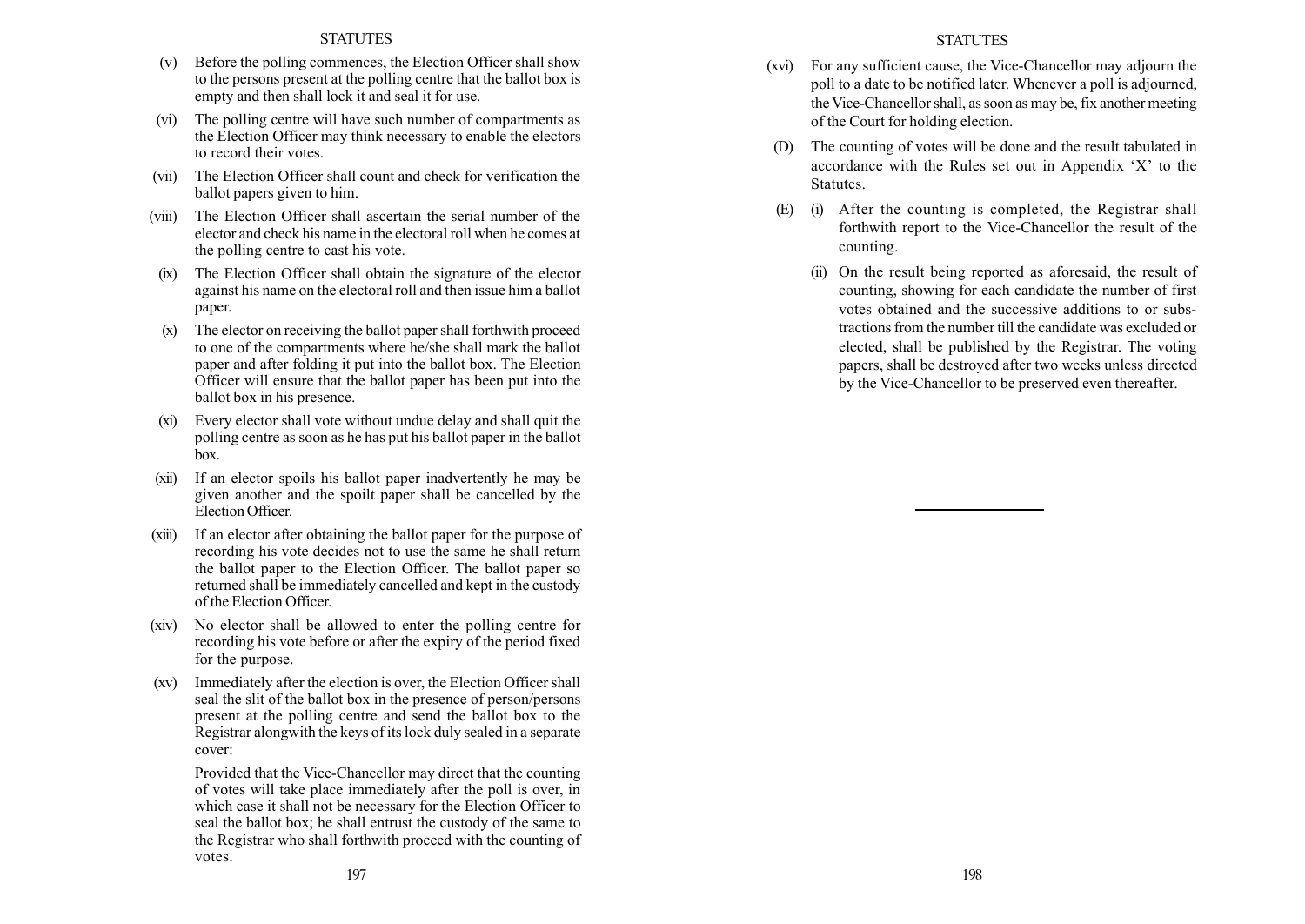(v) Before the polling commences, the Election Officer shall show to the persons present at the polling centre that the ballot box is empty and then shall lock it and seal it for use.

(vi) The polling centre will have such number of compartments as the Election Officer may think necessary to enable the electors to record their votes.

(vii) The Election Officer shall count and check for verification the ballot papers given to him.

(viii) The Election Officer shall ascertain the serial number of the elector and check his name in the electoral roll when he comes at the polling centre to cast his vote.

(ix) The Election Officer shall obtain the signature of the elector against his name on the electoral roll and then issue him a ballot paper.

(x) The elector on receiving the ballot paper shall forthwith proceed to one of the compartments where he/she shall mark the ballot paper and after folding it put into the ballot box. The Election Officer will ensure that the ballot paper has been put into the ballot box in his presence.

(xi) Every elector shall vote without undue delay and shall quit the polling centre as soon as he has put his ballot paper in the ballot box.

(xii) If an elector spoils his ballot paper inadvertently he may be given another and the spoilt paper shall be cancelled by the Election Officer.

(xiii) If an elector after obtaining the ballot paper for the purpose of recording his vote decides not to use the same he shall return the ballot paper to the Election Officer. The ballot paper so returned shall be immediately cancelled and kept in the custody of the Election Officer.

(xiv) No elector shall be allowed to enter the polling centre for recording his vote before or after the expiry of the period fixed for the purpose.

(xv) Immediately after the election is over, the Election Officer shall seal the slit of the ballot box in the presence of person/persons present at the polling centre and send the ballot box to the Registrar alongwith the keys of its lock duly sealed in a separate cover:

Provided that the Vice-Chancellor may direct that the counting of votes will take place immediately after the poll is over, in which case it shall not be necessary for the Election Officer to seal the ballot box; he shall entrust the custody of the same to the Registrar who shall forthwith proceed with the counting of votes.

(xvi) For any sufficient cause, the Vice-Chancellor may adjourn the poll to a date to be notified later. Whenever a poll is adjourned, the Vice-Chancellor shall, as soon as may be, fix another meeting of the Court for holding election.

(D) The counting of votes will be done and the result tabulated in accordance with the Rules set out in Appendix 'X' to the Statutes.

(E) (i) After the counting is completed, the Registrar shall forthwith report to the Vice-Chancellor the result of the counting.

(ii) On the result being reported as aforesaid, the result of counting, showing for each candidate the number of first votes obtained and the successive additions to or substractions from the number till the candidate was excluded or elected, shall be published by the Registrar. The voting papers, shall be destroyed after two weeks unless directed by the Vice-Chancellor to be preserved even thereafter.

---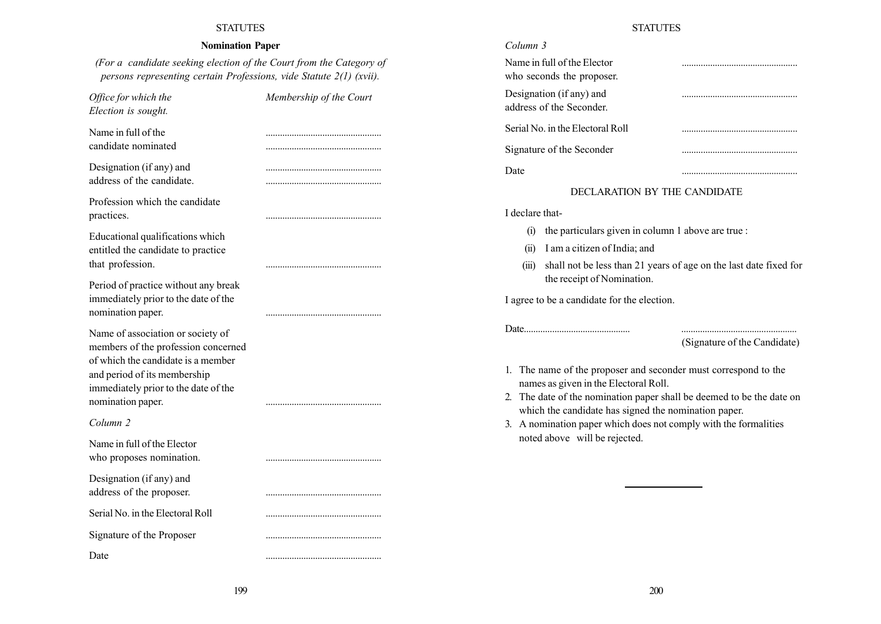## Nomination Paper

*(For a candidate seeking election of the Court from the Category of persons representing certain Professions, vide Statute 2(1) (xvii).*

| | |
|---|---|
| *Office for which the Election is sought.* | *Membership of the Court* |
| Name in full of the candidate nominated | ............................................ ............................................ |
| Designation (if any) and address of the candidate. | ............................................ ............................................ |
| Profession which the candidate practices. | ............................................ |
| Educational qualifications which entitled the candidate to practice that profession. | ............................................ |
| Period of practice without any break immediately prior to the date of the nomination paper. | ............................................ |
| Name of association or society of members of the profession concerned of which the candidate is a member and period of its membership immediately prior to the date of the nomination paper. | ............................................ |

*Column 2*

| | |
|---|---|
| Name in full of the Elector who proposes nomination. | ............................................ |
| Designation (if any) and address of the proposer. | ............................................ |
| Serial No. in the Electoral Roll | ............................................ |
| Signature of the Proposer | ............................................ |
| Date | ............................................ |

*Column 3*

| | |
|---|---|
| Name in full of the Elector who seconds the proposer. | ............................................ |
| Designation (if any) and address of the Seconder. | ............................................ |
| Serial No. in the Electoral Roll | ............................................ |
| Signature of the Seconder | ............................................ |
| Date | ............................................ |

### DECLARATION BY THE CANDIDATE

I declare that-

(i) the particulars given in column 1 above are true :

(ii) I am a citizen of India; and

(iii) shall not be less than 21 years of age on the last date fixed for the receipt of Nomination.

I agree to be a candidate for the election.

Date............................................ ............................................
(Signature of the Candidate)

1. The name of the proposer and seconder must correspond to the names as given in the Electoral Roll.
2. The date of the nomination paper shall be deemed to be the date on which the candidate has signed the nomination paper.
3. A nomination paper which does not comply with the formalities noted above will be rejected.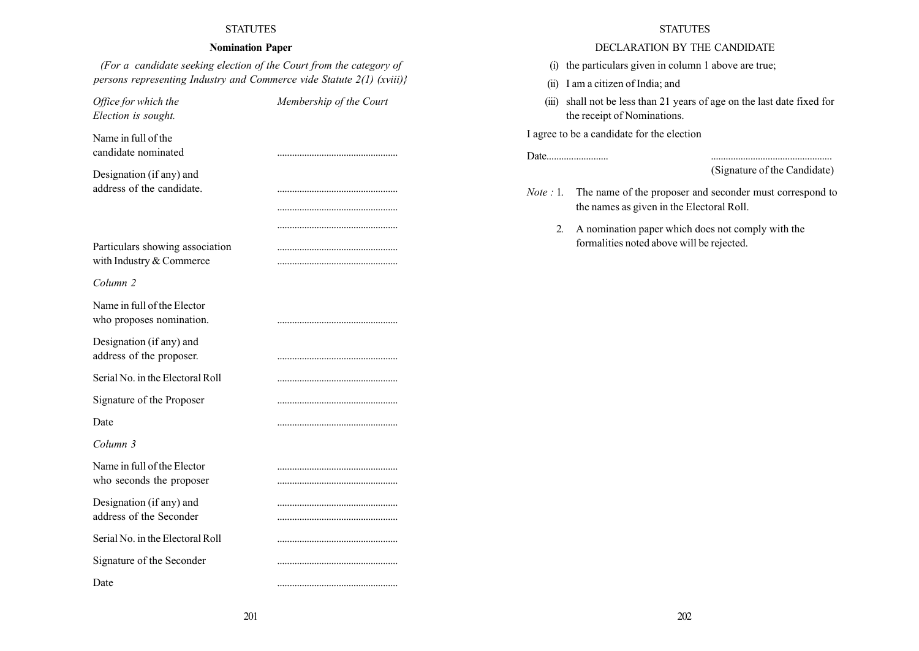## Nomination Paper

*(For a candidate seeking election of the Court from the category of persons representing Industry and Commerce vide Statute 2(1) (xviii)}*

| | |
|---|---|
| *Office for which the Election is sought.* | *Membership of the Court* |
| Name in full of the candidate nominated | ................................................ |
| Designation (if any) and address of the candidate. | ................................................ |
| | ................................................ |
| | ................................................ |
| Particulars showing association with Industry & Commerce | ................................................ |
| | ................................................ |

*Column 2*

| | |
|---|---|
| Name in full of the Elector who proposes nomination. | ................................................ |
| Designation (if any) and address of the proposer. | ................................................ |
| Serial No. in the Electoral Roll | ................................................ |
| Signature of the Proposer | ................................................ |
| Date | ................................................ |

*Column 3*

| | |
|---|---|
| Name in full of the Elector who seconds the proposer | ................................................ |
| | ................................................ |
| Designation (if any) and address of the Seconder | ................................................ |
| | ................................................ |
| Serial No. in the Electoral Roll | ................................................ |
| Signature of the Seconder | ................................................ |
| Date | ................................................ |

## DECLARATION BY THE CANDIDATE

(i) the particulars given in column 1 above are true;

(ii) I am a citizen of India; and

(iii) shall not be less than 21 years of age on the last date fixed for the receipt of Nominations.

I agree to be a candidate for the election

Date.........................          ................................................
(Signature of the Candidate)

*Note :* 1. The name of the proposer and seconder must correspond to the names as given in the Electoral Roll.

2. A nomination paper which does not comply with the formalities noted above will be rejected.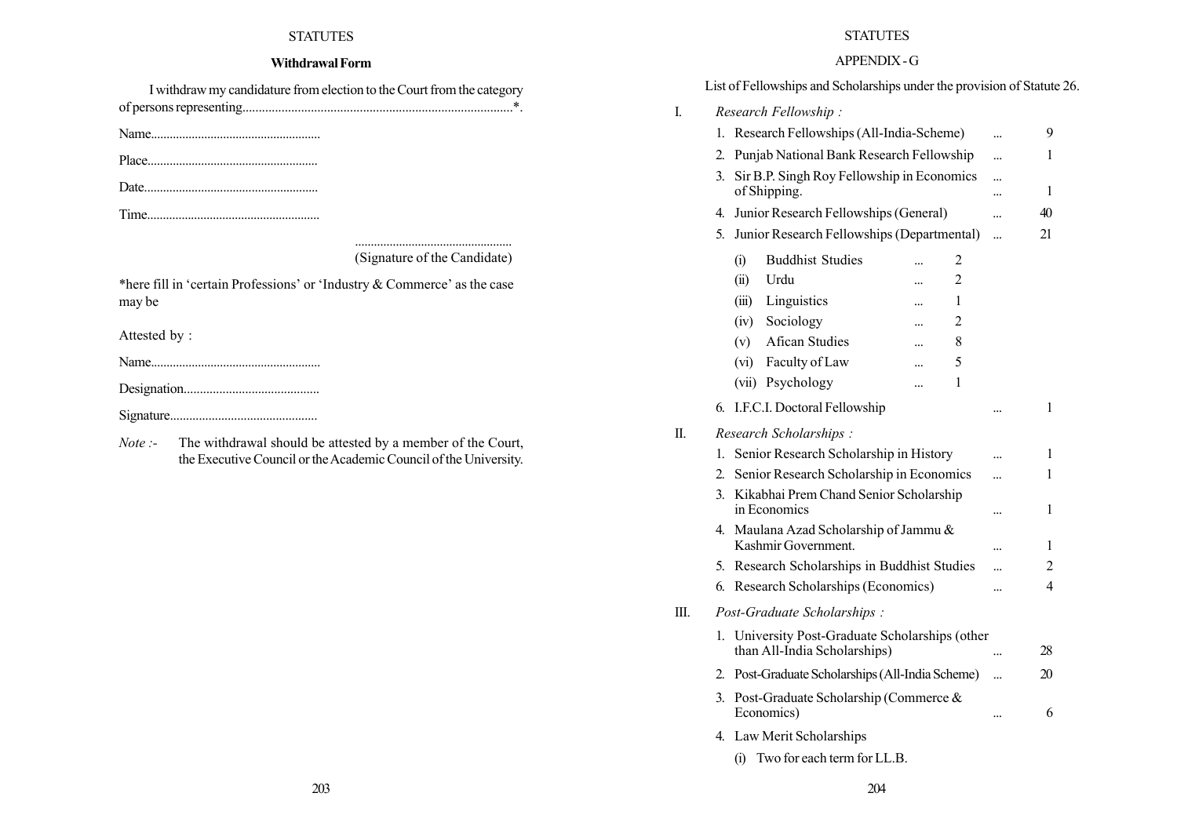## Withdrawal Form

I withdraw my candidature from election to the Court from the category of persons representing..................................................................................*.

Name.....................................................

Place.....................................................

Date......................................................

Time......................................................

.................................................
(Signature of the Candidate)

*here fill in 'certain Professions' or 'Industry & Commerce' as the case may be

Attested by :

Name.....................................................

Designation..........................................

Signature.............................................

*Note :-* The withdrawal should be attested by a member of the Court, the Executive Council or the Academic Council of the University.

## APPENDIX - G

List of Fellowships and Scholarships under the provision of Statute 26.

I. *Research Fellowship :*

1. Research Fellowships (All-India-Scheme) ... 9
2. Punjab National Bank Research Fellowship ... 1
3. Sir B.P. Singh Roy Fellowship in Economics of Shipping. ... 1
4. Junior Research Fellowships (General) ... 40
5. Junior Research Fellowships (Departmental) ... 21
   - (i) Buddhist Studies ... 2
   - (ii) Urdu ... 2
   - (iii) Linguistics ... 1
   - (iv) Sociology ... 2
   - (v) Afican Studies ... 8
   - (vi) Faculty of Law ... 5
   - (vii) Psychology ... 1
6. I.F.C.I. Doctoral Fellowship ... 1

II. *Research Scholarships :*

1. Senior Research Scholarship in History ... 1
2. Senior Research Scholarship in Economics ... 1
3. Kikabhai Prem Chand Senior Scholarship in Economics ... 1
4. Maulana Azad Scholarship of Jammu & Kashmir Government. ... 1
5. Research Scholarships in Buddhist Studies ... 2
6. Research Scholarships (Economics) ... 4

III. *Post-Graduate Scholarships :*

1. University Post-Graduate Scholarships (other than All-India Scholarships) ... 28
2. Post-Graduate Scholarships (All-India Scheme) ... 20
3. Post-Graduate Scholarship (Commerce & Economics) ... 6
4. Law Merit Scholarships
   - (i) Two for each term for LL.B.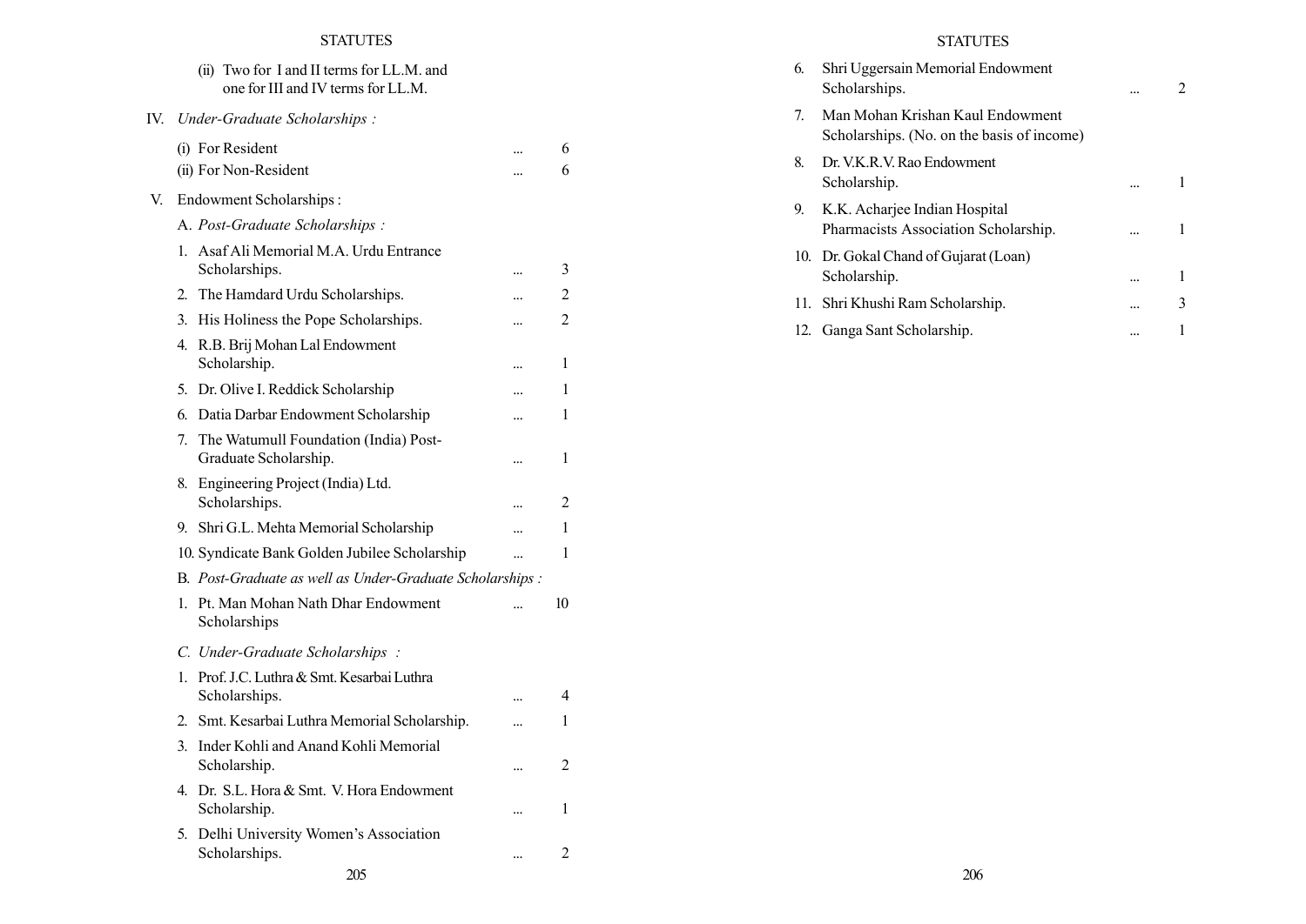(ii) Two for I and II terms for LL.M. and one for III and IV terms for LL.M.

IV. *Under-Graduate Scholarships :*

(i) For Resident ... 6

(ii) For Non-Resident ... 6

V. Endowment Scholarships :

A. *Post-Graduate Scholarships :*

1. Asaf Ali Memorial M.A. Urdu Entrance Scholarships. ... 3
2. The Hamdard Urdu Scholarships. ... 2
3. His Holiness the Pope Scholarships. ... 2
4. R.B. Brij Mohan Lal Endowment Scholarship. ... 1
5. Dr. Olive I. Reddick Scholarship ... 1
6. Datia Darbar Endowment Scholarship ... 1
7. The Watumull Foundation (India) Post-Graduate Scholarship. ... 1
8. Engineering Project (India) Ltd. Scholarships. ... 2
9. Shri G.L. Mehta Memorial Scholarship ... 1
10. Syndicate Bank Golden Jubilee Scholarship ... 1

B. *Post-Graduate as well as Under-Graduate Scholarships :*

1. Pt. Man Mohan Nath Dhar Endowment Scholarships ... 10

C. *Under-Graduate Scholarships :*

1. Prof. J.C. Luthra & Smt. Kesarbai Luthra Scholarships. ... 4
2. Smt. Kesarbai Luthra Memorial Scholarship. ... 1
3. Inder Kohli and Anand Kohli Memorial Scholarship. ... 2
4. Dr. S.L. Hora & Smt. V. Hora Endowment Scholarship. ... 1
5. Delhi University Women's Association Scholarships. ... 2
6. Shri Uggersain Memorial Endowment Scholarships. ... 2
7. Man Mohan Krishan Kaul Endowment Scholarships. (No. on the basis of income)
8. Dr. V.K.R.V. Rao Endowment Scholarship. ... 1
9. K.K. Acharjee Indian Hospital Pharmacists Association Scholarship. ... 1
10. Dr. Gokal Chand of Gujarat (Loan) Scholarship. ... 1
11. Shri Khushi Ram Scholarship. ... 3
12. Ganga Sant Scholarship. ... 1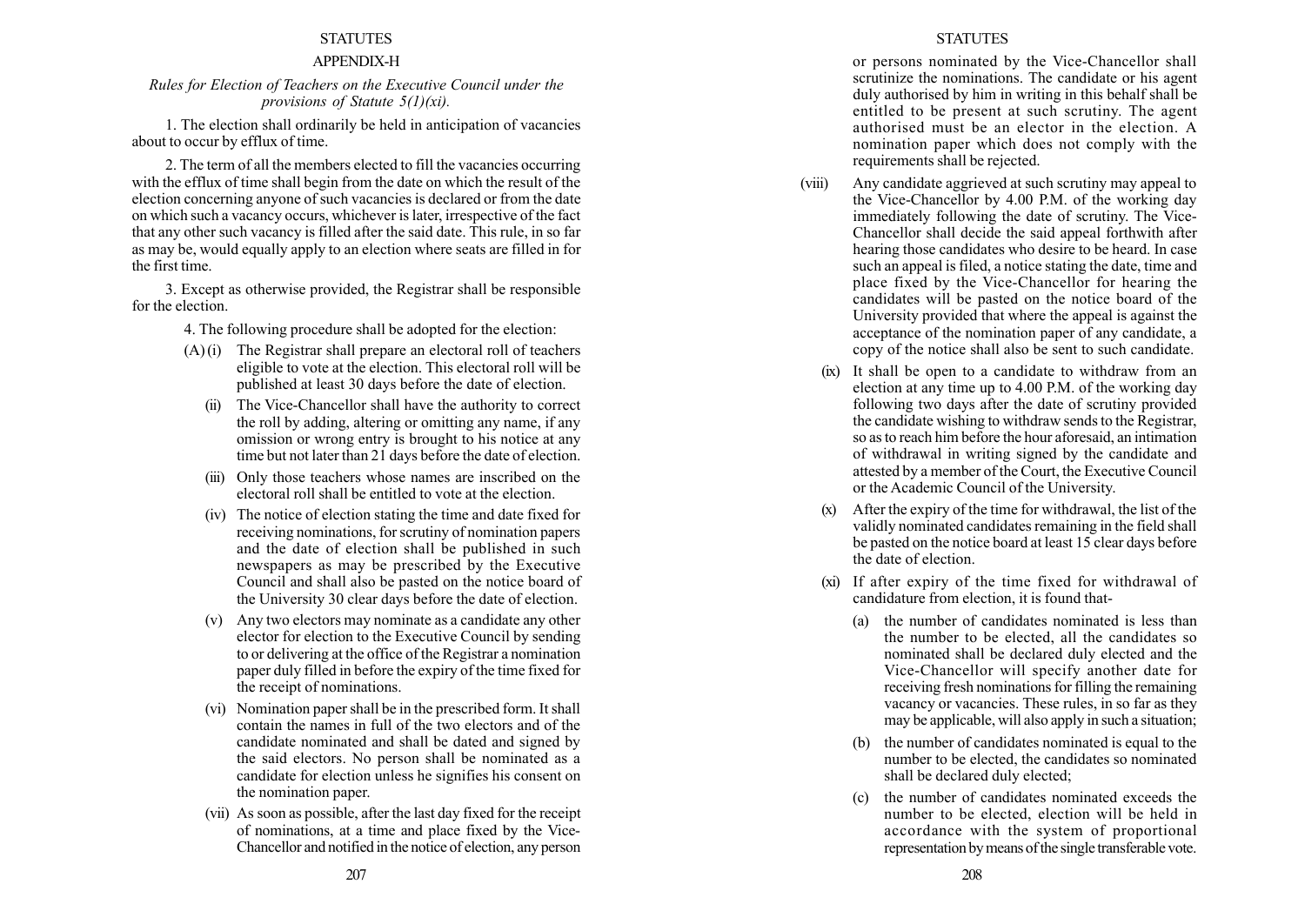## APPENDIX-H

*Rules for Election of Teachers on the Executive Council under the provisions of Statute 5(1)(xi).*

1. The election shall ordinarily be held in anticipation of vacancies about to occur by efflux of time.

2. The term of all the members elected to fill the vacancies occurring with the efflux of time shall begin from the date on which the result of the election concerning anyone of such vacancies is declared or from the date on which such a vacancy occurs, whichever is later, irrespective of the fact that any other such vacancy is filled after the said date. This rule, in so far as may be, would equally apply to an election where seats are filled in for the first time.

3. Except as otherwise provided, the Registrar shall be responsible for the election.

4. The following procedure shall be adopted for the election:

(A) (i) The Registrar shall prepare an electoral roll of teachers eligible to vote at the election. This electoral roll will be published at least 30 days before the date of election.

(ii) The Vice-Chancellor shall have the authority to correct the roll by adding, altering or omitting any name, if any omission or wrong entry is brought to his notice at any time but not later than 21 days before the date of election.

(iii) Only those teachers whose names are inscribed on the electoral roll shall be entitled to vote at the election.

(iv) The notice of election stating the time and date fixed for receiving nominations, for scrutiny of nomination papers and the date of election shall be published in such newspapers as may be prescribed by the Executive Council and shall also be pasted on the notice board of the University 30 clear days before the date of election.

(v) Any two electors may nominate as a candidate any other elector for election to the Executive Council by sending to or delivering at the office of the Registrar a nomination paper duly filled in before the expiry of the time fixed for the receipt of nominations.

(vi) Nomination paper shall be in the prescribed form. It shall contain the names in full of the two electors and of the candidate nominated and shall be dated and signed by the said electors. No person shall be nominated as a candidate for election unless he signifies his consent on the nomination paper.

(vii) As soon as possible, after the last day fixed for the receipt of nominations, at a time and place fixed by the Vice-Chancellor and notified in the notice of election, any person or persons nominated by the Vice-Chancellor shall scrutinize the nominations. The candidate or his agent duly authorised by him in writing in this behalf shall be entitled to be present at such scrutiny. The agent authorised must be an elector in the election. A nomination paper which does not comply with the requirements shall be rejected.

(viii) Any candidate aggrieved at such scrutiny may appeal to the Vice-Chancellor by 4.00 P.M. of the working day immediately following the date of scrutiny. The Vice-Chancellor shall decide the said appeal forthwith after hearing those candidates who desire to be heard. In case such an appeal is filed, a notice stating the date, time and place fixed by the Vice-Chancellor for hearing the candidates will be pasted on the notice board of the University provided that where the appeal is against the acceptance of the nomination paper of any candidate, a copy of the notice shall also be sent to such candidate.

(ix) It shall be open to a candidate to withdraw from an election at any time up to 4.00 P.M. of the working day following two days after the date of scrutiny provided the candidate wishing to withdraw sends to the Registrar, so as to reach him before the hour aforesaid, an intimation of withdrawal in writing signed by the candidate and attested by a member of the Court, the Executive Council or the Academic Council of the University.

(x) After the expiry of the time for withdrawal, the list of the validly nominated candidates remaining in the field shall be pasted on the notice board at least 15 clear days before the date of election.

(xi) If after expiry of the time fixed for withdrawal of candidature from election, it is found that-

(a) the number of candidates nominated is less than the number to be elected, all the candidates so nominated shall be declared duly elected and the Vice-Chancellor will specify another date for receiving fresh nominations for filling the remaining vacancy or vacancies. These rules, in so far as they may be applicable, will also apply in such a situation;

(b) the number of candidates nominated is equal to the number to be elected, the candidates so nominated shall be declared duly elected;

(c) the number of candidates nominated exceeds the number to be elected, election will be held in accordance with the system of proportional representation by means of the single transferable vote.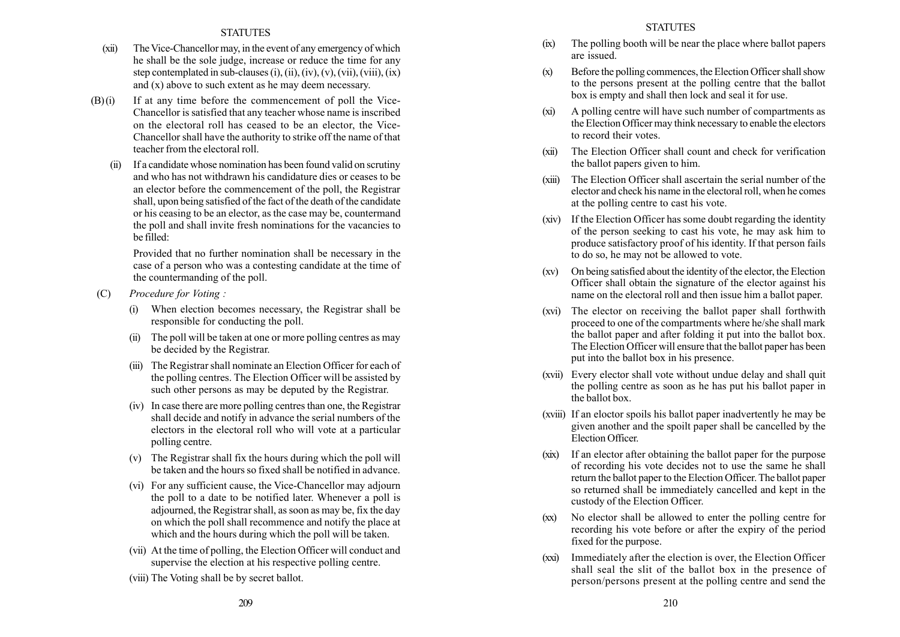(xii) The Vice-Chancellor may, in the event of any emergency of which he shall be the sole judge, increase or reduce the time for any step contemplated in sub-clauses (i), (ii), (iv), (v), (vii), (viii), (ix) and (x) above to such extent as he may deem necessary.

(B) (i) If at any time before the commencement of poll the Vice-Chancellor is satisfied that any teacher whose name is inscribed on the electoral roll has ceased to be an elector, the Vice-Chancellor shall have the authority to strike off the name of that teacher from the electoral roll.

(ii) If a candidate whose nomination has been found valid on scrutiny and who has not withdrawn his candidature dies or ceases to be an elector before the commencement of the poll, the Registrar shall, upon being satisfied of the fact of the death of the candidate or his ceasing to be an elector, as the case may be, countermand the poll and shall invite fresh nominations for the vacancies to be filled:

Provided that no further nomination shall be necessary in the case of a person who was a contesting candidate at the time of the countermanding of the poll.

(C) *Procedure for Voting :*

(i) When election becomes necessary, the Registrar shall be responsible for conducting the poll.

(ii) The poll will be taken at one or more polling centres as may be decided by the Registrar.

(iii) The Registrar shall nominate an Election Officer for each of the polling centres. The Election Officer will be assisted by such other persons as may be deputed by the Registrar.

(iv) In case there are more polling centres than one, the Registrar shall decide and notify in advance the serial numbers of the electors in the electoral roll who will vote at a particular polling centre.

(v) The Registrar shall fix the hours during which the poll will be taken and the hours so fixed shall be notified in advance.

(vi) For any sufficient cause, the Vice-Chancellor may adjourn the poll to a date to be notified later. Whenever a poll is adjourned, the Registrar shall, as soon as may be, fix the day on which the poll shall recommence and notify the place at which and the hours during which the poll will be taken.

(vii) At the time of polling, the Election Officer will conduct and supervise the election at his respective polling centre.

(viii) The Voting shall be by secret ballot.

(ix) The polling booth will be near the place where ballot papers are issued.

(x) Before the polling commences, the Election Officer shall show to the persons present at the polling centre that the ballot box is empty and shall then lock and seal it for use.

(xi) A polling centre will have such number of compartments as the Election Officer may think necessary to enable the electors to record their votes.

(xii) The Election Officer shall count and check for verification the ballot papers given to him.

(xiii) The Election Officer shall ascertain the serial number of the elector and check his name in the electoral roll, when he comes at the polling centre to cast his vote.

(xiv) If the Election Officer has some doubt regarding the identity of the person seeking to cast his vote, he may ask him to produce satisfactory proof of his identity. If that person fails to do so, he may not be allowed to vote.

(xv) On being satisfied about the identity of the elector, the Election Officer shall obtain the signature of the elector against his name on the electoral roll and then issue him a ballot paper.

(xvi) The elector on receiving the ballot paper shall forthwith proceed to one of the compartments where he/she shall mark the ballot paper and after folding it put into the ballot box. The Election Officer will ensure that the ballot paper has been put into the ballot box in his presence.

(xvii) Every elector shall vote without undue delay and shall quit the polling centre as soon as he has put his ballot paper in the ballot box.

(xviii) If an eloctor spoils his ballot paper inadvertently he may be given another and the spoilt paper shall be cancelled by the Election Officer.

(xix) If an elector after obtaining the ballot paper for the purpose of recording his vote decides not to use the same he shall return the ballot paper to the Election Officer. The ballot paper so returned shall be immediately cancelled and kept in the custody of the Election Officer.

(xx) No elector shall be allowed to enter the polling centre for recording his vote before or after the expiry of the period fixed for the purpose.

(xxi) Immediately after the election is over, the Election Officer shall seal the slit of the ballot box in the presence of person/persons present at the polling centre and send the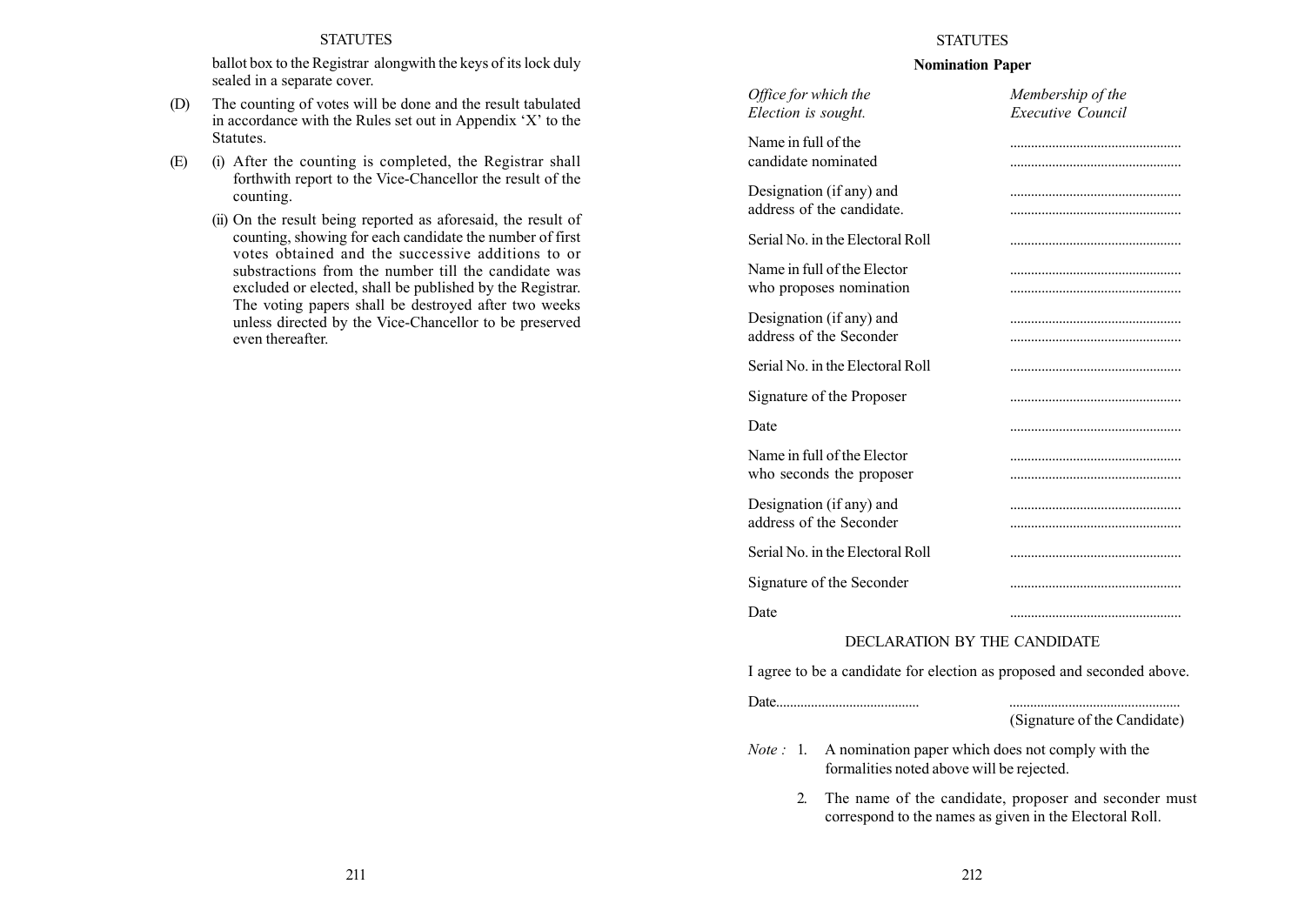ballot box to the Registrar alongwith the keys of its lock duly sealed in a separate cover.

(D) The counting of votes will be done and the result tabulated in accordance with the Rules set out in Appendix 'X' to the Statutes.

(E) (i) After the counting is completed, the Registrar shall forthwith report to the Vice-Chancellor the result of the counting.

(ii) On the result being reported as aforesaid, the result of counting, showing for each candidate the number of first votes obtained and the successive additions to or substractions from the number till the candidate was excluded or elected, shall be published by the Registrar. The voting papers shall be destroyed after two weeks unless directed by the Vice-Chancellor to be preserved even thereafter.

**Nomination Paper**

| | |
|---|---|
| *Office for which the Election is sought.* | *Membership of the Executive Council* |
| Name in full of the candidate nominated | ................................................ ................................................ |
| Designation (if any) and address of the candidate. | ................................................ ................................................ |
| Serial No. in the Electoral Roll | ................................................ |
| Name in full of the Elector who proposes nomination | ................................................ ................................................ |
| Designation (if any) and address of the Seconder | ................................................ ................................................ |
| Serial No. in the Electoral Roll | ................................................ |
| Signature of the Proposer | ................................................ |
| Date | ................................................ |
| Name in full of the Elector who seconds the proposer | ................................................ ................................................ |
| Designation (if any) and address of the Seconder | ................................................ ................................................ |
| Serial No. in the Electoral Roll | ................................................ |
| Signature of the Seconder | ................................................ |
| Date | ................................................ |

DECLARATION BY THE CANDIDATE

I agree to be a candidate for election as proposed and seconded above.

Date........................................ ................................................

(Signature of the Candidate)

*Note :* 1. A nomination paper which does not comply with the formalities noted above will be rejected.

2. The name of the candidate, proposer and seconder must correspond to the names as given in the Electoral Roll.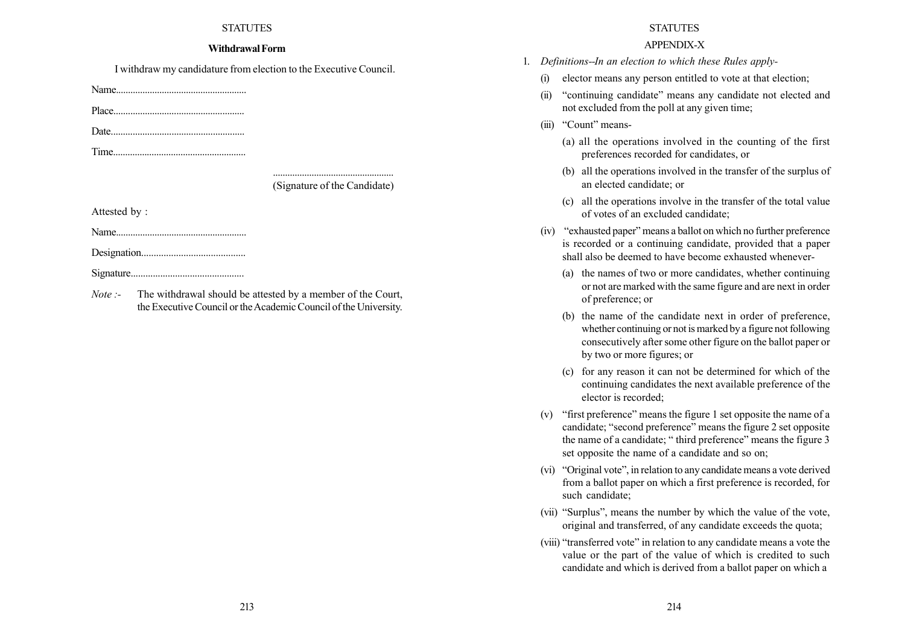## Withdrawal Form

I withdraw my candidature from election to the Executive Council.

Name......................................................

Place......................................................

Date.......................................................

Time.......................................................

..................................................
(Signature of the Candidate)

Attested by :

Name......................................................

Designation..........................................

Signature..............................................

*Note :-* The withdrawal should be attested by a member of the Court, the Executive Council or the Academic Council of the University.

## APPENDIX-X

1. *Definitions--In an election to which these Rules apply-*
   - (i) elector means any person entitled to vote at that election;
   - (ii) "continuing candidate" means any candidate not elected and not excluded from the poll at any given time;
   - (iii) "Count" means-
     - (a) all the operations involved in the counting of the first preferences recorded for candidates, or
     - (b) all the operations involved in the transfer of the surplus of an elected candidate; or
     - (c) all the operations involve in the transfer of the total value of votes of an excluded candidate;
   - (iv) "exhausted paper" means a ballot on which no further preference is recorded or a continuing candidate, provided that a paper shall also be deemed to have become exhausted whenever-
     - (a) the names of two or more candidates, whether continuing or not are marked with the same figure and are next in order of preference; or
     - (b) the name of the candidate next in order of preference, whether continuing or not is marked by a figure not following consecutively after some other figure on the ballot paper or by two or more figures; or
     - (c) for any reason it can not be determined for which of the continuing candidates the next available preference of the elector is recorded;
   - (v) "first preference" means the figure 1 set opposite the name of a candidate; "second preference" means the figure 2 set opposite the name of a candidate; " third preference" means the figure 3 set opposite the name of a candidate and so on;
   - (vi) "Original vote", in relation to any candidate means a vote derived from a ballot paper on which a first preference is recorded, for such candidate;
   - (vii) "Surplus", means the number by which the value of the vote, original and transferred, of any candidate exceeds the quota;
   - (viii) "transferred vote" in relation to any candidate means a vote the value or the part of the value of which is credited to such candidate and which is derived from a ballot paper on which a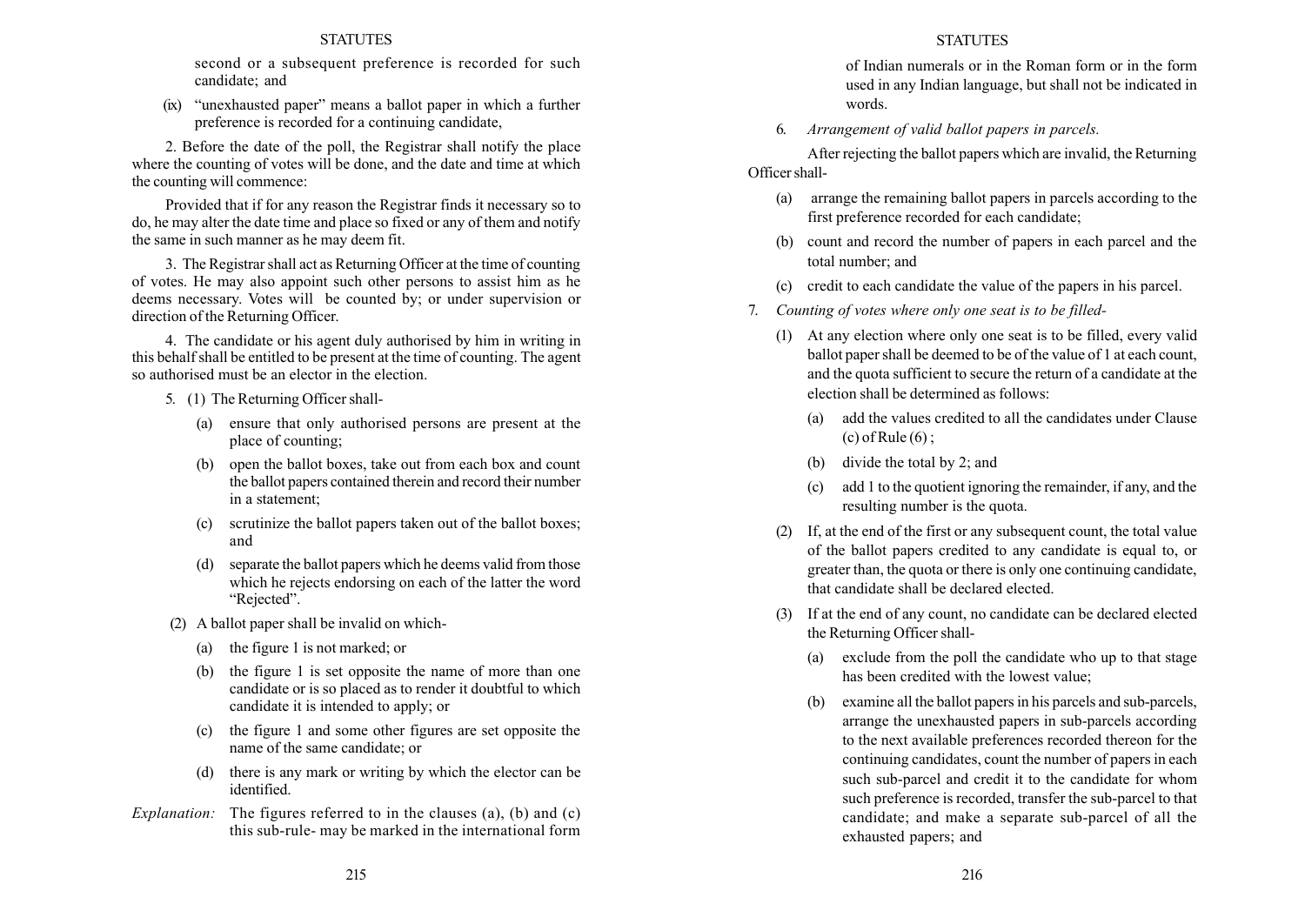second or a subsequent preference is recorded for such candidate; and

(ix) "unexhausted paper" means a ballot paper in which a further preference is recorded for a continuing candidate,

2. Before the date of the poll, the Registrar shall notify the place where the counting of votes will be done, and the date and time at which the counting will commence:

Provided that if for any reason the Registrar finds it necessary so to do, he may alter the date time and place so fixed or any of them and notify the same in such manner as he may deem fit.

3. The Registrar shall act as Returning Officer at the time of counting of votes. He may also appoint such other persons to assist him as he deems necessary. Votes will be counted by; or under supervision or direction of the Returning Officer.

4. The candidate or his agent duly authorised by him in writing in this behalf shall be entitled to be present at the time of counting. The agent so authorised must be an elector in the election.

5. (1) The Returning Officer shall-

(a) ensure that only authorised persons are present at the place of counting;

(b) open the ballot boxes, take out from each box and count the ballot papers contained therein and record their number in a statement;

(c) scrutinize the ballot papers taken out of the ballot boxes; and

(d) separate the ballot papers which he deems valid from those which he rejects endorsing on each of the latter the word "Rejected".

(2) A ballot paper shall be invalid on which-

(a) the figure 1 is not marked; or

(b) the figure 1 is set opposite the name of more than one candidate or is so placed as to render it doubtful to which candidate it is intended to apply; or

(c) the figure 1 and some other figures are set opposite the name of the same candidate; or

(d) there is any mark or writing by which the elector can be identified.

*Explanation:* The figures referred to in the clauses (a), (b) and (c) this sub-rule- may be marked in the international form of Indian numerals or in the Roman form or in the form used in any Indian language, but shall not be indicated in words.

6. *Arrangement of valid ballot papers in parcels.*

After rejecting the ballot papers which are invalid, the Returning Officer shall-

(a) arrange the remaining ballot papers in parcels according to the first preference recorded for each candidate;

(b) count and record the number of papers in each parcel and the total number; and

(c) credit to each candidate the value of the papers in his parcel.

7. *Counting of votes where only one seat is to be filled-*

(1) At any election where only one seat is to be filled, every valid ballot paper shall be deemed to be of the value of 1 at each count, and the quota sufficient to secure the return of a candidate at the election shall be determined as follows:

(a) add the values credited to all the candidates under Clause (c) of Rule (6) ;

(b) divide the total by 2; and

(c) add 1 to the quotient ignoring the remainder, if any, and the resulting number is the quota.

(2) If, at the end of the first or any subsequent count, the total value of the ballot papers credited to any candidate is equal to, or greater than, the quota or there is only one continuing candidate, that candidate shall be declared elected.

(3) If at the end of any count, no candidate can be declared elected the Returning Officer shall-

(a) exclude from the poll the candidate who up to that stage has been credited with the lowest value;

(b) examine all the ballot papers in his parcels and sub-parcels, arrange the unexhausted papers in sub-parcels according to the next available preferences recorded thereon for the continuing candidates, count the number of papers in each such sub-parcel and credit it to the candidate for whom such preference is recorded, transfer the sub-parcel to that candidate; and make a separate sub-parcel of all the exhausted papers; and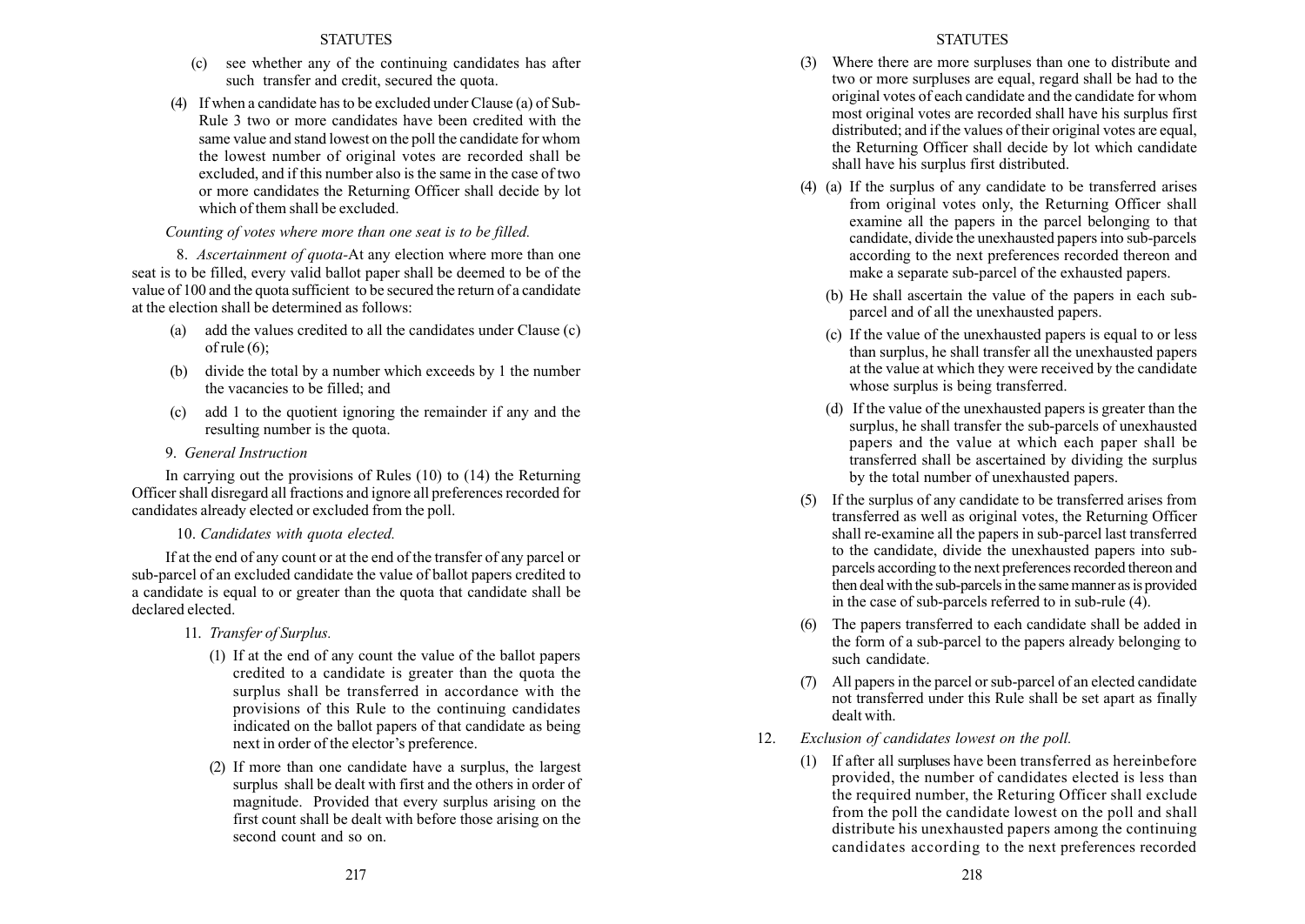(c) see whether any of the continuing candidates has after such transfer and credit, secured the quota.

(4) If when a candidate has to be excluded under Clause (a) of Sub-Rule 3 two or more candidates have been credited with the same value and stand lowest on the poll the candidate for whom the lowest number of original votes are recorded shall be excluded, and if this number also is the same in the case of two or more candidates the Returning Officer shall decide by lot which of them shall be excluded.

*Counting of votes where more than one seat is to be filled.*

8. *Ascertainment of quota*-At any election where more than one seat is to be filled, every valid ballot paper shall be deemed to be of the value of 100 and the quota sufficient to be secured the return of a candidate at the election shall be determined as follows:

(a) add the values credited to all the candidates under Clause (c) of rule (6);

(b) divide the total by a number which exceeds by 1 the number the vacancies to be filled; and

(c) add 1 to the quotient ignoring the remainder if any and the resulting number is the quota.

9. *General Instruction*

In carrying out the provisions of Rules (10) to (14) the Returning Officer shall disregard all fractions and ignore all preferences recorded for candidates already elected or excluded from the poll.

10. *Candidates with quota elected.*

If at the end of any count or at the end of the transfer of any parcel or sub-parcel of an excluded candidate the value of ballot papers credited to a candidate is equal to or greater than the quota that candidate shall be declared elected.

11. *Transfer of Surplus.*

(1) If at the end of any count the value of the ballot papers credited to a candidate is greater than the quota the surplus shall be transferred in accordance with the provisions of this Rule to the continuing candidates indicated on the ballot papers of that candidate as being next in order of the elector's preference.

(2) If more than one candidate have a surplus, the largest surplus shall be dealt with first and the others in order of magnitude. Provided that every surplus arising on the first count shall be dealt with before those arising on the second count and so on.

(3) Where there are more surpluses than one to distribute and two or more surpluses are equal, regard shall be had to the original votes of each candidate and the candidate for whom most original votes are recorded shall have his surplus first distributed; and if the values of their original votes are equal, the Returning Officer shall decide by lot which candidate shall have his surplus first distributed.

(4) (a) If the surplus of any candidate to be transferred arises from original votes only, the Returning Officer shall examine all the papers in the parcel belonging to that candidate, divide the unexhausted papers into sub-parcels according to the next preferences recorded thereon and make a separate sub-parcel of the exhausted papers.

(b) He shall ascertain the value of the papers in each sub-parcel and of all the unexhausted papers.

(c) If the value of the unexhausted papers is equal to or less than surplus, he shall transfer all the unexhausted papers at the value at which they were received by the candidate whose surplus is being transferred.

(d) If the value of the unexhausted papers is greater than the surplus, he shall transfer the sub-parcels of unexhausted papers and the value at which each paper shall be transferred shall be ascertained by dividing the surplus by the total number of unexhausted papers.

(5) If the surplus of any candidate to be transferred arises from transferred as well as original votes, the Returning Officer shall re-examine all the papers in sub-parcel last transferred to the candidate, divide the unexhausted papers into sub-parcels according to the next preferences recorded thereon and then deal with the sub-parcels in the same manner as is provided in the case of sub-parcels referred to in sub-rule (4).

(6) The papers transferred to each candidate shall be added in the form of a sub-parcel to the papers already belonging to such candidate.

(7) All papers in the parcel or sub-parcel of an elected candidate not transferred under this Rule shall be set apart as finally dealt with.

12. *Exclusion of candidates lowest on the poll.*

(1) If after all surpluses have been transferred as hereinbefore provided, the number of candidates elected is less than the required number, the Returing Officer shall exclude from the poll the candidate lowest on the poll and shall distribute his unexhausted papers among the continuing candidates according to the next preferences recorded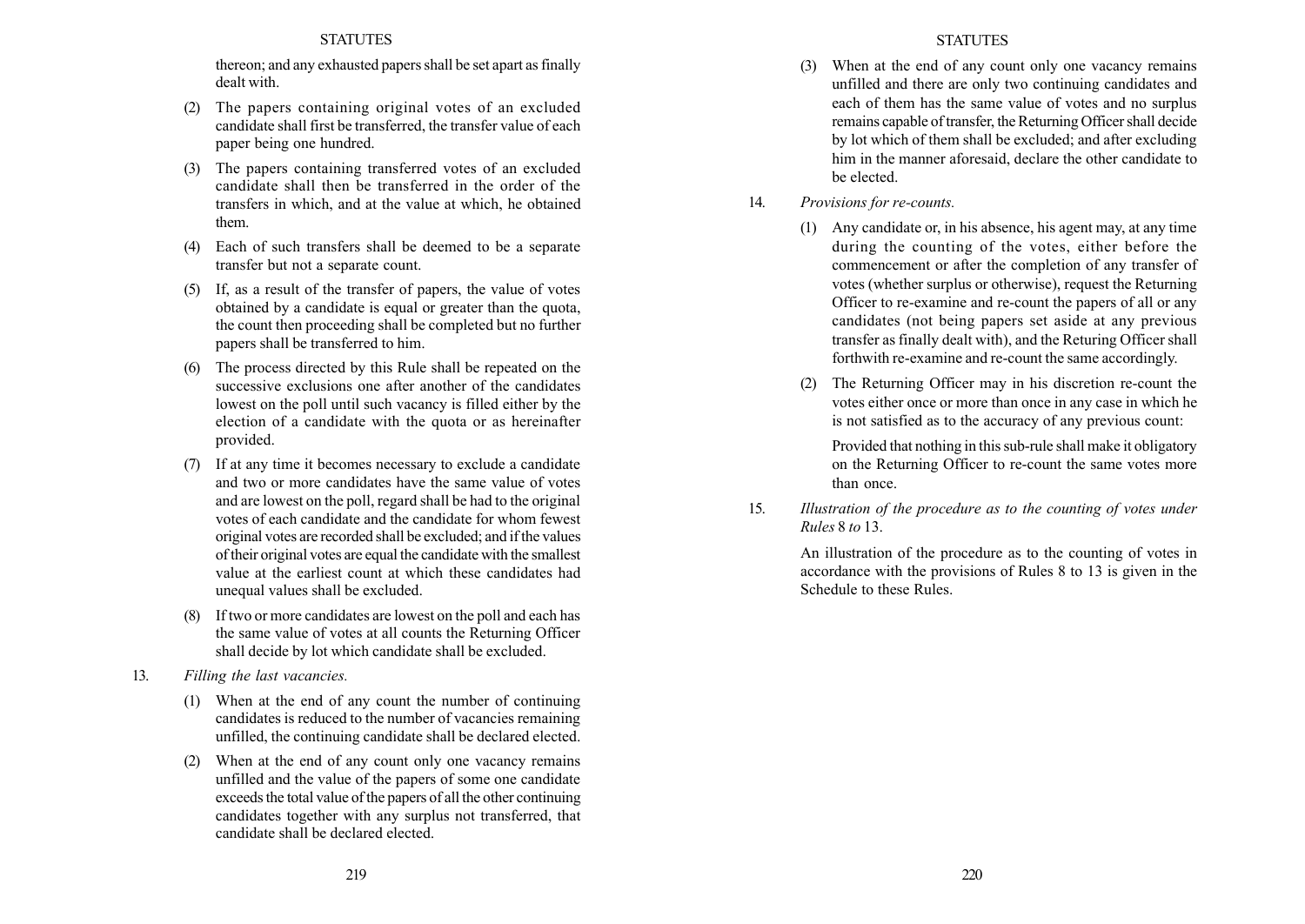thereon; and any exhausted papers shall be set apart as finally dealt with.

(2) The papers containing original votes of an excluded candidate shall first be transferred, the transfer value of each paper being one hundred.

(3) The papers containing transferred votes of an excluded candidate shall then be transferred in the order of the transfers in which, and at the value at which, he obtained them.

(4) Each of such transfers shall be deemed to be a separate transfer but not a separate count.

(5) If, as a result of the transfer of papers, the value of votes obtained by a candidate is equal or greater than the quota, the count then proceeding shall be completed but no further papers shall be transferred to him.

(6) The process directed by this Rule shall be repeated on the successive exclusions one after another of the candidates lowest on the poll until such vacancy is filled either by the election of a candidate with the quota or as hereinafter provided.

(7) If at any time it becomes necessary to exclude a candidate and two or more candidates have the same value of votes and are lowest on the poll, regard shall be had to the original votes of each candidate and the candidate for whom fewest original votes are recorded shall be excluded; and if the values of their original votes are equal the candidate with the smallest value at the earliest count at which these candidates had unequal values shall be excluded.

(8) If two or more candidates are lowest on the poll and each has the same value of votes at all counts the Returning Officer shall decide by lot which candidate shall be excluded.

13. *Filling the last vacancies.*

(1) When at the end of any count the number of continuing candidates is reduced to the number of vacancies remaining unfilled, the continuing candidate shall be declared elected.

(2) When at the end of any count only one vacancy remains unfilled and the value of the papers of some one candidate exceeds the total value of the papers of all the other continuing candidates together with any surplus not transferred, that candidate shall be declared elected.

(3) When at the end of any count only one vacancy remains unfilled and there are only two continuing candidates and each of them has the same value of votes and no surplus remains capable of transfer, the Returning Officer shall decide by lot which of them shall be excluded; and after excluding him in the manner aforesaid, declare the other candidate to be elected.

14. *Provisions for re-counts.*

(1) Any candidate or, in his absence, his agent may, at any time during the counting of the votes, either before the commencement or after the completion of any transfer of votes (whether surplus or otherwise), request the Returning Officer to re-examine and re-count the papers of all or any candidates (not being papers set aside at any previous transfer as finally dealt with), and the Returing Officer shall forthwith re-examine and re-count the same accordingly.

(2) The Returning Officer may in his discretion re-count the votes either once or more than once in any case in which he is not satisfied as to the accuracy of any previous count:

Provided that nothing in this sub-rule shall make it obligatory on the Returning Officer to re-count the same votes more than once.

15. *Illustration of the procedure as to the counting of votes under Rules* 8 *to* 13.

An illustration of the procedure as to the counting of votes in accordance with the provisions of Rules 8 to 13 is given in the Schedule to these Rules.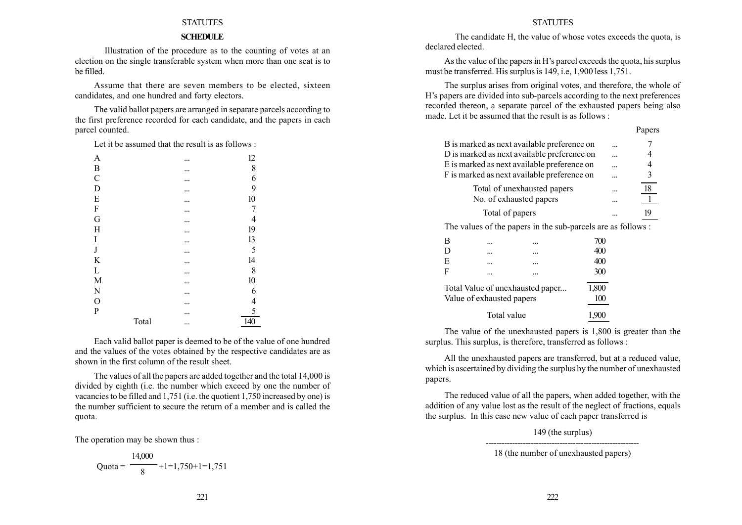## SCHEDULE

Illustration of the procedure as to the counting of votes at an election on the single transferable system when more than one seat is to be filled.

Assume that there are seven members to be elected, sixteen candidates, and one hundred and forty electors.

The valid ballot papers are arranged in separate parcels according to the first preference recorded for each candidate, and the papers in each parcel counted.

Let it be assumed that the result is as follows :

| | | |
|---|---|---|
| A | ... | 12 |
| B | ... | 8 |
| C | ... | 6 |
| D | ... | 9 |
| E | ... | 10 |
| F | ... | 7 |
| G | ... | 4 |
| H | ... | 19 |
| I | ... | 13 |
| J | ... | 5 |
| K | ... | 14 |
| L | ... | 8 |
| M | ... | 10 |
| N | ... | 6 |
| O | ... | 4 |
| P | ... | 5 |
| Total | ... | 140 |

Each valid ballot paper is deemed to be of the value of one hundred and the values of the votes obtained by the respective candidates are as shown in the first column of the result sheet.

The values of all the papers are added together and the total 14,000 is divided by eighth (i.e. the number which exceed by one the number of vacancies to be filled and 1,751 (i.e. the quotient 1,750 increased by one) is the number sufficient to secure the return of a member and is called the quota.

The operation may be shown thus :

$$\text{Quota} = \frac{14{,}000}{8} + 1 = 1{,}750 + 1 = 1{,}751$$

The candidate H, the value of whose votes exceeds the quota, is declared elected.

As the value of the papers in H's parcel exceeds the quota, his surplus must be transferred. His surplus is 149, i.e, 1,900 less 1,751.

The surplus arises from original votes, and therefore, the whole of H's papers are divided into sub-parcels according to the next preferences recorded thereon, a separate parcel of the exhausted papers being also made. Let it be assumed that the result is as follows :

| | | Papers |
|---|---|---|
| B is marked as next available preference on | ... | 7 |
| D is marked as next available preference on | ... | 4 |
| E is marked as next available preference on | ... | 4 |
| F is marked as next available preference on | ... | 3 |
| Total of unexhausted papers | ... | 18 |
| No. of exhausted papers | ... | 1 |
| Total of papers | ... | 19 |

The values of the papers in the sub-parcels are as follows :

| | | | |
|---|---|---|---|
| B | ... | ... | 700 |
| D | ... | ... | 400 |
| E | ... | ... | 400 |
| F | ... | ... | 300 |
| Total Value of unexhausted paper... | | | 1,800 |
| Value of exhausted papers | | | 100 |
| Total value | | | 1,900 |

The value of the unexhausted papers is 1,800 is greater than the surplus. This surplus, is therefore, transferred as follows :

All the unexhausted papers are transferred, but at a reduced value, which is ascertained by dividing the surplus by the number of unexhausted papers.

The reduced value of all the papers, when added together, with the addition of any value lost as the result of the neglect of fractions, equals the surplus. In this case new value of each paper transferred is

$$\frac{149 \text{ (the surplus)}}{18 \text{ (the number of unexhausted papers)}}$$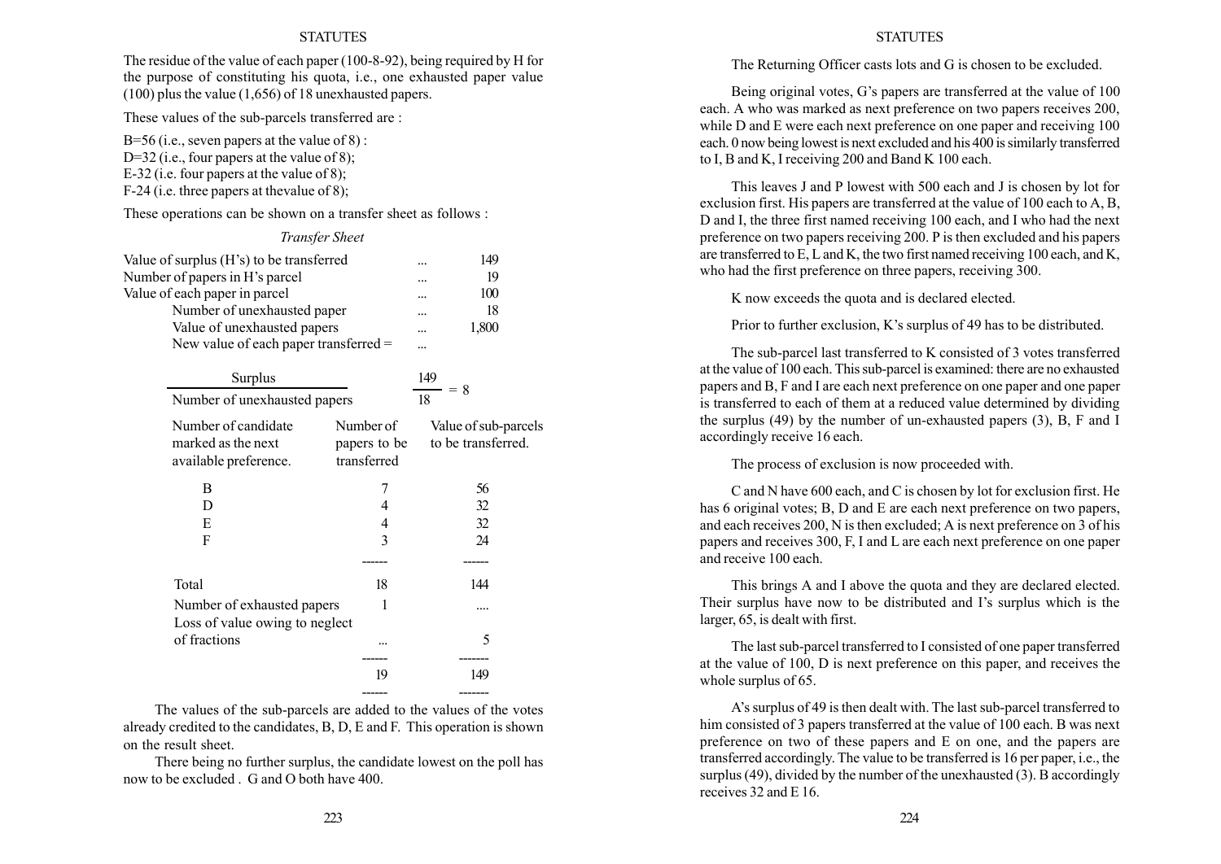The residue of the value of each paper (100-8-92), being required by H for the purpose of constituting his quota, i.e., one exhausted paper value (100) plus the value (1,656) of 18 unexhausted papers.

These values of the sub-parcels transferred are :

B=56 (i.e., seven papers at the value of 8) :
D=32 (i.e., four papers at the value of 8);
E-32 (i.e. four papers at the value of 8);
F-24 (i.e. three papers at thevalue of 8);

These operations can be shown on a transfer sheet as follows :

*Transfer Sheet*

| | | |
|---|---|---|
| Value of surplus (H's) to be transferred | ... | 149 |
| Number of papers in H's parcel | ... | 19 |
| Value of each paper in parcel | ... | 100 |
| Number of unexhausted paper | ... | 18 |
| Value of unexhausted papers | ... | 1,800 |
| New value of each paper transferred = | ... | |

$$\frac{\text{Surplus}}{\text{Number of unexhausted papers}} \qquad \frac{149}{18} = 8$$

| Number of candidate marked as the next available preference. | Number of papers to be transferred | Value of sub-parcels to be transferred. |
|---|---|---|
| B | 7 | 56 |
| D | 4 | 32 |
| E | 4 | 32 |
| F | 3 | 24 |
| | ------ | ------ |
| Total | 18 | 144 |
| Number of exhausted papers | 1 | .... |
| Loss of value owing to neglect of fractions | ... | 5 |
| | ------ | ------- |
| | 19 | 149 |
| | ------ | ------- |

The values of the sub-parcels are added to the values of the votes already credited to the candidates, B, D, E and F. This operation is shown on the result sheet.

There being no further surplus, the candidate lowest on the poll has now to be excluded . G and O both have 400.

The Returning Officer casts lots and G is chosen to be excluded.

Being original votes, G's papers are transferred at the value of 100 each. A who was marked as next preference on two papers receives 200, while D and E were each next preference on one paper and receiving 100 each. 0 now being lowest is next excluded and his 400 is similarly transferred to I, B and K, I receiving 200 and Band K 100 each.

This leaves J and P lowest with 500 each and J is chosen by lot for exclusion first. His papers are transferred at the value of 100 each to A, B, D and I, the three first named receiving 100 each, and I who had the next preference on two papers receiving 200. P is then excluded and his papers are transferred to E, L and K, the two first named receiving 100 each, and K, who had the first preference on three papers, receiving 300.

K now exceeds the quota and is declared elected.

Prior to further exclusion, K's surplus of 49 has to be distributed.

The sub-parcel last transferred to K consisted of 3 votes transferred at the value of 100 each. This sub-parcel is examined: there are no exhausted papers and B, F and I are each next preference on one paper and one paper is transferred to each of them at a reduced value determined by dividing the surplus (49) by the number of un-exhausted papers (3), B, F and I accordingly receive 16 each.

The process of exclusion is now proceeded with.

C and N have 600 each, and C is chosen by lot for exclusion first. He has 6 original votes; B, D and E are each next preference on two papers, and each receives 200, N is then excluded; A is next preference on 3 of his papers and receives 300, F, I and L are each next preference on one paper and receive 100 each.

This brings A and I above the quota and they are declared elected. Their surplus have now to be distributed and I's surplus which is the larger, 65, is dealt with first.

The last sub-parcel transferred to I consisted of one paper transferred at the value of 100, D is next preference on this paper, and receives the whole surplus of 65.

A's surplus of 49 is then dealt with. The last sub-parcel transferred to him consisted of 3 papers transferred at the value of 100 each. B was next preference on two of these papers and E on one, and the papers are transferred accordingly. The value to be transferred is 16 per paper, i.e., the surplus (49), divided by the number of the unexhausted (3). B accordingly receives 32 and E 16.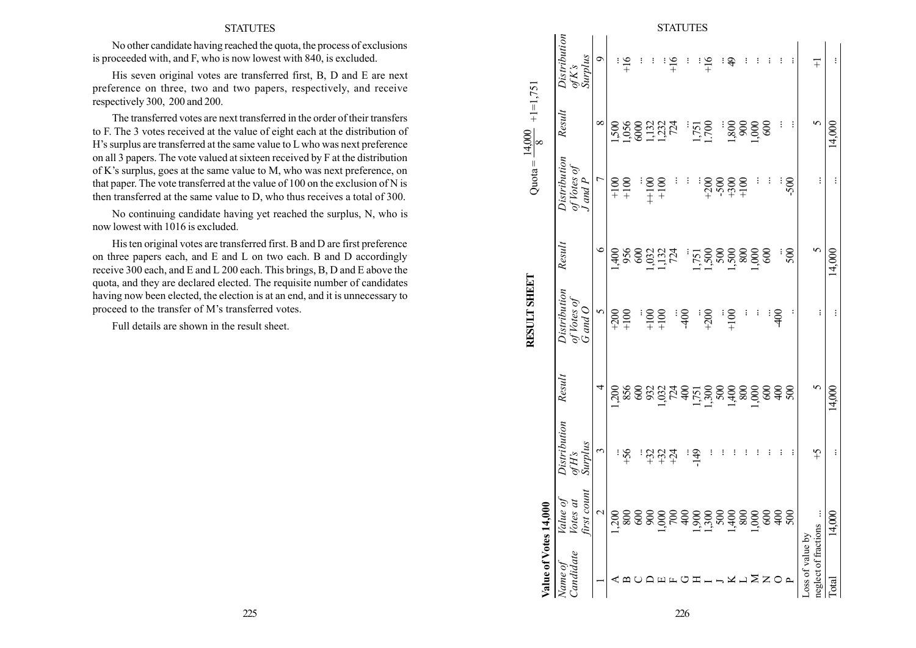No other candidate having reached the quota, the process of exclusions is proceeded with, and F, who is now lowest with 840, is excluded.

His seven original votes are transferred first, B, D and E are next preference on three, two and two papers, respectively, and receive respectively 300, 200 and 200.

The transferred votes are next transferred in the order of their transfers to F. The 3 votes received at the value of eight each at the distribution of H's surplus are transferred at the same value to L who was next preference on all 3 papers. The vote valued at sixteen received by F at the distribution of K's surplus, goes at the same value to M, who was next preference, on that paper. The vote transferred at the value of 100 on the exclusion of N is then transferred at the same value to D, who thus receives a total of 300.

No continuing candidate having yet reached the surplus, N, who is now lowest with 1016 is excluded.

His ten original votes are transferred first. B and D are first preference on three papers each, and E and L on two each. B and D accordingly receive 300 each, and E and L 200 each. This brings, B, D and E above the quota, and they are declared elected. The requisite number of candidates having now been elected, the election is at an end, and it is unnecessary to proceed to the transfer of M's transferred votes.

Full details are shown in the result sheet.

## RESULT SHEET

**Value of Votes 14,000**

Quota = $\frac{14,000}{8} + 1 = 1,751$

| *Name of Candidate* | *Value of Votes at first count* | *Distribution of H's Surplus* | *Result* | *Distribution of Votes of G and O* | *Result* | *Distribution of Votes of J and P* | *Result* | *Distribution of K's Surplus* |
|---|---|---|---|---|---|---|---|---|
| 1 | 2 | 3 | 4 | 5 | 6 | 7 | 8 | 9 |
| A | 1,200 | ... | 1,200 | +200 | 1,400 | +100 | 1,500 | ... |
| B | 800 | +56 | 856 | +100 | 956 | +100 | 1,056 | +16 |
| C | 600 | ... | 600 | ... | 600 | ... | 6000 | ... |
| D | 900 | +32 | 932 | +100 | 1,032 | ++100 | 1,132 | ... |
| E | 1,000 | +32 | 1,032 | +100 | 1,132 | +100 | 1,232 | +16 |
| F | 700 | +24 | 724 | ... | 724 | ... | 724 | ... |
| G | 400 | ... | 400 | -400 | ... | ... | ... | ... |
| H | 1,900 | -149 | 1,751 | ... | 1,751 | ... | 1,751 | ... |
| I | 1,300 | ... | 1,300 | +200 | 1,500 | +200 | 1,700 | +16 |
| J | 500 | ... | 500 | ... | 500 | -500 | ... | ... |
| K | 1,400 | ... | 1,400 | +100 | 1,500 | +300 | 1,800 | -49 |
| L | 800 | ... | 800 | ... | 800 | +100 | 900 | ... |
| M | 1,000 | ... | 1,000 | ... | 1,000 | ... | 1,000 | ... |
| N | 600 | ... | 600 | ... | 600 | ... | 600 | ... |
| O | 400 | ... | 400 | -400 | ... | ... | ... | ... |
| P | 500 | ... | 500 | . | 500 | -500 | ... | ... |
| Loss of value by neglect of fractions ... | | +5 | 5 | ... | 5 | ... | 5 | +1 |
| Total | 14,000 | ... | 14,000 | ... | 14,000 | ... | 14,000 | ... |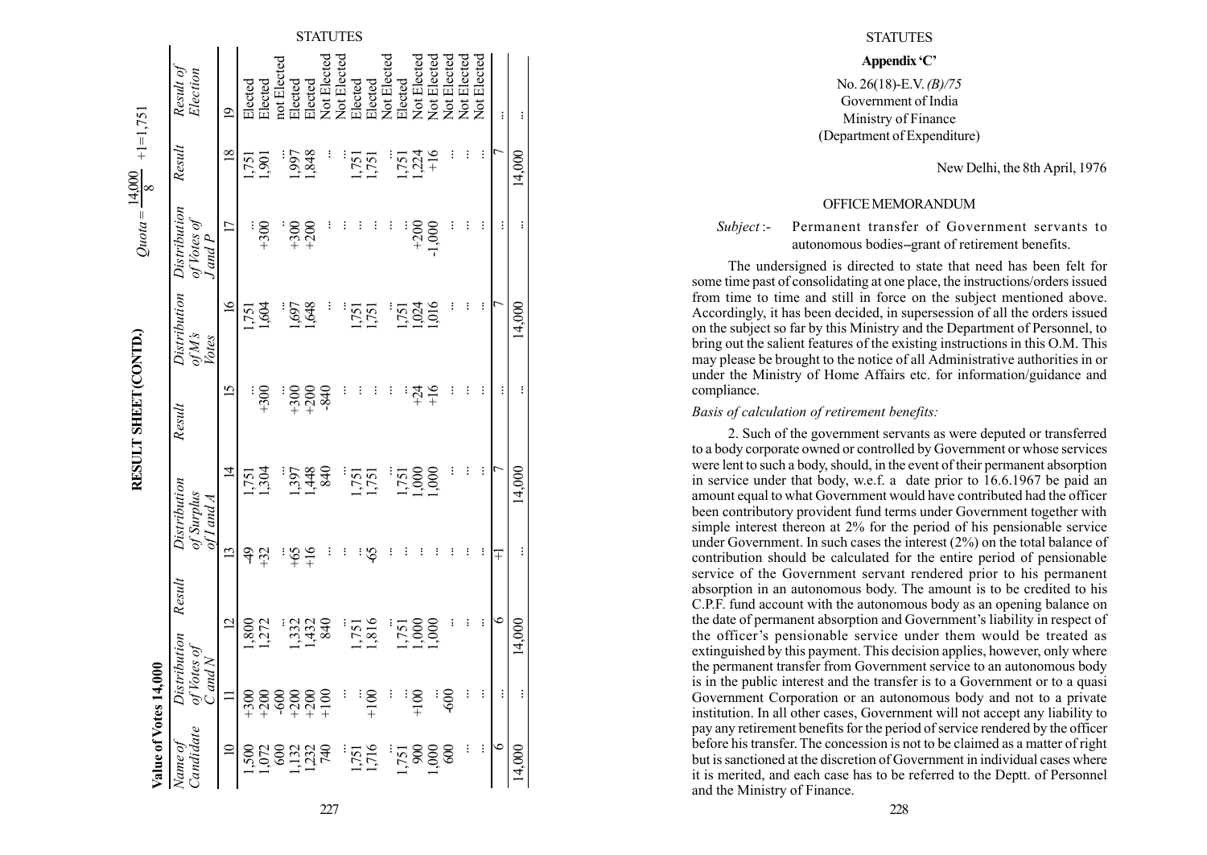## RESULT SHEET (CONTD.)

**Value of Votes 14,000** $Quota = \frac{14,000}{8} + 1 = 1,751$

| Name of Candidate | Distribution of Votes of C and N | Result | Distribution of Surplus of I and A | Result | Distribution of M's Votes | Result | Distribution of Votes of J and P | Result | Result of Election |
|---|---|---|---|---|---|---|---|---|---|
| 10 | 11 | 12 | 13 | 14 | 15 | 16 | 17 | 18 | 19 |
| 1,500 | +300 | 1,800 | -49 | 1,751 | ... | 1,751 | ... | 1,751 | Elected |
| 1,072 | +200 | 1,272 | +32 | 1,304 | +300 | 1,604 | +300 | 1,901 | Elected |
| 600 | -600 | ... | ... | ... | ... | ... | ... | ... | not Elected |
| 1,132 | +200 | 1,332 | +65 | 1,397 | +300 | 1,697 | +300 | 1,997 | Elected |
| 1,232 | +200 | 1,432 | +16 | 1,448 | +200 | 1,648 | +200 | 1,848 | Elected |
| 740 | +100 | 840 | ... | 840 | -840 | ... | ... | ... | Not Elected |
| ... | ... | ... | ... | ... | ... | ... | ... | ... | Not Elected |
| 1,751 | ... | 1,751 | ... | 1,751 | ... | 1,751 | ... | 1,751 | Elected |
| 1,716 | +100 | 1,816 | -65 | 1,751 | ... | 1,751 | ... | 1,751 | Elected |
| ... | ... | ... | ... | ... | ... | ... | ... | ... | Not Elected |
| 1,751 | ... | 1,751 | ... | 1,751 | ... | 1,751 | ... | 1,751 | Elected |
| 900 | +100 | 1,000 | ... | 1,000 | +24 | 1,024 | +200 | 1,224 | Not Elected |
| 1,000 | ... | 1,000 | ... | 1,000 | +16 | 1,016 | -1,000 | +16 | Not Elected |
| 600 | -600 | ... | ... | ... | ... | ... | ... | ... | Not Elected |
| ... | ... | ... | ... | ... | ... | ... | ... | ... | Not Elected |
| ... | ... | ... | ... | ... | ... | ... | ... | ... | Not Elected |
| ... | ... | ... | ... | ... | ... | ... | ... | ... | Not Elected |
| 6 | ... | 6 | +1 | 7 | ... | 7 | ... | 7 | ... |
| 14,000 | ... | 14,000 | ... | 14,000 | ... | 14,000 | ... | 14,000 | ... |

### Appendix 'C'

No. 26(18)-E.V. *(B)/75*
Government of India
Ministry of Finance
(Department of Expenditure)

New Delhi, the 8th April, 1976

#### OFFICE MEMORANDUM

*Subject* :- Permanent transfer of Government servants to autonomous bodies--grant of retirement benefits.

The undersigned is directed to state that need has been felt for some time past of consolidating at one place, the instructions/orders issued from time to time and still in force on the subject mentioned above. Accordingly, it has been decided, in supersession of all the orders issued on the subject so far by this Ministry and the Department of Personnel, to bring out the salient features of the existing instructions in this O.M. This may please be brought to the notice of all Administrative authorities in or under the Ministry of Home Affairs etc. for information/guidance and compliance.

*Basis of calculation of retirement benefits:*

2. Such of the government servants as were deputed or transferred to a body corporate owned or controlled by Government or whose services were lent to such a body, should, in the event of their permanent absorption in service under that body, w.e.f. a date prior to 16.6.1967 be paid an amount equal to what Government would have contributed had the officer been contributory provident fund terms under Government together with simple interest thereon at 2% for the period of his pensionable service under Government. In such cases the interest (2%) on the total balance of contribution should be calculated for the entire period of pensionable service of the Government servant rendered prior to his permanent absorption in an autonomous body. The amount is to be credited to his C.P.F. fund account with the autonomous body as an opening balance on the date of permanent absorption and Government's liability in respect of the officer's pensionable service under them would be treated as extinguished by this payment. This decision applies, however, only where the permanent transfer from Government service to an autonomous body is in the public interest and the transfer is to a Government or to a quasi Government Corporation or an autonomous body and not to a private institution. In all other cases, Government will not accept any liability to pay any retirement benefits for the period of service rendered by the officer before his transfer. The concession is not to be claimed as a matter of right but is sanctioned at the discretion of Government in individual cases where it is merited, and each case has to be referred to the Deptt. of Personnel and the Ministry of Finance.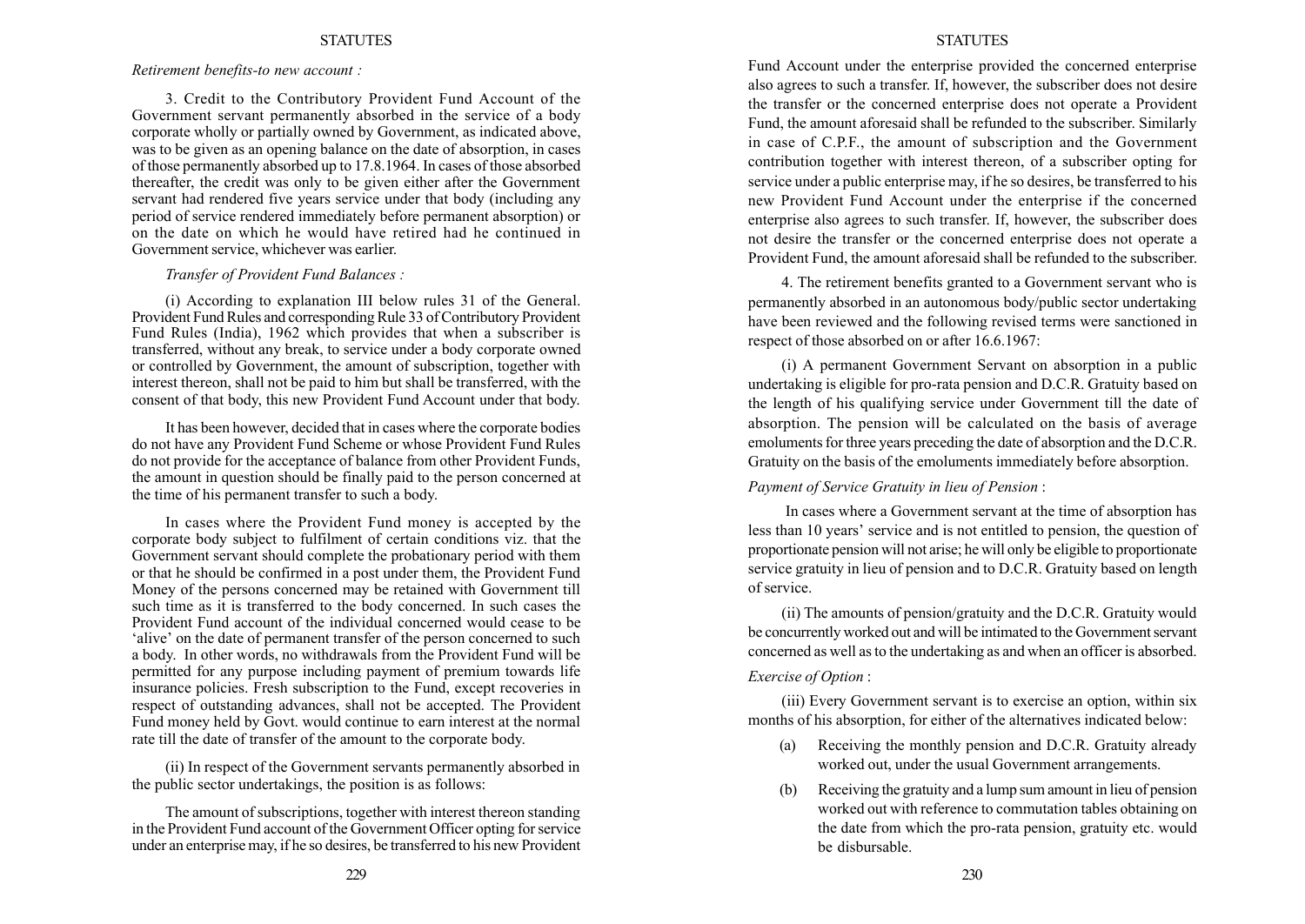*Retirement benefits-to new account :*

3. Credit to the Contributory Provident Fund Account of the Government servant permanently absorbed in the service of a body corporate wholly or partially owned by Government, as indicated above, was to be given as an opening balance on the date of absorption, in cases of those permanently absorbed up to 17.8.1964. In cases of those absorbed thereafter, the credit was only to be given either after the Government servant had rendered five years service under that body (including any period of service rendered immediately before permanent absorption) or on the date on which he would have retired had he continued in Government service, whichever was earlier.

*Transfer of Provident Fund Balances :*

(i) According to explanation III below rules 31 of the General. Provident Fund Rules and corresponding Rule 33 of Contributory Provident Fund Rules (India), 1962 which provides that when a subscriber is transferred, without any break, to service under a body corporate owned or controlled by Government, the amount of subscription, together with interest thereon, shall not be paid to him but shall be transferred, with the consent of that body, this new Provident Fund Account under that body.

It has been however, decided that in cases where the corporate bodies do not have any Provident Fund Scheme or whose Provident Fund Rules do not provide for the acceptance of balance from other Provident Funds, the amount in question should be finally paid to the person concerned at the time of his permanent transfer to such a body.

In cases where the Provident Fund money is accepted by the corporate body subject to fulfilment of certain conditions viz. that the Government servant should complete the probationary period with them or that he should be confirmed in a post under them, the Provident Fund Money of the persons concerned may be retained with Government till such time as it is transferred to the body concerned. In such cases the Provident Fund account of the individual concerned would cease to be 'alive' on the date of permanent transfer of the person concerned to such a body. In other words, no withdrawals from the Provident Fund will be permitted for any purpose including payment of premium towards life insurance policies. Fresh subscription to the Fund, except recoveries in respect of outstanding advances, shall not be accepted. The Provident Fund money held by Govt. would continue to earn interest at the normal rate till the date of transfer of the amount to the corporate body.

(ii) In respect of the Government servants permanently absorbed in the public sector undertakings, the position is as follows:

The amount of subscriptions, together with interest thereon standing in the Provident Fund account of the Government Officer opting for service under an enterprise may, if he so desires, be transferred to his new Provident Fund Account under the enterprise provided the concerned enterprise also agrees to such a transfer. If, however, the subscriber does not desire the transfer or the concerned enterprise does not operate a Provident Fund, the amount aforesaid shall be refunded to the subscriber. Similarly in case of C.P.F., the amount of subscription and the Government contribution together with interest thereon, of a subscriber opting for service under a public enterprise may, if he so desires, be transferred to his new Provident Fund Account under the enterprise if the concerned enterprise also agrees to such transfer. If, however, the subscriber does not desire the transfer or the concerned enterprise does not operate a Provident Fund, the amount aforesaid shall be refunded to the subscriber.

4. The retirement benefits granted to a Government servant who is permanently absorbed in an autonomous body/public sector undertaking have been reviewed and the following revised terms were sanctioned in respect of those absorbed on or after 16.6.1967:

(i) A permanent Government Servant on absorption in a public undertaking is eligible for pro-rata pension and D.C.R. Gratuity based on the length of his qualifying service under Government till the date of absorption. The pension will be calculated on the basis of average emoluments for three years preceding the date of absorption and the D.C.R. Gratuity on the basis of the emoluments immediately before absorption.

*Payment of Service Gratuity in lieu of Pension* :

In cases where a Government servant at the time of absorption has less than 10 years' service and is not entitled to pension, the question of proportionate pension will not arise; he will only be eligible to proportionate service gratuity in lieu of pension and to D.C.R. Gratuity based on length of service.

(ii) The amounts of pension/gratuity and the D.C.R. Gratuity would be concurrently worked out and will be intimated to the Government servant concerned as well as to the undertaking as and when an officer is absorbed.

*Exercise of Option* :

(iii) Every Government servant is to exercise an option, within six months of his absorption, for either of the alternatives indicated below:

(a) Receiving the monthly pension and D.C.R. Gratuity already worked out, under the usual Government arrangements.

(b) Receiving the gratuity and a lump sum amount in lieu of pension worked out with reference to commutation tables obtaining on the date from which the pro-rata pension, gratuity etc. would be disbursable.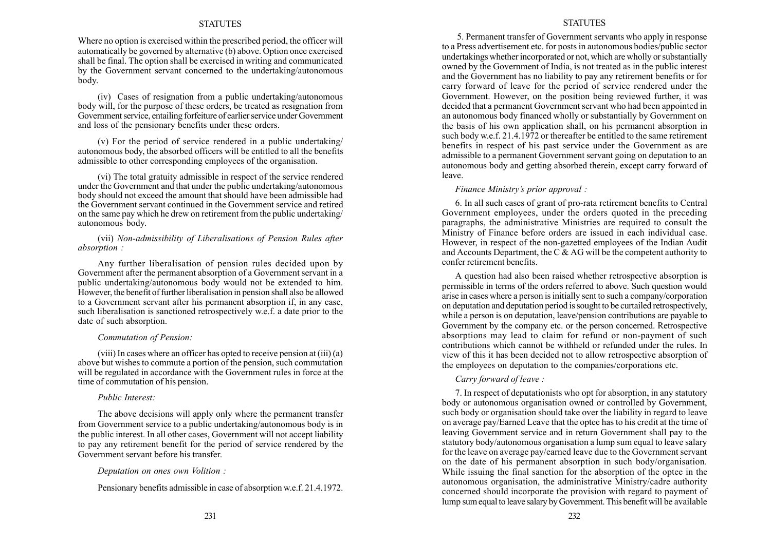Where no option is exercised within the prescribed period, the officer will automatically be governed by alternative (b) above. Option once exercised shall be final. The option shall be exercised in writing and communicated by the Government servant concerned to the undertaking/autonomous body.

(iv) Cases of resignation from a public undertaking/autonomous body will, for the purpose of these orders, be treated as resignation from Government service, entailing forfeiture of earlier service under Government and loss of the pensionary benefits under these orders.

(v) For the period of service rendered in a public undertaking/ autonomous body, the absorbed officers will be entitled to all the benefits admissible to other corresponding employees of the organisation.

(vi) The total gratuity admissible in respect of the service rendered under the Government and that under the public undertaking/autonomous body should not exceed the amount that should have been admissible had the Government servant continued in the Government service and retired on the same pay which he drew on retirement from the public undertaking/ autonomous body.

(vii) *Non-admissibility of Liberalisations of Pension Rules after absorption :*

Any further liberalisation of pension rules decided upon by Government after the permanent absorption of a Government servant in a public undertaking/autonomous body would not be extended to him. However, the benefit of further liberalisation in pension shall also be allowed to a Government servant after his permanent absorption if, in any case, such liberalisation is sanctioned retrospectively w.e.f. a date prior to the date of such absorption.

*Commutation of Pension:*

(viii) In cases where an officer has opted to receive pension at (iii) (a) above but wishes to commute a portion of the pension, such commutation will be regulated in accordance with the Government rules in force at the time of commutation of his pension.

*Public Interest:*

The above decisions will apply only where the permanent transfer from Government service to a public undertaking/autonomous body is in the public interest. In all other cases, Government will not accept liability to pay any retirement benefit for the period of service rendered by the Government servant before his transfer.

*Deputation on ones own Volition :*

Pensionary benefits admissible in case of absorption w.e.f. 21.4.1972.

5. Permanent transfer of Government servants who apply in response to a Press advertisement etc. for posts in autonomous bodies/public sector undertakings whether incorporated or not, which are wholly or substantially owned by the Government of India, is not treated as in the public interest and the Government has no liability to pay any retirement benefits or for carry forward of leave for the period of service rendered under the Government. However, on the position being reviewed further, it was decided that a permanent Government servant who had been appointed in an autonomous body financed wholly or substantially by Government on the basis of his own application shall, on his permanent absorption in such body w.e.f. 21.4.1972 or thereafter be entitled to the same retirement benefits in respect of his past service under the Government as are admissible to a permanent Government servant going on deputation to an autonomous body and getting absorbed therein, except carry forward of leave.

*Finance Ministry's prior approval :*

6. In all such cases of grant of pro-rata retirement benefits to Central Government employees, under the orders quoted in the preceding paragraphs, the administrative Ministries are required to consult the Ministry of Finance before orders are issued in each individual case. However, in respect of the non-gazetted employees of the Indian Audit and Accounts Department, the C & AG will be the competent authority to confer retirement benefits.

A question had also been raised whether retrospective absorption is permissible in terms of the orders referred to above. Such question would arise in cases where a person is initially sent to such a company/corporation on deputation and deputation period is sought to be curtailed retrospectively, while a person is on deputation, leave/pension contributions are payable to Government by the company etc. or the person concerned. Retrospective absorptions may lead to claim for refund or non-payment of such contributions which cannot be withheld or refunded under the rules. In view of this it has been decided not to allow retrospective absorption of the employees on deputation to the companies/corporations etc.

*Carry forward of leave :*

7. In respect of deputationists who opt for absorption, in any statutory body or autonomous organisation owned or controlled by Government, such body or organisation should take over the liability in regard to leave on average pay/Earned Leave that the optee has to his credit at the time of leaving Government service and in return Government shall pay to the statutory body/autonomous organisation a lump sum equal to leave salary for the leave on average pay/earned leave due to the Government servant on the date of his permanent absorption in such body/organisation. While issuing the final sanction for the absorption of the optee in the autonomous organisation, the administrative Ministry/cadre authority concerned should incorporate the provision with regard to payment of lump sum equal to leave salary by Government. This benefit will be available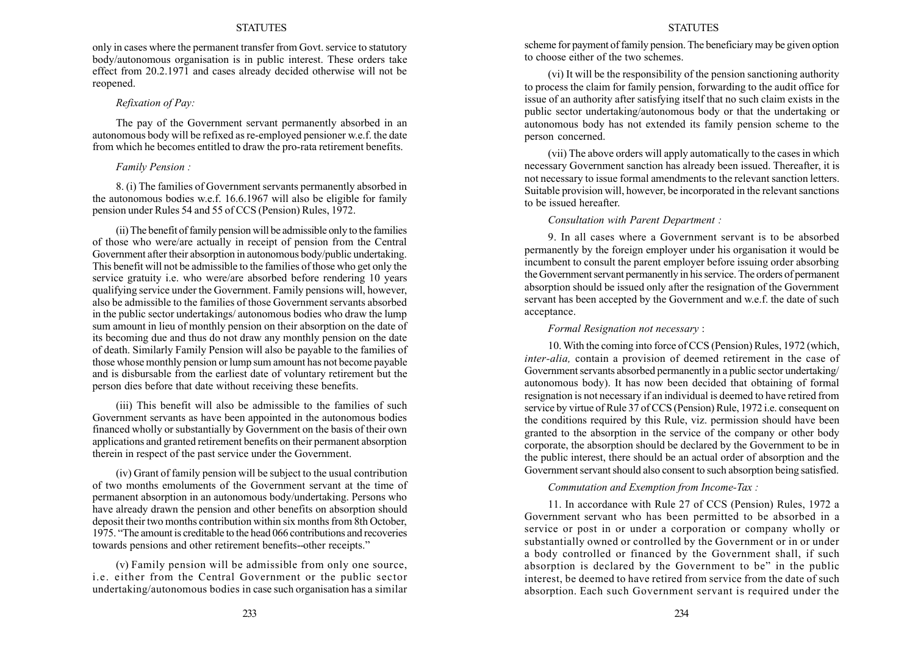only in cases where the permanent transfer from Govt. service to statutory body/autonomous organisation is in public interest. These orders take effect from 20.2.1971 and cases already decided otherwise will not be reopened.

*Refixation of Pay:*

The pay of the Government servant permanently absorbed in an autonomous body will be refixed as re-employed pensioner w.e.f. the date from which he becomes entitled to draw the pro-rata retirement benefits.

*Family Pension :*

8. (i) The families of Government servants permanently absorbed in the autonomous bodies w.e.f. 16.6.1967 will also be eligible for family pension under Rules 54 and 55 of CCS (Pension) Rules, 1972.

(ii) The benefit of family pension will be admissible only to the families of those who were/are actually in receipt of pension from the Central Government after their absorption in autonomous body/public undertaking. This benefit will not be admissible to the families of those who get only the service gratuity i.e. who were/are absorbed before rendering 10 years qualifying service under the Government. Family pensions will, however, also be admissible to the families of those Government servants absorbed in the public sector undertakings/ autonomous bodies who draw the lump sum amount in lieu of monthly pension on their absorption on the date of its becoming due and thus do not draw any monthly pension on the date of death. Similarly Family Pension will also be payable to the families of those whose monthly pension or lump sum amount has not become payable and is disbursable from the earliest date of voluntary retirement but the person dies before that date without receiving these benefits.

(iii) This benefit will also be admissible to the families of such Government servants as have been appointed in the autonomous bodies financed wholly or substantially by Government on the basis of their own applications and granted retirement benefits on their permanent absorption therein in respect of the past service under the Government.

(iv) Grant of family pension will be subject to the usual contribution of two months emoluments of the Government servant at the time of permanent absorption in an autonomous body/undertaking. Persons who have already drawn the pension and other benefits on absorption should deposit their two months contribution within six months from 8th October, 1975. "The amount is creditable to the head 066 contributions and recoveries towards pensions and other retirement benefits--other receipts."

(v) Family pension will be admissible from only one source, i.e. either from the Central Government or the public sector undertaking/autonomous bodies in case such organisation has a similar scheme for payment of family pension. The beneficiary may be given option to choose either of the two schemes.

(vi) It will be the responsibility of the pension sanctioning authority to process the claim for family pension, forwarding to the audit office for issue of an authority after satisfying itself that no such claim exists in the public sector undertaking/autonomous body or that the undertaking or autonomous body has not extended its family pension scheme to the person concerned.

(vii) The above orders will apply automatically to the cases in which necessary Government sanction has already been issued. Thereafter, it is not necessary to issue formal amendments to the relevant sanction letters. Suitable provision will, however, be incorporated in the relevant sanctions to be issued hereafter.

*Consultation with Parent Department :*

9. In all cases where a Government servant is to be absorbed permanently by the foreign employer under his organisation it would be incumbent to consult the parent employer before issuing order absorbing the Government servant permanently in his service. The orders of permanent absorption should be issued only after the resignation of the Government servant has been accepted by the Government and w.e.f. the date of such acceptance.

*Formal Resignation not necessary* :

10. With the coming into force of CCS (Pension) Rules, 1972 (which, *inter-alia,* contain a provision of deemed retirement in the case of Government servants absorbed permanently in a public sector undertaking/ autonomous body). It has now been decided that obtaining of formal resignation is not necessary if an individual is deemed to have retired from service by virtue of Rule 37 of CCS (Pension) Rule, 1972 i.e. consequent on the conditions required by this Rule, viz. permission should have been granted to the absorption in the service of the company or other body corporate, the absorption should be declared by the Government to be in the public interest, there should be an actual order of absorption and the Government servant should also consent to such absorption being satisfied.

*Commutation and Exemption from Income-Tax :*

11. In accordance with Rule 27 of CCS (Pension) Rules, 1972 a Government servant who has been permitted to be absorbed in a service or post in or under a corporation or company wholly or substantially owned or controlled by the Government or in or under a body controlled or financed by the Government shall, if such absorption is declared by the Government to be" in the public interest, be deemed to have retired from service from the date of such absorption. Each such Government servant is required under the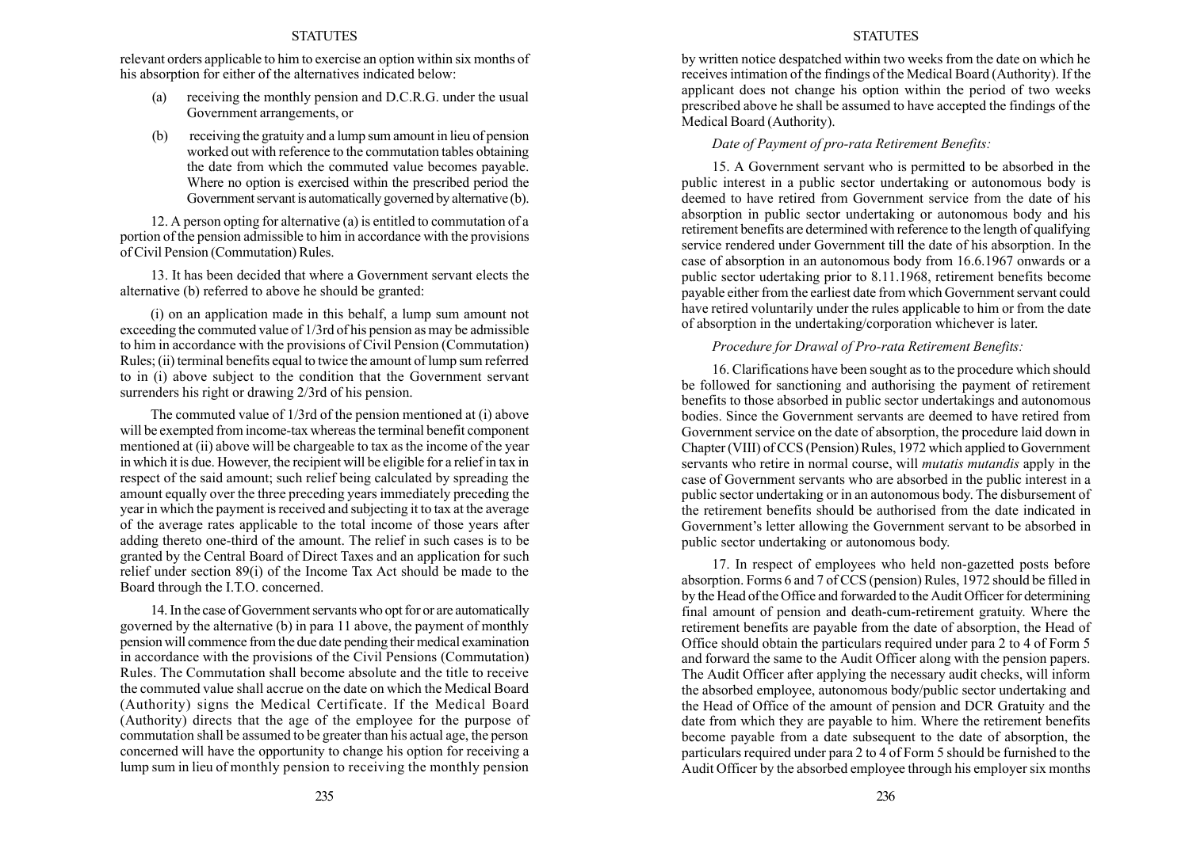relevant orders applicable to him to exercise an option within six months of his absorption for either of the alternatives indicated below:

(a) receiving the monthly pension and D.C.R.G. under the usual Government arrangements, or

(b) receiving the gratuity and a lump sum amount in lieu of pension worked out with reference to the commutation tables obtaining the date from which the commuted value becomes payable. Where no option is exercised within the prescribed period the Government servant is automatically governed by alternative (b).

12. A person opting for alternative (a) is entitled to commutation of a portion of the pension admissible to him in accordance with the provisions of Civil Pension (Commutation) Rules.

13. It has been decided that where a Government servant elects the alternative (b) referred to above he should be granted:

(i) on an application made in this behalf, a lump sum amount not exceeding the commuted value of 1/3rd of his pension as may be admissible to him in accordance with the provisions of Civil Pension (Commutation) Rules; (ii) terminal benefits equal to twice the amount of lump sum referred to in (i) above subject to the condition that the Government servant surrenders his right or drawing 2/3rd of his pension.

The commuted value of 1/3rd of the pension mentioned at (i) above will be exempted from income-tax whereas the terminal benefit component mentioned at (ii) above will be chargeable to tax as the income of the year in which it is due. However, the recipient will be eligible for a relief in tax in respect of the said amount; such relief being calculated by spreading the amount equally over the three preceding years immediately preceding the year in which the payment is received and subjecting it to tax at the average of the average rates applicable to the total income of those years after adding thereto one-third of the amount. The relief in such cases is to be granted by the Central Board of Direct Taxes and an application for such relief under section 89(i) of the Income Tax Act should be made to the Board through the I.T.O. concerned.

14. In the case of Government servants who opt for or are automatically governed by the alternative (b) in para 11 above, the payment of monthly pension will commence from the due date pending their medical examination in accordance with the provisions of the Civil Pensions (Commutation) Rules. The Commutation shall become absolute and the title to receive the commuted value shall accrue on the date on which the Medical Board (Authority) signs the Medical Certificate. If the Medical Board (Authority) directs that the age of the employee for the purpose of commutation shall be assumed to be greater than his actual age, the person concerned will have the opportunity to change his option for receiving a lump sum in lieu of monthly pension to receiving the monthly pension by written notice despatched within two weeks from the date on which he receives intimation of the findings of the Medical Board (Authority). If the applicant does not change his option within the period of two weeks prescribed above he shall be assumed to have accepted the findings of the Medical Board (Authority).

*Date of Payment of pro-rata Retirement Benefits:*

15. A Government servant who is permitted to be absorbed in the public interest in a public sector undertaking or autonomous body is deemed to have retired from Government service from the date of his absorption in public sector undertaking or autonomous body and his retirement benefits are determined with reference to the length of qualifying service rendered under Government till the date of his absorption. In the case of absorption in an autonomous body from 16.6.1967 onwards or a public sector udertaking prior to 8.11.1968, retirement benefits become payable either from the earliest date from which Government servant could have retired voluntarily under the rules applicable to him or from the date of absorption in the undertaking/corporation whichever is later.

*Procedure for Drawal of Pro-rata Retirement Benefits:*

16. Clarifications have been sought as to the procedure which should be followed for sanctioning and authorising the payment of retirement benefits to those absorbed in public sector undertakings and autonomous bodies. Since the Government servants are deemed to have retired from Government service on the date of absorption, the procedure laid down in Chapter (VIII) of CCS (Pension) Rules, 1972 which applied to Government servants who retire in normal course, will *mutatis mutandis* apply in the case of Government servants who are absorbed in the public interest in a public sector undertaking or in an autonomous body. The disbursement of the retirement benefits should be authorised from the date indicated in Government's letter allowing the Government servant to be absorbed in public sector undertaking or autonomous body.

17. In respect of employees who held non-gazetted posts before absorption. Forms 6 and 7 of CCS (pension) Rules, 1972 should be filled in by the Head of the Office and forwarded to the Audit Officer for determining final amount of pension and death-cum-retirement gratuity. Where the retirement benefits are payable from the date of absorption, the Head of Office should obtain the particulars required under para 2 to 4 of Form 5 and forward the same to the Audit Officer along with the pension papers. The Audit Officer after applying the necessary audit checks, will inform the absorbed employee, autonomous body/public sector undertaking and the Head of Office of the amount of pension and DCR Gratuity and the date from which they are payable to him. Where the retirement benefits become payable from a date subsequent to the date of absorption, the particulars required under para 2 to 4 of Form 5 should be furnished to the Audit Officer by the absorbed employee through his employer six months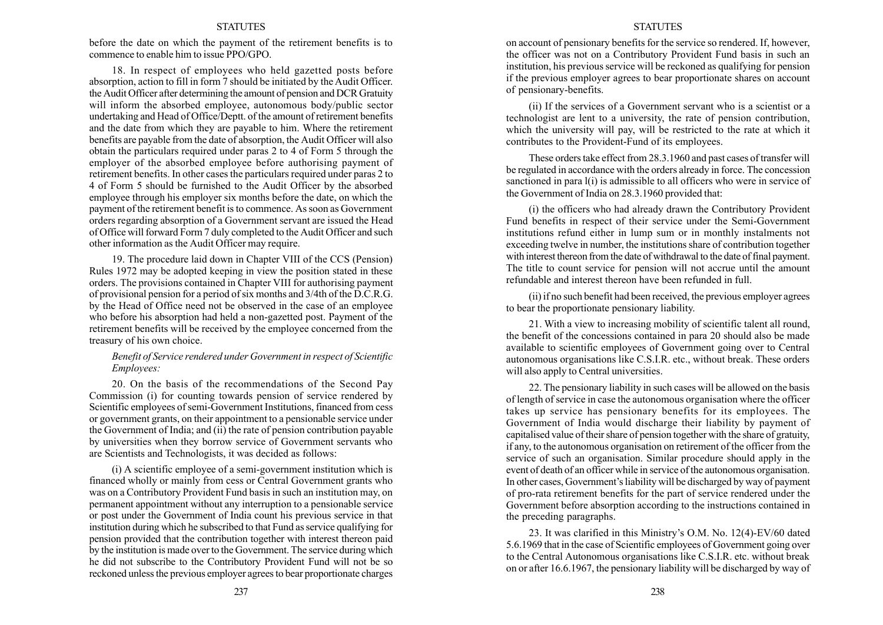before the date on which the payment of the retirement benefits is to commence to enable him to issue PPO/GPO.

18. In respect of employees who held gazetted posts before absorption, action to fill in form 7 should be initiated by the Audit Officer. the Audit Officer after determining the amount of pension and DCR Gratuity will inform the absorbed employee, autonomous body/public sector undertaking and Head of Office/Deptt. of the amount of retirement benefits and the date from which they are payable to him. Where the retirement benefits are payable from the date of absorption, the Audit Officer will also obtain the particulars required under paras 2 to 4 of Form 5 through the employer of the absorbed employee before authorising payment of retirement benefits. In other cases the particulars required under paras 2 to 4 of Form 5 should be furnished to the Audit Officer by the absorbed employee through his employer six months before the date, on which the payment of the retirement benefit is to commence. As soon as Government orders regarding absorption of a Government servant are issued the Head of Office will forward Form 7 duly completed to the Audit Officer and such other information as the Audit Officer may require.

19. The procedure laid down in Chapter VIII of the CCS (Pension) Rules 1972 may be adopted keeping in view the position stated in these orders. The provisions contained in Chapter VIII for authorising payment of provisional pension for a period of six months and 3/4th of the D.C.R.G. by the Head of Office need not be observed in the case of an employee who before his absorption had held a non-gazetted post. Payment of the retirement benefits will be received by the employee concerned from the treasury of his own choice.

*Benefit of Service rendered under Government in respect of Scientific Employees:*

20. On the basis of the recommendations of the Second Pay Commission (i) for counting towards pension of service rendered by Scientific employees of semi-Government Institutions, financed from cess or government grants, on their appointment to a pensionable service under the Government of India; and (ii) the rate of pension contribution payable by universities when they borrow service of Government servants who are Scientists and Technologists, it was decided as follows:

(i) A scientific employee of a semi-government institution which is financed wholly or mainly from cess or Central Government grants who was on a Contributory Provident Fund basis in such an institution may, on permanent appointment without any interruption to a pensionable service or post under the Government of India count his previous service in that institution during which he subscribed to that Fund as service qualifying for pension provided that the contribution together with interest thereon paid by the institution is made over to the Government. The service during which he did not subscribe to the Contributory Provident Fund will not be so reckoned unless the previous employer agrees to bear proportionate charges on account of pensionary benefits for the service so rendered. If, however, the officer was not on a Contributory Provident Fund basis in such an institution, his previous service will be reckoned as qualifying for pension if the previous employer agrees to bear proportionate shares on account of pensionary-benefits.

(ii) If the services of a Government servant who is a scientist or a technologist are lent to a university, the rate of pension contribution, which the university will pay, will be restricted to the rate at which it contributes to the Provident-Fund of its employees.

These orders take effect from 28.3.1960 and past cases of transfer will be regulated in accordance with the orders already in force. The concession sanctioned in para l(i) is admissible to all officers who were in service of the Government of India on 28.3.1960 provided that:

(i) the officers who had already drawn the Contributory Provident Fund benefits in respect of their service under the Semi-Government institutions refund either in lump sum or in monthly instalments not exceeding twelve in number, the institutions share of contribution together with interest thereon from the date of withdrawal to the date of final payment. The title to count service for pension will not accrue until the amount refundable and interest thereon have been refunded in full.

(ii) if no such benefit had been received, the previous employer agrees to bear the proportionate pensionary liability.

21. With a view to increasing mobility of scientific talent all round, the benefit of the concessions contained in para 20 should also be made available to scientific employees of Government going over to Central autonomous organisations like C.S.I.R. etc., without break. These orders will also apply to Central universities.

22. The pensionary liability in such cases will be allowed on the basis of length of service in case the autonomous organisation where the officer takes up service has pensionary benefits for its employees. The Government of India would discharge their liability by payment of capitalised value of their share of pension together with the share of gratuity, if any, to the autonomous organisation on retirement of the officer from the service of such an organisation. Similar procedure should apply in the event of death of an officer while in service of the autonomous organisation. In other cases, Government's liability will be discharged by way of payment of pro-rata retirement benefits for the part of service rendered under the Government before absorption according to the instructions contained in the preceding paragraphs.

23. It was clarified in this Ministry's O.M. No. 12(4)-EV/60 dated 5.6.1969 that in the case of Scientific employees of Government going over to the Central Autonomous organisations like C.S.I.R. etc. without break on or after 16.6.1967, the pensionary liability will be discharged by way of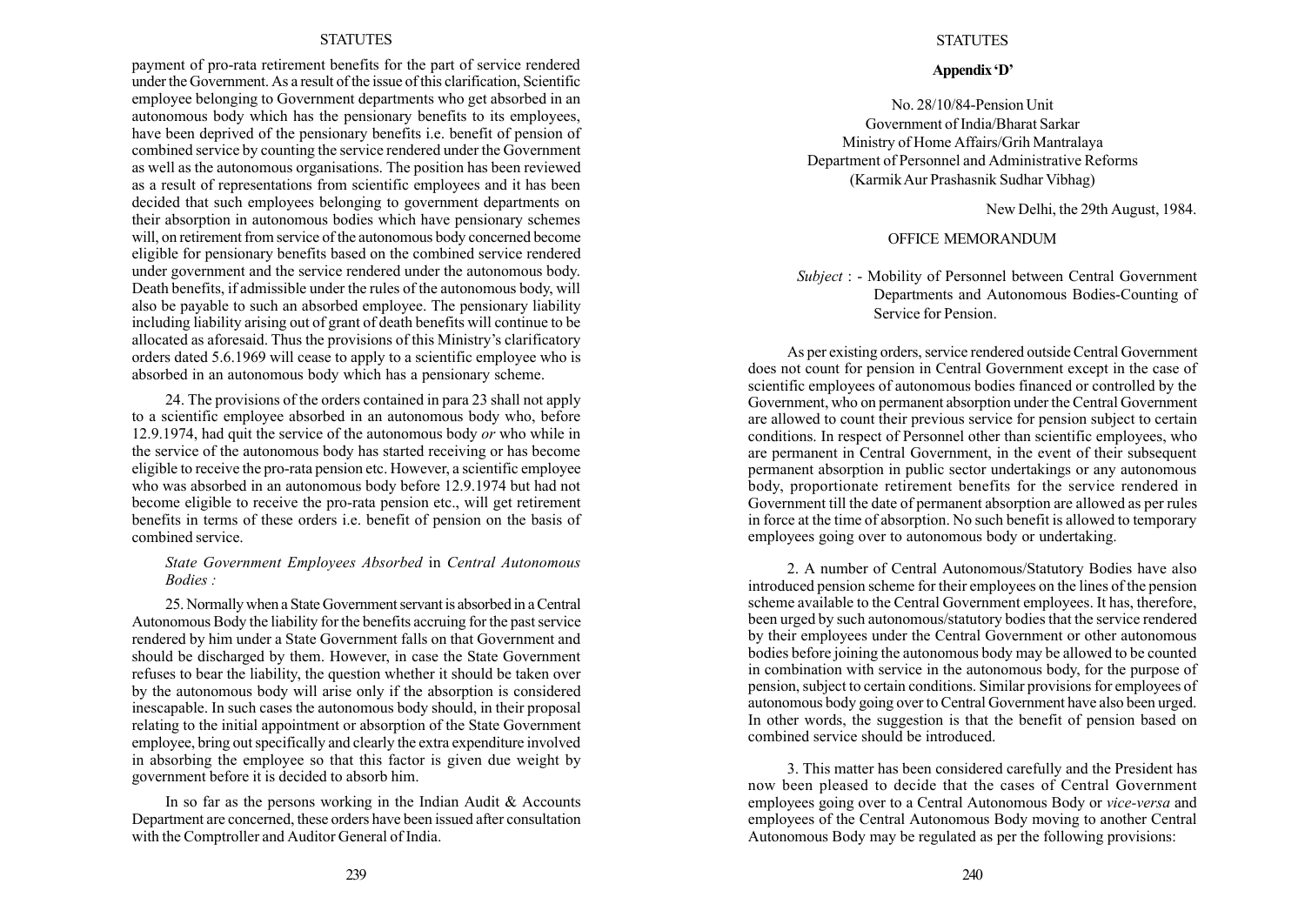payment of pro-rata retirement benefits for the part of service rendered under the Government. As a result of the issue of this clarification, Scientific employee belonging to Government departments who get absorbed in an autonomous body which has the pensionary benefits to its employees, have been deprived of the pensionary benefits i.e. benefit of pension of combined service by counting the service rendered under the Government as well as the autonomous organisations. The position has been reviewed as a result of representations from scientific employees and it has been decided that such employees belonging to government departments on their absorption in autonomous bodies which have pensionary schemes will, on retirement from service of the autonomous body concerned become eligible for pensionary benefits based on the combined service rendered under government and the service rendered under the autonomous body. Death benefits, if admissible under the rules of the autonomous body, will also be payable to such an absorbed employee. The pensionary liability including liability arising out of grant of death benefits will continue to be allocated as aforesaid. Thus the provisions of this Ministry's clarificatory orders dated 5.6.1969 will cease to apply to a scientific employee who is absorbed in an autonomous body which has a pensionary scheme.

24. The provisions of the orders contained in para 23 shall not apply to a scientific employee absorbed in an autonomous body who, before 12.9.1974, had quit the service of the autonomous body *or* who while in the service of the autonomous body has started receiving or has become eligible to receive the pro-rata pension etc. However, a scientific employee who was absorbed in an autonomous body before 12.9.1974 but had not become eligible to receive the pro-rata pension etc., will get retirement benefits in terms of these orders i.e. benefit of pension on the basis of combined service.

*State Government Employees Absorbed* in *Central Autonomous Bodies :*

25. Normally when a State Government servant is absorbed in a Central Autonomous Body the liability for the benefits accruing for the past service rendered by him under a State Government falls on that Government and should be discharged by them. However, in case the State Government refuses to bear the liability, the question whether it should be taken over by the autonomous body will arise only if the absorption is considered inescapable. In such cases the autonomous body should, in their proposal relating to the initial appointment or absorption of the State Government employee, bring out specifically and clearly the extra expenditure involved in absorbing the employee so that this factor is given due weight by government before it is decided to absorb him.

In so far as the persons working in the Indian Audit & Accounts Department are concerned, these orders have been issued after consultation with the Comptroller and Auditor General of India.

## Appendix 'D'

No. 28/10/84-Pension Unit
Government of India/Bharat Sarkar
Ministry of Home Affairs/Grih Mantralaya
Department of Personnel and Administrative Reforms
(Karmik Aur Prashasnik Sudhar Vibhag)

New Delhi, the 29th August, 1984.

OFFICE MEMORANDUM

*Subject* : - Mobility of Personnel between Central Government Departments and Autonomous Bodies-Counting of Service for Pension.

As per existing orders, service rendered outside Central Government does not count for pension in Central Government except in the case of scientific employees of autonomous bodies financed or controlled by the Government, who on permanent absorption under the Central Government are allowed to count their previous service for pension subject to certain conditions. In respect of Personnel other than scientific employees, who are permanent in Central Government, in the event of their subsequent permanent absorption in public sector undertakings or any autonomous body, proportionate retirement benefits for the service rendered in Government till the date of permanent absorption are allowed as per rules in force at the time of absorption. No such benefit is allowed to temporary employees going over to autonomous body or undertaking.

2. A number of Central Autonomous/Statutory Bodies have also introduced pension scheme for their employees on the lines of the pension scheme available to the Central Government employees. It has, therefore, been urged by such autonomous/statutory bodies that the service rendered by their employees under the Central Government or other autonomous bodies before joining the autonomous body may be allowed to be counted in combination with service in the autonomous body, for the purpose of pension, subject to certain conditions. Similar provisions for employees of autonomous body going over to Central Government have also been urged. In other words, the suggestion is that the benefit of pension based on combined service should be introduced.

3. This matter has been considered carefully and the President has now been pleased to decide that the cases of Central Government employees going over to a Central Autonomous Body or *vice-versa* and employees of the Central Autonomous Body moving to another Central Autonomous Body may be regulated as per the following provisions: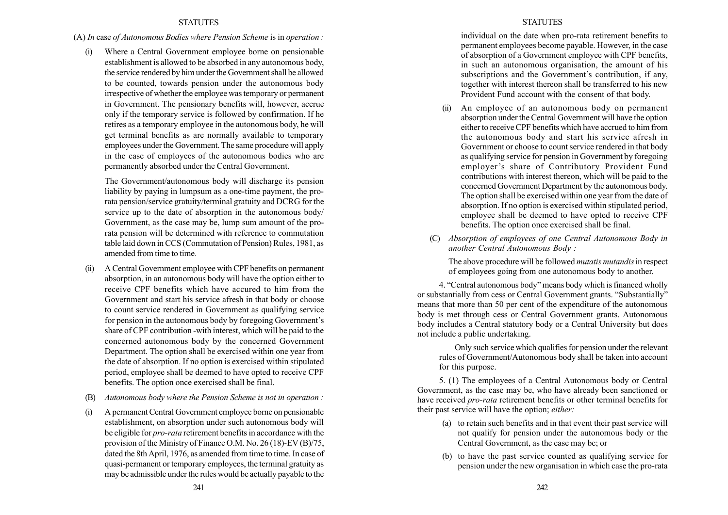(A) *In* case *of Autonomous Bodies where Pension Scheme* is in *operation :*

(i) Where a Central Government employee borne on pensionable establishment is allowed to be absorbed in any autonomous body, the service rendered by him under the Government shall be allowed to be counted, towards pension under the autonomous body irrespective of whether the employee was temporary or permanent in Government. The pensionary benefits will, however, accrue only if the temporary service is followed by confirmation. If he retires as a temporary employee in the autonomous body, he will get terminal benefits as are normally available to temporary employees under the Government. The same procedure will apply in the case of employees of the autonomous bodies who are permanently absorbed under the Central Government.

The Government/autonomous body will discharge its pension liability by paying in lumpsum as a one-time payment, the pro-rata pension/service gratuity/terminal gratuity and DCRG for the service up to the date of absorption in the autonomous body/ Government, as the case may be, lump sum amount of the pro-rata pension will be determined with reference to commutation table laid down in CCS (Commutation of Pension) Rules, 1981, as amended from time to time.

(ii) A Central Government employee with CPF benefits on permanent absorption, in an autonomous body will have the option either to receive CPF benefits which have accured to him from the Government and start his service afresh in that body or choose to count service rendered in Government as qualifying service for pension in the autonomous body by foregoing Government's share of CPF contribution -with interest, which will be paid to the concerned autonomous body by the concerned Government Department. The option shall be exercised within one year from the date of absorption. If no option is exercised within stipulated period, employee shall be deemed to have opted to receive CPF benefits. The option once exercised shall be final.

(B) *Autonomous body where the Pension Scheme is not in operation :*

(i) A permanent Central Government employee borne on pensionable establishment, on absorption under such autonomous body will be eligible for *pro-rata* retirement benefits in accordance with the provision of the Ministry of Finance O.M. No. 26 (18)-EV (B)/75, dated the 8th April, 1976, as amended from time to time. In case of quasi-permanent or temporary employees, the terminal gratuity as may be admissible under the rules would be actually payable to the individual on the date when pro-rata retirement benefits to permanent employees become payable. However, in the case of absorption of a Government employee with CPF benefits, in such an autonomous organisation, the amount of his subscriptions and the Government's contribution, if any, together with interest thereon shall be transferred to his new Provident Fund account with the consent of that body.

(ii) An employee of an autonomous body on permanent absorption under the Central Government will have the option either to receive CPF benefits which have accrued to him from the autonomous body and start his service afresh in Government or choose to count service rendered in that body as qualifying service for pension in Government by foregoing employer's share of Contributory Provident Fund contributions with interest thereon, which will be paid to the concerned Government Department by the autonomous body. The option shall be exercised within one year from the date of absorption. If no option is exercised within stipulated period, employee shall be deemed to have opted to receive CPF benefits. The option once exercised shall be final.

(C) *Absorption of employees of one Central Autonomous Body in another Central Autonomous Body :*

The above procedure will be followed *mutatis mutandis* in respect of employees going from one autonomous body to another.

4. "Central autonomous body" means body which is financed wholly or substantially from cess or Central Government grants. "Substantially" means that more than 50 per cent of the expenditure of the autonomous body is met through cess or Central Government grants. Autonomous body includes a Central statutory body or a Central University but does not include a public undertaking.

Only such service which qualifies for pension under the relevant rules of Government/Autonomous body shall be taken into account for this purpose.

5. (1) The employees of a Central Autonomous body or Central Government, as the case may be, who have already been sanctioned or have received *pro-rata* retirement benefits or other terminal benefits for their past service will have the option; *either:*

(a) to retain such benefits and in that event their past service will not qualify for pension under the autonomous body or the Central Government, as the case may be; or

(b) to have the past service counted as qualifying service for pension under the new organisation in which case the pro-rata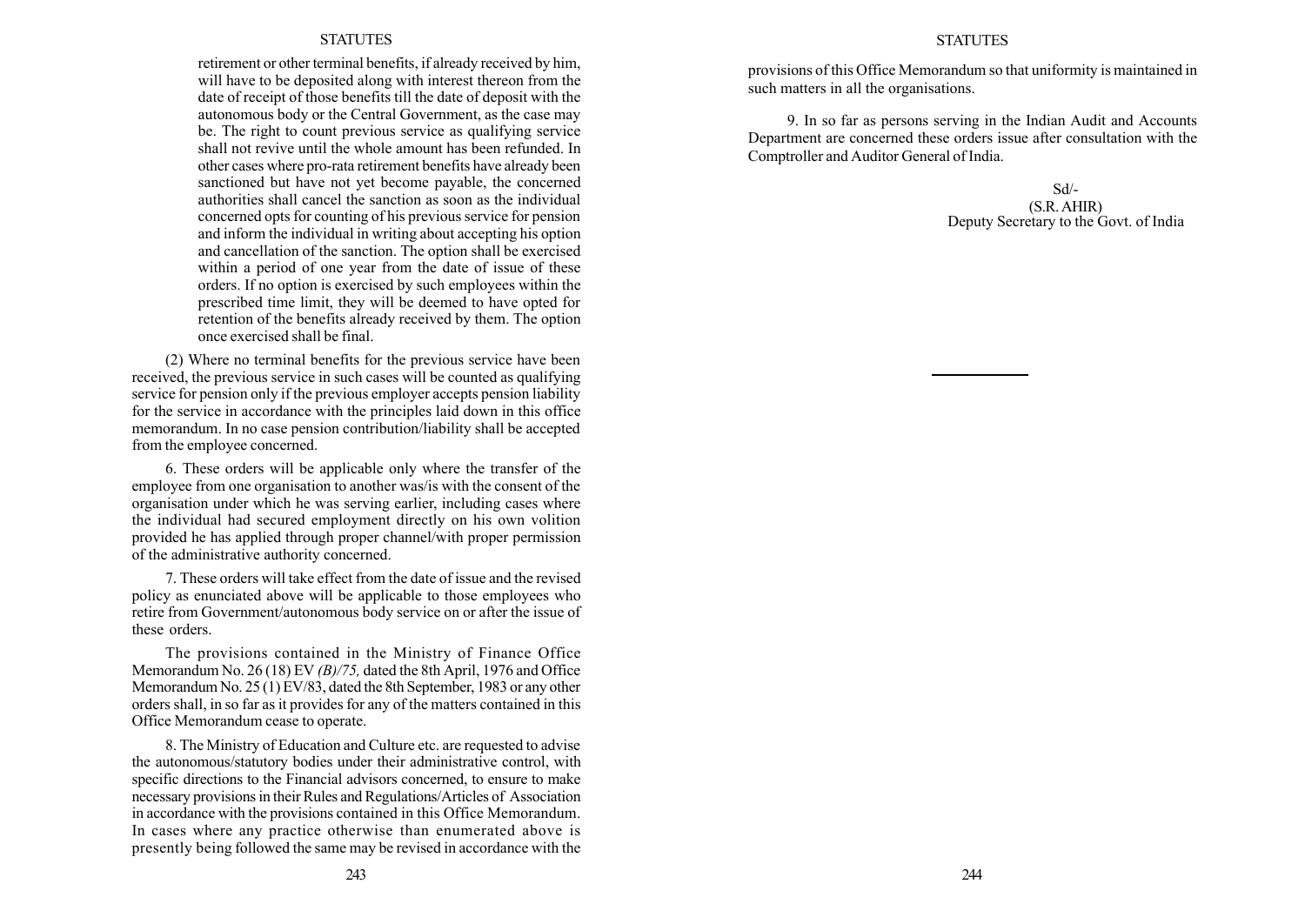retirement or other terminal benefits, if already received by him, will have to be deposited along with interest thereon from the date of receipt of those benefits till the date of deposit with the autonomous body or the Central Government, as the case may be. The right to count previous service as qualifying service shall not revive until the whole amount has been refunded. In other cases where pro-rata retirement benefits have already been sanctioned but have not yet become payable, the concerned authorities shall cancel the sanction as soon as the individual concerned opts for counting of his previous service for pension and inform the individual in writing about accepting his option and cancellation of the sanction. The option shall be exercised within a period of one year from the date of issue of these orders. If no option is exercised by such employees within the prescribed time limit, they will be deemed to have opted for retention of the benefits already received by them. The option once exercised shall be final.

(2) Where no terminal benefits for the previous service have been received, the previous service in such cases will be counted as qualifying service for pension only if the previous employer accepts pension liability for the service in accordance with the principles laid down in this office memorandum. In no case pension contribution/liability shall be accepted from the employee concerned.

6. These orders will be applicable only where the transfer of the employee from one organisation to another was/is with the consent of the organisation under which he was serving earlier, including cases where the individual had secured employment directly on his own volition provided he has applied through proper channel/with proper permission of the administrative authority concerned.

7. These orders will take effect from the date of issue and the revised policy as enunciated above will be applicable to those employees who retire from Government/autonomous body service on or after the issue of these orders.

The provisions contained in the Ministry of Finance Office Memorandum No. 26 (18) EV *(B)/75,* dated the 8th April, 1976 and Office Memorandum No. 25 (1) EV/83, dated the 8th September, 1983 or any other orders shall, in so far as it provides for any of the matters contained in this Office Memorandum cease to operate.

8. The Ministry of Education and Culture etc. are requested to advise the autonomous/statutory bodies under their administrative control, with specific directions to the Financial advisors concerned, to ensure to make necessary provisions in their Rules and Regulations/Articles of Association in accordance with the provisions contained in this Office Memorandum. In cases where any practice otherwise than enumerated above is presently being followed the same may be revised in accordance with the provisions of this Office Memorandum so that uniformity is maintained in such matters in all the organisations.

9. In so far as persons serving in the Indian Audit and Accounts Department are concerned these orders issue after consultation with the Comptroller and Auditor General of India.

Sd/-
(S.R. AHIR)
Deputy Secretary to the Govt. of India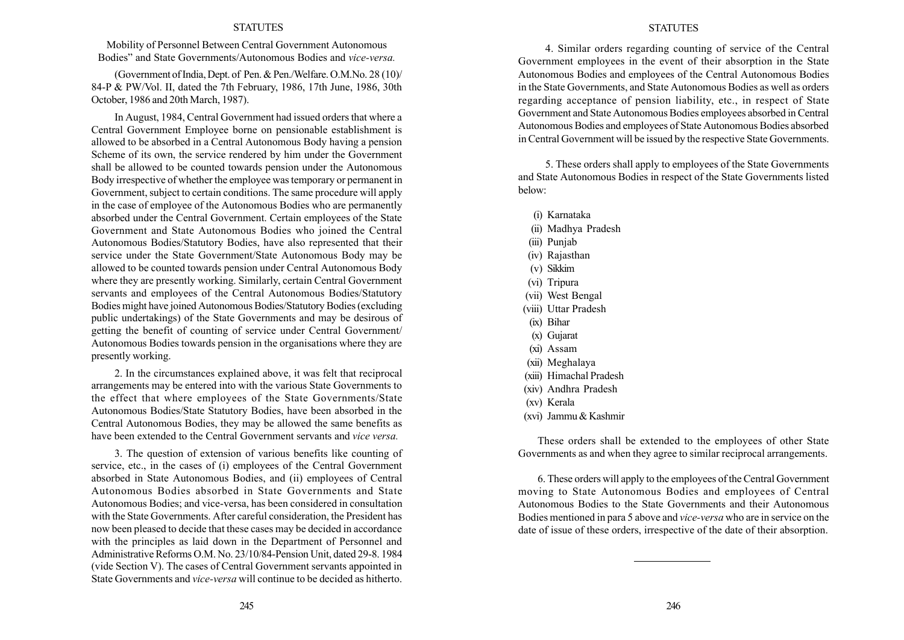Mobility of Personnel Between Central Government Autonomous Bodies" and State Governments/Autonomous Bodies and *vice-versa.*

(Government of India, Dept. of Pen. & Pen./Welfare. O.M.No. 28 (10)/ 84-P & PW/Vol. II, dated the 7th February, 1986, 17th June, 1986, 30th October, 1986 and 20th March, 1987).

In August, 1984, Central Government had issued orders that where a Central Government Employee borne on pensionable establishment is allowed to be absorbed in a Central Autonomous Body having a pension Scheme of its own, the service rendered by him under the Government shall be allowed to be counted towards pension under the Autonomous Body irrespective of whether the employee was temporary or permanent in Government, subject to certain conditions. The same procedure will apply in the case of employee of the Autonomous Bodies who are permanently absorbed under the Central Government. Certain employees of the State Government and State Autonomous Bodies who joined the Central Autonomous Bodies/Statutory Bodies, have also represented that their service under the State Government/State Autonomous Body may be allowed to be counted towards pension under Central Autonomous Body where they are presently working. Similarly, certain Central Government servants and employees of the Central Autonomous Bodies/Statutory Bodies might have joined Autonomous Bodies/Statutory Bodies (excluding public undertakings) of the State Governments and may be desirous of getting the benefit of counting of service under Central Government/ Autonomous Bodies towards pension in the organisations where they are presently working.

2. In the circumstances explained above, it was felt that reciprocal arrangements may be entered into with the various State Governments to the effect that where employees of the State Governments/State Autonomous Bodies/State Statutory Bodies, have been absorbed in the Central Autonomous Bodies, they may be allowed the same benefits as have been extended to the Central Government servants and *vice versa.*

3. The question of extension of various benefits like counting of service, etc., in the cases of (i) employees of the Central Government absorbed in State Autonomous Bodies, and (ii) employees of Central Autonomous Bodies absorbed in State Governments and State Autonomous Bodies; and vice-versa, has been considered in consultation with the State Governments. After careful consideration, the President has now been pleased to decide that these cases may be decided in accordance with the principles as laid down in the Department of Personnel and Administrative Reforms O.M. No. 23/10/84-Pension Unit, dated 29-8. 1984 (vide Section V). The cases of Central Government servants appointed in State Governments and *vice-versa* will continue to be decided as hitherto.

4. Similar orders regarding counting of service of the Central Government employees in the event of their absorption in the State Autonomous Bodies and employees of the Central Autonomous Bodies in the State Governments, and State Autonomous Bodies as well as orders regarding acceptance of pension liability, etc., in respect of State Government and State Autonomous Bodies employees absorbed in Central Autonomous Bodies and employees of State Autonomous Bodies absorbed in Central Government will be issued by the respective State Governments.

5. These orders shall apply to employees of the State Governments and State Autonomous Bodies in respect of the State Governments listed below:

(i) Karnataka
(ii) Madhya Pradesh
(iii) Punjab
(iv) Rajasthan
(v) Sikkim
(vi) Tripura
(vii) West Bengal
(viii) Uttar Pradesh
(ix) Bihar
(x) Gujarat
(xi) Assam
(xii) Meghalaya
(xiii) Himachal Pradesh
(xiv) Andhra Pradesh
(xv) Kerala
(xvi) Jammu & Kashmir

These orders shall be extended to the employees of other State Governments as and when they agree to similar reciprocal arrangements.

6. These orders will apply to the employees of the Central Government moving to State Autonomous Bodies and employees of Central Autonomous Bodies to the State Governments and their Autonomous Bodies mentioned in para 5 above and *vice-versa* who are in service on the date of issue of these orders, irrespective of the date of their absorption.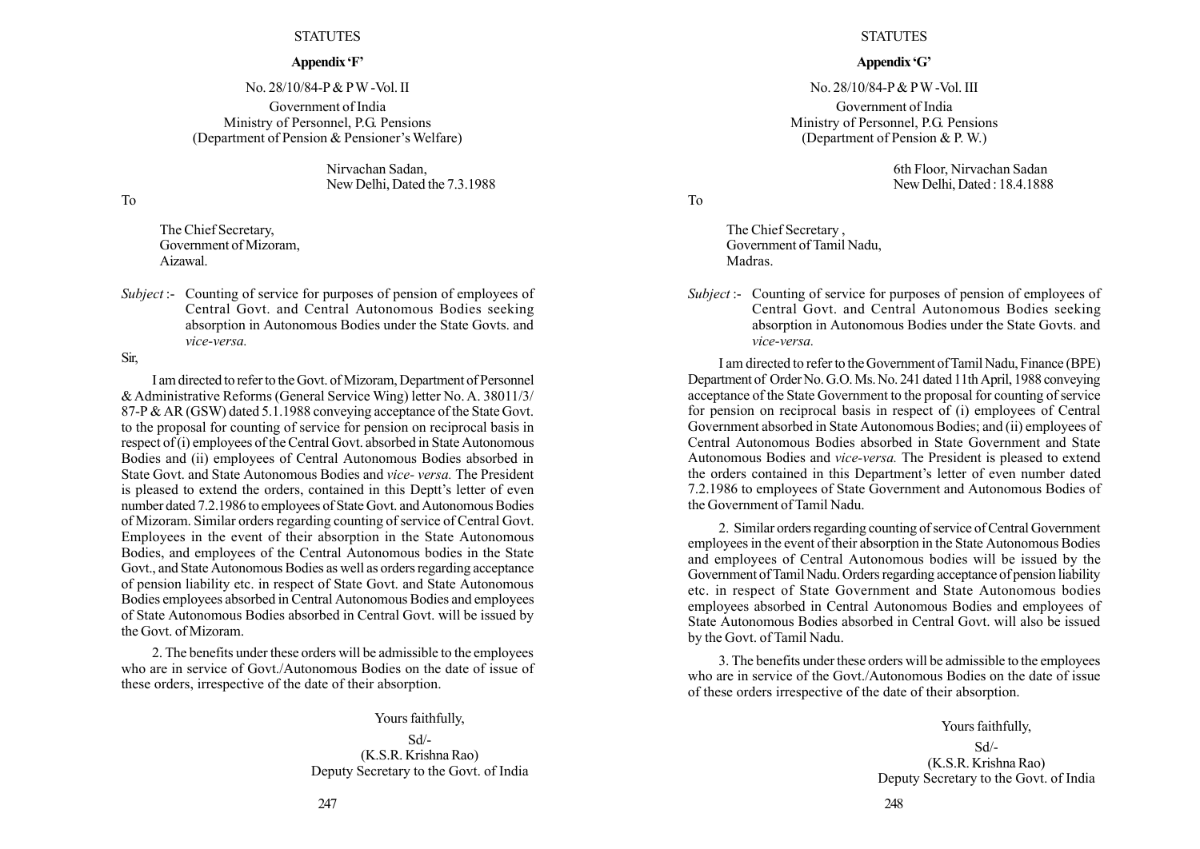**Appendix 'F'**

No. 28/10/84-P & P W -Vol. II

Government of India
Ministry of Personnel, P.G. Pensions
(Department of Pension & Pensioner's Welfare)

Nirvachan Sadan,
New Delhi, Dated the 7.3.1988

To

The Chief Secretary,
Government of Mizoram,
Aizawal.

*Subject* :- Counting of service for purposes of pension of employees of Central Govt. and Central Autonomous Bodies seeking absorption in Autonomous Bodies under the State Govts. and *vice-versa.*

Sir,

I am directed to refer to the Govt. of Mizoram, Department of Personnel & Administrative Reforms (General Service Wing) letter No. A. 38011/3/87-P & AR (GSW) dated 5.1.1988 conveying acceptance of the State Govt. to the proposal for counting of service for pension on reciprocal basis in respect of (i) employees of the Central Govt. absorbed in State Autonomous Bodies and (ii) employees of Central Autonomous Bodies absorbed in State Govt. and State Autonomous Bodies and *vice- versa.* The President is pleased to extend the orders, contained in this Deptt's letter of even number dated 7.2.1986 to employees of State Govt. and Autonomous Bodies of Mizoram. Similar orders regarding counting of service of Central Govt. Employees in the event of their absorption in the State Autonomous Bodies, and employees of the Central Autonomous bodies in the State Govt., and State Autonomous Bodies as well as orders regarding acceptance of pension liability etc. in respect of State Govt. and State Autonomous Bodies employees absorbed in Central Autonomous Bodies and employees of State Autonomous Bodies absorbed in Central Govt. will be issued by the Govt. of Mizoram.

2. The benefits under these orders will be admissible to the employees who are in service of Govt./Autonomous Bodies on the date of issue of these orders, irrespective of the date of their absorption.

Yours faithfully,

Sd/-
(K.S.R. Krishna Rao)
Deputy Secretary to the Govt. of India

**Appendix 'G'**

No. 28/10/84-P & P W -Vol. III

Government of India
Ministry of Personnel, P.G. Pensions
(Department of Pension & P. W.)

6th Floor, Nirvachan Sadan
New Delhi, Dated : 18.4.1888

To

The Chief Secretary ,
Government of Tamil Nadu,
Madras.

*Subject* :- Counting of service for purposes of pension of employees of Central Govt. and Central Autonomous Bodies seeking absorption in Autonomous Bodies under the State Govts. and *vice-versa.*

I am directed to refer to the Government of Tamil Nadu, Finance (BPE) Department of Order No. G.O. Ms. No. 241 dated 11th April, 1988 conveying acceptance of the State Government to the proposal for counting of service for pension on reciprocal basis in respect of (i) employees of Central Government absorbed in State Autonomous Bodies; and (ii) employees of Central Autonomous Bodies absorbed in State Government and State Autonomous Bodies and *vice-versa.* The President is pleased to extend the orders contained in this Department's letter of even number dated 7.2.1986 to employees of State Government and Autonomous Bodies of the Government of Tamil Nadu.

2. Similar orders regarding counting of service of Central Government employees in the event of their absorption in the State Autonomous Bodies and employees of Central Autonomous bodies will be issued by the Government of Tamil Nadu. Orders regarding acceptance of pension liability etc. in respect of State Government and State Autonomous bodies employees absorbed in Central Autonomous Bodies and employees of State Autonomous Bodies absorbed in Central Govt. will also be issued by the Govt. of Tamil Nadu.

3. The benefits under these orders will be admissible to the employees who are in service of the Govt./Autonomous Bodies on the date of issue of these orders irrespective of the date of their absorption.

Yours faithfully,

Sd/-
(K.S.R. Krishna Rao)
Deputy Secretary to the Govt. of India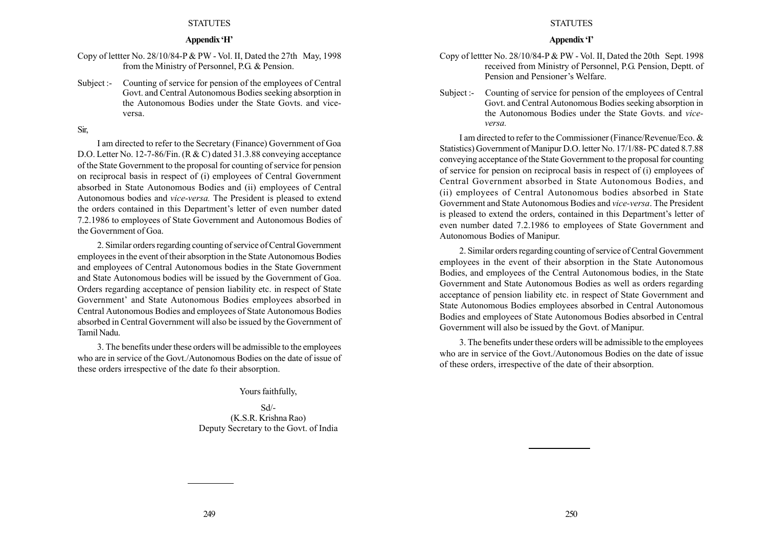## Appendix 'H'

Copy of lettter No. 28/10/84-P & PW - Vol. II, Dated the 27th May, 1998 from the Ministry of Personnel, P.G. & Pension.

Subject :- Counting of service for pension of the employees of Central Govt. and Central Autonomous Bodies seeking absorption in the Autonomous Bodies under the State Govts. and vice-versa.

Sir,

I am directed to refer to the Secretary (Finance) Government of Goa D.O. Letter No. 12-7-86/Fin. (R & C) dated 31.3.88 conveying acceptance of the State Government to the proposal for counting of service for pension on reciprocal basis in respect of (i) employees of Central Government absorbed in State Autonomous Bodies and (ii) employees of Central Autonomous bodies and *vice-versa.* The President is pleased to extend the orders contained in this Department's letter of even number dated 7.2.1986 to employees of State Government and Autonomous Bodies of the Government of Goa.

2. Similar orders regarding counting of service of Central Government employees in the event of their absorption in the State Autonomous Bodies and employees of Central Autonomous bodies in the State Government and State Autonomous bodies will be issued by the Government of Goa. Orders regarding acceptance of pension liability etc. in respect of State Government' and State Autonomous Bodies employees absorbed in Central Autonomous Bodies and employees of State Autonomous Bodies absorbed in Central Government will also be issued by the Government of Tamil Nadu.

3. The benefits under these orders will be admissible to the employees who are in service of the Govt./Autonomous Bodies on the date of issue of these orders irrespective of the date fo their absorption.

Yours faithfully,

Sd/-
(K.S.R. Krishna Rao)
Deputy Secretary to the Govt. of India

## Appendix 'I'

Copy of lettter No. 28/10/84-P & PW - Vol. II, Dated the 20th Sept. 1998 received from Ministry of Personnel, P.G. Pension, Deptt. of Pension and Pensioner's Welfare.

Subject :- Counting of service for pension of the employees of Central Govt. and Central Autonomous Bodies seeking absorption in the Autonomous Bodies under the State Govts. and *vice-versa.*

I am directed to refer to the Commissioner (Finance/Revenue/Eco. & Statistics) Government of Manipur D.O. letter No. 17/1/88- PC dated 8.7.88 conveying acceptance of the State Government to the proposal for counting of service for pension on reciprocal basis in respect of (i) employees of Central Government absorbed in State Autonomous Bodies, and (ii) employees of Central Autonomous bodies absorbed in State Government and State Autonomous Bodies and *vice-versa*. The President is pleased to extend the orders, contained in this Department's letter of even number dated 7.2.1986 to employees of State Government and Autonomous Bodies of Manipur.

2. Similar orders regarding counting of service of Central Government employees in the event of their absorption in the State Autonomous Bodies, and employees of the Central Autonomous bodies, in the State Government and State Autonomous Bodies as well as orders regarding acceptance of pension liability etc. in respect of State Government and State Autonomous Bodies employees absorbed in Central Autonomous Bodies and employees of State Autonomous Bodies absorbed in Central Government will also be issued by the Govt. of Manipur.

3. The benefits under these orders will be admissible to the employees who are in service of the Govt./Autonomous Bodies on the date of issue of these orders, irrespective of the date of their absorption.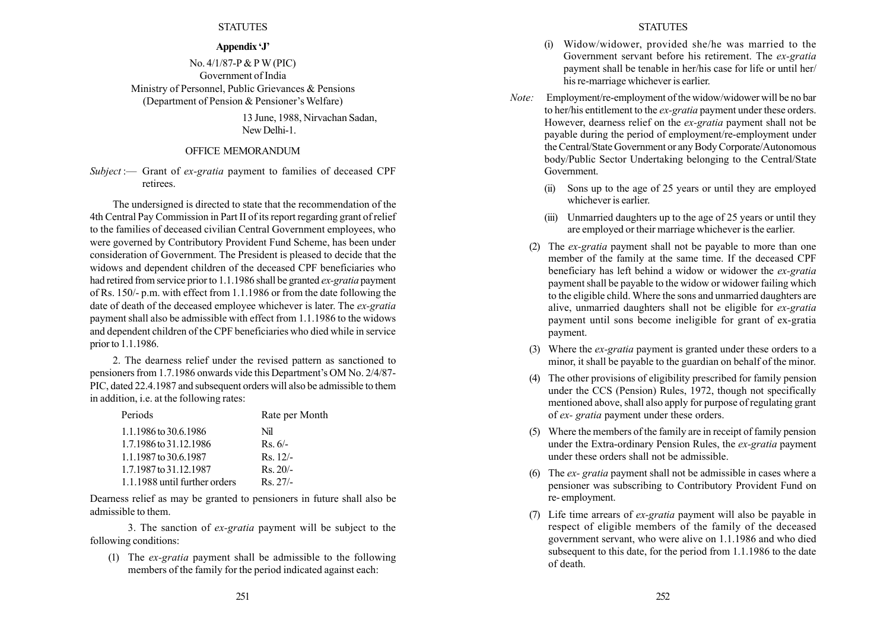## Appendix 'J'

No. 4/1/87-P & P W (PIC)
Government of India
Ministry of Personnel, Public Grievances & Pensions
(Department of Pension & Pensioner's Welfare)

13 June, 1988, Nirvachan Sadan,
New Delhi-1.

### OFFICE MEMORANDUM

*Subject* :— Grant of *ex-gratia* payment to families of deceased CPF retirees.

The undersigned is directed to state that the recommendation of the 4th Central Pay Commission in Part II of its report regarding grant of relief to the families of deceased civilian Central Government employees, who were governed by Contributory Provident Fund Scheme, has been under consideration of Government. The President is pleased to decide that the widows and dependent children of the deceased CPF beneficiaries who had retired from service prior to 1.1.1986 shall be granted *ex-gratia* payment of Rs. 150/- p.m. with effect from 1.1.1986 or from the date following the date of death of the deceased employee whichever is later. The *ex-gratia* payment shall also be admissible with effect from 1.1.1986 to the widows and dependent children of the CPF beneficiaries who died while in service prior to 1.1.1986.

2. The dearness relief under the revised pattern as sanctioned to pensioners from 1.7.1986 onwards vide this Department's OM No. 2/4/87-PIC, dated 22.4.1987 and subsequent orders will also be admissible to them in addition, i.e. at the following rates:

| Periods | Rate per Month |
|---|---|
| 1.1.1986 to 30.6.1986 | Nil |
| 1.7.1986 to 31.12.1986 | Rs. 6/- |
| 1.1.1987 to 30.6.1987 | Rs. 12/- |
| 1.7.1987 to 31.12.1987 | Rs. 20/- |
| 1.1.1988 until further orders | Rs. 27/- |

Dearness relief as may be granted to pensioners in future shall also be admissible to them.

3. The sanction of *ex-gratia* payment will be subject to the following conditions:

(1) The *ex-gratia* payment shall be admissible to the following members of the family for the period indicated against each:

(i) Widow/widower, provided she/he was married to the Government servant before his retirement. The *ex-gratia* payment shall be tenable in her/his case for life or until her/his re-marriage whichever is earlier.

*Note:* Employment/re-employment of the widow/widower will be no bar to her/his entitlement to the *ex-gratia* payment under these orders. However, dearness relief on the *ex-gratia* payment shall not be payable during the period of employment/re-employment under the Central/State Government or any Body Corporate/Autonomous body/Public Sector Undertaking belonging to the Central/State Government.

(ii) Sons up to the age of 25 years or until they are employed whichever is earlier.

(iii) Unmarried daughters up to the age of 25 years or until they are employed or their marriage whichever is the earlier.

(2) The *ex-gratia* payment shall not be payable to more than one member of the family at the same time. If the deceased CPF beneficiary has left behind a widow or widower the *ex-gratia* payment shall be payable to the widow or widower failing which to the eligible child. Where the sons and unmarried daughters are alive, unmarried daughters shall not be eligible for *ex-gratia* payment until sons become ineligible for grant of ex-gratia payment.

(3) Where the *ex-gratia* payment is granted under these orders to a minor, it shall be payable to the guardian on behalf of the minor.

(4) The other provisions of eligibility prescribed for family pension under the CCS (Pension) Rules, 1972, though not specifically mentioned above, shall also apply for purpose of regulating grant of *ex- gratia* payment under these orders.

(5) Where the members of the family are in receipt of family pension under the Extra-ordinary Pension Rules, the *ex-gratia* payment under these orders shall not be admissible.

(6) The *ex- gratia* payment shall not be admissible in cases where a pensioner was subscribing to Contributory Provident Fund on re- employment.

(7) Life time arrears of *ex-gratia* payment will also be payable in respect of eligible members of the family of the deceased government servant, who were alive on 1.1.1986 and who died subsequent to this date, for the period from 1.1.1986 to the date of death.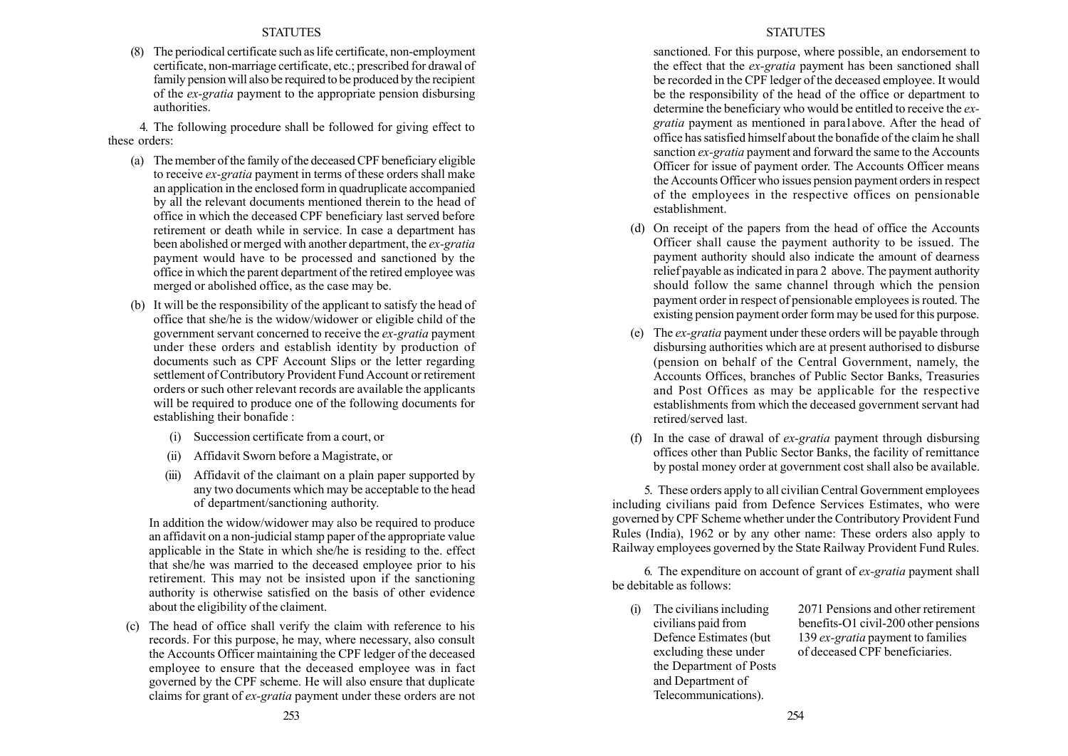(8) The periodical certificate such as life certificate, non-employment certificate, non-marriage certificate, etc.; prescribed for drawal of family pension will also be required to be produced by the recipient of the *ex-gratia* payment to the appropriate pension disbursing authorities.

4. The following procedure shall be followed for giving effect to these orders:

(a) The member of the family of the deceased CPF beneficiary eligible to receive *ex-gratia* payment in terms of these orders shall make an application in the enclosed form in quadruplicate accompanied by all the relevant documents mentioned therein to the head of office in which the deceased CPF beneficiary last served before retirement or death while in service. In case a department has been abolished or merged with another department, the *ex-gratia* payment would have to be processed and sanctioned by the office in which the parent department of the retired employee was merged or abolished office, as the case may be.

(b) It will be the responsibility of the applicant to satisfy the head of office that she/he is the widow/widower or eligible child of the government servant concerned to receive the *ex-gratia* payment under these orders and establish identity by production of documents such as CPF Account Slips or the letter regarding settlement of Contributory Provident Fund Account or retirement orders or such other relevant records are available the applicants will be required to produce one of the following documents for establishing their bonafide :

   (i) Succession certificate from a court, or

   (ii) Affidavit Sworn before a Magistrate, or

   (iii) Affidavit of the claimant on a plain paper supported by any two documents which may be acceptable to the head of department/sanctioning authority.

   In addition the widow/widower may also be required to produce an affidavit on a non-judicial stamp paper of the appropriate value applicable in the State in which she/he is residing to the. effect that she/he was married to the deceased employee prior to his retirement. This may not be insisted upon if the sanctioning authority is otherwise satisfied on the basis of other evidence about the eligibility of the claiment.

(c) The head of office shall verify the claim with reference to his records. For this purpose, he may, where necessary, also consult the Accounts Officer maintaining the CPF ledger of the deceased employee to ensure that the deceased employee was in fact governed by the CPF scheme. He will also ensure that duplicate claims for grant of *ex-gratia* payment under these orders are not sanctioned. For this purpose, where possible, an endorsement to the effect that the *ex-gratia* payment has been sanctioned shall be recorded in the CPF ledger of the deceased employee. It would be the responsibility of the head of the office or department to determine the beneficiary who would be entitled to receive the *ex-gratia* payment as mentioned in para1above. After the head of office has satisfied himself about the bonafide of the claim he shall sanction *ex-gratia* payment and forward the same to the Accounts Officer for issue of payment order. The Accounts Officer means the Accounts Officer who issues pension payment orders in respect of the employees in the respective offices on pensionable establishment.

(d) On receipt of the papers from the head of office the Accounts Officer shall cause the payment authority to be issued. The payment authority should also indicate the amount of dearness relief payable as indicated in para 2 above. The payment authority should follow the same channel through which the pension payment order in respect of pensionable employees is routed. The existing pension payment order form may be used for this purpose.

(e) The *ex-gratia* payment under these orders will be payable through disbursing authorities which are at present authorised to disburse (pension on behalf of the Central Government, namely, the Accounts Offices, branches of Public Sector Banks, Treasuries and Post Offices as may be applicable for the respective establishments from which the deceased government servant had retired/served last.

(f) In the case of drawal of *ex-gratia* payment through disbursing offices other than Public Sector Banks, the facility of remittance by postal money order at government cost shall also be available.

5. These orders apply to all civilian Central Government employees including civilians paid from Defence Services Estimates, who were governed by CPF Scheme whether under the Contributory Provident Fund Rules (India), 1962 or by any other name: These orders also apply to Railway employees governed by the State Railway Provident Fund Rules.

6. The expenditure on account of grant of *ex-gratia* payment shall be debitable as follows:

| | |
|---|---|
| (i) The civilians including civilians paid from Defence Estimates (but excluding these under the Department of Posts and Department of Telecommunications). | 2071 Pensions and other retirement benefits-O1 civil-200 other pensions 139 *ex-gratia* payment to families of deceased CPF beneficiaries. |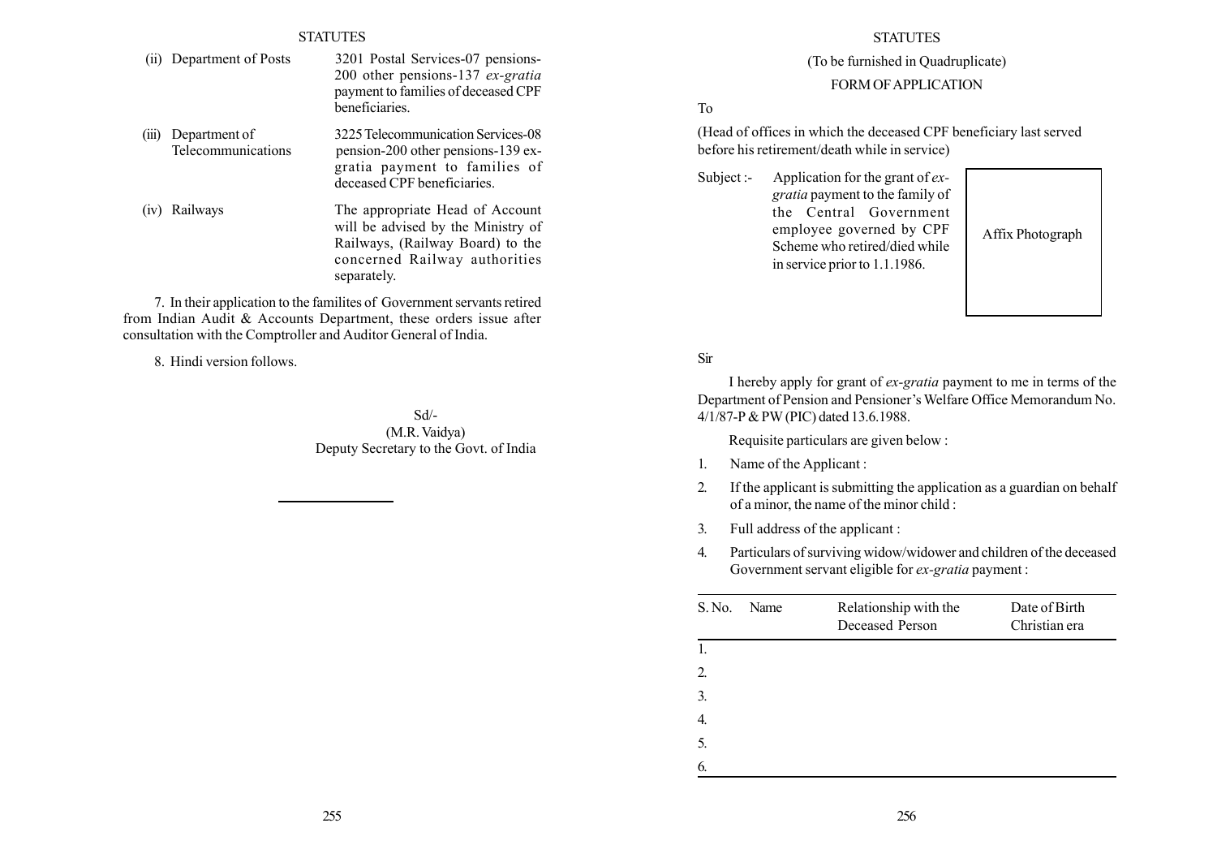| | |
|---|---|
| (ii) Department of Posts | 3201 Postal Services-07 pensions-200 other pensions-137 *ex-gratia* payment to families of deceased CPF beneficiaries. |
| (iii) Department of Telecommunications | 3225 Telecommunication Services-08 pension-200 other pensions-139 ex-gratia payment to families of deceased CPF beneficiaries. |
| (iv) Railways | The appropriate Head of Account will be advised by the Ministry of Railways, (Railway Board) to the concerned Railway authorities separately. |

7. In their application to the familites of Government servants retired from Indian Audit & Accounts Department, these orders issue after consultation with the Comptroller and Auditor General of India.

8. Hindi version follows.

Sd/-
(M.R. Vaidya)
Deputy Secretary to the Govt. of India

---

(To be furnished in Quadruplicate)

FORM OF APPLICATION

To

(Head of offices in which the deceased CPF beneficiary last served before his retirement/death while in service)

Subject :- Application for the grant of *ex-gratia* payment to the family of the Central Government employee governed by CPF Scheme who retired/died while in service prior to 1.1.1986.

Affix Photograph

Sir

I hereby apply for grant of *ex-gratia* payment to me in terms of the Department of Pension and Pensioner's Welfare Office Memorandum No. 4/1/87-P & PW (PIC) dated 13.6.1988.

Requisite particulars are given below :

1. Name of the Applicant :
2. If the applicant is submitting the application as a guardian on behalf of a minor, the name of the minor child :
3. Full address of the applicant :
4. Particulars of surviving widow/widower and children of the deceased Government servant eligible for *ex-gratia* payment :

| S. No. | Name | Relationship with the Deceased Person | Date of Birth Christian era |
|---|---|---|---|
| 1. | | | |
| 2. | | | |
| 3. | | | |
| 4. | | | |
| 5. | | | |
| 6. | | | |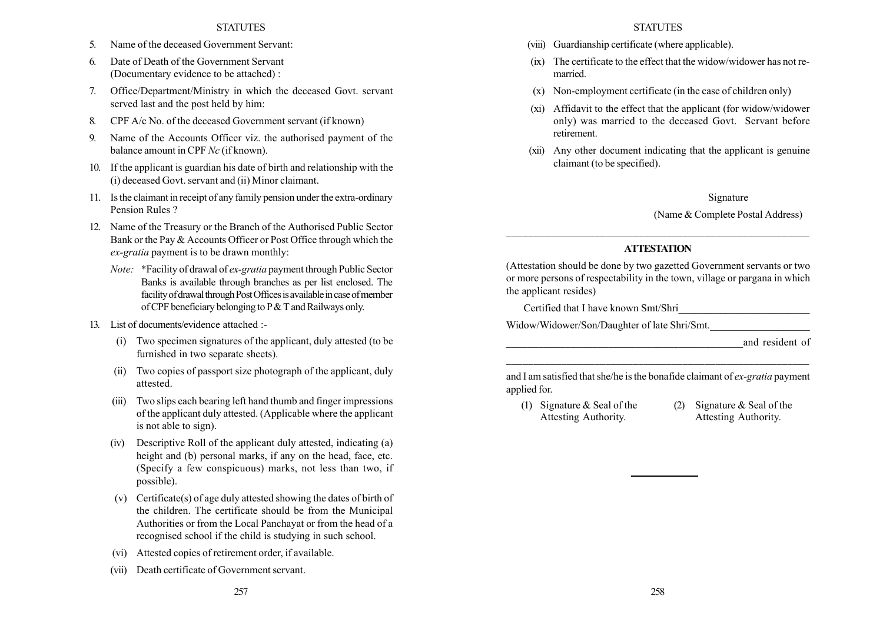5. Name of the deceased Government Servant:

6. Date of Death of the Government Servant (Documentary evidence to be attached) :

7. Office/Department/Ministry in which the deceased Govt. servant served last and the post held by him:

8. CPF A/c No. of the deceased Government servant (if known)

9. Name of the Accounts Officer viz. the authorised payment of the balance amount in CPF *Nc* (if known).

10. If the applicant is guardian his date of birth and relationship with the (i) deceased Govt. servant and (ii) Minor claimant.

11. Is the claimant in receipt of any family pension under the extra-ordinary Pension Rules ?

12. Name of the Treasury or the Branch of the Authorised Public Sector Bank or the Pay & Accounts Officer or Post Office through which the *ex-gratia* payment is to be drawn monthly:

    *Note:* *Facility of drawal of *ex-gratia* payment through Public Sector Banks is available through branches as per list enclosed. The facility of drawal through Post Offices is available in case of member of CPF beneficiary belonging to P & T and Railways only.

13. List of documents/evidence attached :-

    (i) Two specimen signatures of the applicant, duly attested (to be furnished in two separate sheets).

    (ii) Two copies of passport size photograph of the applicant, duly attested.

    (iii) Two slips each bearing left hand thumb and finger impressions of the applicant duly attested. (Applicable where the applicant is not able to sign).

    (iv) Descriptive Roll of the applicant duly attested, indicating (a) height and (b) personal marks, if any on the head, face, etc. (Specify a few conspicuous) marks, not less than two, if possible).

    (v) Certificate(s) of age duly attested showing the dates of birth of the children. The certificate should be from the Municipal Authorities or from the Local Panchayat or from the head of a recognised school if the child is studying in such school.

    (vi) Attested copies of retirement order, if available.

    (vii) Death certificate of Government servant.

    (viii) Guardianship certificate (where applicable).

    (ix) The certificate to the effect that the widow/widower has not re-married.

    (x) Non-employment certificate (in the case of children only)

    (xi) Affidavit to the effect that the applicant (for widow/widower only) was married to the deceased Govt. Servant before retirement.

    (xii) Any other document indicating that the applicant is genuine claimant (to be specified).

Signature

(Name & Complete Postal Address)

---

**ATTESTATION**

(Attestation should be done by two gazetted Government servants or two or more persons of respectability in the town, village or pargana in which the applicant resides)

Certified that I have known Smt/Shri________________________

Widow/Widower/Son/Daughter of late Shri/Smt.__________________

______________________________________________and resident of

______________________________________________________

and I am satisfied that she/he is the bonafide claimant of *ex-gratia* payment applied for.

(1) Signature & Seal of the Attesting Authority.

(2) Signature & Seal of the Attesting Authority.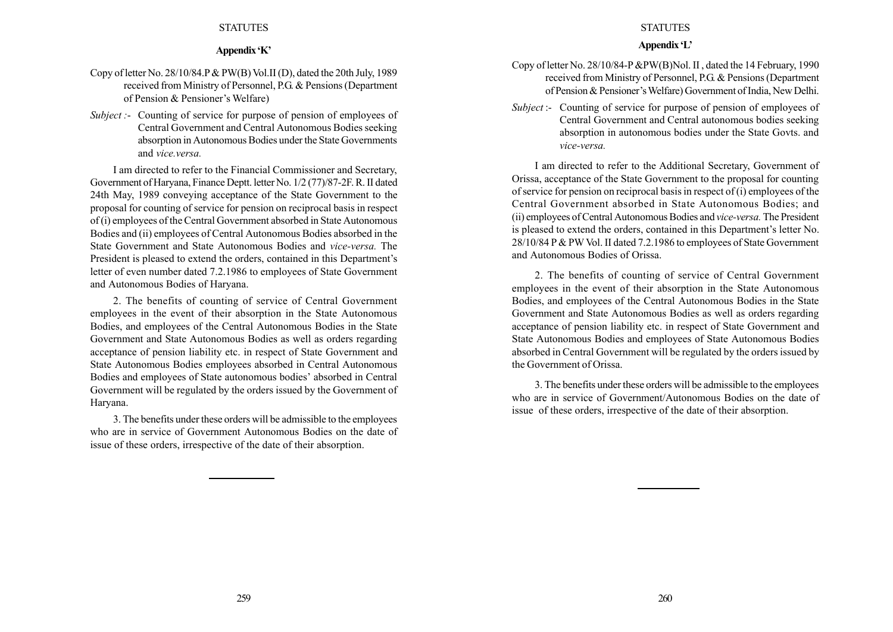## Appendix 'K'

Copy of letter No. 28/10/84.P & PW(B) Vol.II (D), dated the 20th July, 1989 received from Ministry of Personnel, P.G. & Pensions (Department of Pension & Pensioner's Welfare)

*Subject :-* Counting of service for purpose of pension of employees of Central Government and Central Autonomous Bodies seeking absorption in Autonomous Bodies under the State Governments and *vice.versa.*

I am directed to refer to the Financial Commissioner and Secretary, Government of Haryana, Finance Deptt. letter No. 1/2 (77)/87-2F. R. II dated 24th May, 1989 conveying acceptance of the State Government to the proposal for counting of service for pension on reciprocal basis in respect of (i) employees of the Central Government absorbed in State Autonomous Bodies and (ii) employees of Central Autonomous Bodies absorbed in the State Government and State Autonomous Bodies and *vice-versa.* The President is pleased to extend the orders, contained in this Department's letter of even number dated 7.2.1986 to employees of State Government and Autonomous Bodies of Haryana.

2. The benefits of counting of service of Central Government employees in the event of their absorption in the State Autonomous Bodies, and employees of the Central Autonomous Bodies in the State Government and State Autonomous Bodies as well as orders regarding acceptance of pension liability etc. in respect of State Government and State Autonomous Bodies employees absorbed in Central Autonomous Bodies and employees of State autonomous bodies' absorbed in Central Government will be regulated by the orders issued by the Government of Haryana.

3. The benefits under these orders will be admissible to the employees who are in service of Government Autonomous Bodies on the date of issue of these orders, irrespective of the date of their absorption.

---

## Appendix 'L'

Copy of letter No. 28/10/84-P &PW(B)Nol. II , dated the 14 February, 1990 received from Ministry of Personnel, P.G. & Pensions (Department of Pension & Pensioner's Welfare) Government of India, New Delhi.

*Subject :-* Counting of service for purpose of pension of employees of Central Government and Central autonomous bodies seeking absorption in autonomous bodies under the State Govts. and *vice-versa.*

I am directed to refer to the Additional Secretary, Government of Orissa, acceptance of the State Government to the proposal for counting of service for pension on reciprocal basis in respect of (i) employees of the Central Government absorbed in State Autonomous Bodies; and (ii) employees of Central Autonomous Bodies and *vice-versa.* The President is pleased to extend the orders, contained in this Department's letter No. 28/10/84 P & PW Vol. II dated 7.2.1986 to employees of State Government and Autonomous Bodies of Orissa.

2. The benefits of counting of service of Central Government employees in the event of their absorption in the State Autonomous Bodies, and employees of the Central Autonomous Bodies in the State Government and State Autonomous Bodies as well as orders regarding acceptance of pension liability etc. in respect of State Government and State Autonomous Bodies and employees of State Autonomous Bodies absorbed in Central Government will be regulated by the orders issued by the Government of Orissa.

3. The benefits under these orders will be admissible to the employees who are in service of Government/Autonomous Bodies on the date of issue of these orders, irrespective of the date of their absorption.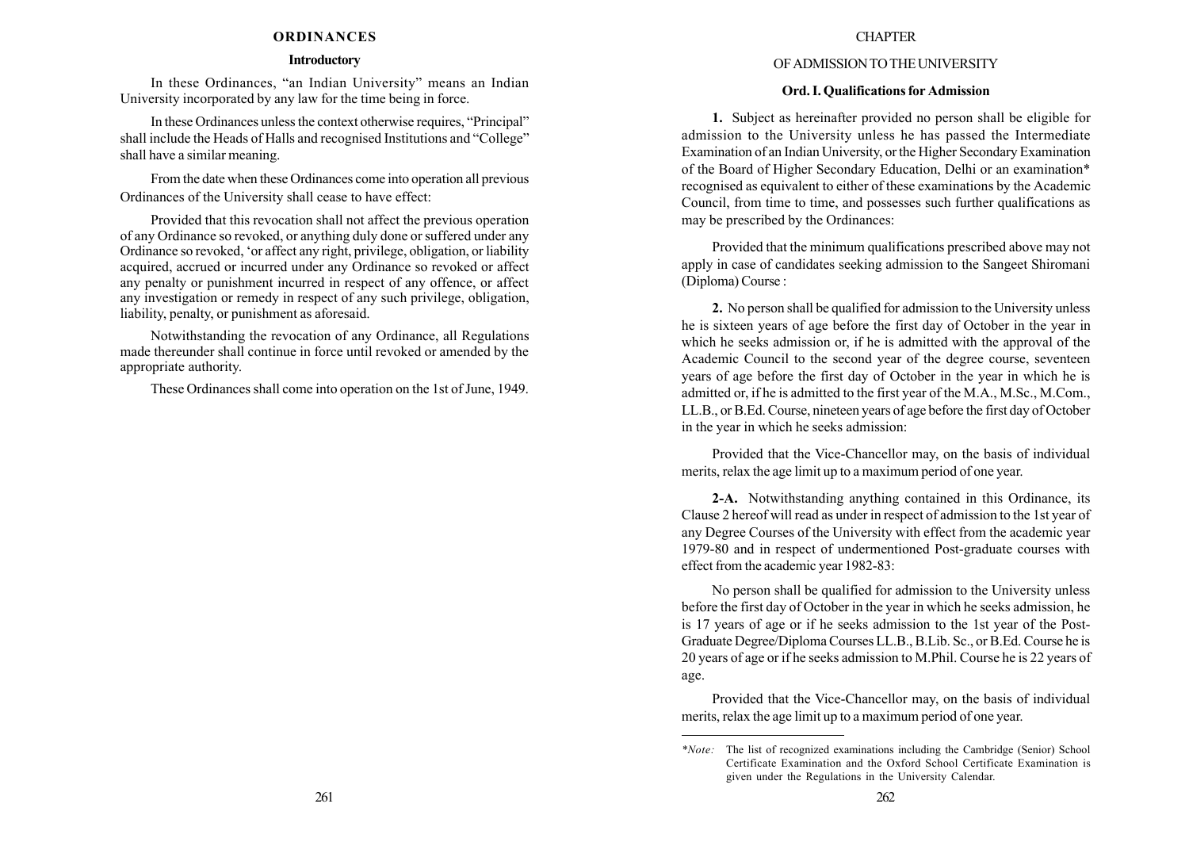# ORDINANCES

## Introductory

In these Ordinances, "an Indian University" means an Indian University incorporated by any law for the time being in force.

In these Ordinances unless the context otherwise requires, "Principal" shall include the Heads of Halls and recognised Institutions and "College" shall have a similar meaning.

From the date when these Ordinances come into operation all previous Ordinances of the University shall cease to have effect:

Provided that this revocation shall not affect the previous operation of any Ordinance so revoked, or anything duly done or suffered under any Ordinance so revoked, 'or affect any right, privilege, obligation, or liability acquired, accrued or incurred under any Ordinance so revoked or affect any penalty or punishment incurred in respect of any offence, or affect any investigation or remedy in respect of any such privilege, obligation, liability, penalty, or punishment as aforesaid.

Notwithstanding the revocation of any Ordinance, all Regulations made thereunder shall continue in force until revoked or amended by the appropriate authority.

These Ordinances shall come into operation on the 1st of June, 1949.

# CHAPTER

## OF ADMISSION TO THE UNIVERSITY

### Ord. I. Qualifications for Admission

**1.** Subject as hereinafter provided no person shall be eligible for admission to the University unless he has passed the Intermediate Examination of an Indian University, or the Higher Secondary Examination of the Board of Higher Secondary Education, Delhi or an examination* recognised as equivalent to either of these examinations by the Academic Council, from time to time, and possesses such further qualifications as may be prescribed by the Ordinances:

Provided that the minimum qualifications prescribed above may not apply in case of candidates seeking admission to the Sangeet Shiromani (Diploma) Course :

**2.** No person shall be qualified for admission to the University unless he is sixteen years of age before the first day of October in the year in which he seeks admission or, if he is admitted with the approval of the Academic Council to the second year of the degree course, seventeen years of age before the first day of October in the year in which he is admitted or, if he is admitted to the first year of the M.A., M.Sc., M.Com., LL.B., or B.Ed. Course, nineteen years of age before the first day of October in the year in which he seeks admission:

Provided that the Vice-Chancellor may, on the basis of individual merits, relax the age limit up to a maximum period of one year.

**2-A.** Notwithstanding anything contained in this Ordinance, its Clause 2 hereof will read as under in respect of admission to the 1st year of any Degree Courses of the University with effect from the academic year 1979-80 and in respect of undermentioned Post-graduate courses with effect from the academic year 1982-83:

No person shall be qualified for admission to the University unless before the first day of October in the year in which he seeks admission, he is 17 years of age or if he seeks admission to the 1st year of the Post-Graduate Degree/Diploma Courses LL.B., B.Lib. Sc., or B.Ed. Course he is 20 years of age or if he seeks admission to M.Phil. Course he is 22 years of age.

Provided that the Vice-Chancellor may, on the basis of individual merits, relax the age limit up to a maximum period of one year.

---

**Note:* The list of recognized examinations including the Cambridge (Senior) School Certificate Examination and the Oxford School Certificate Examination is given under the Regulations in the University Calendar.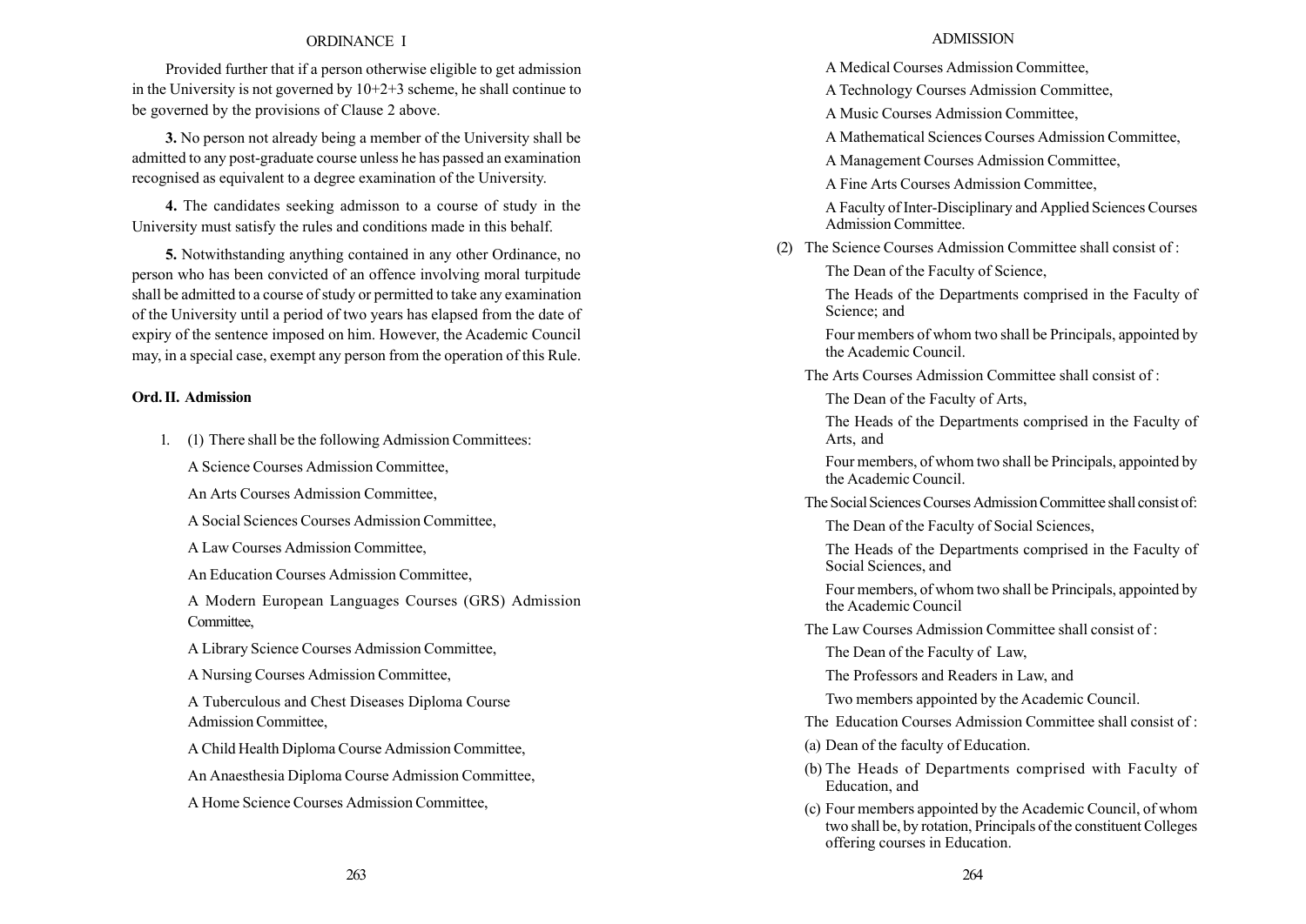Provided further that if a person otherwise eligible to get admission in the University is not governed by 10+2+3 scheme, he shall continue to be governed by the provisions of Clause 2 above.

**3.** No person not already being a member of the University shall be admitted to any post-graduate course unless he has passed an examination recognised as equivalent to a degree examination of the University.

**4.** The candidates seeking admisson to a course of study in the University must satisfy the rules and conditions made in this behalf.

**5.** Notwithstanding anything contained in any other Ordinance, no person who has been convicted of an offence involving moral turpitude shall be admitted to a course of study or permitted to take any examination of the University until a period of two years has elapsed from the date of expiry of the sentence imposed on him. However, the Academic Council may, in a special case, exempt any person from the operation of this Rule.

## Ord. II. Admission

1. (1) There shall be the following Admission Committees:

A Science Courses Admission Committee,

An Arts Courses Admission Committee,

A Social Sciences Courses Admission Committee,

A Law Courses Admission Committee,

An Education Courses Admission Committee,

A Modern European Languages Courses (GRS) Admission Committee,

A Library Science Courses Admission Committee,

A Nursing Courses Admission Committee,

A Tuberculous and Chest Diseases Diploma Course Admission Committee,

A Child Health Diploma Course Admission Committee,

An Anaesthesia Diploma Course Admission Committee,

A Home Science Courses Admission Committee,

A Medical Courses Admission Committee,

A Technology Courses Admission Committee,

A Music Courses Admission Committee,

A Mathematical Sciences Courses Admission Committee,

A Management Courses Admission Committee,

A Fine Arts Courses Admission Committee,

A Faculty of Inter-Disciplinary and Applied Sciences Courses Admission Committee.

(2) The Science Courses Admission Committee shall consist of :

The Dean of the Faculty of Science,

The Heads of the Departments comprised in the Faculty of Science; and

Four members of whom two shall be Principals, appointed by the Academic Council.

The Arts Courses Admission Committee shall consist of :

The Dean of the Faculty of Arts,

The Heads of the Departments comprised in the Faculty of Arts, and

Four members, of whom two shall be Principals, appointed by the Academic Council.

The Social Sciences Courses Admission Committee shall consist of:

The Dean of the Faculty of Social Sciences,

The Heads of the Departments comprised in the Faculty of Social Sciences, and

Four members, of whom two shall be Principals, appointed by the Academic Council

The Law Courses Admission Committee shall consist of :

The Dean of the Faculty of Law,

The Professors and Readers in Law, and

Two members appointed by the Academic Council.

The Education Courses Admission Committee shall consist of :

(a) Dean of the faculty of Education.

(b) The Heads of Departments comprised with Faculty of Education, and

(c) Four members appointed by the Academic Council, of whom two shall be, by rotation, Principals of the constituent Colleges offering courses in Education.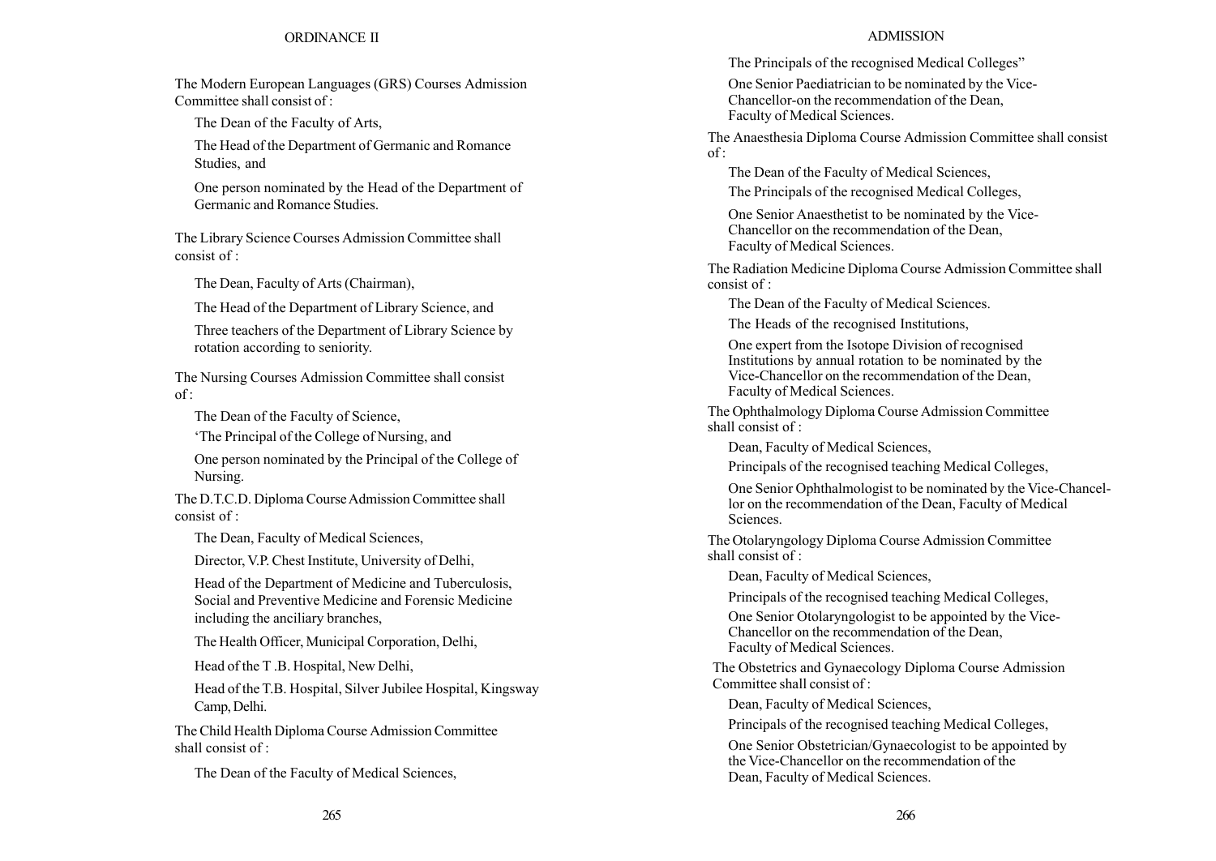The Modern European Languages (GRS) Courses Admission Committee shall consist of :

The Dean of the Faculty of Arts,

The Head of the Department of Germanic and Romance Studies, and

One person nominated by the Head of the Department of Germanic and Romance Studies.

The Library Science Courses Admission Committee shall consist of :

The Dean, Faculty of Arts (Chairman),

The Head of the Department of Library Science, and

Three teachers of the Department of Library Science by rotation according to seniority.

The Nursing Courses Admission Committee shall consist of :

The Dean of the Faculty of Science,

'The Principal of the College of Nursing, and

One person nominated by the Principal of the College of Nursing.

The D.T.C.D. Diploma Course Admission Committee shall consist of :

The Dean, Faculty of Medical Sciences,

Director, V.P. Chest Institute, University of Delhi,

Head of the Department of Medicine and Tuberculosis, Social and Preventive Medicine and Forensic Medicine including the anciliary branches,

The Health Officer, Municipal Corporation, Delhi,

Head of the T .B. Hospital, New Delhi,

Head of the T.B. Hospital, Silver Jubilee Hospital, Kingsway Camp, Delhi.

The Child Health Diploma Course Admission Committee shall consist of :

The Dean of the Faculty of Medical Sciences,

The Principals of the recognised Medical Colleges"

One Senior Paediatrician to be nominated by the Vice-Chancellor-on the recommendation of the Dean, Faculty of Medical Sciences.

The Anaesthesia Diploma Course Admission Committee shall consist of :

The Dean of the Faculty of Medical Sciences,

The Principals of the recognised Medical Colleges,

One Senior Anaesthetist to be nominated by the Vice-Chancellor on the recommendation of the Dean, Faculty of Medical Sciences.

The Radiation Medicine Diploma Course Admission Committee shall consist of :

The Dean of the Faculty of Medical Sciences.

The Heads of the recognised Institutions,

One expert from the Isotope Division of recognised Institutions by annual rotation to be nominated by the Vice-Chancellor on the recommendation of the Dean, Faculty of Medical Sciences.

The Ophthalmology Diploma Course Admission Committee shall consist of :

Dean, Faculty of Medical Sciences,

Principals of the recognised teaching Medical Colleges,

One Senior Ophthalmologist to be nominated by the Vice-Chancellor on the recommendation of the Dean, Faculty of Medical Sciences.

The Otolaryngology Diploma Course Admission Committee shall consist of :

Dean, Faculty of Medical Sciences,

Principals of the recognised teaching Medical Colleges,

One Senior Otolaryngologist to be appointed by the Vice-Chancellor on the recommendation of the Dean, Faculty of Medical Sciences.

The Obstetrics and Gynaecology Diploma Course Admission Committee shall consist of :

Dean, Faculty of Medical Sciences,

Principals of the recognised teaching Medical Colleges,

One Senior Obstetrician/Gynaecologist to be appointed by the Vice-Chancellor on the recommendation of the Dean, Faculty of Medical Sciences.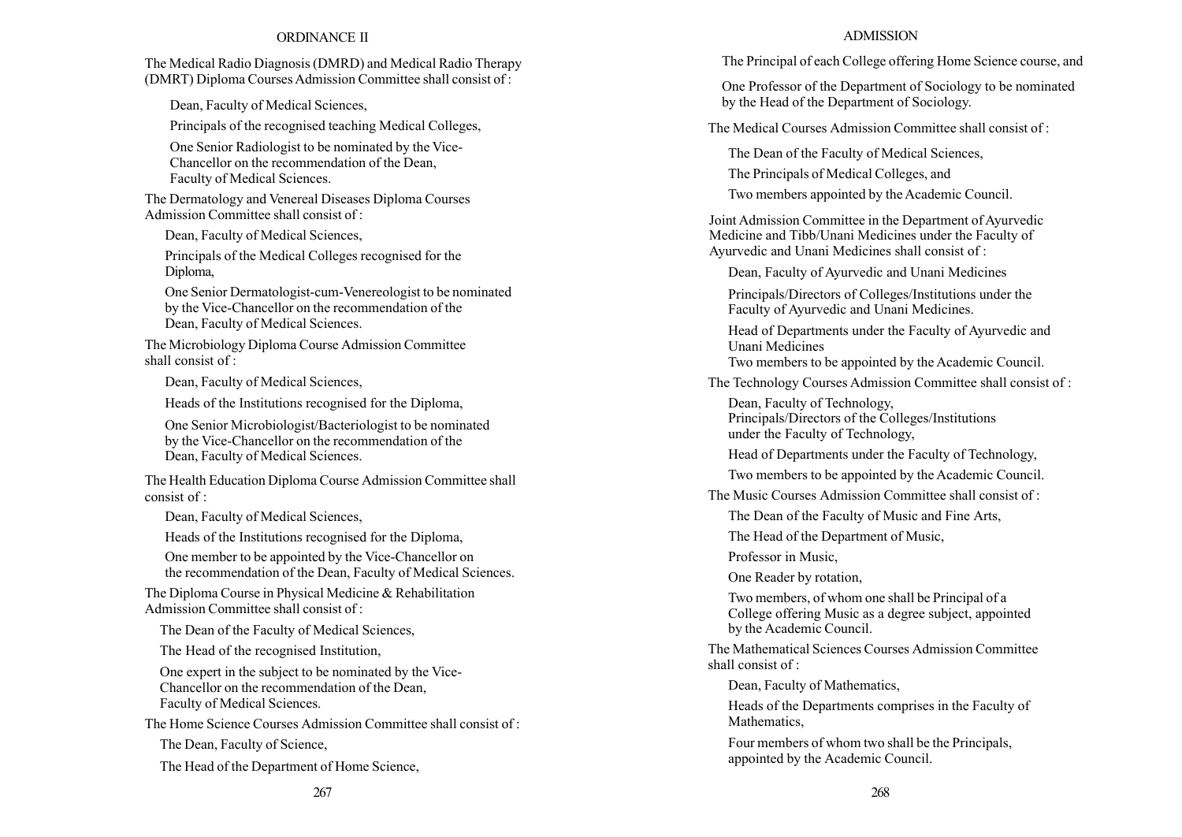The Medical Radio Diagnosis (DMRD) and Medical Radio Therapy (DMRT) Diploma Courses Admission Committee shall consist of :

Dean, Faculty of Medical Sciences,

Principals of the recognised teaching Medical Colleges,

One Senior Radiologist to be nominated by the Vice-Chancellor on the recommendation of the Dean, Faculty of Medical Sciences.

The Dermatology and Venereal Diseases Diploma Courses Admission Committee shall consist of :

Dean, Faculty of Medical Sciences,

Principals of the Medical Colleges recognised for the Diploma,

One Senior Dermatologist-cum-Venereologist to be nominated by the Vice-Chancellor on the recommendation of the Dean, Faculty of Medical Sciences.

The Microbiology Diploma Course Admission Committee shall consist of :

Dean, Faculty of Medical Sciences,

Heads of the Institutions recognised for the Diploma,

One Senior Microbiologist/Bacteriologist to be nominated by the Vice-Chancellor on the recommendation of the Dean, Faculty of Medical Sciences.

The Health Education Diploma Course Admission Committee shall consist of :

Dean, Faculty of Medical Sciences,

Heads of the Institutions recognised for the Diploma,

One member to be appointed by the Vice-Chancellor on the recommendation of the Dean, Faculty of Medical Sciences.

The Diploma Course in Physical Medicine & Rehabilitation Admission Committee shall consist of :

The Dean of the Faculty of Medical Sciences,

The Head of the recognised Institution,

One expert in the subject to be nominated by the Vice-Chancellor on the recommendation of the Dean, Faculty of Medical Sciences.

The Home Science Courses Admission Committee shall consist of :

The Dean, Faculty of Science,

The Head of the Department of Home Science,

The Principal of each College offering Home Science course, and

One Professor of the Department of Sociology to be nominated by the Head of the Department of Sociology.

The Medical Courses Admission Committee shall consist of :

The Dean of the Faculty of Medical Sciences,

The Principals of Medical Colleges, and

Two members appointed by the Academic Council.

Joint Admission Committee in the Department of Ayurvedic Medicine and Tibb/Unani Medicines under the Faculty of Ayurvedic and Unani Medicines shall consist of :

Dean, Faculty of Ayurvedic and Unani Medicines

Principals/Directors of Colleges/Institutions under the Faculty of Ayurvedic and Unani Medicines.

Head of Departments under the Faculty of Ayurvedic and Unani Medicines

Two members to be appointed by the Academic Council.

The Technology Courses Admission Committee shall consist of :

Dean, Faculty of Technology,

Principals/Directors of the Colleges/Institutions under the Faculty of Technology,

Head of Departments under the Faculty of Technology,

Two members to be appointed by the Academic Council.

The Music Courses Admission Committee shall consist of :

The Dean of the Faculty of Music and Fine Arts,

The Head of the Department of Music,

Professor in Music,

One Reader by rotation,

Two members, of whom one shall be Principal of a College offering Music as a degree subject, appointed by the Academic Council.

The Mathematical Sciences Courses Admission Committee shall consist of :

Dean, Faculty of Mathematics,

Heads of the Departments comprises in the Faculty of Mathematics,

Four members of whom two shall be the Principals, appointed by the Academic Council.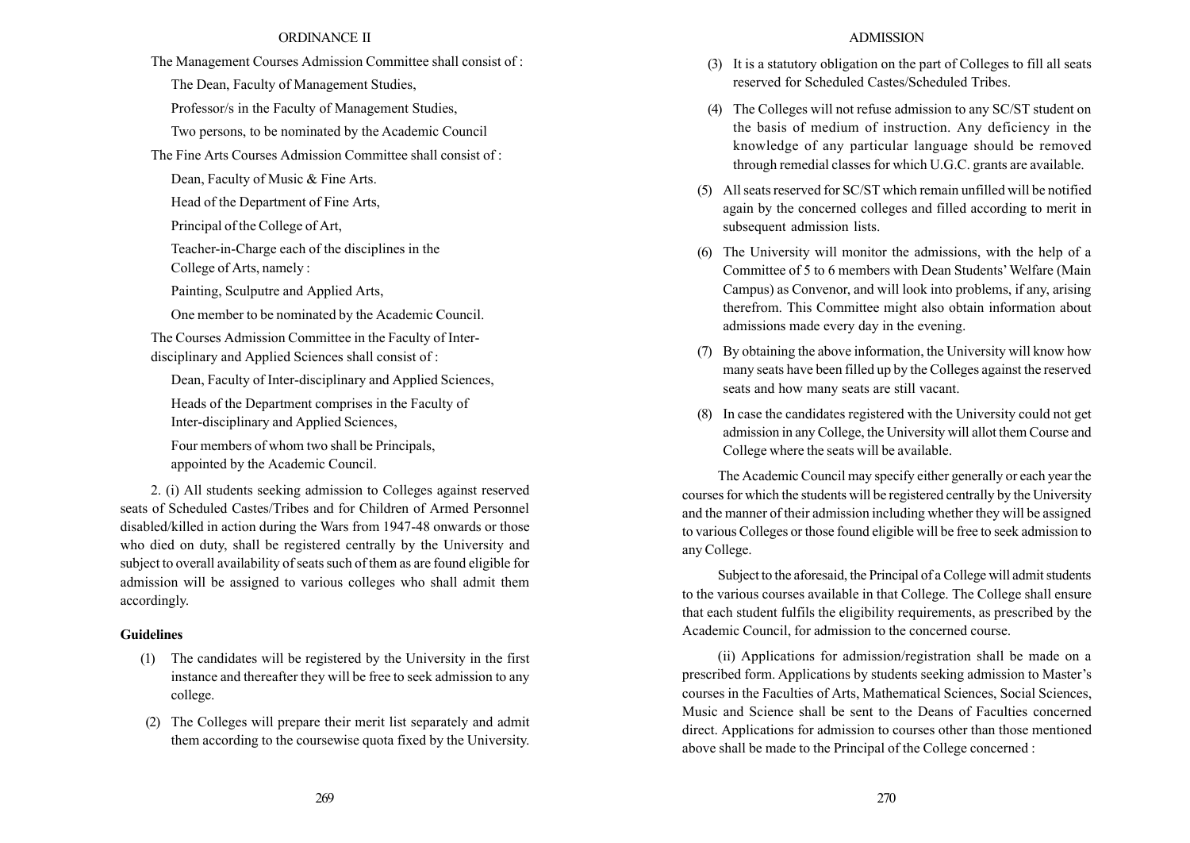The Management Courses Admission Committee shall consist of :

The Dean, Faculty of Management Studies,

Professor/s in the Faculty of Management Studies,

Two persons, to be nominated by the Academic Council

The Fine Arts Courses Admission Committee shall consist of :

Dean, Faculty of Music & Fine Arts.

Head of the Department of Fine Arts,

Principal of the College of Art,

Teacher-in-Charge each of the disciplines in the College of Arts, namely :

Painting, Sculputre and Applied Arts,

One member to be nominated by the Academic Council.

The Courses Admission Committee in the Faculty of Inter-disciplinary and Applied Sciences shall consist of :

Dean, Faculty of Inter-disciplinary and Applied Sciences,

Heads of the Department comprises in the Faculty of Inter-disciplinary and Applied Sciences,

Four members of whom two shall be Principals, appointed by the Academic Council.

2. (i) All students seeking admission to Colleges against reserved seats of Scheduled Castes/Tribes and for Children of Armed Personnel disabled/killed in action during the Wars from 1947-48 onwards or those who died on duty, shall be registered centrally by the University and subject to overall availability of seats such of them as are found eligible for admission will be assigned to various colleges who shall admit them accordingly.

**Guidelines**

(1) The candidates will be registered by the University in the first instance and thereafter they will be free to seek admission to any college.

(2) The Colleges will prepare their merit list separately and admit them according to the coursewise quota fixed by the University.

(3) It is a statutory obligation on the part of Colleges to fill all seats reserved for Scheduled Castes/Scheduled Tribes.

(4) The Colleges will not refuse admission to any SC/ST student on the basis of medium of instruction. Any deficiency in the knowledge of any particular language should be removed through remedial classes for which U.G.C. grants are available.

(5) All seats reserved for SC/ST which remain unfilled will be notified again by the concerned colleges and filled according to merit in subsequent admission lists.

(6) The University will monitor the admissions, with the help of a Committee of 5 to 6 members with Dean Students' Welfare (Main Campus) as Convenor, and will look into problems, if any, arising therefrom. This Committee might also obtain information about admissions made every day in the evening.

(7) By obtaining the above information, the University will know how many seats have been filled up by the Colleges against the reserved seats and how many seats are still vacant.

(8) In case the candidates registered with the University could not get admission in any College, the University will allot them Course and College where the seats will be available.

The Academic Council may specify either generally or each year the courses for which the students will be registered centrally by the University and the manner of their admission including whether they will be assigned to various Colleges or those found eligible will be free to seek admission to any College.

Subject to the aforesaid, the Principal of a College will admit students to the various courses available in that College. The College shall ensure that each student fulfils the eligibility requirements, as prescribed by the Academic Council, for admission to the concerned course.

(ii) Applications for admission/registration shall be made on a prescribed form. Applications by students seeking admission to Master's courses in the Faculties of Arts, Mathematical Sciences, Social Sciences, Music and Science shall be sent to the Deans of Faculties concerned direct. Applications for admission to courses other than those mentioned above shall be made to the Principal of the College concerned :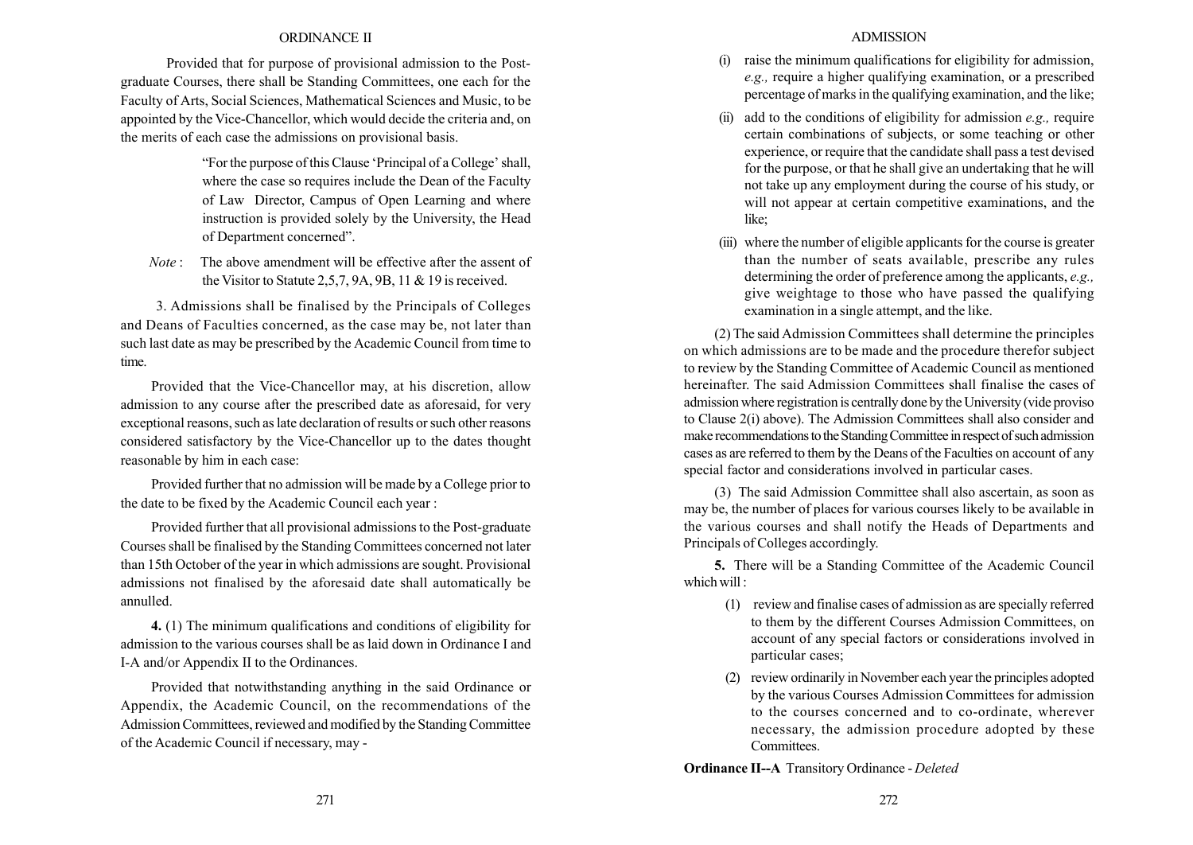Provided that for purpose of provisional admission to the Post-graduate Courses, there shall be Standing Committees, one each for the Faculty of Arts, Social Sciences, Mathematical Sciences and Music, to be appointed by the Vice-Chancellor, which would decide the criteria and, on the merits of each case the admissions on provisional basis.

> "For the purpose of this Clause 'Principal of a College' shall, where the case so requires include the Dean of the Faculty of Law Director, Campus of Open Learning and where instruction is provided solely by the University, the Head of Department concerned".

*Note* : The above amendment will be effective after the assent of the Visitor to Statute 2,5,7, 9A, 9B, 11 & 19 is received.

3. Admissions shall be finalised by the Principals of Colleges and Deans of Faculties concerned, as the case may be, not later than such last date as may be prescribed by the Academic Council from time to time.

Provided that the Vice-Chancellor may, at his discretion, allow admission to any course after the prescribed date as aforesaid, for very exceptional reasons, such as late declaration of results or such other reasons considered satisfactory by the Vice-Chancellor up to the dates thought reasonable by him in each case:

Provided further that no admission will be made by a College prior to the date to be fixed by the Academic Council each year :

Provided further that all provisional admissions to the Post-graduate Courses shall be finalised by the Standing Committees concerned not later than 15th October of the year in which admissions are sought. Provisional admissions not finalised by the aforesaid date shall automatically be annulled.

**4.** (1) The minimum qualifications and conditions of eligibility for admission to the various courses shall be as laid down in Ordinance I and I-A and/or Appendix II to the Ordinances.

Provided that notwithstanding anything in the said Ordinance or Appendix, the Academic Council, on the recommendations of the Admission Committees, reviewed and modified by the Standing Committee of the Academic Council if necessary, may -

(i) raise the minimum qualifications for eligibility for admission, *e.g.,* require a higher qualifying examination, or a prescribed percentage of marks in the qualifying examination, and the like;

(ii) add to the conditions of eligibility for admission *e.g.,* require certain combinations of subjects, or some teaching or other experience, or require that the candidate shall pass a test devised for the purpose, or that he shall give an undertaking that he will not take up any employment during the course of his study, or will not appear at certain competitive examinations, and the like;

(iii) where the number of eligible applicants for the course is greater than the number of seats available, prescribe any rules determining the order of preference among the applicants, *e.g.,* give weightage to those who have passed the qualifying examination in a single attempt, and the like.

(2) The said Admission Committees shall determine the principles on which admissions are to be made and the procedure therefor subject to review by the Standing Committee of Academic Council as mentioned hereinafter. The said Admission Committees shall finalise the cases of admission where registration is centrally done by the University (vide proviso to Clause 2(i) above). The Admission Committees shall also consider and make recommendations to the Standing Committee in respect of such admission cases as are referred to them by the Deans of the Faculties on account of any special factor and considerations involved in particular cases.

(3) The said Admission Committee shall also ascertain, as soon as may be, the number of places for various courses likely to be available in the various courses and shall notify the Heads of Departments and Principals of Colleges accordingly.

**5.** There will be a Standing Committee of the Academic Council which will :

(1) review and finalise cases of admission as are specially referred to them by the different Courses Admission Committees, on account of any special factors or considerations involved in particular cases;

(2) review ordinarily in November each year the principles adopted by the various Courses Admission Committees for admission to the courses concerned and to co-ordinate, wherever necessary, the admission procedure adopted by these Committees.

**Ordinance II--A** Transitory Ordinance - *Deleted*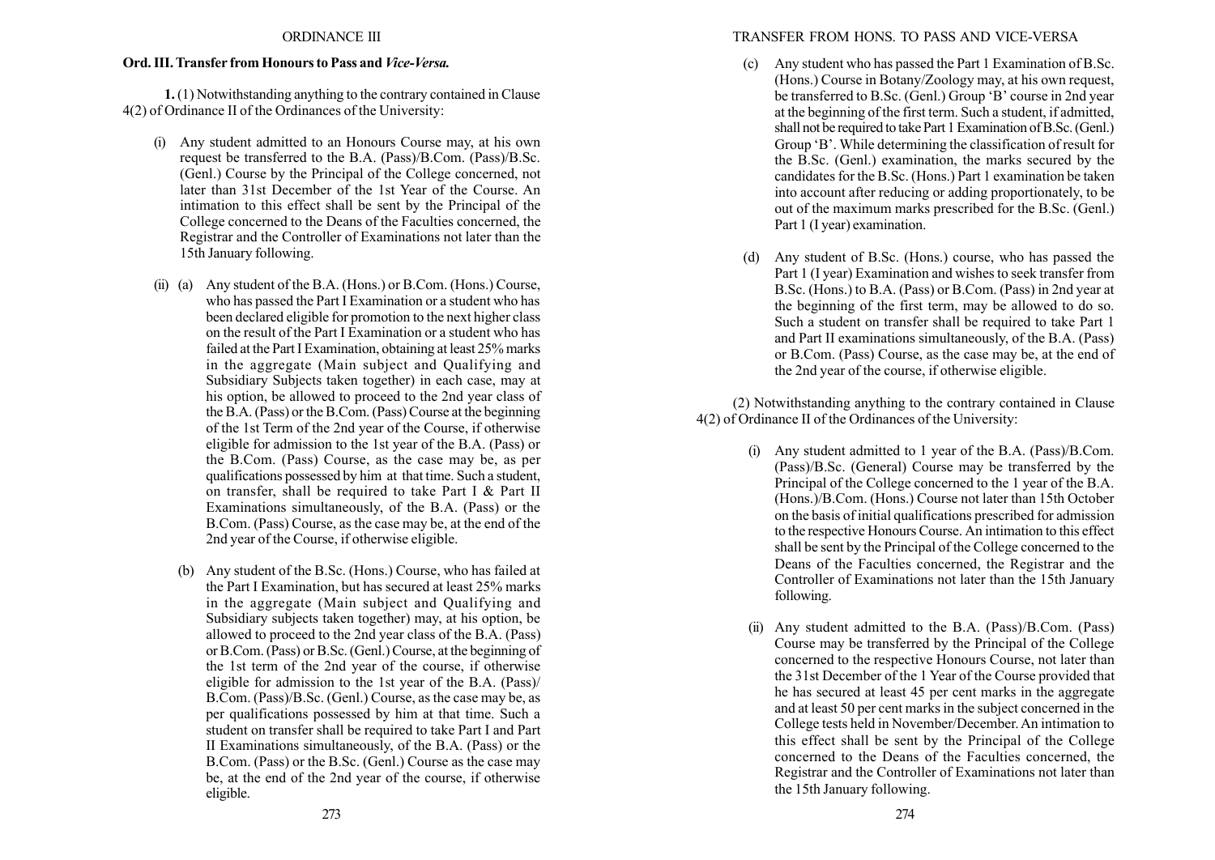## Ord. III. Transfer from Honours to Pass and *Vice-Versa.*

**1.** (1) Notwithstanding anything to the contrary contained in Clause 4(2) of Ordinance II of the Ordinances of the University:

(i) Any student admitted to an Honours Course may, at his own request be transferred to the B.A. (Pass)/B.Com. (Pass)/B.Sc. (Genl.) Course by the Principal of the College concerned, not later than 31st December of the 1st Year of the Course. An intimation to this effect shall be sent by the Principal of the College concerned to the Deans of the Faculties concerned, the Registrar and the Controller of Examinations not later than the 15th January following.

(ii) (a) Any student of the B.A. (Hons.) or B.Com. (Hons.) Course, who has passed the Part I Examination or a student who has been declared eligible for promotion to the next higher class on the result of the Part I Examination or a student who has failed at the Part I Examination, obtaining at least 25% marks in the aggregate (Main subject and Qualifying and Subsidiary Subjects taken together) in each case, may at his option, be allowed to proceed to the 2nd year class of the B.A. (Pass) or the B.Com. (Pass) Course at the beginning of the 1st Term of the 2nd year of the Course, if otherwise eligible for admission to the 1st year of the B.A. (Pass) or the B.Com. (Pass) Course, as the case may be, as per qualifications possessed by him at that time. Such a student, on transfer, shall be required to take Part I & Part II Examinations simultaneously, of the B.A. (Pass) or the B.Com. (Pass) Course, as the case may be, at the end of the 2nd year of the Course, if otherwise eligible.

(b) Any student of the B.Sc. (Hons.) Course, who has failed at the Part I Examination, but has secured at least 25% marks in the aggregate (Main subject and Qualifying and Subsidiary subjects taken together) may, at his option, be allowed to proceed to the 2nd year class of the B.A. (Pass) or B.Com. (Pass) or B.Sc. (Genl.) Course, at the beginning of the 1st term of the 2nd year of the course, if otherwise eligible for admission to the 1st year of the B.A. (Pass)/ B.Com. (Pass)/B.Sc. (Genl.) Course, as the case may be, as per qualifications possessed by him at that time. Such a student on transfer shall be required to take Part I and Part II Examinations simultaneously, of the B.A. (Pass) or the B.Com. (Pass) or the B.Sc. (Genl.) Course as the case may be, at the end of the 2nd year of the course, if otherwise eligible.

(c) Any student who has passed the Part 1 Examination of B.Sc. (Hons.) Course in Botany/Zoology may, at his own request, be transferred to B.Sc. (Genl.) Group 'B' course in 2nd year at the beginning of the first term. Such a student, if admitted, shall not be required to take Part 1 Examination of B.Sc. (Genl.) Group 'B'. While determining the classification of result for the B.Sc. (Genl.) examination, the marks secured by the candidates for the B.Sc. (Hons.) Part 1 examination be taken into account after reducing or adding proportionately, to be out of the maximum marks prescribed for the B.Sc. (Genl.) Part 1 (I year) examination.

(d) Any student of B.Sc. (Hons.) course, who has passed the Part 1 (I year) Examination and wishes to seek transfer from B.Sc. (Hons.) to B.A. (Pass) or B.Com. (Pass) in 2nd year at the beginning of the first term, may be allowed to do so. Such a student on transfer shall be required to take Part 1 and Part II examinations simultaneously, of the B.A. (Pass) or B.Com. (Pass) Course, as the case may be, at the end of the 2nd year of the course, if otherwise eligible.

(2) Notwithstanding anything to the contrary contained in Clause 4(2) of Ordinance II of the Ordinances of the University:

(i) Any student admitted to 1 year of the B.A. (Pass)/B.Com. (Pass)/B.Sc. (General) Course may be transferred by the Principal of the College concerned to the 1 year of the B.A. (Hons.)/B.Com. (Hons.) Course not later than 15th October on the basis of initial qualifications prescribed for admission to the respective Honours Course. An intimation to this effect shall be sent by the Principal of the College concerned to the Deans of the Faculties concerned, the Registrar and the Controller of Examinations not later than the 15th January following.

(ii) Any student admitted to the B.A. (Pass)/B.Com. (Pass) Course may be transferred by the Principal of the College concerned to the respective Honours Course, not later than the 31st December of the 1 Year of the Course provided that he has secured at least 45 per cent marks in the aggregate and at least 50 per cent marks in the subject concerned in the College tests held in November/December. An intimation to this effect shall be sent by the Principal of the College concerned to the Deans of the Faculties concerned, the Registrar and the Controller of Examinations not later than the 15th January following.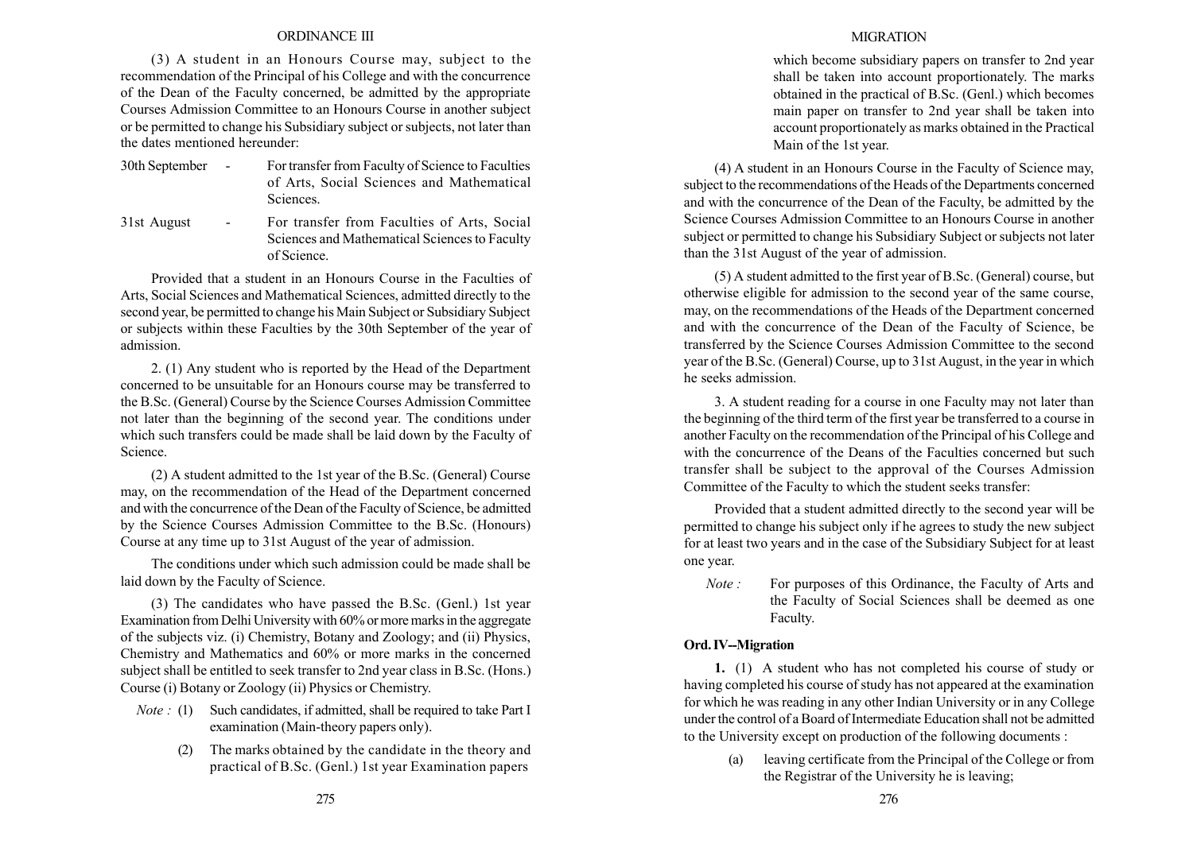(3) A student in an Honours Course may, subject to the recommendation of the Principal of his College and with the concurrence of the Dean of the Faculty concerned, be admitted by the appropriate Courses Admission Committee to an Honours Course in another subject or be permitted to change his Subsidiary subject or subjects, not later than the dates mentioned hereunder:

30th September - For transfer from Faculty of Science to Faculties of Arts, Social Sciences and Mathematical Sciences.

31st August - For transfer from Faculties of Arts, Social Sciences and Mathematical Sciences to Faculty of Science.

Provided that a student in an Honours Course in the Faculties of Arts, Social Sciences and Mathematical Sciences, admitted directly to the second year, be permitted to change his Main Subject or Subsidiary Subject or subjects within these Faculties by the 30th September of the year of admission.

2. (1) Any student who is reported by the Head of the Department concerned to be unsuitable for an Honours course may be transferred to the B.Sc. (General) Course by the Science Courses Admission Committee not later than the beginning of the second year. The conditions under which such transfers could be made shall be laid down by the Faculty of Science.

(2) A student admitted to the 1st year of the B.Sc. (General) Course may, on the recommendation of the Head of the Department concerned and with the concurrence of the Dean of the Faculty of Science, be admitted by the Science Courses Admission Committee to the B.Sc. (Honours) Course at any time up to 31st August of the year of admission.

The conditions under which such admission could be made shall be laid down by the Faculty of Science.

(3) The candidates who have passed the B.Sc. (Genl.) 1st year Examination from Delhi University with 60% or more marks in the aggregate of the subjects viz. (i) Chemistry, Botany and Zoology; and (ii) Physics, Chemistry and Mathematics and 60% or more marks in the concerned subject shall be entitled to seek transfer to 2nd year class in B.Sc. (Hons.) Course (i) Botany or Zoology (ii) Physics or Chemistry.

*Note :* (1) Such candidates, if admitted, shall be required to take Part I examination (Main-theory papers only).

(2) The marks obtained by the candidate in the theory and practical of B.Sc. (Genl.) 1st year Examination papers which become subsidiary papers on transfer to 2nd year shall be taken into account proportionately. The marks obtained in the practical of B.Sc. (Genl.) which becomes main paper on transfer to 2nd year shall be taken into account proportionately as marks obtained in the Practical Main of the 1st year.

(4) A student in an Honours Course in the Faculty of Science may, subject to the recommendations of the Heads of the Departments concerned and with the concurrence of the Dean of the Faculty, be admitted by the Science Courses Admission Committee to an Honours Course in another subject or permitted to change his Subsidiary Subject or subjects not later than the 31st August of the year of admission.

(5) A student admitted to the first year of B.Sc. (General) course, but otherwise eligible for admission to the second year of the same course, may, on the recommendations of the Heads of the Department concerned and with the concurrence of the Dean of the Faculty of Science, be transferred by the Science Courses Admission Committee to the second year of the B.Sc. (General) Course, up to 31st August, in the year in which he seeks admission.

3. A student reading for a course in one Faculty may not later than the beginning of the third term of the first year be transferred to a course in another Faculty on the recommendation of the Principal of his College and with the concurrence of the Deans of the Faculties concerned but such transfer shall be subject to the approval of the Courses Admission Committee of the Faculty to which the student seeks transfer:

Provided that a student admitted directly to the second year will be permitted to change his subject only if he agrees to study the new subject for at least two years and in the case of the Subsidiary Subject for at least one year.

*Note :* For purposes of this Ordinance, the Faculty of Arts and the Faculty of Social Sciences shall be deemed as one Faculty.

## Ord. IV--Migration

**1.** (1) A student who has not completed his course of study or having completed his course of study has not appeared at the examination for which he was reading in any other Indian University or in any College under the control of a Board of Intermediate Education shall not be admitted to the University except on production of the following documents :

(a) leaving certificate from the Principal of the College or from the Registrar of the University he is leaving;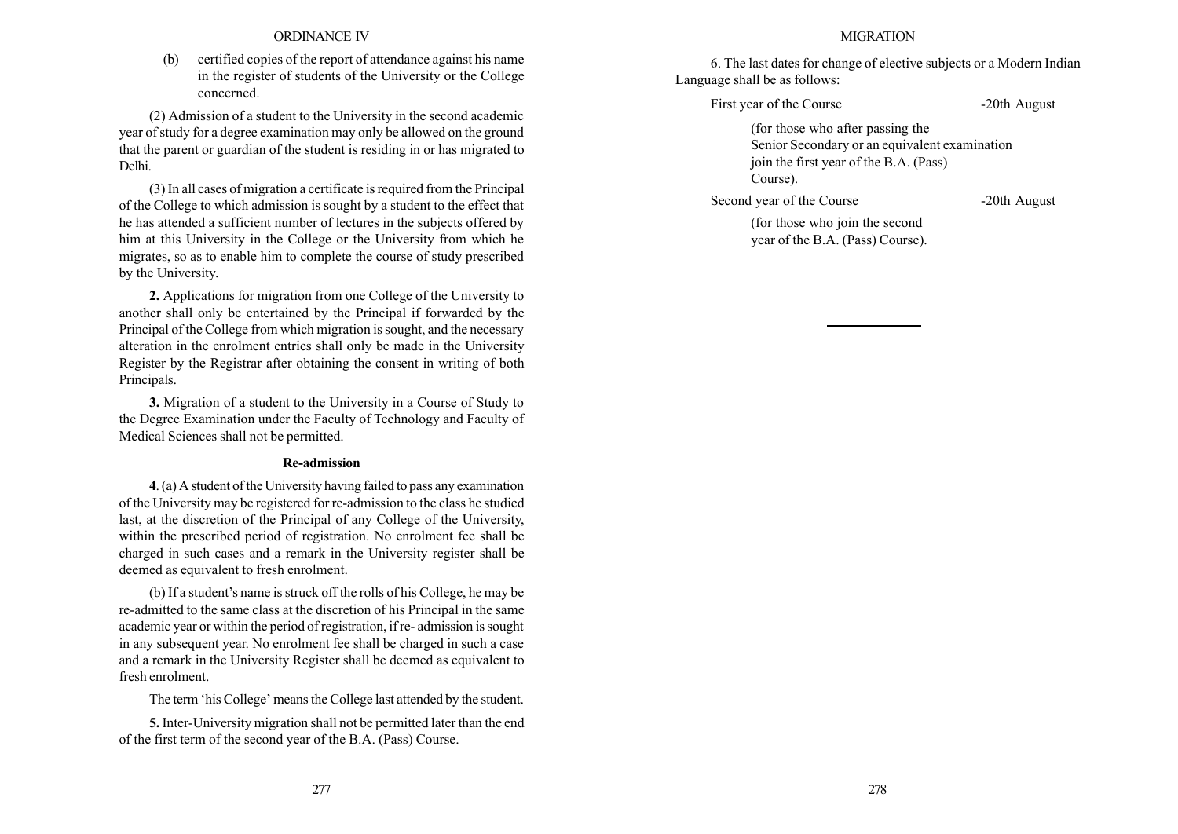(b) certified copies of the report of attendance against his name in the register of students of the University or the College concerned.

(2) Admission of a student to the University in the second academic year of study for a degree examination may only be allowed on the ground that the parent or guardian of the student is residing in or has migrated to Delhi.

(3) In all cases of migration a certificate is required from the Principal of the College to which admission is sought by a student to the effect that he has attended a sufficient number of lectures in the subjects offered by him at this University in the College or the University from which he migrates, so as to enable him to complete the course of study prescribed by the University.

**2.** Applications for migration from one College of the University to another shall only be entertained by the Principal if forwarded by the Principal of the College from which migration is sought, and the necessary alteration in the enrolment entries shall only be made in the University Register by the Registrar after obtaining the consent in writing of both Principals.

**3.** Migration of a student to the University in a Course of Study to the Degree Examination under the Faculty of Technology and Faculty of Medical Sciences shall not be permitted.

### Re-admission

**4**. (a) A student of the University having failed to pass any examination of the University may be registered for re-admission to the class he studied last, at the discretion of the Principal of any College of the University, within the prescribed period of registration. No enrolment fee shall be charged in such cases and a remark in the University register shall be deemed as equivalent to fresh enrolment.

(b) If a student's name is struck off the rolls of his College, he may be re-admitted to the same class at the discretion of his Principal in the same academic year or within the period of registration, if re- admission is sought in any subsequent year. No enrolment fee shall be charged in such a case and a remark in the University Register shall be deemed as equivalent to fresh enrolment.

The term 'his College' means the College last attended by the student.

**5.** Inter-University migration shall not be permitted later than the end of the first term of the second year of the B.A. (Pass) Course.

6. The last dates for change of elective subjects or a Modern Indian Language shall be as follows:

First year of the Course -20th August

(for those who after passing the Senior Secondary or an equivalent examination join the first year of the B.A. (Pass) Course).

Second year of the Course -20th August

(for those who join the second year of the B.A. (Pass) Course).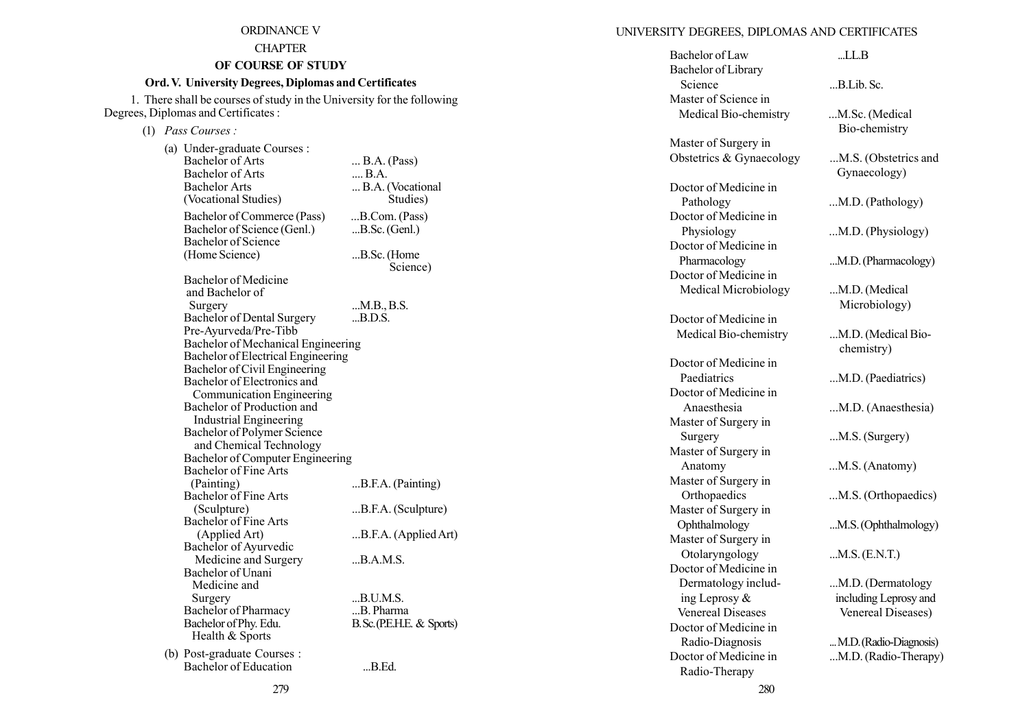ORDINANCE V

CHAPTER

## OF COURSE OF STUDY

### Ord. V. University Degrees, Diplomas and Certificates

1. There shall be courses of study in the University for the following Degrees, Diplomas and Certificates :

(1) *Pass Courses :*

(a) Under-graduate Courses :

| | |
|---|---|
| Bachelor of Arts | ... B.A. (Pass) |
| Bachelor of Arts | .... B.A. |
| Bachelor Arts (Vocational Studies) | ... B.A. (Vocational Studies) |
| Bachelor of Commerce (Pass) | ...B.Com. (Pass) |
| Bachelor of Science (Genl.) | ...B.Sc. (Genl.) |
| Bachelor of Science (Home Science) | ...B.Sc. (Home Science) |
| Bachelor of Medicine and Bachelor of Surgery | ...M.B., B.S. |
| Bachelor of Dental Surgery | ...B.D.S. |
| Pre-Ayurveda/Pre-Tibb | |
| Bachelor of Mechanical Engineering | |
| Bachelor of Electrical Engineering | |
| Bachelor of Civil Engineering | |
| Bachelor of Electronics and Communication Engineering | |
| Bachelor of Production and Industrial Engineering | |
| Bachelor of Polymer Science and Chemical Technology | |
| Bachelor of Computer Engineering | |
| Bachelor of Fine Arts (Painting) | ...B.F.A. (Painting) |
| Bachelor of Fine Arts (Sculpture) | ...B.F.A. (Sculpture) |
| Bachelor of Fine Arts (Applied Art) | ...B.F.A. (Applied Art) |
| Bachelor of Ayurvedic Medicine and Surgery | ...B.A.M.S. |
| Bachelor of Unani Medicine and Surgery | ...B.U.M.S. |
| Bachelor of Pharmacy | ...B. Pharma |
| Bachelor of Phy. Edu. Health & Sports | B.Sc.(P.E.H.E. & Sports) |

(b) Post-graduate Courses :

| | |
|---|---|
| Bachelor of Education | ...B.Ed. |

UNIVERSITY DEGREES, DIPLOMAS AND CERTIFICATES

| | |
|---|---|
| Bachelor of Law | ...LL.B |
| Bachelor of Library Science | ...B.Lib. Sc. |
| Master of Science in Medical Bio-chemistry | ...M.Sc. (Medical Bio-chemistry |
| Master of Surgery in Obstetrics & Gynaecology | ...M.S. (Obstetrics and Gynaecology) |
| Doctor of Medicine in Pathology | ...M.D. (Pathology) |
| Doctor of Medicine in Physiology | ...M.D. (Physiology) |
| Doctor of Medicine in Pharmacology | ...M.D. (Pharmacology) |
| Doctor of Medicine in Medical Microbiology | ...M.D. (Medical Microbiology) |
| Doctor of Medicine in Medical Bio-chemistry | ...M.D. (Medical Bio-chemistry) |
| Doctor of Medicine in Paediatrics | ...M.D. (Paediatrics) |
| Doctor of Medicine in Anaesthesia | ...M.D. (Anaesthesia) |
| Master of Surgery in Surgery | ...M.S. (Surgery) |
| Master of Surgery in Anatomy | ...M.S. (Anatomy) |
| Master of Surgery in Orthopaedics | ...M.S. (Orthopaedics) |
| Master of Surgery in Ophthalmology | ...M.S. (Ophthalmology) |
| Master of Surgery in Otolaryngology | ...M.S. (E.N.T.) |
| Doctor of Medicine in Dermatology including Leprosy & Venereal Diseases | ...M.D. (Dermatology including Leprosy and Venereal Diseases) |
| Doctor of Medicine in Radio-Diagnosis | ...M.D. (Radio-Diagnosis) |
| Doctor of Medicine in Radio-Therapy | ...M.D. (Radio-Therapy) |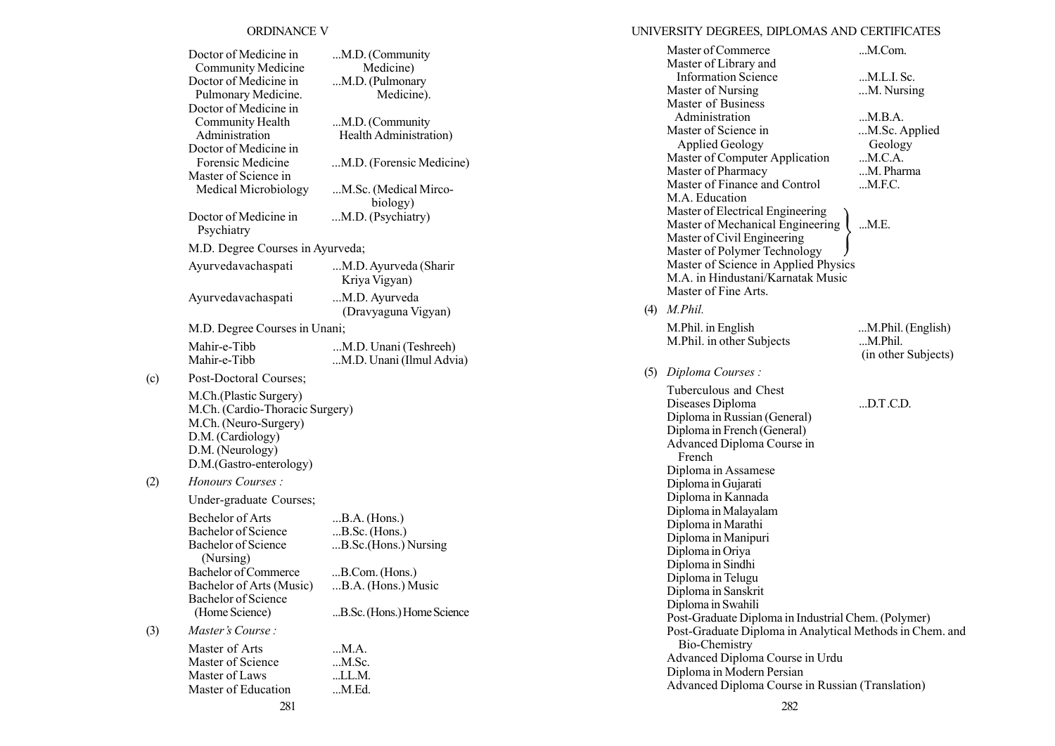| | |
|---|---|
| Doctor of Medicine in Community Medicine | ...M.D. (Community Medicine) |
| Doctor of Medicine in Pulmonary Medicine. | ...M.D. (Pulmonary Medicine). |
| Doctor of Medicine in Community Health Administration | ...M.D. (Community Health Administration) |
| Doctor of Medicine in Forensic Medicine | ...M.D. (Forensic Medicine) |
| Master of Science in Medical Microbiology | ...M.Sc. (Medical Mirco-biology) |
| Doctor of Medicine in Psychiatry | ...M.D. (Psychiatry) |

M.D. Degree Courses in Ayurveda;

| | |
|---|---|
| Ayurvedavachaspati | ...M.D. Ayurveda (Sharir Kriya Vigyan) |
| Ayurvedavachaspati | ...M.D. Ayurveda (Dravyaguna Vigyan) |

M.D. Degree Courses in Unani;

| | |
|---|---|
| Mahir-e-Tibb | ...M.D. Unani (Teshreeh) |
| Mahir-e-Tibb | ...M.D. Unani (Ilmul Advia) |

(c) Post-Doctoral Courses;

M.Ch.(Plastic Surgery)
M.Ch. (Cardio-Thoracic Surgery)
M.Ch. (Neuro-Surgery)
D.M. (Cardiology)
D.M. (Neurology)
D.M.(Gastro-enterology)

(2) *Honours Courses :*

Under-graduate Courses;

| | |
|---|---|
| Bechelor of Arts | ...B.A. (Hons.) |
| Bachelor of Science | ...B.Sc. (Hons.) |
| Bachelor of Science (Nursing) | ...B.Sc.(Hons.) Nursing |
| Bachelor of Commerce | ...B.Com. (Hons.) |
| Bachelor of Arts (Music) | ...B.A. (Hons.) Music |
| Bachelor of Science (Home Science) | ...B.Sc. (Hons.) Home Science |

(3) *Master's Course :*

| | |
|---|---|
| Master of Arts | ...M.A. |
| Master of Science | ...M.Sc. |
| Master of Laws | ...LL.M. |
| Master of Education | ...M.Ed. |
| Master of Commerce | ...M.Com. |
| Master of Library and Information Science | ...M.L.I. Sc. |
| Master of Nursing | ...M. Nursing |
| Master of Business Administration | ...M.B.A. |
| Master of Science in Applied Geology | ...M.Sc. Applied Geology |
| Master of Computer Application | ...M.C.A. |
| Master of Pharmacy | ...M. Pharma |
| Master of Finance and Control | ...M.F.C. |
| M.A. Education | |
| Master of Electrical Engineering<br>Master of Mechanical Engineering<br>Master of Civil Engineering<br>Master of Polymer Technology | ...M.E. |
| Master of Science in Applied Physics | |
| M.A. in Hindustani/Karnatak Music | |
| Master of Fine Arts. | |

(4) *M.Phil.*

| | |
|---|---|
| M.Phil. in English | ...M.Phil. (English) |
| M.Phil. in other Subjects | ...M.Phil. (in other Subjects) |

(5) *Diploma Courses :*

Tuberculous and Chest Diseases Diploma ...D.T.C.D.
Diploma in Russian (General)
Diploma in French (General)
Advanced Diploma Course in French
Diploma in Assamese
Diploma in Gujarati
Diploma in Kannada
Diploma in Malayalam
Diploma in Marathi
Diploma in Manipuri
Diploma in Oriya
Diploma in Sindhi
Diploma in Telugu
Diploma in Sanskrit
Diploma in Swahili
Post-Graduate Diploma in Industrial Chem. (Polymer)
Post-Graduate Diploma in Analytical Methods in Chem. and Bio-Chemistry
Advanced Diploma Course in Urdu
Diploma in Modern Persian
Advanced Diploma Course in Russian (Translation)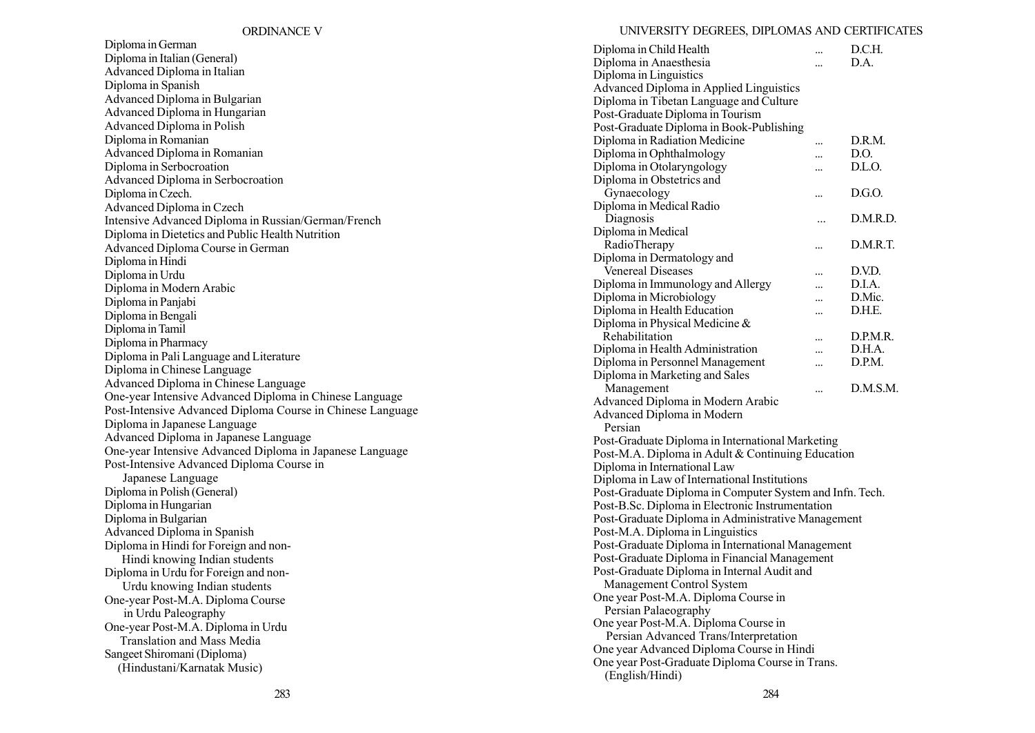Diploma in German
Diploma in Italian (General)
Advanced Diploma in Italian
Diploma in Spanish
Advanced Diploma in Bulgarian
Advanced Diploma in Hungarian
Advanced Diploma in Polish
Diploma in Romanian
Advanced Diploma in Romanian
Diploma in Serbocroation
Advanced Diploma in Serbocroation
Diploma in Czech.
Advanced Diploma in Czech
Intensive Advanced Diploma in Russian/German/French
Diploma in Dietetics and Public Health Nutrition
Advanced Diploma Course in German
Diploma in Hindi
Diploma in Urdu
Diploma in Modern Arabic
Diploma in Panjabi
Diploma in Bengali
Diploma in Tamil
Diploma in Pharmacy
Diploma in Pali Language and Literature
Diploma in Chinese Language
Advanced Diploma in Chinese Language
One-year Intensive Advanced Diploma in Chinese Language
Post-Intensive Advanced Diploma Course in Chinese Language
Diploma in Japanese Language
Advanced Diploma in Japanese Language
One-year Intensive Advanced Diploma in Japanese Language
Post-Intensive Advanced Diploma Course in Japanese Language
Diploma in Polish (General)
Diploma in Hungarian
Diploma in Bulgarian
Advanced Diploma in Spanish
Diploma in Hindi for Foreign and non-Hindi knowing Indian students
Diploma in Urdu for Foreign and non-Urdu knowing Indian students
One-year Post-M.A. Diploma Course in Urdu Paleography
One-year Post-M.A. Diploma in Urdu Translation and Mass Media
Sangeet Shiromani (Diploma) (Hindustani/Karnatak Music)

Diploma in Child Health ... D.C.H.
Diploma in Anaesthesia ... D.A.
Diploma in Linguistics
Advanced Diploma in Applied Linguistics
Diploma in Tibetan Language and Culture
Post-Graduate Diploma in Tourism
Post-Graduate Diploma in Book-Publishing
Diploma in Radiation Medicine ... D.R.M.
Diploma in Ophthalmology ... D.O.
Diploma in Otolaryngology ... D.L.O.
Diploma in Obstetrics and Gynaecology ... D.G.O.
Diploma in Medical Radio Diagnosis ... D.M.R.D.
Diploma in Medical RadioTherapy ... D.M.R.T.
Diploma in Dermatology and Venereal Diseases ... D.V.D.
Diploma in Immunology and Allergy ... D.I.A.
Diploma in Microbiology ... D.Mic.
Diploma in Health Education ... D.H.E.
Diploma in Physical Medicine & Rehabilitation ... D.P.M.R.
Diploma in Health Administration ... D.H.A.
Diploma in Personnel Management ... D.P.M.
Diploma in Marketing and Sales Management ... D.M.S.M.
Advanced Diploma in Modern Arabic
Advanced Diploma in Modern Persian
Post-Graduate Diploma in International Marketing
Post-M.A. Diploma in Adult & Continuing Education
Diploma in International Law
Diploma in Law of International Institutions
Post-Graduate Diploma in Computer System and Infn. Tech.
Post-B.Sc. Diploma in Electronic Instrumentation
Post-Graduate Diploma in Administrative Management
Post-M.A. Diploma in Linguistics
Post-Graduate Diploma in International Management
Post-Graduate Diploma in Financial Management
Post-Graduate Diploma in Internal Audit and Management Control System
One year Post-M.A. Diploma Course in Persian Palaeography
One year Post-M.A. Diploma Course in Persian Advanced Trans/Interpretation
One year Advanced Diploma Course in Hindi
One year Post-Graduate Diploma Course in Trans. (English/Hindi)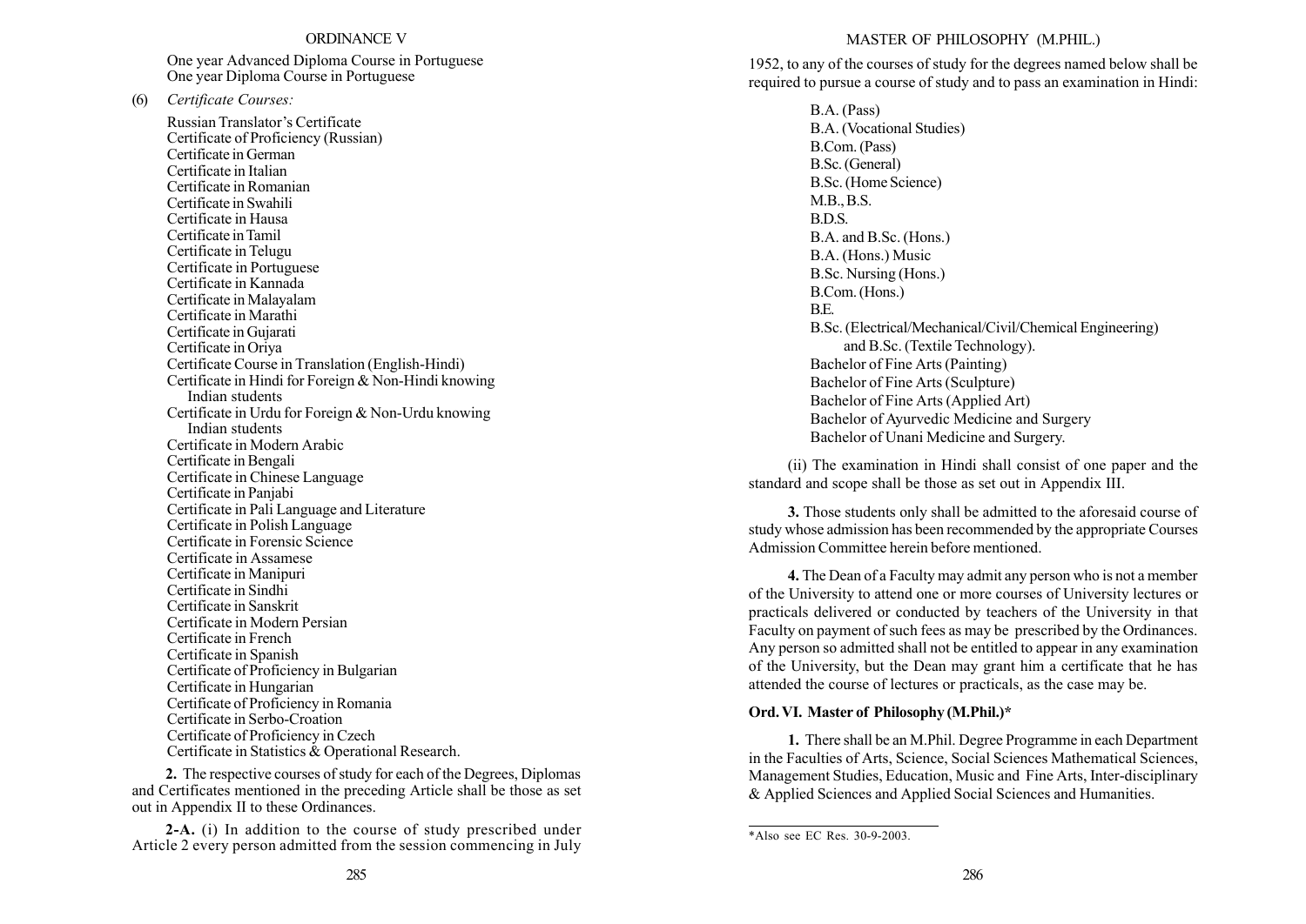One year Advanced Diploma Course in Portuguese
One year Diploma Course in Portuguese

(6) *Certificate Courses:*

Russian Translator's Certificate
Certificate of Proficiency (Russian)
Certificate in German
Certificate in Italian
Certificate in Romanian
Certificate in Swahili
Certificate in Hausa
Certificate in Tamil
Certificate in Telugu
Certificate in Portuguese
Certificate in Kannada
Certificate in Malayalam
Certificate in Marathi
Certificate in Gujarati
Certificate in Oriya
Certificate Course in Translation (English-Hindi)
Certificate in Hindi for Foreign & Non-Hindi knowing Indian students
Certificate in Urdu for Foreign & Non-Urdu knowing Indian students
Certificate in Modern Arabic
Certificate in Bengali
Certificate in Chinese Language
Certificate in Panjabi
Certificate in Pali Language and Literature
Certificate in Polish Language
Certificate in Forensic Science
Certificate in Assamese
Certificate in Manipuri
Certificate in Sindhi
Certificate in Sanskrit
Certificate in Modern Persian
Certificate in French
Certificate in Spanish
Certificate of Proficiency in Bulgarian
Certificate in Hungarian
Certificate of Proficiency in Romania
Certificate in Serbo-Croation
Certificate of Proficiency in Czech
Certificate in Statistics & Operational Research.

**2.** The respective courses of study for each of the Degrees, Diplomas and Certificates mentioned in the preceding Article shall be those as set out in Appendix II to these Ordinances.

**2-A.** (i) In addition to the course of study prescribed under Article 2 every person admitted from the session commencing in July 1952, to any of the courses of study for the degrees named below shall be required to pursue a course of study and to pass an examination in Hindi:

B.A. (Pass)
B.A. (Vocational Studies)
B.Com. (Pass)
B.Sc. (General)
B.Sc. (Home Science)
M.B., B.S.
B.D.S.
B.A. and B.Sc. (Hons.)
B.A. (Hons.) Music
B.Sc. Nursing (Hons.)
B.Com. (Hons.)
B.E.
B.Sc. (Electrical/Mechanical/Civil/Chemical Engineering) and B.Sc. (Textile Technology).
Bachelor of Fine Arts (Painting)
Bachelor of Fine Arts (Sculpture)
Bachelor of Fine Arts (Applied Art)
Bachelor of Ayurvedic Medicine and Surgery
Bachelor of Unani Medicine and Surgery.

(ii) The examination in Hindi shall consist of one paper and the standard and scope shall be those as set out in Appendix III.

**3.** Those students only shall be admitted to the aforesaid course of study whose admission has been recommended by the appropriate Courses Admission Committee herein before mentioned.

**4.** The Dean of a Faculty may admit any person who is not a member of the University to attend one or more courses of University lectures or practicals delivered or conducted by teachers of the University in that Faculty on payment of such fees as may be prescribed by the Ordinances. Any person so admitted shall not be entitled to appear in any examination of the University, but the Dean may grant him a certificate that he has attended the course of lectures or practicals, as the case may be.

## Ord. VI. Master of Philosophy (M.Phil.)*

**1.** There shall be an M.Phil. Degree Programme in each Department in the Faculties of Arts, Science, Social Sciences Mathematical Sciences, Management Studies, Education, Music and Fine Arts, Inter-disciplinary & Applied Sciences and Applied Social Sciences and Humanities.

*Also see EC Res. 30-9-2003.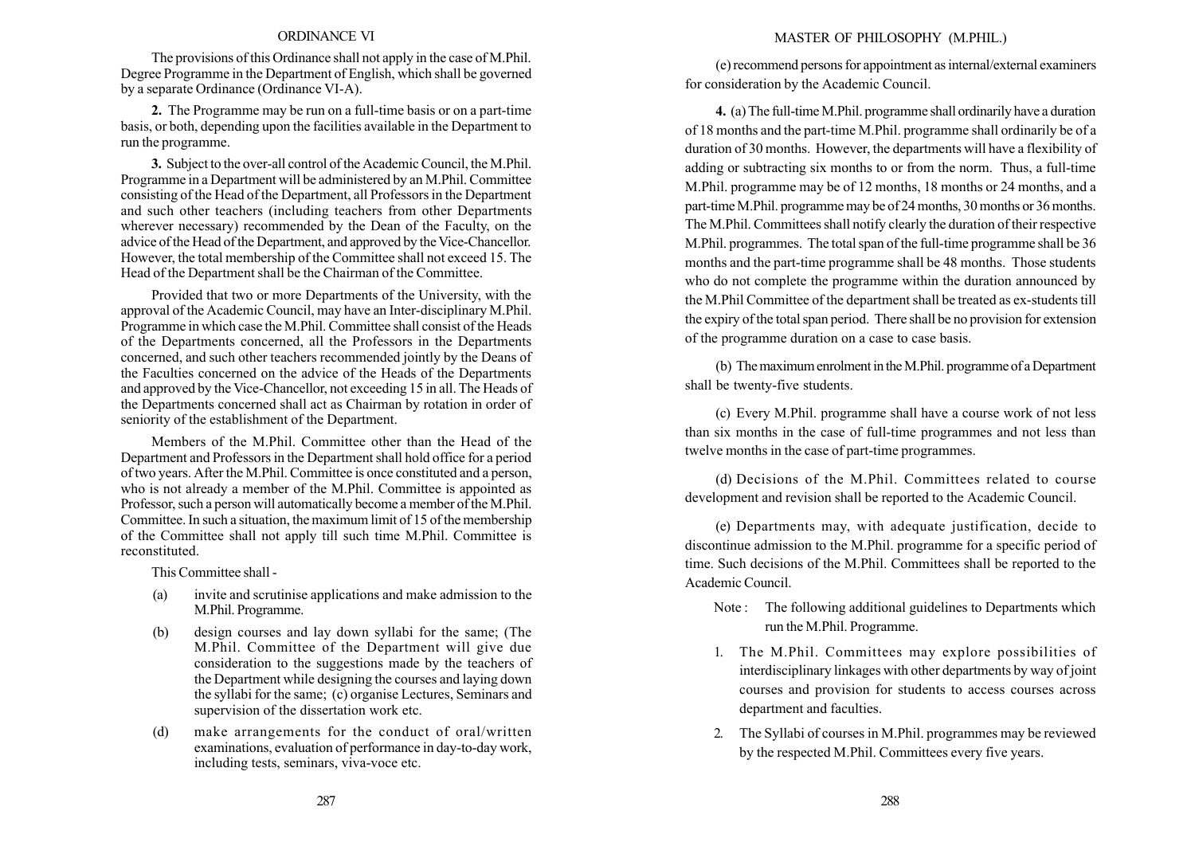The provisions of this Ordinance shall not apply in the case of M.Phil. Degree Programme in the Department of English, which shall be governed by a separate Ordinance (Ordinance VI-A).

**2.** The Programme may be run on a full-time basis or on a part-time basis, or both, depending upon the facilities available in the Department to run the programme.

**3.** Subject to the over-all control of the Academic Council, the M.Phil. Programme in a Department will be administered by an M.Phil. Committee consisting of the Head of the Department, all Professors in the Department and such other teachers (including teachers from other Departments wherever necessary) recommended by the Dean of the Faculty, on the advice of the Head of the Department, and approved by the Vice-Chancellor. However, the total membership of the Committee shall not exceed 15. The Head of the Department shall be the Chairman of the Committee.

Provided that two or more Departments of the University, with the approval of the Academic Council, may have an Inter-disciplinary M.Phil. Programme in which case the M.Phil. Committee shall consist of the Heads of the Departments concerned, all the Professors in the Departments concerned, and such other teachers recommended jointly by the Deans of the Faculties concerned on the advice of the Heads of the Departments and approved by the Vice-Chancellor, not exceeding 15 in all. The Heads of the Departments concerned shall act as Chairman by rotation in order of seniority of the establishment of the Department.

Members of the M.Phil. Committee other than the Head of the Department and Professors in the Department shall hold office for a period of two years. After the M.Phil. Committee is once constituted and a person, who is not already a member of the M.Phil. Committee is appointed as Professor, such a person will automatically become a member of the M.Phil. Committee. In such a situation, the maximum limit of 15 of the membership of the Committee shall not apply till such time M.Phil. Committee is reconstituted.

This Committee shall -

(a) invite and scrutinise applications and make admission to the M.Phil. Programme.

(b) design courses and lay down syllabi for the same; (The M.Phil. Committee of the Department will give due consideration to the suggestions made by the teachers of the Department while designing the courses and laying down the syllabi for the same; (c) organise Lectures, Seminars and supervision of the dissertation work etc.

(d) make arrangements for the conduct of oral/written examinations, evaluation of performance in day-to-day work, including tests, seminars, viva-voce etc.

(e) recommend persons for appointment as internal/external examiners for consideration by the Academic Council.

**4.** (a) The full-time M.Phil. programme shall ordinarily have a duration of 18 months and the part-time M.Phil. programme shall ordinarily be of a duration of 30 months. However, the departments will have a flexibility of adding or subtracting six months to or from the norm. Thus, a full-time M.Phil. programme may be of 12 months, 18 months or 24 months, and a part-time M.Phil. programme may be of 24 months, 30 months or 36 months. The M.Phil. Committees shall notify clearly the duration of their respective M.Phil. programmes. The total span of the full-time programme shall be 36 months and the part-time programme shall be 48 months. Those students who do not complete the programme within the duration announced by the M.Phil Committee of the department shall be treated as ex-students till the expiry of the total span period. There shall be no provision for extension of the programme duration on a case to case basis.

(b) The maximum enrolment in the M.Phil. programme of a Department shall be twenty-five students.

(c) Every M.Phil. programme shall have a course work of not less than six months in the case of full-time programmes and not less than twelve months in the case of part-time programmes.

(d) Decisions of the M.Phil. Committees related to course development and revision shall be reported to the Academic Council.

(e) Departments may, with adequate justification, decide to discontinue admission to the M.Phil. programme for a specific period of time. Such decisions of the M.Phil. Committees shall be reported to the Academic Council.

Note : The following additional guidelines to Departments which run the M.Phil. Programme.

1. The M.Phil. Committees may explore possibilities of interdisciplinary linkages with other departments by way of joint courses and provision for students to access courses across department and faculties.
2. The Syllabi of courses in M.Phil. programmes may be reviewed by the respected M.Phil. Committees every five years.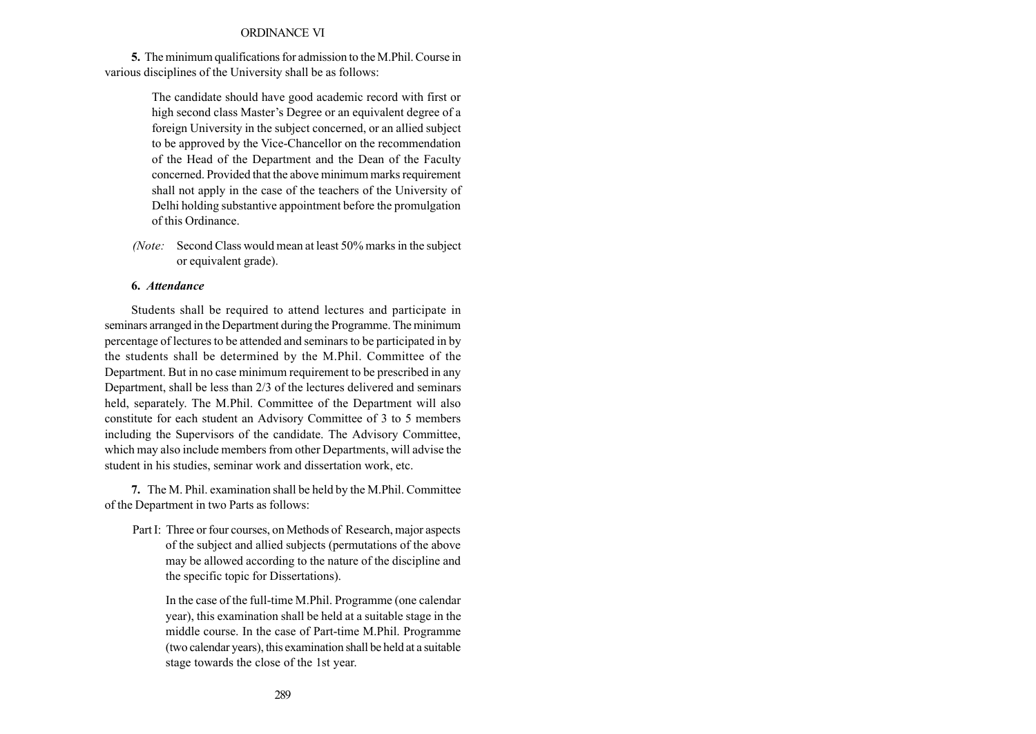**5.** The minimum qualifications for admission to the M.Phil. Course in various disciplines of the University shall be as follows:

> The candidate should have good academic record with first or high second class Master's Degree or an equivalent degree of a foreign University in the subject concerned, or an allied subject to be approved by the Vice-Chancellor on the recommendation of the Head of the Department and the Dean of the Faculty concerned. Provided that the above minimum marks requirement shall not apply in the case of the teachers of the University of Delhi holding substantive appointment before the promulgation of this Ordinance.

*(Note:* Second Class would mean at least 50% marks in the subject or equivalent grade).

**6.** ***Attendance***

Students shall be required to attend lectures and participate in seminars arranged in the Department during the Programme. The minimum percentage of lectures to be attended and seminars to be participated in by the students shall be determined by the M.Phil. Committee of the Department. But in no case minimum requirement to be prescribed in any Department, shall be less than 2/3 of the lectures delivered and seminars held, separately. The M.Phil. Committee of the Department will also constitute for each student an Advisory Committee of 3 to 5 members including the Supervisors of the candidate. The Advisory Committee, which may also include members from other Departments, will advise the student in his studies, seminar work and dissertation work, etc.

**7.** The M. Phil. examination shall be held by the M.Phil. Committee of the Department in two Parts as follows:

Part I: Three or four courses, on Methods of Research, major aspects of the subject and allied subjects (permutations of the above may be allowed according to the nature of the discipline and the specific topic for Dissertations).

In the case of the full-time M.Phil. Programme (one calendar year), this examination shall be held at a suitable stage in the middle course. In the case of Part-time M.Phil. Programme (two calendar years), this examination shall be held at a suitable stage towards the close of the 1st year.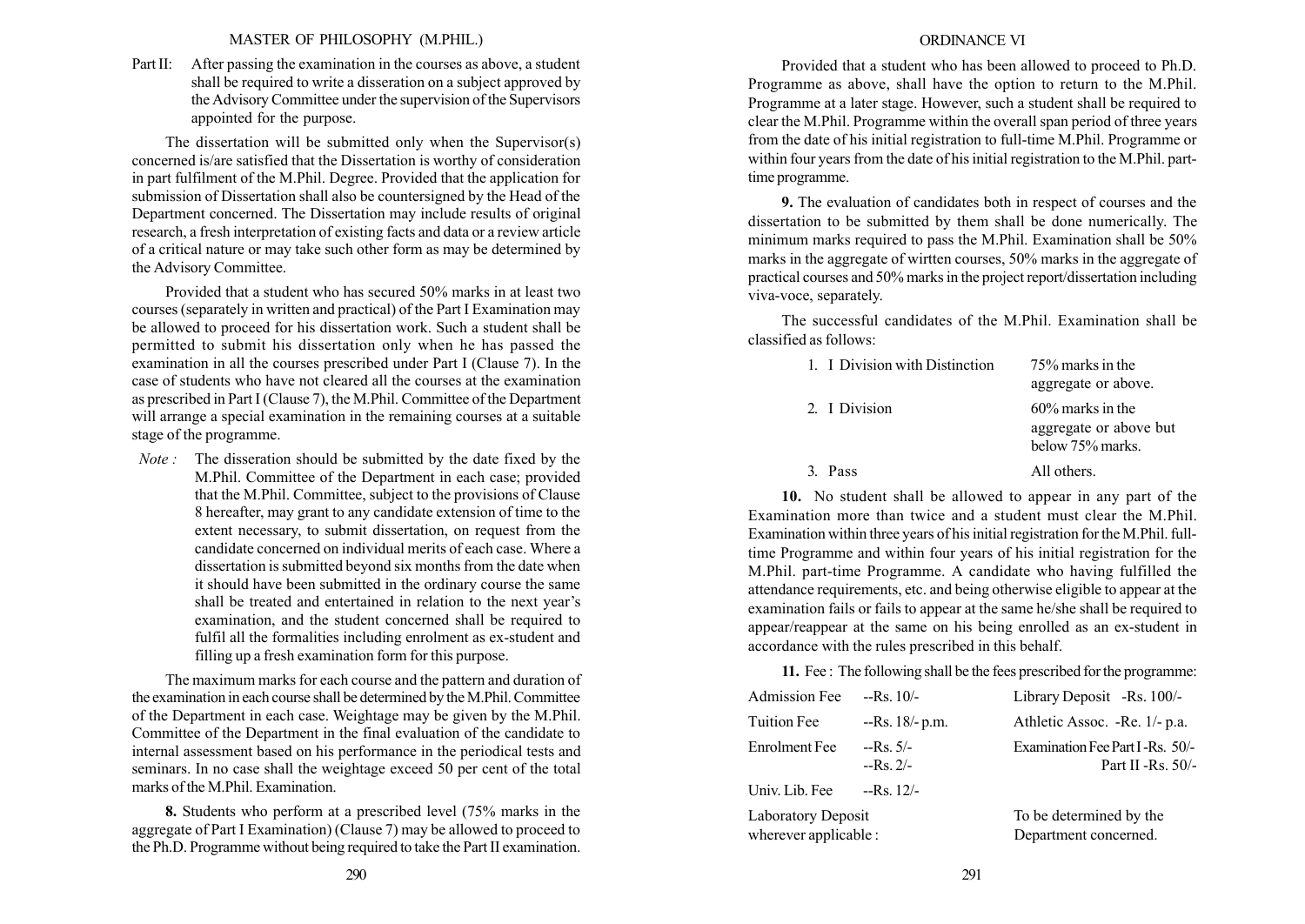Part II: After passing the examination in the courses as above, a student shall be required to write a disseration on a subject approved by the Advisory Committee under the supervision of the Supervisors appointed for the purpose.

The dissertation will be submitted only when the Supervisor(s) concerned is/are satisfied that the Dissertation is worthy of consideration in part fulfilment of the M.Phil. Degree. Provided that the application for submission of Dissertation shall also be countersigned by the Head of the Department concerned. The Dissertation may include results of original research, a fresh interpretation of existing facts and data or a review article of a critical nature or may take such other form as may be determined by the Advisory Committee.

Provided that a student who has secured 50% marks in at least two courses (separately in written and practical) of the Part I Examination may be allowed to proceed for his dissertation work. Such a student shall be permitted to submit his dissertation only when he has passed the examination in all the courses prescribed under Part I (Clause 7). In the case of students who have not cleared all the courses at the examination as prescribed in Part I (Clause 7), the M.Phil. Committee of the Department will arrange a special examination in the remaining courses at a suitable stage of the programme.

*Note :* The disseration should be submitted by the date fixed by the M.Phil. Committee of the Department in each case; provided that the M.Phil. Committee, subject to the provisions of Clause 8 hereafter, may grant to any candidate extension of time to the extent necessary, to submit dissertation, on request from the candidate concerned on individual merits of each case. Where a dissertation is submitted beyond six months from the date when it should have been submitted in the ordinary course the same shall be treated and entertained in relation to the next year's examination, and the student concerned shall be required to fulfil all the formalities including enrolment as ex-student and filling up a fresh examination form for this purpose.

The maximum marks for each course and the pattern and duration of the examination in each course shall be determined by the M.Phil. Committee of the Department in each case. Weightage may be given by the M.Phil. Committee of the Department in the final evaluation of the candidate to internal assessment based on his performance in the periodical tests and seminars. In no case shall the weightage exceed 50 per cent of the total marks of the M.Phil. Examination.

**8.** Students who perform at a prescribed level (75% marks in the aggregate of Part I Examination) (Clause 7) may be allowed to proceed to the Ph.D. Programme without being required to take the Part II examination.

Provided that a student who has been allowed to proceed to Ph.D. Programme as above, shall have the option to return to the M.Phil. Programme at a later stage. However, such a student shall be required to clear the M.Phil. Programme within the overall span period of three years from the date of his initial registration to full-time M.Phil. Programme or within four years from the date of his initial registration to the M.Phil. part-time programme.

**9.** The evaluation of candidates both in respect of courses and the dissertation to be submitted by them shall be done numerically. The minimum marks required to pass the M.Phil. Examination shall be 50% marks in the aggregate of wirtten courses, 50% marks in the aggregate of practical courses and 50% marks in the project report/dissertation including viva-voce, separately.

The successful candidates of the M.Phil. Examination shall be classified as follows:

| | |
|---|---|
| 1. I Division with Distinction | 75% marks in the aggregate or above. |
| 2. I Division | 60% marks in the aggregate or above but below 75% marks. |
| 3. Pass | All others. |

**10.** No student shall be allowed to appear in any part of the Examination more than twice and a student must clear the M.Phil. Examination within three years of his initial registration for the M.Phil. full-time Programme and within four years of his initial registration for the M.Phil. part-time Programme. A candidate who having fulfilled the attendance requirements, etc. and being otherwise eligible to appear at the examination fails or fails to appear at the same he/she shall be required to appear/reappear at the same on his being enrolled as an ex-student in accordance with the rules prescribed in this behalf.

**11.** Fee : The following shall be the fees prescribed for the programme:

| | | | |
|---|---|---|---|
| Admission Fee | --Rs. 10/- | Library Deposit | -Rs. 100/- |
| Tuition Fee | --Rs. 18/- p.m. | Athletic Assoc. | -Re. 1/- p.a. |
| Enrolment Fee | --Rs. 5/-<br>--Rs. 2/- | Examination Fee | Part I -Rs. 50/-<br>Part II -Rs. 50/- |
| Univ. Lib. Fee | --Rs. 12/- | | |
| Laboratory Deposit wherever applicable : | | To be determined by the Department concerned. | |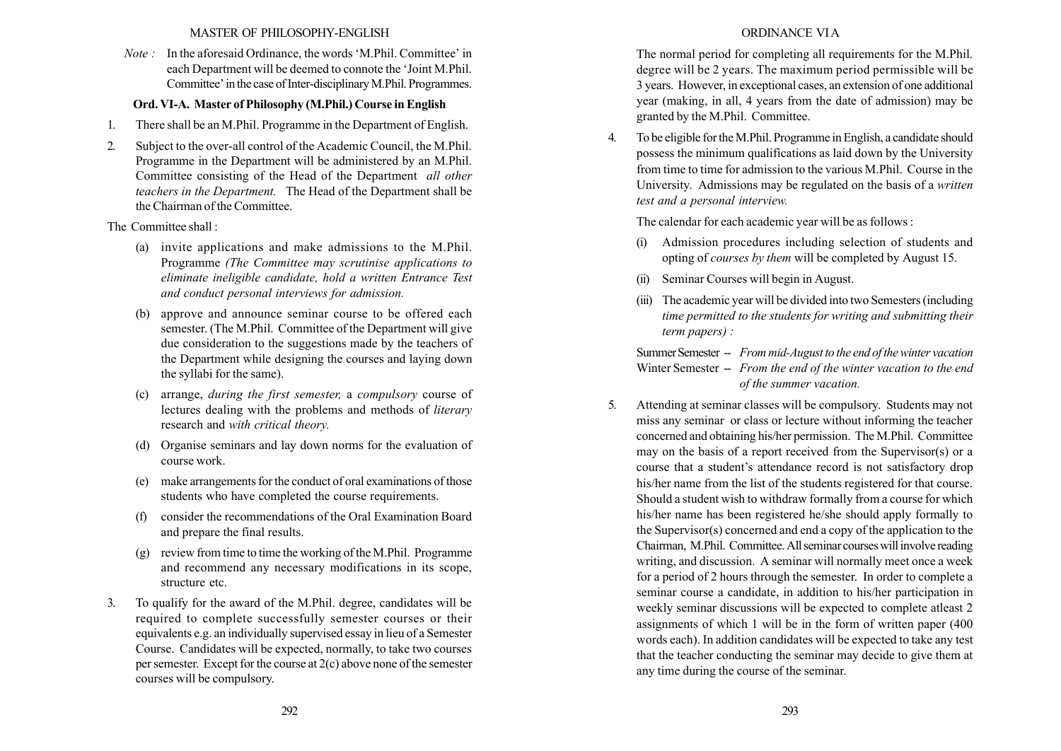*Note :* In the aforesaid Ordinance, the words 'M.Phil. Committee' in each Department will be deemed to connote the 'Joint M.Phil. Committee' in the case of Inter-disciplinary M.Phil. Programmes.

### Ord. VI-A. Master of Philosophy (M.Phil.) Course in English

1. There shall be an M.Phil. Programme in the Department of English.

2. Subject to the over-all control of the Academic Council, the M.Phil. Programme in the Department will be administered by an M.Phil. Committee consisting of the Head of the Department *all other teachers in the Department.* The Head of the Department shall be the Chairman of the Committee.

The Committee shall :

(a) invite applications and make admissions to the M.Phil. Programme *(The Committee may scrutinise applications to eliminate ineligible candidate, hold a written Entrance Test and conduct personal interviews for admission.*

(b) approve and announce seminar course to be offered each semester. (The M.Phil. Committee of the Department will give due consideration to the suggestions made by the teachers of the Department while designing the courses and laying down the syllabi for the same).

(c) arrange, *during the first semester,* a *compulsory* course of lectures dealing with the problems and methods of *literary* research and *with critical theory.*

(d) Organise seminars and lay down norms for the evaluation of course work.

(e) make arrangements for the conduct of oral examinations of those students who have completed the course requirements.

(f) consider the recommendations of the Oral Examination Board and prepare the final results.

(g) review from time to time the working of the M.Phil. Programme and recommend any necessary modifications in its scope, structure etc.

3. To qualify for the award of the M.Phil. degree, candidates will be required to complete successfully semester courses or their equivalents e.g. an individually supervised essay in lieu of a Semester Course. Candidates will be expected, normally, to take two courses per semester. Except for the course at 2(c) above none of the semester courses will be compulsory.

The normal period for completing all requirements for the M.Phil. degree will be 2 years. The maximum period permissible will be 3 years. However, in exceptional cases, an extension of one additional year (making, in all, 4 years from the date of admission) may be granted by the M.Phil. Committee.

4. To be eligible for the M.Phil. Programme in English, a candidate should possess the minimum qualifications as laid down by the University from time to time for admission to the various M.Phil. Course in the University. Admissions may be regulated on the basis of a *written test and a personal interview.*

The calendar for each academic year will be as follows :

(i) Admission procedures including selection of students and opting of *courses by them* will be completed by August 15.

(ii) Seminar Courses will begin in August.

(iii) The academic year will be divided into two Semesters (including *time permitted to the students for writing and submitting their term papers) :*

Summer Semester -- *From mid-August to the end of the winter vacation*
Winter Semester -- *From the end of the winter vacation to the end of the summer vacation.*

5. Attending at seminar classes will be compulsory. Students may not miss any seminar or class or lecture without informing the teacher concerned and obtaining his/her permission. The M.Phil. Committee may on the basis of a report received from the Supervisor(s) or a course that a student's attendance record is not satisfactory drop his/her name from the list of the students registered for that course. Should a student wish to withdraw formally from a course for which his/her name has been registered he/she should apply formally to the Supervisor(s) concerned and end a copy of the application to the Chairman, M.Phil. Committee. All seminar courses will involve reading writing, and discussion. A seminar will normally meet once a week for a period of 2 hours through the semester. In order to complete a seminar course a candidate, in addition to his/her participation in weekly seminar discussions will be expected to complete atleast 2 assignments of which 1 will be in the form of written paper (400 words each). In addition candidates will be expected to take any test that the teacher conducting the seminar may decide to give them at any time during the course of the seminar.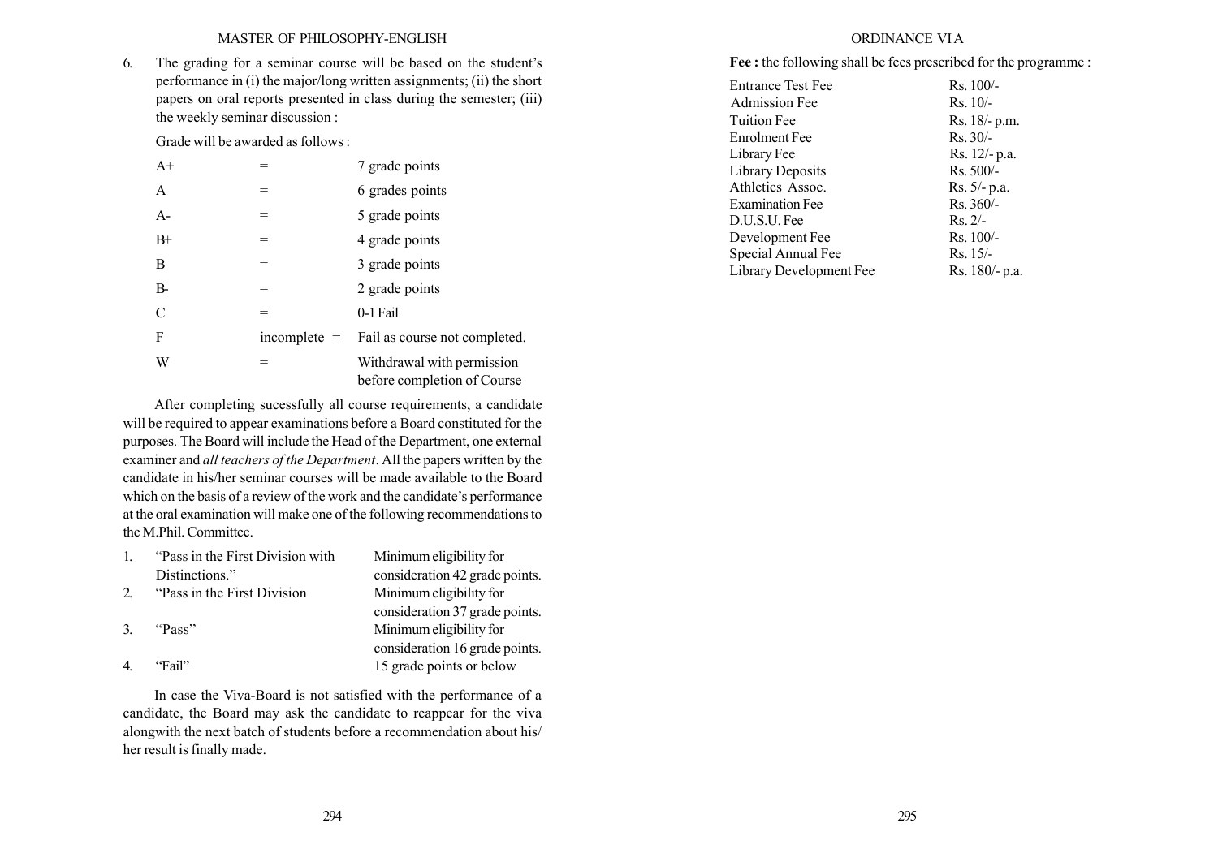6. The grading for a seminar course will be based on the student's performance in (i) the major/long written assignments; (ii) the short papers on oral reports presented in class during the semester; (iii) the weekly seminar discussion :

Grade will be awarded as follows :

| | | |
|---|---|---|
| A+ | = | 7 grade points |
| A | = | 6 grades points |
| A- | = | 5 grade points |
| B+ | = | 4 grade points |
| B | = | 3 grade points |
| B- | = | 2 grade points |
| C | = | 0-1 Fail |
| F | incomplete = | Fail as course not completed. |
| W | = | Withdrawal with permission before completion of Course |

After completing sucessfully all course requirements, a candidate will be required to appear examinations before a Board constituted for the purposes. The Board will include the Head of the Department, one external examiner and *all teachers of the Department*. All the papers written by the candidate in his/her seminar courses will be made available to the Board which on the basis of a review of the work and the candidate's performance at the oral examination will make one of the following recommendations to the M.Phil. Committee.

| | | |
|---|---|---|
| 1. | "Pass in the First Division with Distinctions." | Minimum eligibility for consideration 42 grade points. |
| 2. | "Pass in the First Division | Minimum eligibility for consideration 37 grade points. |
| 3. | "Pass" | Minimum eligibility for consideration 16 grade points. |
| 4. | "Fail" | 15 grade points or below |

In case the Viva-Board is not satisfied with the performance of a candidate, the Board may ask the candidate to reappear for the viva alongwith the next batch of students before a recommendation about his/her result is finally made.

**Fee :** the following shall be fees prescribed for the programme :

| | |
|---|---|
| Entrance Test Fee | Rs. 100/- |
| Admission Fee | Rs. 10/- |
| Tuition Fee | Rs. 18/- p.m. |
| Enrolment Fee | Rs. 30/- |
| Library Fee | Rs. 12/- p.a. |
| Library Deposits | Rs. 500/- |
| Athletics Assoc. | Rs. 5/- p.a. |
| Examination Fee | Rs. 360/- |
| D.U.S.U. Fee | Rs. 2/- |
| Development Fee | Rs. 100/- |
| Special Annual Fee | Rs. 15/- |
| Library Development Fee | Rs. 180/- p.a. |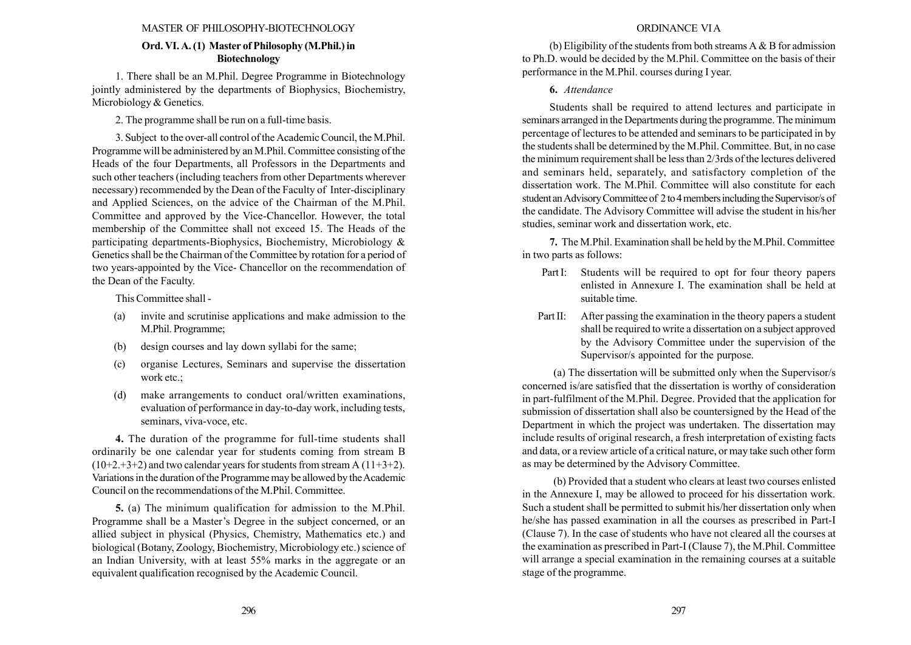## Ord. VI. A. (1) Master of Philosophy (M.Phil.) in Biotechnology

1. There shall be an M.Phil. Degree Programme in Biotechnology jointly administered by the departments of Biophysics, Biochemistry, Microbiology & Genetics.

2. The programme shall be run on a full-time basis.

3. Subject to the over-all control of the Academic Council, the M.Phil. Programme will be administered by an M.Phil. Committee consisting of the Heads of the four Departments, all Professors in the Departments and such other teachers (including teachers from other Departments wherever necessary) recommended by the Dean of the Faculty of Inter-disciplinary and Applied Sciences, on the advice of the Chairman of the M.Phil. Committee and approved by the Vice-Chancellor. However, the total membership of the Committee shall not exceed 15. The Heads of the participating departments-Biophysics, Biochemistry, Microbiology & Genetics shall be the Chairman of the Committee by rotation for a period of two years-appointed by the Vice- Chancellor on the recommendation of the Dean of the Faculty.

This Committee shall -

(a) invite and scrutinise applications and make admission to the M.Phil. Programme;

(b) design courses and lay down syllabi for the same;

(c) organise Lectures, Seminars and supervise the dissertation work etc.;

(d) make arrangements to conduct oral/written examinations, evaluation of performance in day-to-day work, including tests, seminars, viva-voce, etc.

**4.** The duration of the programme for full-time students shall ordinarily be one calendar year for students coming from stream B (10+2.+3+2) and two calendar years for students from stream A (11+3+2). Variations in the duration of the Programme may be allowed by the Academic Council on the recommendations of the M.Phil. Committee.

**5.** (a) The minimum qualification for admission to the M.Phil. Programme shall be a Master's Degree in the subject concerned, or an allied subject in physical (Physics, Chemistry, Mathematics etc.) and biological (Botany, Zoology, Biochemistry, Microbiology etc.) science of an Indian University, with at least 55% marks in the aggregate or an equivalent qualification recognised by the Academic Council.

(b) Eligibility of the students from both streams A & B for admission to Ph.D. would be decided by the M.Phil. Committee on the basis of their performance in the M.Phil. courses during I year.

**6.** *Attendance*

Students shall be required to attend lectures and participate in seminars arranged in the Departments during the programme. The minimum percentage of lectures to be attended and seminars to be participated in by the students shall be determined by the M.Phil. Committee. But, in no case the minimum requirement shall be less than 2/3rds of the lectures delivered and seminars held, separately, and satisfactory completion of the dissertation work. The M.Phil. Committee will also constitute for each student an Advisory Committee of 2 to 4 members including the Supervisor/s of the candidate. The Advisory Committee will advise the student in his/her studies, seminar work and dissertation work, etc.

**7.** The M.Phil. Examination shall be held by the M.Phil. Committee in two parts as follows:

Part I: Students will be required to opt for four theory papers enlisted in Annexure I. The examination shall be held at suitable time.

Part II: After passing the examination in the theory papers a student shall be required to write a dissertation on a subject approved by the Advisory Committee under the supervision of the Supervisor/s appointed for the purpose.

(a) The dissertation will be submitted only when the Supervisor/s concerned is/are satisfied that the dissertation is worthy of consideration in part-fulfilment of the M.Phil. Degree. Provided that the application for submission of dissertation shall also be countersigned by the Head of the Department in which the project was undertaken. The dissertation may include results of original research, a fresh interpretation of existing facts and data, or a review article of a critical nature, or may take such other form as may be determined by the Advisory Committee.

(b) Provided that a student who clears at least two courses enlisted in the Annexure I, may be allowed to proceed for his dissertation work. Such a student shall be permitted to submit his/her dissertation only when he/she has passed examination in all the courses as prescribed in Part-I (Clause 7). In the case of students who have not cleared all the courses at the examination as prescribed in Part-I (Clause 7), the M.Phil. Committee will arrange a special examination in the remaining courses at a suitable stage of the programme.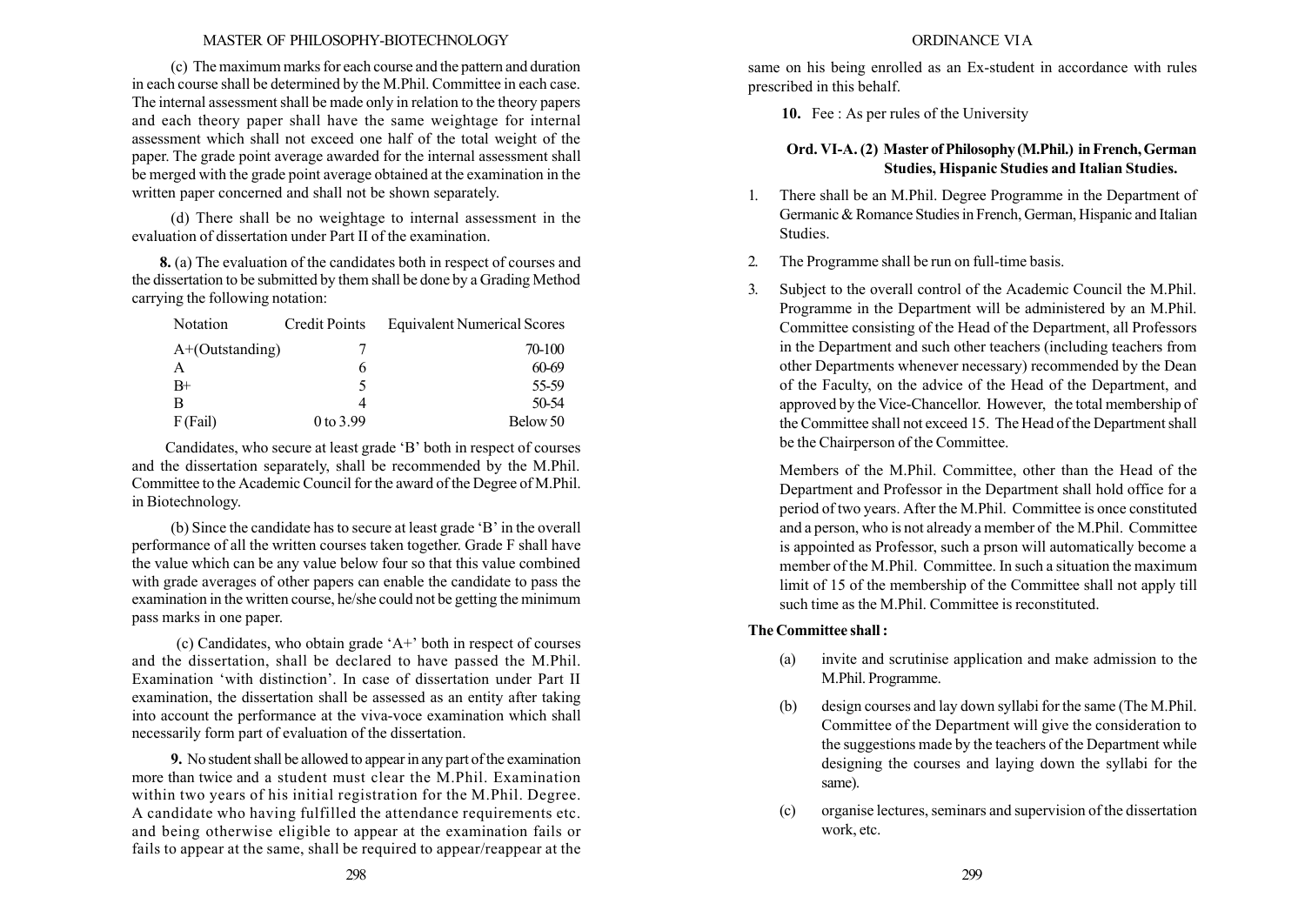(c) The maximum marks for each course and the pattern and duration in each course shall be determined by the M.Phil. Committee in each case. The internal assessment shall be made only in relation to the theory papers and each theory paper shall have the same weightage for internal assessment which shall not exceed one half of the total weight of the paper. The grade point average awarded for the internal assessment shall be merged with the grade point average obtained at the examination in the written paper concerned and shall not be shown separately.

(d) There shall be no weightage to internal assessment in the evaluation of dissertation under Part II of the examination.

**8.** (a) The evaluation of the candidates both in respect of courses and the dissertation to be submitted by them shall be done by a Grading Method carrying the following notation:

| Notation | Credit Points | Equivalent Numerical Scores |
|---|---|---|
| A+(Outstanding) | 7 | 70-100 |
| A | 6 | 60-69 |
| B+ | 5 | 55-59 |
| B | 4 | 50-54 |
| F (Fail) | 0 to 3.99 | Below 50 |

Candidates, who secure at least grade 'B' both in respect of courses and the dissertation separately, shall be recommended by the M.Phil. Committee to the Academic Council for the award of the Degree of M.Phil. in Biotechnology.

(b) Since the candidate has to secure at least grade 'B' in the overall performance of all the written courses taken together. Grade F shall have the value which can be any value below four so that this value combined with grade averages of other papers can enable the candidate to pass the examination in the written course, he/she could not be getting the minimum pass marks in one paper.

(c) Candidates, who obtain grade 'A+' both in respect of courses and the dissertation, shall be declared to have passed the M.Phil. Examination 'with distinction'. In case of dissertation under Part II examination, the dissertation shall be assessed as an entity after taking into account the performance at the viva-voce examination which shall necessarily form part of evaluation of the dissertation.

**9.** No student shall be allowed to appear in any part of the examination more than twice and a student must clear the M.Phil. Examination within two years of his initial registration for the M.Phil. Degree. A candidate who having fulfilled the attendance requirements etc. and being otherwise eligible to appear at the examination fails or fails to appear at the same, shall be required to appear/reappear at the same on his being enrolled as an Ex-student in accordance with rules prescribed in this behalf.

**10.** Fee : As per rules of the University

### Ord. VI-A. (2) Master of Philosophy (M.Phil.) in French, German Studies, Hispanic Studies and Italian Studies.

1. There shall be an M.Phil. Degree Programme in the Department of Germanic & Romance Studies in French, German, Hispanic and Italian Studies.
2. The Programme shall be run on full-time basis.
3. Subject to the overall control of the Academic Council the M.Phil. Programme in the Department will be administered by an M.Phil. Committee consisting of the Head of the Department, all Professors in the Department and such other teachers (including teachers from other Departments whenever necessary) recommended by the Dean of the Faculty, on the advice of the Head of the Department, and approved by the Vice-Chancellor. However, the total membership of the Committee shall not exceed 15. The Head of the Department shall be the Chairperson of the Committee.

   Members of the M.Phil. Committee, other than the Head of the Department and Professor in the Department shall hold office for a period of two years. After the M.Phil. Committee is once constituted and a person, who is not already a member of the M.Phil. Committee is appointed as Professor, such a prson will automatically become a member of the M.Phil. Committee. In such a situation the maximum limit of 15 of the membership of the Committee shall not apply till such time as the M.Phil. Committee is reconstituted.

**The Committee shall :**

(a) invite and scrutinise application and make admission to the M.Phil. Programme.

(b) design courses and lay down syllabi for the same (The M.Phil. Committee of the Department will give the consideration to the suggestions made by the teachers of the Department while designing the courses and laying down the syllabi for the same).

(c) organise lectures, seminars and supervision of the dissertation work, etc.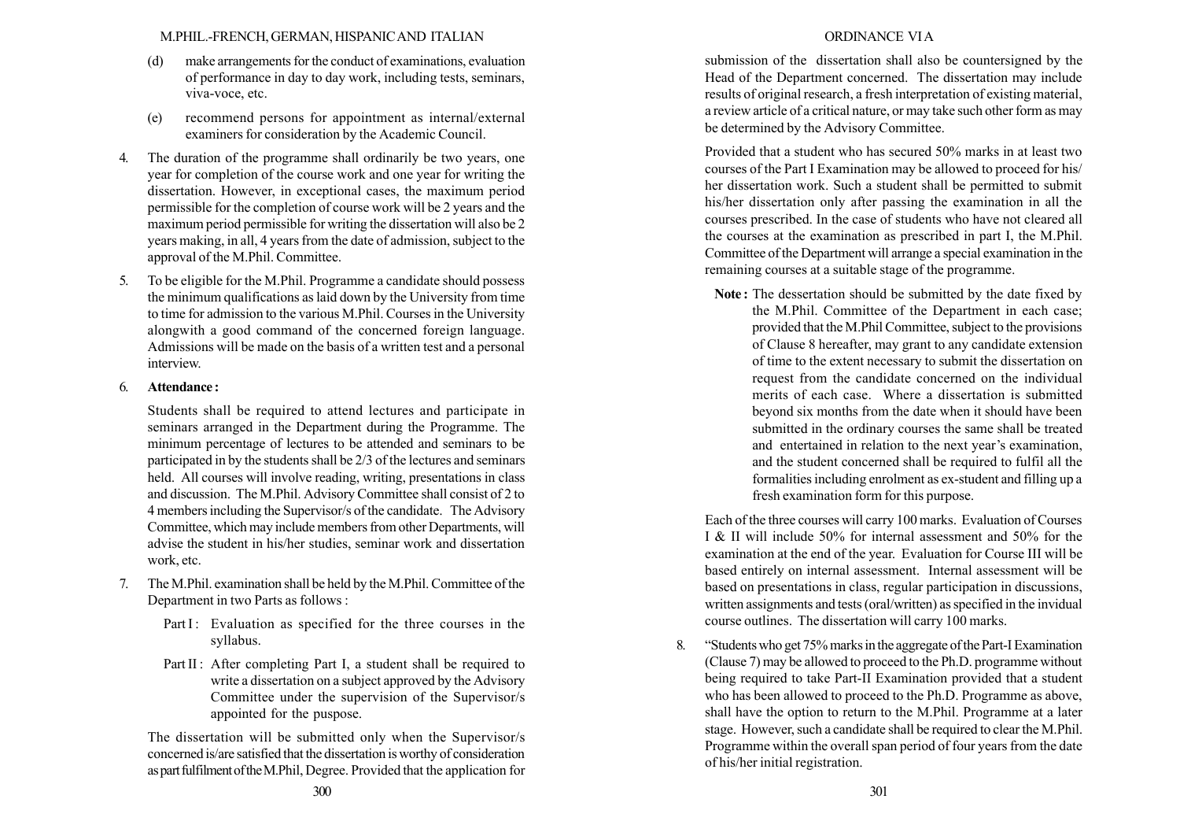(d) make arrangements for the conduct of examinations, evaluation of performance in day to day work, including tests, seminars, viva-voce, etc.

(e) recommend persons for appointment as internal/external examiners for consideration by the Academic Council.

4. The duration of the programme shall ordinarily be two years, one year for completion of the course work and one year for writing the dissertation. However, in exceptional cases, the maximum period permissible for the completion of course work will be 2 years and the maximum period permissible for writing the dissertation will also be 2 years making, in all, 4 years from the date of admission, subject to the approval of the M.Phil. Committee.

5. To be eligible for the M.Phil. Programme a candidate should possess the minimum qualifications as laid down by the University from time to time for admission to the various M.Phil. Courses in the University alongwith a good command of the concerned foreign language. Admissions will be made on the basis of a written test and a personal interview.

6. **Attendance :**

   Students shall be required to attend lectures and participate in seminars arranged in the Department during the Programme. The minimum percentage of lectures to be attended and seminars to be participated in by the students shall be 2/3 of the lectures and seminars held. All courses will involve reading, writing, presentations in class and discussion. The M.Phil. Advisory Committee shall consist of 2 to 4 members including the Supervisor/s of the candidate. The Advisory Committee, which may include members from other Departments, will advise the student in his/her studies, seminar work and dissertation work, etc.

7. The M.Phil. examination shall be held by the M.Phil. Committee of the Department in two Parts as follows :

   Part I : Evaluation as specified for the three courses in the syllabus.

   Part II : After completing Part I, a student shall be required to write a dissertation on a subject approved by the Advisory Committee under the supervision of the Supervisor/s appointed for the puspose.

   The dissertation will be submitted only when the Supervisor/s concerned is/are satisfied that the dissertation is worthy of consideration as part fulfilment of the M.Phil, Degree. Provided that the application for submission of the dissertation shall also be countersigned by the Head of the Department concerned. The dissertation may include results of original research, a fresh interpretation of existing material, a review article of a critical nature, or may take such other form as may be determined by the Advisory Committee.

   Provided that a student who has secured 50% marks in at least two courses of the Part I Examination may be allowed to proceed for his/her dissertation work. Such a student shall be permitted to submit his/her dissertation only after passing the examination in all the courses prescribed. In the case of students who have not cleared all the courses at the examination as prescribed in part I, the M.Phil. Committee of the Department will arrange a special examination in the remaining courses at a suitable stage of the programme.

   **Note :** The dessertation should be submitted by the date fixed by the M.Phil. Committee of the Department in each case; provided that the M.Phil Committee, subject to the provisions of Clause 8 hereafter, may grant to any candidate extension of time to the extent necessary to submit the dissertation on request from the candidate concerned on the individual merits of each case. Where a dissertation is submitted beyond six months from the date when it should have been submitted in the ordinary courses the same shall be treated and entertained in relation to the next year's examination, and the student concerned shall be required to fulfil all the formalities including enrolment as ex-student and filling up a fresh examination form for this purpose.

   Each of the three courses will carry 100 marks. Evaluation of Courses I & II will include 50% for internal assessment and 50% for the examination at the end of the year. Evaluation for Course III will be based entirely on internal assessment. Internal assessment will be based on presentations in class, regular participation in discussions, written assignments and tests (oral/written) as specified in the invidual course outlines. The dissertation will carry 100 marks.

8. "Students who get 75% marks in the aggregate of the Part-I Examination (Clause 7) may be allowed to proceed to the Ph.D. programme without being required to take Part-II Examination provided that a student who has been allowed to proceed to the Ph.D. Programme as above, shall have the option to return to the M.Phil. Programme at a later stage. However, such a candidate shall be required to clear the M.Phil. Programme within the overall span period of four years from the date of his/her initial registration.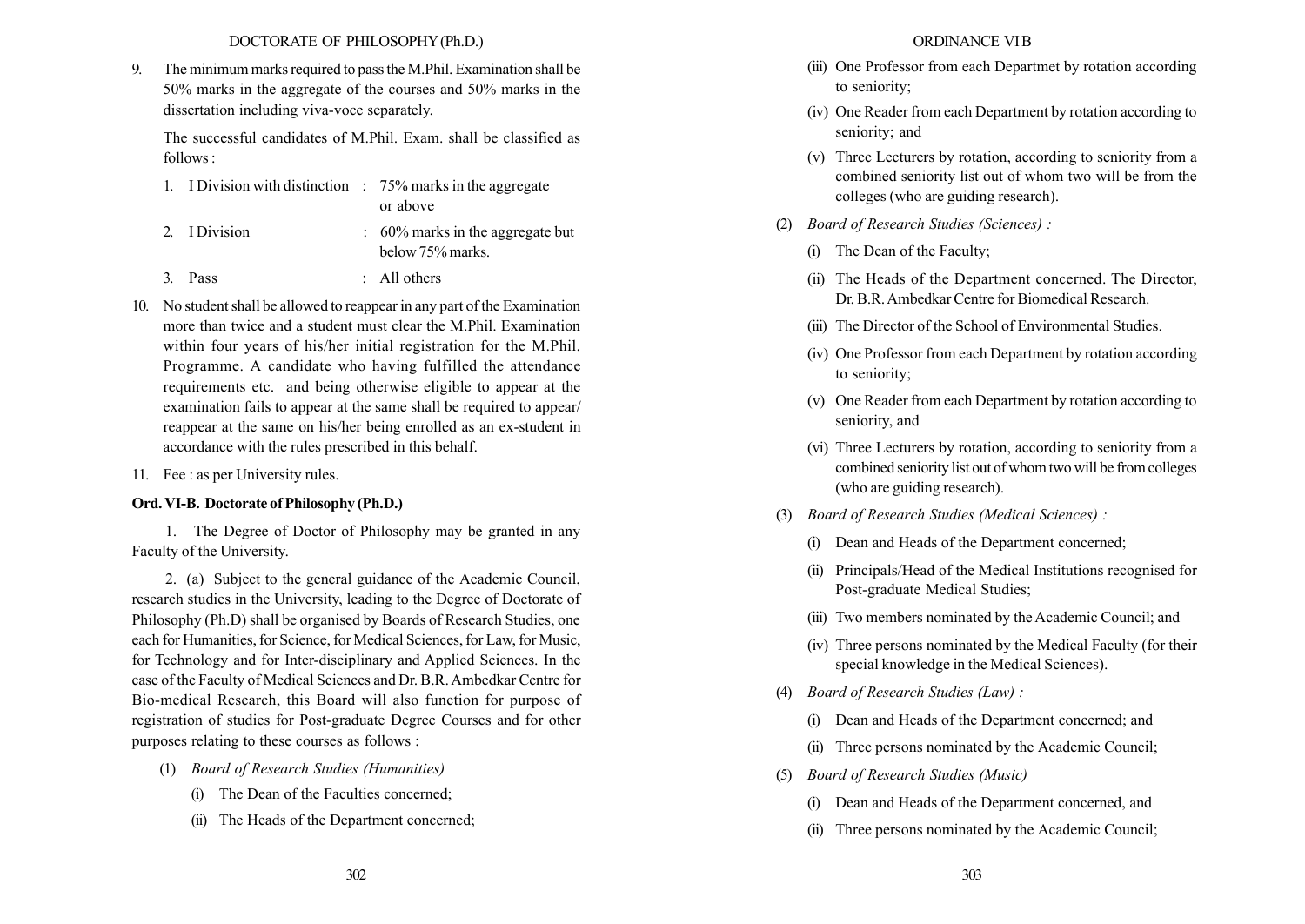9. The minimum marks required to pass the M.Phil. Examination shall be 50% marks in the aggregate of the courses and 50% marks in the dissertation including viva-voce separately.

   The successful candidates of M.Phil. Exam. shall be classified as follows :

   1. I Division with distinction : 75% marks in the aggregate or above
   2. I Division : 60% marks in the aggregate but below 75% marks.
   3. Pass : All others

10. No student shall be allowed to reappear in any part of the Examination more than twice and a student must clear the M.Phil. Examination within four years of his/her initial registration for the M.Phil. Programme. A candidate who having fulfilled the attendance requirements etc. and being otherwise eligible to appear at the examination fails to appear at the same shall be required to appear/ reappear at the same on his/her being enrolled as an ex-student in accordance with the rules prescribed in this behalf.

11. Fee : as per University rules.

### Ord. VI-B. Doctorate of Philosophy (Ph.D.)

1. The Degree of Doctor of Philosophy may be granted in any Faculty of the University.

2. (a) Subject to the general guidance of the Academic Council, research studies in the University, leading to the Degree of Doctorate of Philosophy (Ph.D) shall be organised by Boards of Research Studies, one each for Humanities, for Science, for Medical Sciences, for Law, for Music, for Technology and for Inter-disciplinary and Applied Sciences. In the case of the Faculty of Medical Sciences and Dr. B.R. Ambedkar Centre for Bio-medical Research, this Board will also function for purpose of registration of studies for Post-graduate Degree Courses and for other purposes relating to these courses as follows :

(1) *Board of Research Studies (Humanities)*

   (i) The Dean of the Faculties concerned;

   (ii) The Heads of the Department concerned;

   (iii) One Professor from each Departmet by rotation according to seniority;

   (iv) One Reader from each Department by rotation according to seniority; and

   (v) Three Lecturers by rotation, according to seniority from a combined seniority list out of whom two will be from the colleges (who are guiding research).

(2) *Board of Research Studies (Sciences) :*

   (i) The Dean of the Faculty;

   (ii) The Heads of the Department concerned. The Director, Dr. B.R. Ambedkar Centre for Biomedical Research.

   (iii) The Director of the School of Environmental Studies.

   (iv) One Professor from each Department by rotation according to seniority;

   (v) One Reader from each Department by rotation according to seniority, and

   (vi) Three Lecturers by rotation, according to seniority from a combined seniority list out of whom two will be from colleges (who are guiding research).

(3) *Board of Research Studies (Medical Sciences) :*

   (i) Dean and Heads of the Department concerned;

   (ii) Principals/Head of the Medical Institutions recognised for Post-graduate Medical Studies;

   (iii) Two members nominated by the Academic Council; and

   (iv) Three persons nominated by the Medical Faculty (for their special knowledge in the Medical Sciences).

(4) *Board of Research Studies (Law) :*

   (i) Dean and Heads of the Department concerned; and

   (ii) Three persons nominated by the Academic Council;

(5) *Board of Research Studies (Music)*

   (i) Dean and Heads of the Department concerned, and

   (ii) Three persons nominated by the Academic Council;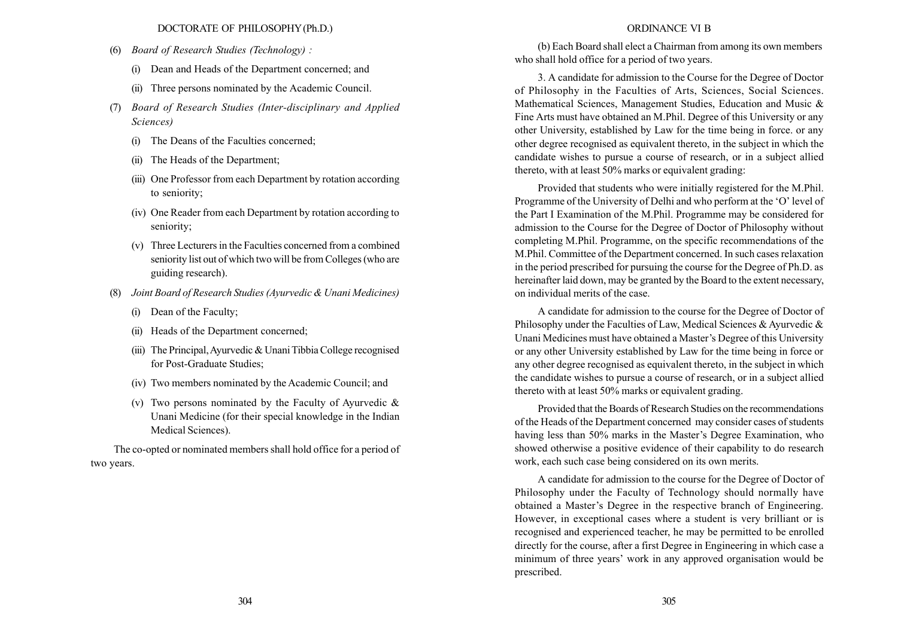(6) *Board of Research Studies (Technology) :*

(i) Dean and Heads of the Department concerned; and

(ii) Three persons nominated by the Academic Council.

(7) *Board of Research Studies (Inter-disciplinary and Applied Sciences)*

(i) The Deans of the Faculties concerned;

(ii) The Heads of the Department;

(iii) One Professor from each Department by rotation according to seniority;

(iv) One Reader from each Department by rotation according to seniority;

(v) Three Lecturers in the Faculties concerned from a combined seniority list out of which two will be from Colleges (who are guiding research).

(8) *Joint Board of Research Studies (Ayurvedic & Unani Medicines)*

(i) Dean of the Faculty;

(ii) Heads of the Department concerned;

(iii) The Principal, Ayurvedic & Unani Tibbia College recognised for Post-Graduate Studies;

(iv) Two members nominated by the Academic Council; and

(v) Two persons nominated by the Faculty of Ayurvedic & Unani Medicine (for their special knowledge in the Indian Medical Sciences).

The co-opted or nominated members shall hold office for a period of two years.

(b) Each Board shall elect a Chairman from among its own members who shall hold office for a period of two years.

3. A candidate for admission to the Course for the Degree of Doctor of Philosophy in the Faculties of Arts, Sciences, Social Sciences. Mathematical Sciences, Management Studies, Education and Music & Fine Arts must have obtained an M.Phil. Degree of this University or any other University, established by Law for the time being in force. or any other degree recognised as equivalent thereto, in the subject in which the candidate wishes to pursue a course of research, or in a subject allied thereto, with at least 50% marks or equivalent grading:

Provided that students who were initially registered for the M.Phil. Programme of the University of Delhi and who perform at the 'O' level of the Part I Examination of the M.Phil. Programme may be considered for admission to the Course for the Degree of Doctor of Philosophy without completing M.Phil. Programme, on the specific recommendations of the M.Phil. Committee of the Department concerned. In such cases relaxation in the period prescribed for pursuing the course for the Degree of Ph.D. as hereinafter laid down, may be granted by the Board to the extent necessary, on individual merits of the case.

A candidate for admission to the course for the Degree of Doctor of Philosophy under the Faculties of Law, Medical Sciences & Ayurvedic & Unani Medicines must have obtained a Master's Degree of this University or any other University established by Law for the time being in force or any other degree recognised as equivalent thereto, in the subject in which the candidate wishes to pursue a course of research, or in a subject allied thereto with at least 50% marks or equivalent grading.

Provided that the Boards of Research Studies on the recommendations of the Heads of the Department concerned may consider cases of students having less than 50% marks in the Master's Degree Examination, who showed otherwise a positive evidence of their capability to do research work, each such case being considered on its own merits.

A candidate for admission to the course for the Degree of Doctor of Philosophy under the Faculty of Technology should normally have obtained a Master's Degree in the respective branch of Engineering. However, in exceptional cases where a student is very brilliant or is recognised and experienced teacher, he may be permitted to be enrolled directly for the course, after a first Degree in Engineering in which case a minimum of three years' work in any approved organisation would be prescribed.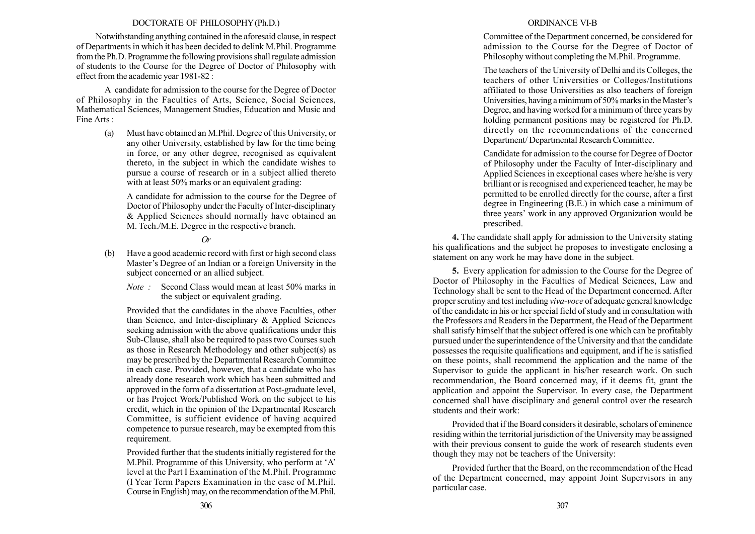Notwithstanding anything contained in the aforesaid clause, in respect of Departments in which it has been decided to delink M.Phil. Programme from the Ph.D. Programme the following provisions shall regulate admission of students to the Course for the Degree of Doctor of Philosophy with effect from the academic year 1981-82 :

A candidate for admission to the course for the Degree of Doctor of Philosophy in the Faculties of Arts, Science, Social Sciences, Mathematical Sciences, Management Studies, Education and Music and Fine Arts :

(a) Must have obtained an M.Phil. Degree of this University, or any other University, established by law for the time being in force, or any other degree, recognised as equivalent thereto, in the subject in which the candidate wishes to pursue a course of research or in a subject allied thereto with at least 50% marks or an equivalent grading:

A candidate for admission to the course for the Degree of Doctor of Philosophy under the Faculty of Inter-disciplinary & Applied Sciences should normally have obtained an M. Tech./M.E. Degree in the respective branch.

*Or*

(b) Have a good academic record with first or high second class Master's Degree of an Indian or a foreign University in the subject concerned or an allied subject.

*Note :* Second Class would mean at least 50% marks in the subject or equivalent grading.

Provided that the candidates in the above Faculties, other than Science, and Inter-disciplinary & Applied Sciences seeking admission with the above qualifications under this Sub-Clause, shall also be required to pass two Courses such as those in Research Methodology and other subject(s) as may be prescribed by the Departmental Research Committee in each case. Provided, however, that a candidate who has already done research work which has been submitted and approved in the form of a dissertation at Post-graduate level, or has Project Work/Published Work on the subject to his credit, which in the opinion of the Departmental Research Committee, is sufficient evidence of having acquired competence to pursue research, may be exempted from this requirement.

Provided further that the students initially registered for the M.Phil. Programme of this University, who perform at 'A' level at the Part I Examination of the M.Phil. Programme (I Year Term Papers Examination in the case of M.Phil. Course in English) may, on the recommendation of the M.Phil. Committee of the Department concerned, be considered for admission to the Course for the Degree of Doctor of Philosophy without completing the M.Phil. Programme.

The teachers of the University of Delhi and its Colleges, the teachers of other Universities or Colleges/Institutions affiliated to those Universities as also teachers of foreign Universities, having a minimum of 50% marks in the Master's Degree, and having worked for a minimum of three years by holding permanent positions may be registered for Ph.D. directly on the recommendations of the concerned Department/ Departmental Research Committee.

Candidate for admission to the course for Degree of Doctor of Philosophy under the Faculty of Inter-disciplinary and Applied Sciences in exceptional cases where he/she is very brilliant or is recognised and experienced teacher, he may be permitted to be enrolled directly for the course, after a first degree in Engineering (B.E.) in which case a minimum of three years' work in any approved Organization would be prescribed.

**4.** The candidate shall apply for admission to the University stating his qualifications and the subject he proposes to investigate enclosing a statement on any work he may have done in the subject.

**5.** Every application for admission to the Course for the Degree of Doctor of Philosophy in the Faculties of Medical Sciences, Law and Technology shall be sent to the Head of the Department concerned. After proper scrutiny and test including *viva-voce* of adequate general knowledge of the candidate in his or her special field of study and in consultation with the Professors and Readers in the Department, the Head of the Department shall satisfy himself that the subject offered is one which can be profitably pursued under the superintendence of the University and that the candidate possesses the requisite qualifications and equipment, and if he is satisfied on these points, shall recommend the application and the name of the Supervisor to guide the applicant in his/her research work. On such recommendation, the Board concerned may, if it deems fit, grant the application and appoint the Supervisor. In every case, the Department concerned shall have disciplinary and general control over the research students and their work:

Provided that if the Board considers it desirable, scholars of eminence residing within the territorial jurisdiction of the University may be assigned with their previous consent to guide the work of research students even though they may not be teachers of the University:

Provided further that the Board, on the recommendation of the Head of the Department concerned, may appoint Joint Supervisors in any particular case.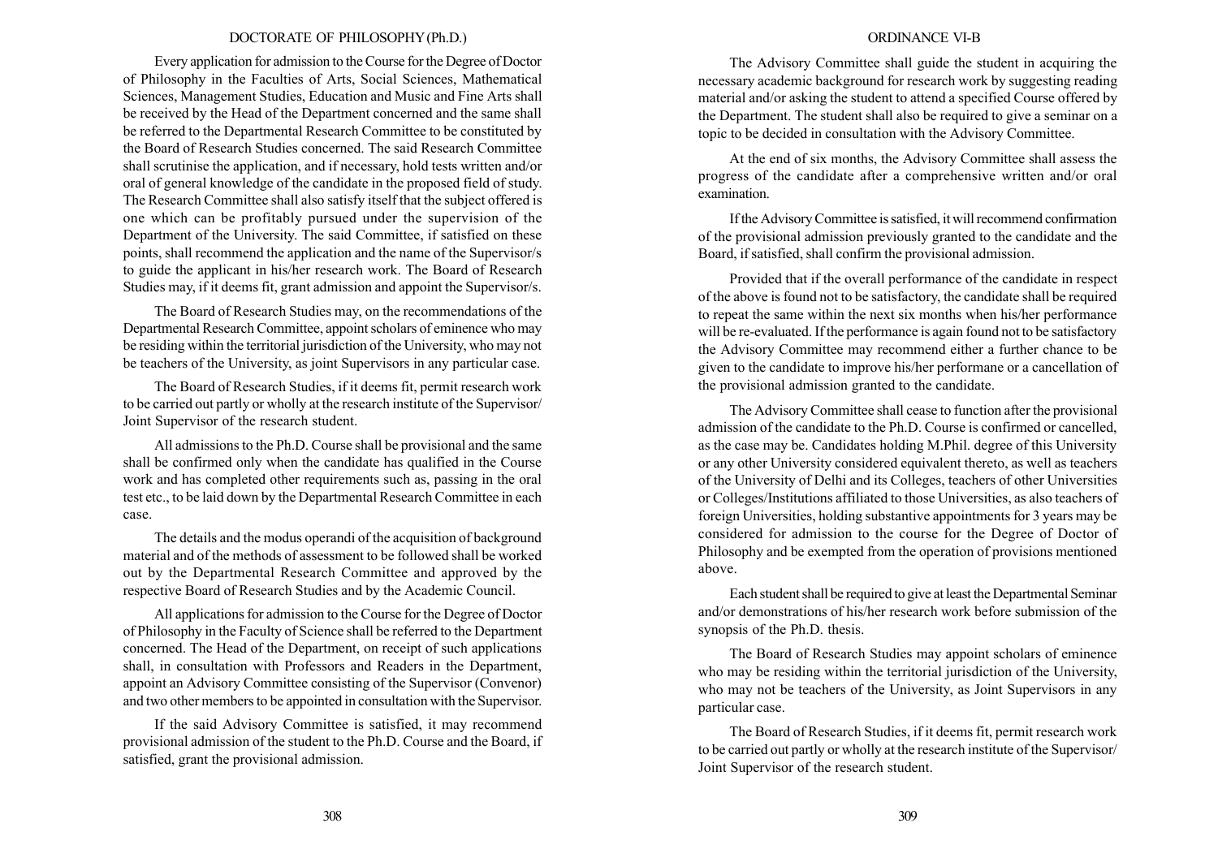Every application for admission to the Course for the Degree of Doctor of Philosophy in the Faculties of Arts, Social Sciences, Mathematical Sciences, Management Studies, Education and Music and Fine Arts shall be received by the Head of the Department concerned and the same shall be referred to the Departmental Research Committee to be constituted by the Board of Research Studies concerned. The said Research Committee shall scrutinise the application, and if necessary, hold tests written and/or oral of general knowledge of the candidate in the proposed field of study. The Research Committee shall also satisfy itself that the subject offered is one which can be profitably pursued under the supervision of the Department of the University. The said Committee, if satisfied on these points, shall recommend the application and the name of the Supervisor/s to guide the applicant in his/her research work. The Board of Research Studies may, if it deems fit, grant admission and appoint the Supervisor/s.

The Board of Research Studies may, on the recommendations of the Departmental Research Committee, appoint scholars of eminence who may be residing within the territorial jurisdiction of the University, who may not be teachers of the University, as joint Supervisors in any particular case.

The Board of Research Studies, if it deems fit, permit research work to be carried out partly or wholly at the research institute of the Supervisor/ Joint Supervisor of the research student.

All admissions to the Ph.D. Course shall be provisional and the same shall be confirmed only when the candidate has qualified in the Course work and has completed other requirements such as, passing in the oral test etc., to be laid down by the Departmental Research Committee in each case.

The details and the modus operandi of the acquisition of background material and of the methods of assessment to be followed shall be worked out by the Departmental Research Committee and approved by the respective Board of Research Studies and by the Academic Council.

All applications for admission to the Course for the Degree of Doctor of Philosophy in the Faculty of Science shall be referred to the Department concerned. The Head of the Department, on receipt of such applications shall, in consultation with Professors and Readers in the Department, appoint an Advisory Committee consisting of the Supervisor (Convenor) and two other members to be appointed in consultation with the Supervisor.

If the said Advisory Committee is satisfied, it may recommend provisional admission of the student to the Ph.D. Course and the Board, if satisfied, grant the provisional admission.

The Advisory Committee shall guide the student in acquiring the necessary academic background for research work by suggesting reading material and/or asking the student to attend a specified Course offered by the Department. The student shall also be required to give a seminar on a topic to be decided in consultation with the Advisory Committee.

At the end of six months, the Advisory Committee shall assess the progress of the candidate after a comprehensive written and/or oral examination.

If the Advisory Committee is satisfied, it will recommend confirmation of the provisional admission previously granted to the candidate and the Board, if satisfied, shall confirm the provisional admission.

Provided that if the overall performance of the candidate in respect of the above is found not to be satisfactory, the candidate shall be required to repeat the same within the next six months when his/her performance will be re-evaluated. If the performance is again found not to be satisfactory the Advisory Committee may recommend either a further chance to be given to the candidate to improve his/her performane or a cancellation of the provisional admission granted to the candidate.

The Advisory Committee shall cease to function after the provisional admission of the candidate to the Ph.D. Course is confirmed or cancelled, as the case may be. Candidates holding M.Phil. degree of this University or any other University considered equivalent thereto, as well as teachers of the University of Delhi and its Colleges, teachers of other Universities or Colleges/Institutions affiliated to those Universities, as also teachers of foreign Universities, holding substantive appointments for 3 years may be considered for admission to the course for the Degree of Doctor of Philosophy and be exempted from the operation of provisions mentioned above.

Each student shall be required to give at least the Departmental Seminar and/or demonstrations of his/her research work before submission of the synopsis of the Ph.D. thesis.

The Board of Research Studies may appoint scholars of eminence who may be residing within the territorial jurisdiction of the University, who may not be teachers of the University, as Joint Supervisors in any particular case.

The Board of Research Studies, if it deems fit, permit research work to be carried out partly or wholly at the research institute of the Supervisor/ Joint Supervisor of the research student.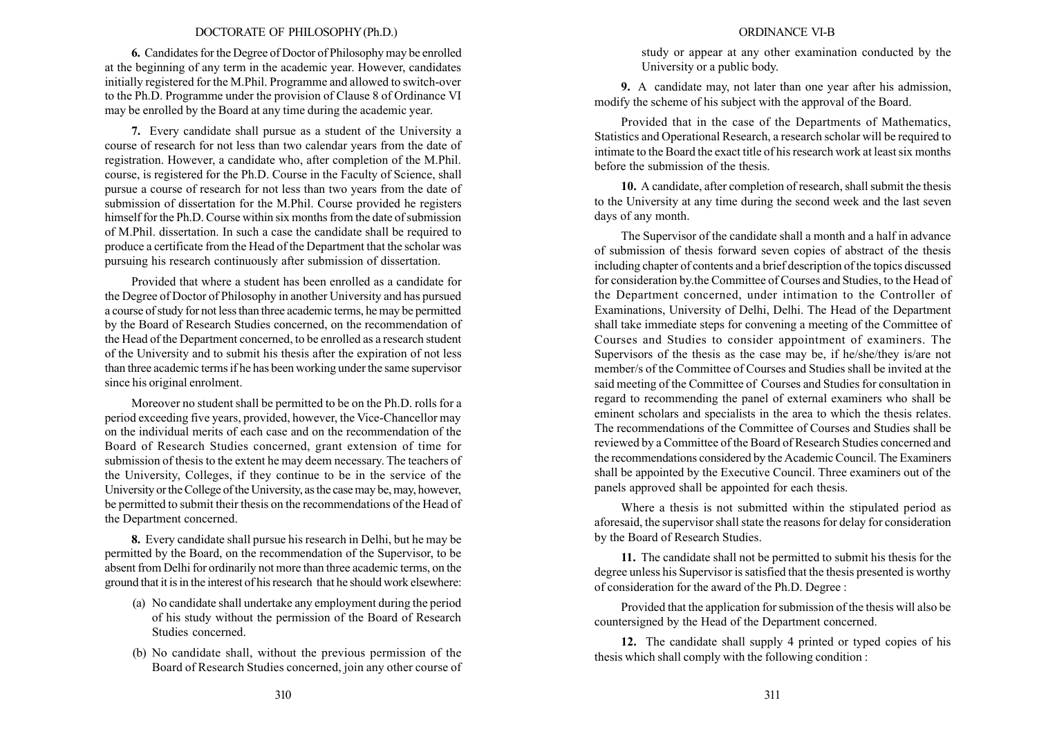**6.** Candidates for the Degree of Doctor of Philosophy may be enrolled at the beginning of any term in the academic year. However, candidates initially registered for the M.Phil. Programme and allowed to switch-over to the Ph.D. Programme under the provision of Clause 8 of Ordinance VI may be enrolled by the Board at any time during the academic year.

**7.** Every candidate shall pursue as a student of the University a course of research for not less than two calendar years from the date of registration. However, a candidate who, after completion of the M.Phil. course, is registered for the Ph.D. Course in the Faculty of Science, shall pursue a course of research for not less than two years from the date of submission of dissertation for the M.Phil. Course provided he registers himself for the Ph.D. Course within six months from the date of submission of M.Phil. dissertation. In such a case the candidate shall be required to produce a certificate from the Head of the Department that the scholar was pursuing his research continuously after submission of dissertation.

Provided that where a student has been enrolled as a candidate for the Degree of Doctor of Philosophy in another University and has pursued a course of study for not less than three academic terms, he may be permitted by the Board of Research Studies concerned, on the recommendation of the Head of the Department concerned, to be enrolled as a research student of the University and to submit his thesis after the expiration of not less than three academic terms if he has been working under the same supervisor since his original enrolment.

Moreover no student shall be permitted to be on the Ph.D. rolls for a period exceeding five years, provided, however, the Vice-Chancellor may on the individual merits of each case and on the recommendation of the Board of Research Studies concerned, grant extension of time for submission of thesis to the extent he may deem necessary. The teachers of the University, Colleges, if they continue to be in the service of the University or the College of the University, as the case may be, may, however, be permitted to submit their thesis on the recommendations of the Head of the Department concerned.

**8.** Every candidate shall pursue his research in Delhi, but he may be permitted by the Board, on the recommendation of the Supervisor, to be absent from Delhi for ordinarily not more than three academic terms, on the ground that it is in the interest of his research that he should work elsewhere:

(a) No candidate shall undertake any employment during the period of his study without the permission of the Board of Research Studies concerned.

(b) No candidate shall, without the previous permission of the Board of Research Studies concerned, join any other course of study or appear at any other examination conducted by the University or a public body.

**9.** A candidate may, not later than one year after his admission, modify the scheme of his subject with the approval of the Board.

Provided that in the case of the Departments of Mathematics, Statistics and Operational Research, a research scholar will be required to intimate to the Board the exact title of his research work at least six months before the submission of the thesis.

**10.** A candidate, after completion of research, shall submit the thesis to the University at any time during the second week and the last seven days of any month.

The Supervisor of the candidate shall a month and a half in advance of submission of thesis forward seven copies of abstract of the thesis including chapter of contents and a brief description of the topics discussed for consideration by.the Committee of Courses and Studies, to the Head of the Department concerned, under intimation to the Controller of Examinations, University of Delhi, Delhi. The Head of the Department shall take immediate steps for convening a meeting of the Committee of Courses and Studies to consider appointment of examiners. The Supervisors of the thesis as the case may be, if he/she/they is/are not member/s of the Committee of Courses and Studies shall be invited at the said meeting of the Committee of Courses and Studies for consultation in regard to recommending the panel of external examiners who shall be eminent scholars and specialists in the area to which the thesis relates. The recommendations of the Committee of Courses and Studies shall be reviewed by a Committee of the Board of Research Studies concerned and the recommendations considered by the Academic Council. The Examiners shall be appointed by the Executive Council. Three examiners out of the panels approved shall be appointed for each thesis.

Where a thesis is not submitted within the stipulated period as aforesaid, the supervisor shall state the reasons for delay for consideration by the Board of Research Studies.

**11.** The candidate shall not be permitted to submit his thesis for the degree unless his Supervisor is satisfied that the thesis presented is worthy of consideration for the award of the Ph.D. Degree :

Provided that the application for submission of the thesis will also be countersigned by the Head of the Department concerned.

**12.** The candidate shall supply 4 printed or typed copies of his thesis which shall comply with the following condition :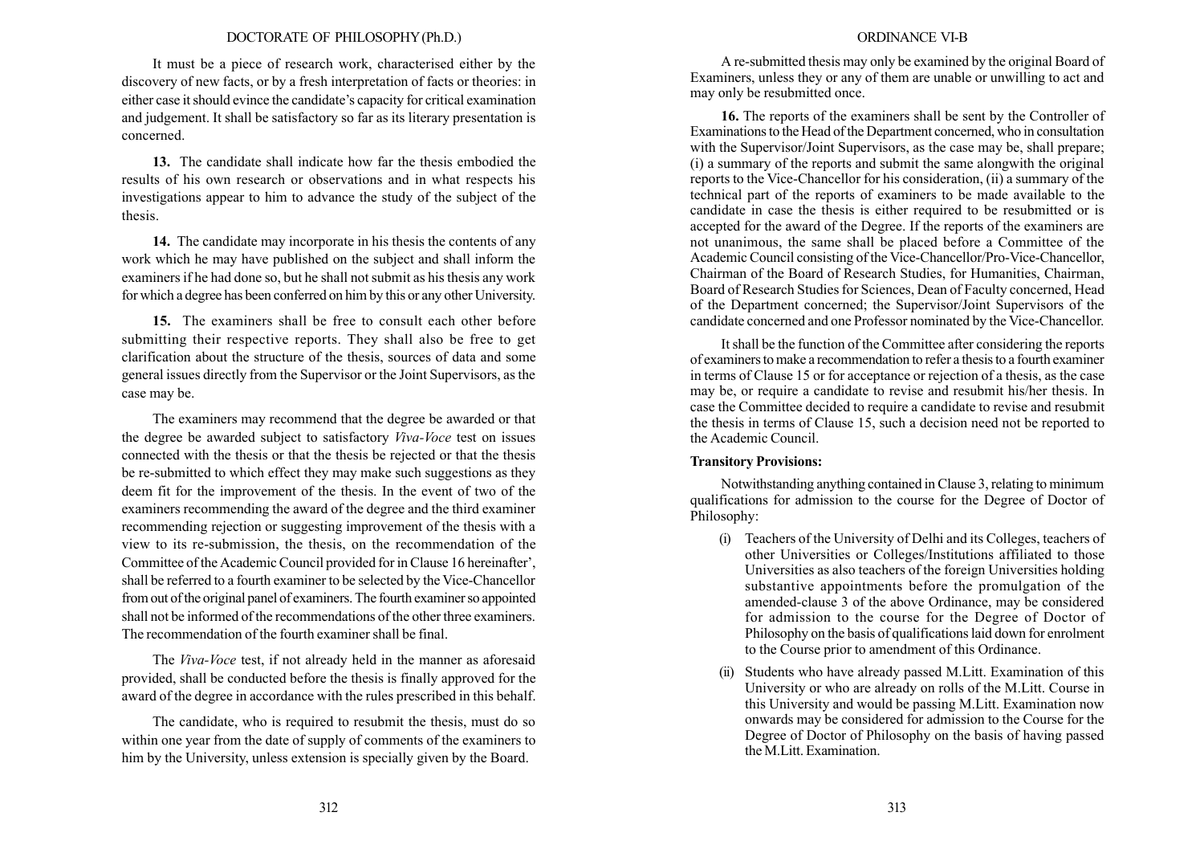It must be a piece of research work, characterised either by the discovery of new facts, or by a fresh interpretation of facts or theories: in either case it should evince the candidate's capacity for critical examination and judgement. It shall be satisfactory so far as its literary presentation is concerned.

**13.** The candidate shall indicate how far the thesis embodied the results of his own research or observations and in what respects his investigations appear to him to advance the study of the subject of the thesis.

**14.** The candidate may incorporate in his thesis the contents of any work which he may have published on the subject and shall inform the examiners if he had done so, but he shall not submit as his thesis any work for which a degree has been conferred on him by this or any other University.

**15.** The examiners shall be free to consult each other before submitting their respective reports. They shall also be free to get clarification about the structure of the thesis, sources of data and some general issues directly from the Supervisor or the Joint Supervisors, as the case may be.

The examiners may recommend that the degree be awarded or that the degree be awarded subject to satisfactory *Viva-Voce* test on issues connected with the thesis or that the thesis be rejected or that the thesis be re-submitted to which effect they may make such suggestions as they deem fit for the improvement of the thesis. In the event of two of the examiners recommending the award of the degree and the third examiner recommending rejection or suggesting improvement of the thesis with a view to its re-submission, the thesis, on the recommendation of the Committee of the Academic Council provided for in Clause 16 hereinafter', shall be referred to a fourth examiner to be selected by the Vice-Chancellor from out of the original panel of examiners. The fourth examiner so appointed shall not be informed of the recommendations of the other three examiners. The recommendation of the fourth examiner shall be final.

The *Viva-Voce* test, if not already held in the manner as aforesaid provided, shall be conducted before the thesis is finally approved for the award of the degree in accordance with the rules prescribed in this behalf.

The candidate, who is required to resubmit the thesis, must do so within one year from the date of supply of comments of the examiners to him by the University, unless extension is specially given by the Board.

A re-submitted thesis may only be examined by the original Board of Examiners, unless they or any of them are unable or unwilling to act and may only be resubmitted once.

**16.** The reports of the examiners shall be sent by the Controller of Examinations to the Head of the Department concerned, who in consultation with the Supervisor/Joint Supervisors, as the case may be, shall prepare; (i) a summary of the reports and submit the same alongwith the original reports to the Vice-Chancellor for his consideration, (ii) a summary of the technical part of the reports of examiners to be made available to the candidate in case the thesis is either required to be resubmitted or is accepted for the award of the Degree. If the reports of the examiners are not unanimous, the same shall be placed before a Committee of the Academic Council consisting of the Vice-Chancellor/Pro-Vice-Chancellor, Chairman of the Board of Research Studies, for Humanities, Chairman, Board of Research Studies for Sciences, Dean of Faculty concerned, Head of the Department concerned; the Supervisor/Joint Supervisors of the candidate concerned and one Professor nominated by the Vice-Chancellor.

It shall be the function of the Committee after considering the reports of examiners to make a recommendation to refer a thesis to a fourth examiner in terms of Clause 15 or for acceptance or rejection of a thesis, as the case may be, or require a candidate to revise and resubmit his/her thesis. In case the Committee decided to require a candidate to revise and resubmit the thesis in terms of Clause 15, such a decision need not be reported to the Academic Council.

**Transitory Provisions:**

Notwithstanding anything contained in Clause 3, relating to minimum qualifications for admission to the course for the Degree of Doctor of Philosophy:

(i) Teachers of the University of Delhi and its Colleges, teachers of other Universities or Colleges/Institutions affiliated to those Universities as also teachers of the foreign Universities holding substantive appointments before the promulgation of the amended-clause 3 of the above Ordinance, may be considered for admission to the course for the Degree of Doctor of Philosophy on the basis of qualifications laid down for enrolment to the Course prior to amendment of this Ordinance.

(ii) Students who have already passed M.Litt. Examination of this University or who are already on rolls of the M.Litt. Course in this University and would be passing M.Litt. Examination now onwards may be considered for admission to the Course for the Degree of Doctor of Philosophy on the basis of having passed the M.Litt. Examination.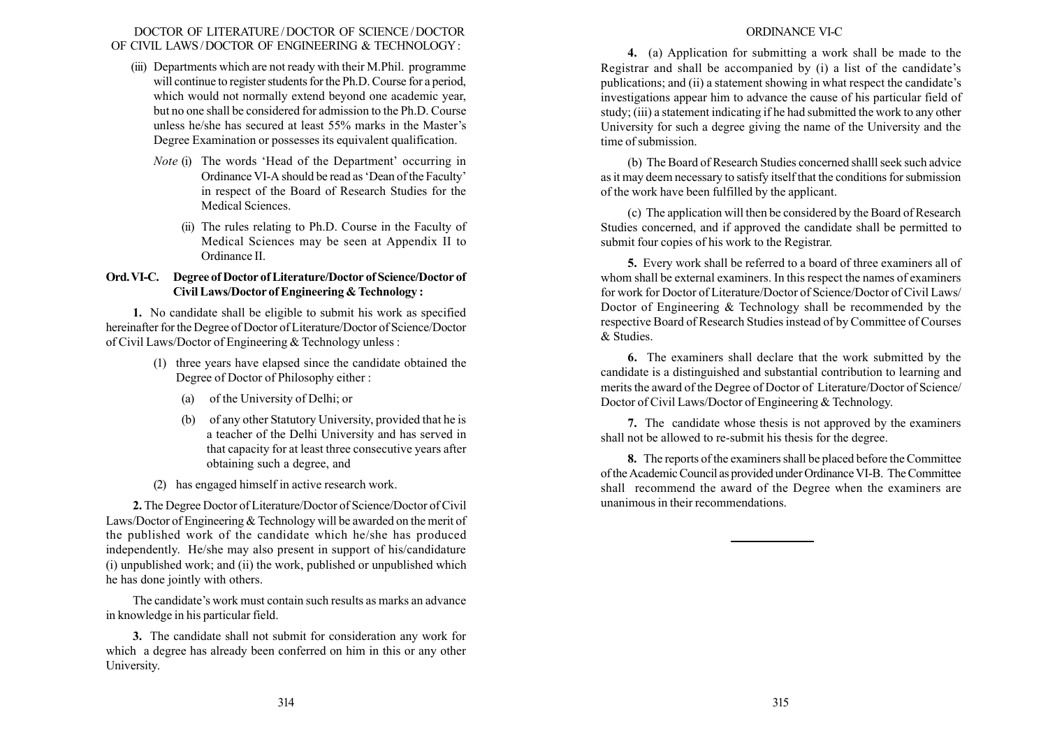(iii) Departments which are not ready with their M.Phil. programme will continue to register students for the Ph.D. Course for a period, which would not normally extend beyond one academic year, but no one shall be considered for admission to the Ph.D. Course unless he/she has secured at least 55% marks in the Master's Degree Examination or possesses its equivalent qualification.

*Note* (i) The words 'Head of the Department' occurring in Ordinance VI-A should be read as 'Dean of the Faculty' in respect of the Board of Research Studies for the Medical Sciences.

(ii) The rules relating to Ph.D. Course in the Faculty of Medical Sciences may be seen at Appendix II to Ordinance II.

## Ord. VI-C. Degree of Doctor of Literature/Doctor of Science/Doctor of Civil Laws/Doctor of Engineering & Technology :

**1.** No candidate shall be eligible to submit his work as specified hereinafter for the Degree of Doctor of Literature/Doctor of Science/Doctor of Civil Laws/Doctor of Engineering & Technology unless :

(1) three years have elapsed since the candidate obtained the Degree of Doctor of Philosophy either :

(a) of the University of Delhi; or

(b) of any other Statutory University, provided that he is a teacher of the Delhi University and has served in that capacity for at least three consecutive years after obtaining such a degree, and

(2) has engaged himself in active research work.

**2.** The Degree Doctor of Literature/Doctor of Science/Doctor of Civil Laws/Doctor of Engineering & Technology will be awarded on the merit of the published work of the candidate which he/she has produced independently. He/she may also present in support of his/candidature (i) unpublished work; and (ii) the work, published or unpublished which he has done jointly with others.

The candidate's work must contain such results as marks an advance in knowledge in his particular field.

**3.** The candidate shall not submit for consideration any work for which a degree has already been conferred on him in this or any other University.

**4.** (a) Application for submitting a work shall be made to the Registrar and shall be accompanied by (i) a list of the candidate's publications; and (ii) a statement showing in what respect the candidate's investigations appear him to advance the cause of his particular field of study; (iii) a statement indicating if he had submitted the work to any other University for such a degree giving the name of the University and the time of submission.

(b) The Board of Research Studies concerned shalll seek such advice as it may deem necessary to satisfy itself that the conditions for submission of the work have been fulfilled by the applicant.

(c) The application will then be considered by the Board of Research Studies concerned, and if approved the candidate shall be permitted to submit four copies of his work to the Registrar.

**5.** Every work shall be referred to a board of three examiners all of whom shall be external examiners. In this respect the names of examiners for work for Doctor of Literature/Doctor of Science/Doctor of Civil Laws/ Doctor of Engineering & Technology shall be recommended by the respective Board of Research Studies instead of by Committee of Courses & Studies.

**6.** The examiners shall declare that the work submitted by the candidate is a distinguished and substantial contribution to learning and merits the award of the Degree of Doctor of Literature/Doctor of Science/ Doctor of Civil Laws/Doctor of Engineering & Technology.

**7.** The candidate whose thesis is not approved by the examiners shall not be allowed to re-submit his thesis for the degree.

**8.** The reports of the examiners shall be placed before the Committee of the Academic Council as provided under Ordinance VI-B. The Committee shall recommend the award of the Degree when the examiners are unanimous in their recommendations.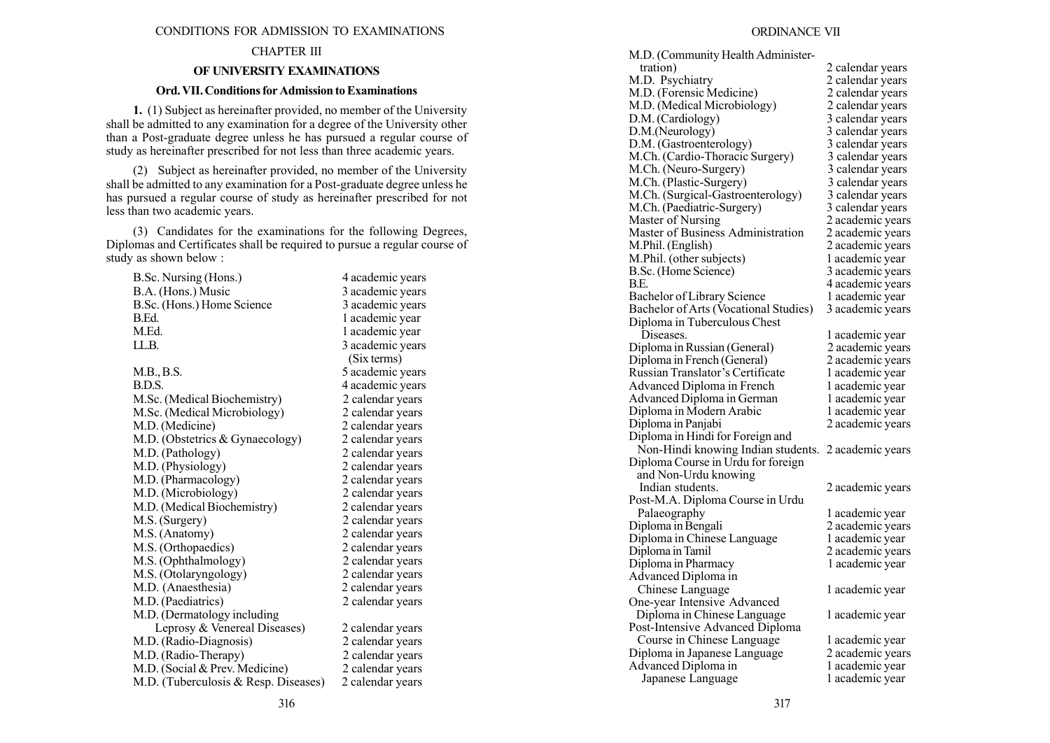## CHAPTER III

## OF UNIVERSITY EXAMINATIONS

### Ord. VII. Conditions for Admission to Examinations

**1.** (1) Subject as hereinafter provided, no member of the University shall be admitted to any examination for a degree of the University other than a Post-graduate degree unless he has pursued a regular course of study as hereinafter prescribed for not less than three academic years.

(2) Subject as hereinafter provided, no member of the University shall be admitted to any examination for a Post-graduate degree unless he has pursued a regular course of study as hereinafter prescribed for not less than two academic years.

(3) Candidates for the examinations for the following Degrees, Diplomas and Certificates shall be required to pursue a regular course of study as shown below :

| Course | Duration |
|---|---|
| B.Sc. Nursing (Hons.) | 4 academic years |
| B.A. (Hons.) Music | 3 academic years |
| B.Sc. (Hons.) Home Science | 3 academic years |
| B.Ed. | 1 academic year |
| M.Ed. | 1 academic year |
| LL.B. | 3 academic years (Six terms) |
| M.B., B.S. | 5 academic years |
| B.D.S. | 4 academic years |
| M.Sc. (Medical Biochemistry) | 2 calendar years |
| M.Sc. (Medical Microbiology) | 2 calendar years |
| M.D. (Medicine) | 2 calendar years |
| M.D. (Obstetrics & Gynaecology) | 2 calendar years |
| M.D. (Pathology) | 2 calendar years |
| M.D. (Physiology) | 2 calendar years |
| M.D. (Pharmacology) | 2 calendar years |
| M.D. (Microbiology) | 2 calendar years |
| M.D. (Medical Biochemistry) | 2 calendar years |
| M.S. (Surgery) | 2 calendar years |
| M.S. (Anatomy) | 2 calendar years |
| M.S. (Orthopaedics) | 2 calendar years |
| M.S. (Ophthalmology) | 2 calendar years |
| M.S. (Otolaryngology) | 2 calendar years |
| M.D. (Anaesthesia) | 2 calendar years |
| M.D. (Paediatrics) | 2 calendar years |
| M.D. (Dermatology including Leprosy & Venereal Diseases) | 2 calendar years |
| M.D. (Radio-Diagnosis) | 2 calendar years |
| M.D. (Radio-Therapy) | 2 calendar years |
| M.D. (Social & Prev. Medicine) | 2 calendar years |
| M.D. (Tuberculosis & Resp. Diseases) | 2 calendar years |
| M.D. (Community Health Administertration) | 2 calendar years |
| M.D. Psychiatry | 2 calendar years |
| M.D. (Forensic Medicine) | 2 calendar years |
| M.D. (Medical Microbiology) | 2 calendar years |
| D.M. (Cardiology) | 3 calendar years |
| D.M.(Neurology) | 3 calendar years |
| D.M. (Gastroenterology) | 3 calendar years |
| M.Ch. (Cardio-Thoracic Surgery) | 3 calendar years |
| M.Ch. (Neuro-Surgery) | 3 calendar years |
| M.Ch. (Plastic-Surgery) | 3 calendar years |
| M.Ch. (Surgical-Gastroenterology) | 3 calendar years |
| M.Ch. (Paediatric-Surgery) | 3 calendar years |
| Master of Nursing | 2 academic years |
| Master of Business Administration | 2 academic years |
| M.Phil. (English) | 2 academic years |
| M.Phil. (other subjects) | 1 academic year |
| B.Sc. (Home Science) | 3 academic years |
| B.E. | 4 academic years |
| Bachelor of Library Science | 1 academic year |
| Bachelor of Arts (Vocational Studies) | 3 academic years |
| Diploma in Tuberculous Chest Diseases. | 1 academic year |
| Diploma in Russian (General) | 2 academic years |
| Diploma in French (General) | 2 academic years |
| Russian Translator's Certificate | 1 academic year |
| Advanced Diploma in French | 1 academic year |
| Advanced Diploma in German | 1 academic year |
| Diploma in Modern Arabic | 1 academic year |
| Diploma in Panjabi | 2 academic years |
| Diploma in Hindi for Foreign and Non-Hindi knowing Indian students. | 2 academic years |
| Diploma Course in Urdu for foreign and Non-Urdu knowing Indian students. | 2 academic years |
| Post-M.A. Diploma Course in Urdu Palaeography | 1 academic year |
| Diploma in Bengali | 2 academic years |
| Diploma in Chinese Language | 1 academic year |
| Diploma in Tamil | 2 academic years |
| Diploma in Pharmacy | 1 academic year |
| Advanced Diploma in Chinese Language | 1 academic year |
| One-year Intensive Advanced Diploma in Chinese Language | 1 academic year |
| Post-Intensive Advanced Diploma Course in Chinese Language | 1 academic year |
| Diploma in Japanese Language | 2 academic years |
| Advanced Diploma in Japanese Language | 1 academic year |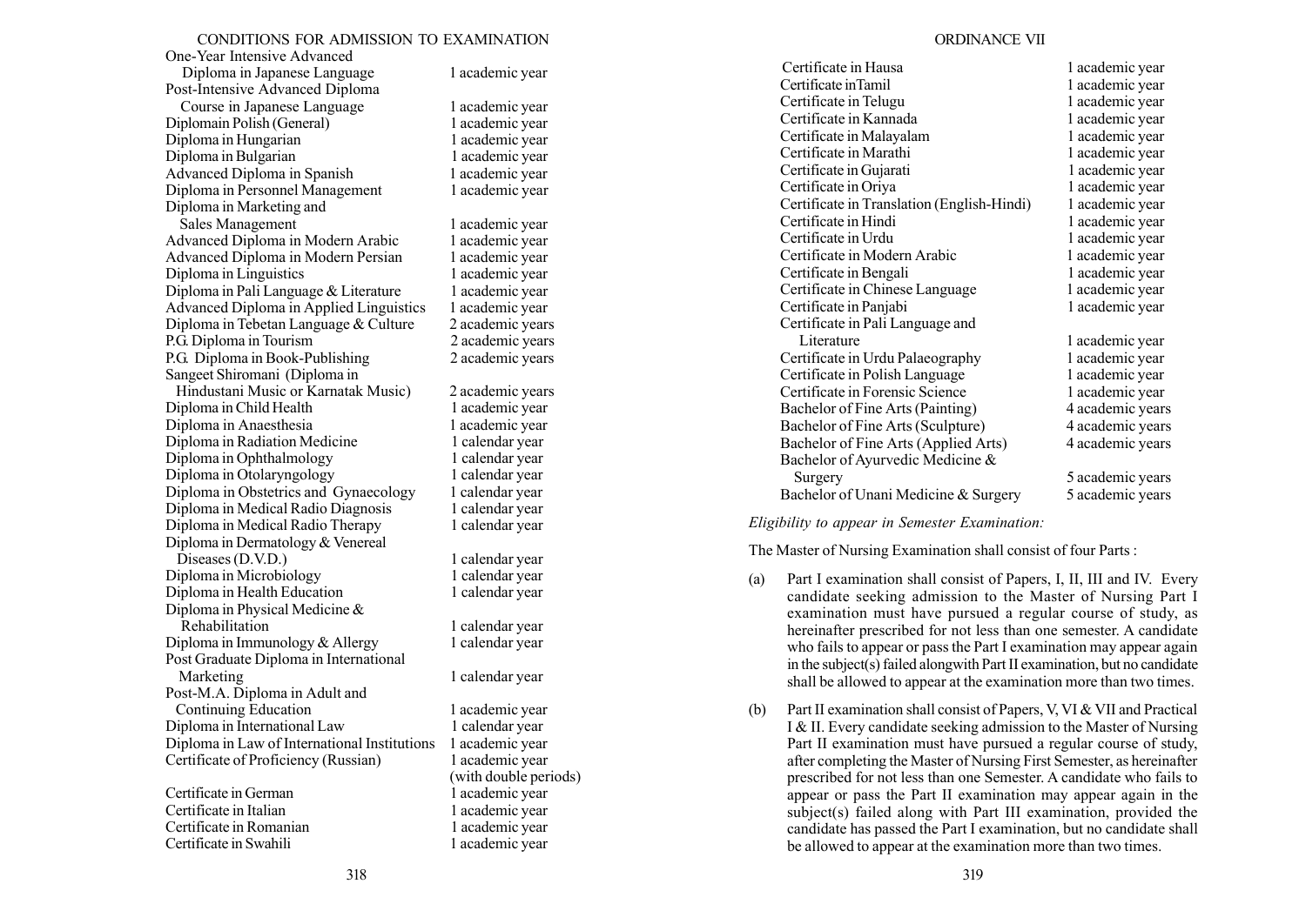| | |
|---|---|
| One-Year Intensive Advanced Diploma in Japanese Language | 1 academic year |
| Post-Intensive Advanced Diploma Course in Japanese Language | 1 academic year |
| Diplomain Polish (General) | 1 academic year |
| Diploma in Hungarian | 1 academic year |
| Diploma in Bulgarian | 1 academic year |
| Advanced Diploma in Spanish | 1 academic year |
| Diploma in Personnel Management | 1 academic year |
| Diploma in Marketing and Sales Management | 1 academic year |
| Advanced Diploma in Modern Arabic | 1 academic year |
| Advanced Diploma in Modern Persian | 1 academic year |
| Diploma in Linguistics | 1 academic year |
| Diploma in Pali Language & Literature | 1 academic year |
| Advanced Diploma in Applied Linguistics | 1 academic year |
| Diploma in Tebetan Language & Culture | 2 academic years |
| P.G. Diploma in Tourism | 2 academic years |
| P.G. Diploma in Book-Publishing | 2 academic years |
| Sangeet Shiromani (Diploma in Hindustani Music or Karnatak Music) | 2 academic years |
| Diploma in Child Health | 1 academic year |
| Diploma in Anaesthesia | 1 academic year |
| Diploma in Radiation Medicine | 1 calendar year |
| Diploma in Ophthalmology | 1 calendar year |
| Diploma in Otolaryngology | 1 calendar year |
| Diploma in Obstetrics and Gynaecology | 1 calendar year |
| Diploma in Medical Radio Diagnosis | 1 calendar year |
| Diploma in Medical Radio Therapy | 1 calendar year |
| Diploma in Dermatology & Venereal Diseases (D.V.D.) | 1 calendar year |
| Diploma in Microbiology | 1 calendar year |
| Diploma in Health Education | 1 calendar year |
| Diploma in Physical Medicine & Rehabilitation | 1 calendar year |
| Diploma in Immunology & Allergy | 1 calendar year |
| Post Graduate Diploma in International Marketing | 1 calendar year |
| Post-M.A. Diploma in Adult and Continuing Education | 1 academic year |
| Diploma in International Law | 1 calendar year |
| Diploma in Law of International Institutions | 1 academic year |
| Certificate of Proficiency (Russian) | 1 academic year (with double periods) |
| Certificate in German | 1 academic year |
| Certificate in Italian | 1 academic year |
| Certificate in Romanian | 1 academic year |
| Certificate in Swahili | 1 academic year |
| Certificate in Hausa | 1 academic year |
| Certificate inTamil | 1 academic year |
| Certificate in Telugu | 1 academic year |
| Certificate in Kannada | 1 academic year |
| Certificate in Malayalam | 1 academic year |
| Certificate in Marathi | 1 academic year |
| Certificate in Gujarati | 1 academic year |
| Certificate in Oriya | 1 academic year |
| Certificate in Translation (English-Hindi) | 1 academic year |
| Certificate in Hindi | 1 academic year |
| Certificate in Urdu | 1 academic year |
| Certificate in Modern Arabic | 1 academic year |
| Certificate in Bengali | 1 academic year |
| Certificate in Chinese Language | 1 academic year |
| Certificate in Panjabi | 1 academic year |
| Certificate in Pali Language and Literature | 1 academic year |
| Certificate in Urdu Palaeography | 1 academic year |
| Certificate in Polish Language | 1 academic year |
| Certificate in Forensic Science | 1 academic year |
| Bachelor of Fine Arts (Painting) | 4 academic years |
| Bachelor of Fine Arts (Sculpture) | 4 academic years |
| Bachelor of Fine Arts (Applied Arts) | 4 academic years |
| Bachelor of Ayurvedic Medicine & Surgery | 5 academic years |
| Bachelor of Unani Medicine & Surgery | 5 academic years |

*Eligibility to appear in Semester Examination:*

The Master of Nursing Examination shall consist of four Parts :

(a) Part I examination shall consist of Papers, I, II, III and IV. Every candidate seeking admission to the Master of Nursing Part I examination must have pursued a regular course of study, as hereinafter prescribed for not less than one semester. A candidate who fails to appear or pass the Part I examination may appear again in the subject(s) failed alongwith Part II examination, but no candidate shall be allowed to appear at the examination more than two times.

(b) Part II examination shall consist of Papers, V, VI & VII and Practical I & II. Every candidate seeking admission to the Master of Nursing Part II examination must have pursued a regular course of study, after completing the Master of Nursing First Semester, as hereinafter prescribed for not less than one Semester. A candidate who fails to appear or pass the Part II examination may appear again in the subject(s) failed along with Part III examination, provided the candidate has passed the Part I examination, but no candidate shall be allowed to appear at the examination more than two times.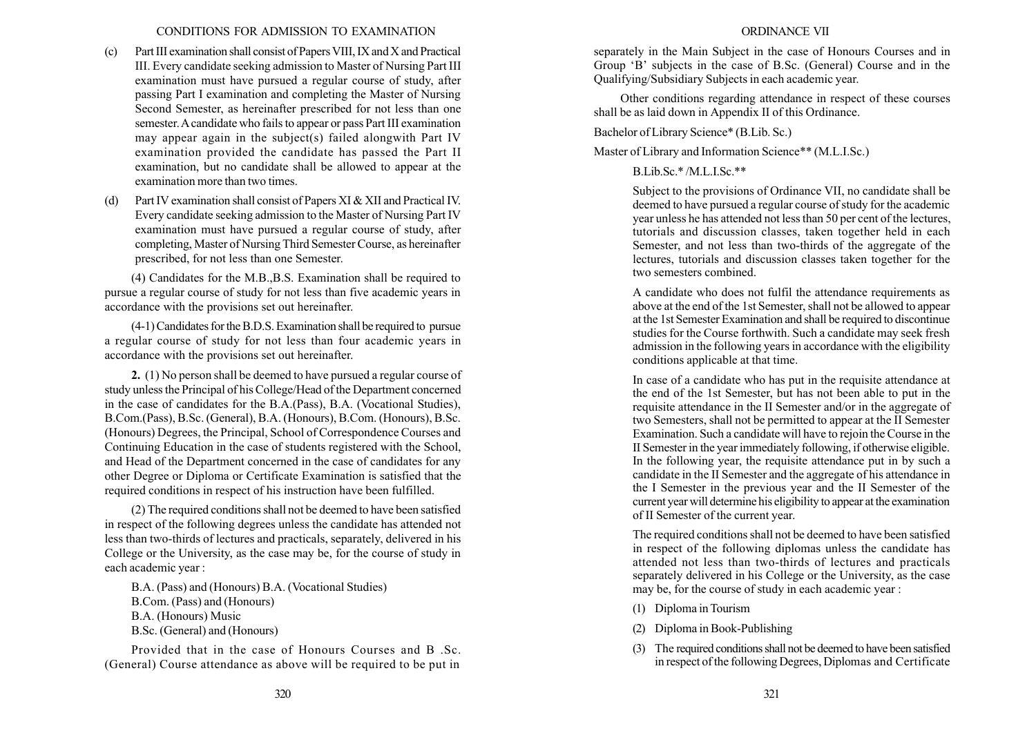(c) Part III examination shall consist of Papers VIII, IX and X and Practical III. Every candidate seeking admission to Master of Nursing Part III examination must have pursued a regular course of study, after passing Part I examination and completing the Master of Nursing Second Semester, as hereinafter prescribed for not less than one semester. A candidate who fails to appear or pass Part III examination may appear again in the subject(s) failed alongwith Part IV examination provided the candidate has passed the Part II examination, but no candidate shall be allowed to appear at the examination more than two times.

(d) Part IV examination shall consist of Papers XI & XII and Practical IV. Every candidate seeking admission to the Master of Nursing Part IV examination must have pursued a regular course of study, after completing, Master of Nursing Third Semester Course, as hereinafter prescribed, for not less than one Semester.

(4) Candidates for the M.B.,B.S. Examination shall be required to pursue a regular course of study for not less than five academic years in accordance with the provisions set out hereinafter.

(4-1) Candidates for the B.D.S. Examination shall be required to pursue a regular course of study for not less than four academic years in accordance with the provisions set out hereinafter.

**2.** (1) No person shall be deemed to have pursued a regular course of study unless the Principal of his College/Head of the Department concerned in the case of candidates for the B.A.(Pass), B.A. (Vocational Studies), B.Com.(Pass), B.Sc. (General), B.A. (Honours), B.Com. (Honours), B.Sc. (Honours) Degrees, the Principal, School of Correspondence Courses and Continuing Education in the case of students registered with the School, and Head of the Department concerned in the case of candidates for any other Degree or Diploma or Certificate Examination is satisfied that the required conditions in respect of his instruction have been fulfilled.

(2) The required conditions shall not be deemed to have been satisfied in respect of the following degrees unless the candidate has attended not less than two-thirds of lectures and practicals, separately, delivered in his College or the University, as the case may be, for the course of study in each academic year :

B.A. (Pass) and (Honours) B.A. (Vocational Studies)
B.Com. (Pass) and (Honours)
B.A. (Honours) Music
B.Sc. (General) and (Honours)

Provided that in the case of Honours Courses and B .Sc. (General) Course attendance as above will be required to be put in separately in the Main Subject in the case of Honours Courses and in Group 'B' subjects in the case of B.Sc. (General) Course and in the Qualifying/Subsidiary Subjects in each academic year.

Other conditions regarding attendance in respect of these courses shall be as laid down in Appendix II of this Ordinance.

Bachelor of Library Science* (B.Lib. Sc.)

Master of Library and Information Science** (M.L.I.Sc.)

B.Lib.Sc.* /M.L.I.Sc.**

Subject to the provisions of Ordinance VII, no candidate shall be deemed to have pursued a regular course of study for the academic year unless he has attended not less than 50 per cent of the lectures, tutorials and discussion classes, taken together held in each Semester, and not less than two-thirds of the aggregate of the lectures, tutorials and discussion classes taken together for the two semesters combined.

A candidate who does not fulfil the attendance requirements as above at the end of the 1st Semester, shall not be allowed to appear at the 1st Semester Examination and shall be required to discontinue studies for the Course forthwith. Such a candidate may seek fresh admission in the following years in accordance with the eligibility conditions applicable at that time.

In case of a candidate who has put in the requisite attendance at the end of the 1st Semester, but has not been able to put in the requisite attendance in the II Semester and/or in the aggregate of two Semesters, shall not be permitted to appear at the II Semester Examination. Such a candidate will have to rejoin the Course in the II Semester in the year immediately following, if otherwise eligible. In the following year, the requisite attendance put in by such a candidate in the II Semester and the aggregate of his attendance in the I Semester in the previous year and the II Semester of the current year will determine his eligibility to appear at the examination of II Semester of the current year.

The required conditions shall not be deemed to have been satisfied in respect of the following diplomas unless the candidate has attended not less than two-thirds of lectures and practicals separately delivered in his College or the University, as the case may be, for the course of study in each academic year :

(1) Diploma in Tourism

(2) Diploma in Book-Publishing

(3) The required conditions shall not be deemed to have been satisfied in respect of the following Degrees, Diplomas and Certificate